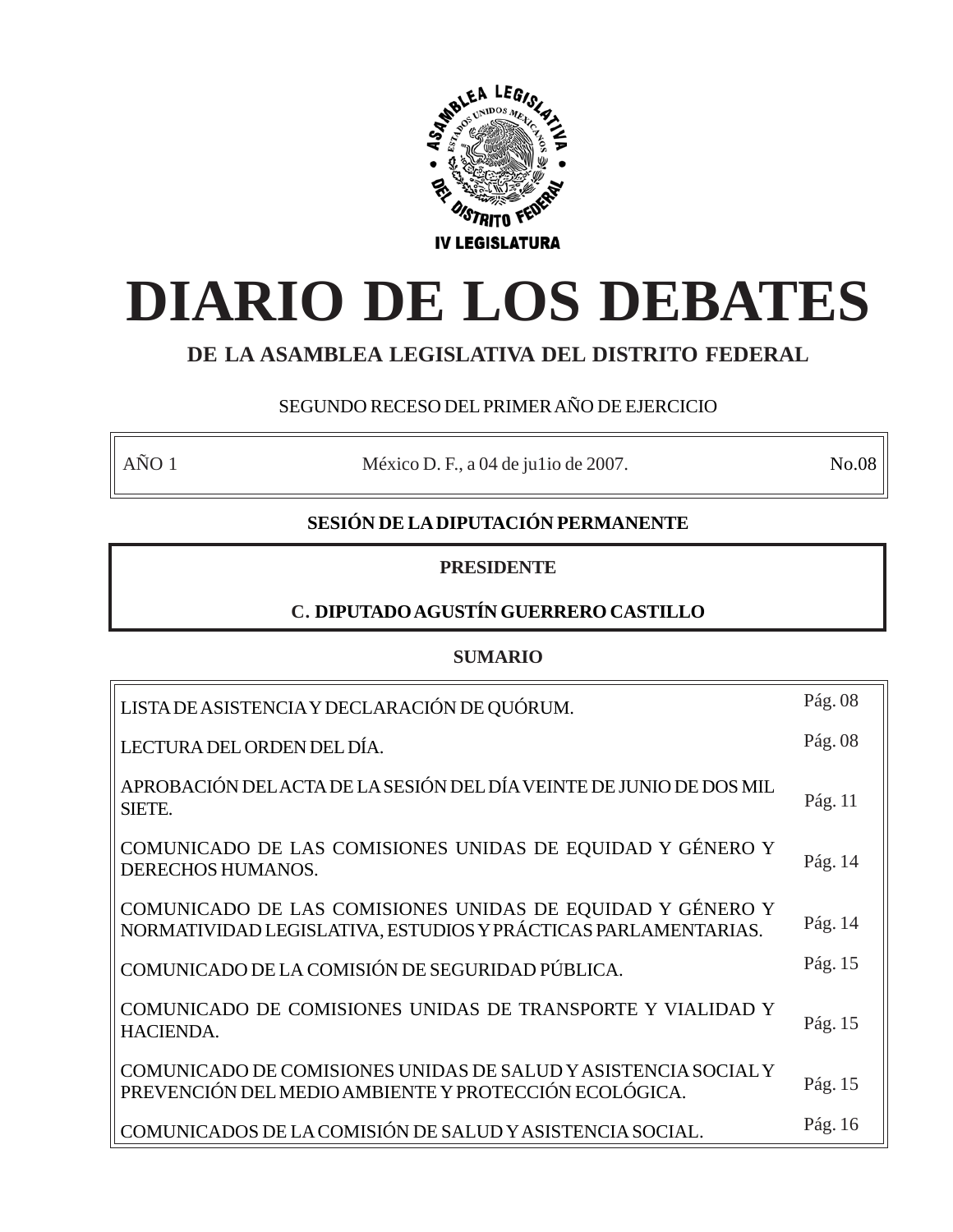ASAMBLEA LEGISLATIVA DEL DISTRITO FEDERAL

ESTADOS UNIDOS MEXICANOS

IV LEGISLATURA

# DIARIO DE LOS DEBATES

## DE LA ASAMBLEA LEGISLATIVA DEL DISTRITO FEDERAL

SEGUNDO RECESO DEL PRIMER AÑO DE EJERCICIO

| AÑO 1 | México D. F., a 04 de ju1io de 2007. | No.08 |
|---|---|---|

**SESIÓN DE LA DIPUTACIÓN PERMANENTE**

**PRESIDENTE**

**C. DIPUTADO AGUSTÍN GUERRERO CASTILLO**

**SUMARIO**

| | |
|---|---|
| LISTA DE ASISTENCIA Y DECLARACIÓN DE QUÓRUM. | Pág. 08 |
| LECTURA DEL ORDEN DEL DÍA. | Pág. 08 |
| APROBACIÓN DEL ACTA DE LA SESIÓN DEL DÍA VEINTE DE JUNIO DE DOS MIL SIETE. | Pág. 11 |
| COMUNICADO DE LAS COMISIONES UNIDAS DE EQUIDAD Y GÉNERO Y DERECHOS HUMANOS. | Pág. 14 |
| COMUNICADO DE LAS COMISIONES UNIDAS DE EQUIDAD Y GÉNERO Y NORMATIVIDAD LEGISLATIVA, ESTUDIOS Y PRÁCTICAS PARLAMENTARIAS. | Pág. 14 |
| COMUNICADO DE LA COMISIÓN DE SEGURIDAD PÚBLICA. | Pág. 15 |
| COMUNICADO DE COMISIONES UNIDAS DE TRANSPORTE Y VIALIDAD Y HACIENDA. | Pág. 15 |
| COMUNICADO DE COMISIONES UNIDAS DE SALUD Y ASISTENCIA SOCIAL Y PREVENCIÓN DEL MEDIO AMBIENTE Y PROTECCIÓN ECOLÓGICA. | Pág. 15 |
| COMUNICADOS DE LA COMISIÓN DE SALUD Y ASISTENCIA SOCIAL. | Pág. 16 |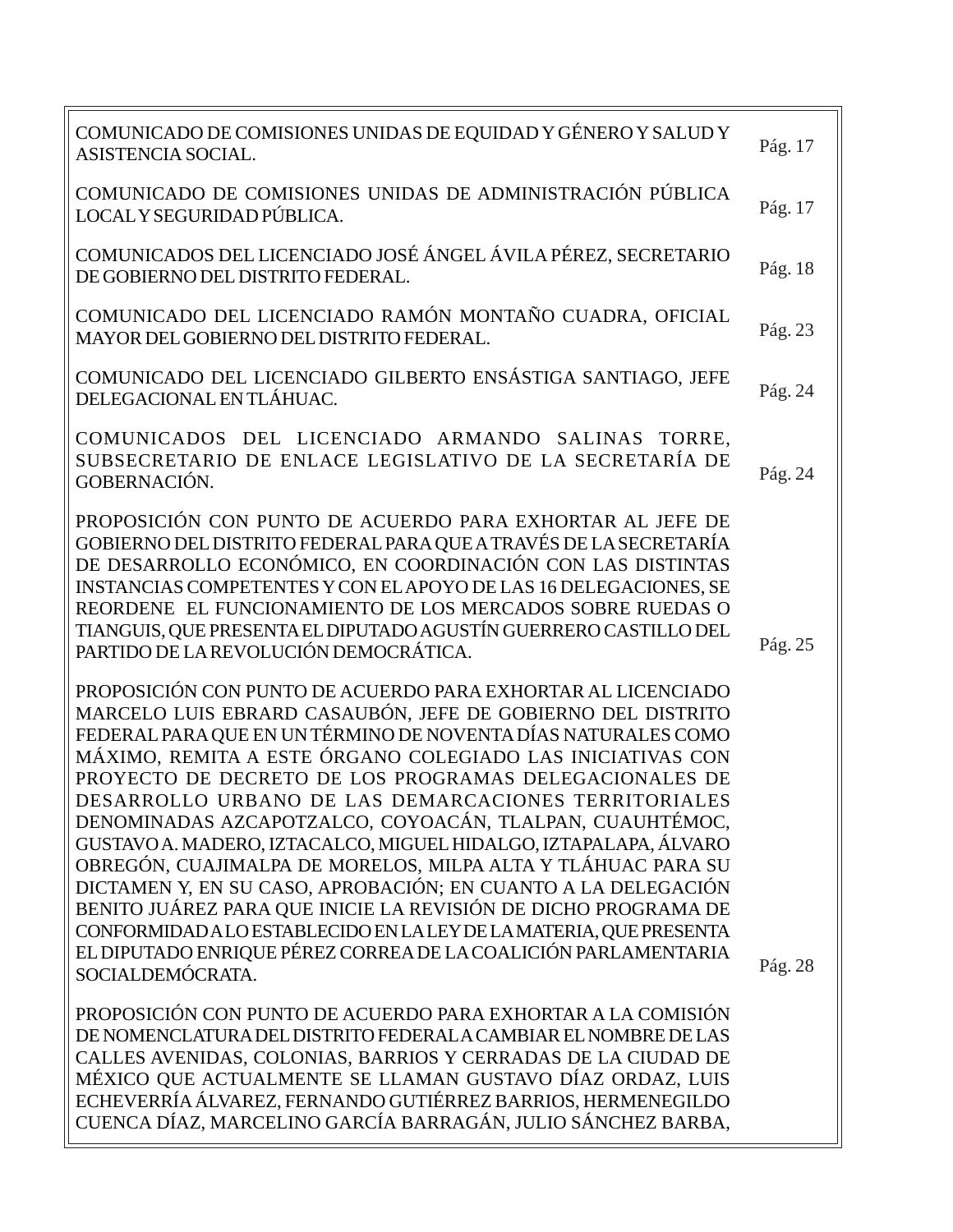| | |
|---|---|
| COMUNICADO DE COMISIONES UNIDAS DE EQUIDAD Y GÉNERO Y SALUD Y ASISTENCIA SOCIAL. | Pág. 17 |
| COMUNICADO DE COMISIONES UNIDAS DE ADMINISTRACIÓN PÚBLICA LOCAL Y SEGURIDAD PÚBLICA. | Pág. 17 |
| COMUNICADOS DEL LICENCIADO JOSÉ ÁNGEL ÁVILA PÉREZ, SECRETARIO DE GOBIERNO DEL DISTRITO FEDERAL. | Pág. 18 |
| COMUNICADO DEL LICENCIADO RAMÓN MONTAÑO CUADRA, OFICIAL MAYOR DEL GOBIERNO DEL DISTRITO FEDERAL. | Pág. 23 |
| COMUNICADO DEL LICENCIADO GILBERTO ENSÁSTIGA SANTIAGO, JEFE DELEGACIONAL EN TLÁHUAC. | Pág. 24 |
| COMUNICADOS DEL LICENCIADO ARMANDO SALINAS TORRE, SUBSECRETARIO DE ENLACE LEGISLATIVO DE LA SECRETARÍA DE GOBERNACIÓN. | Pág. 24 |
| PROPOSICIÓN CON PUNTO DE ACUERDO PARA EXHORTAR AL JEFE DE GOBIERNO DEL DISTRITO FEDERAL PARA QUE A TRAVÉS DE LA SECRETARÍA DE DESARROLLO ECONÓMICO, EN COORDINACIÓN CON LAS DISTINTAS INSTANCIAS COMPETENTES Y CON EL APOYO DE LAS 16 DELEGACIONES, SE REORDENE EL FUNCIONAMIENTO DE LOS MERCADOS SOBRE RUEDAS O TIANGUIS, QUE PRESENTA EL DIPUTADO AGUSTÍN GUERRERO CASTILLO DEL PARTIDO DE LA REVOLUCIÓN DEMOCRÁTICA. | Pág. 25 |
| PROPOSICIÓN CON PUNTO DE ACUERDO PARA EXHORTAR AL LICENCIADO MARCELO LUIS EBRARD CASAUBÓN, JEFE DE GOBIERNO DEL DISTRITO FEDERAL PARA QUE EN UN TÉRMINO DE NOVENTA DÍAS NATURALES COMO MÁXIMO, REMITA A ESTE ÓRGANO COLEGIADO LAS INICIATIVAS CON PROYECTO DE DECRETO DE LOS PROGRAMAS DELEGACIONALES DE DESARROLLO URBANO DE LAS DEMARCACIONES TERRITORIALES DENOMINADAS AZCAPOTZALCO, COYOACÁN, TLALPAN, CUAUHTÉMOC, GUSTAVO A. MADERO, IZTACALCO, MIGUEL HIDALGO, IZTAPALAPA, ÁLVARO OBREGÓN, CUAJIMALPA DE MORELOS, MILPA ALTA Y TLÁHUAC PARA SU DICTAMEN Y, EN SU CASO, APROBACIÓN; EN CUANTO A LA DELEGACIÓN BENITO JUÁREZ PARA QUE INICIE LA REVISIÓN DE DICHO PROGRAMA DE CONFORMIDAD A LO ESTABLECIDO EN LA LEY DE LA MATERIA, QUE PRESENTA EL DIPUTADO ENRIQUE PÉREZ CORREA DE LA COALICIÓN PARLAMENTARIA SOCIALDEMÓCRATA. | Pág. 28 |
| PROPOSICIÓN CON PUNTO DE ACUERDO PARA EXHORTAR A LA COMISIÓN DE NOMENCLATURA DEL DISTRITO FEDERAL A CAMBIAR EL NOMBRE DE LAS CALLES AVENIDAS, COLONIAS, BARRIOS Y CERRADAS DE LA CIUDAD DE MÉXICO QUE ACTUALMENTE SE LLAMAN GUSTAVO DÍAZ ORDAZ, LUIS ECHEVERRÍA ÁLVAREZ, FERNANDO GUTIÉRREZ BARRIOS, HERMENEGILDO CUENCA DÍAZ, MARCELINO GARCÍA BARRAGÁN, JULIO SÁNCHEZ BARBA, | |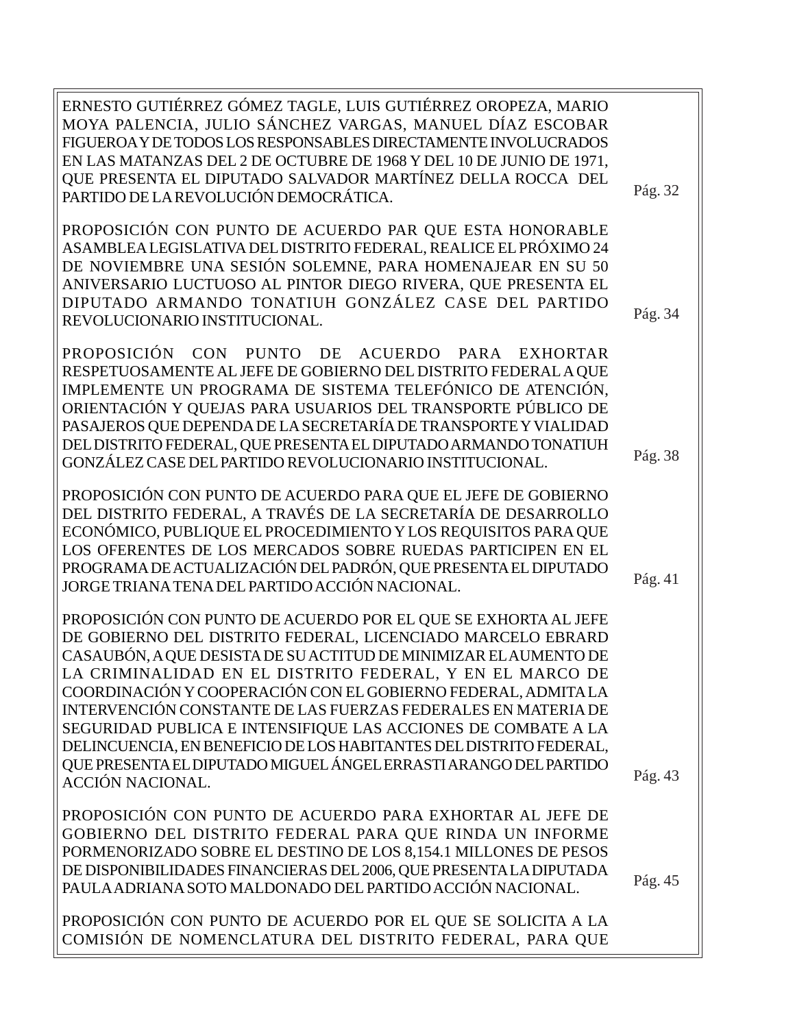ERNESTO GUTIÉRREZ GÓMEZ TAGLE, LUIS GUTIÉRREZ OROPEZA, MARIO MOYA PALENCIA, JULIO SÁNCHEZ VARGAS, MANUEL DÍAZ ESCOBAR FIGUEROA Y DE TODOS LOS RESPONSABLES DIRECTAMENTE INVOLUCRADOS EN LAS MATANZAS DEL 2 DE OCTUBRE DE 1968 Y DEL 10 DE JUNIO DE 1971, QUE PRESENTA EL DIPUTADO SALVADOR MARTÍNEZ DELLA ROCCA DEL PARTIDO DE LA REVOLUCIÓN DEMOCRÁTICA. — Pág. 32

PROPOSICIÓN CON PUNTO DE ACUERDO PAR QUE ESTA HONORABLE ASAMBLEA LEGISLATIVA DEL DISTRITO FEDERAL, REALICE EL PRÓXIMO 24 DE NOVIEMBRE UNA SESIÓN SOLEMNE, PARA HOMENAJEAR EN SU 50 ANIVERSARIO LUCTUOSO AL PINTOR DIEGO RIVERA, QUE PRESENTA EL DIPUTADO ARMANDO TONATIUH GONZÁLEZ CASE DEL PARTIDO REVOLUCIONARIO INSTITUCIONAL. — Pág. 34

PROPOSICIÓN CON PUNTO DE ACUERDO PARA EXHORTAR RESPETUOSAMENTE AL JEFE DE GOBIERNO DEL DISTRITO FEDERAL A QUE IMPLEMENTE UN PROGRAMA DE SISTEMA TELEFÓNICO DE ATENCIÓN, ORIENTACIÓN Y QUEJAS PARA USUARIOS DEL TRANSPORTE PÚBLICO DE PASAJEROS QUE DEPENDA DE LA SECRETARÍA DE TRANSPORTE Y VIALIDAD DEL DISTRITO FEDERAL, QUE PRESENTA EL DIPUTADO ARMANDO TONATIUH GONZÁLEZ CASE DEL PARTIDO REVOLUCIONARIO INSTITUCIONAL. — Pág. 38

PROPOSICIÓN CON PUNTO DE ACUERDO PARA QUE EL JEFE DE GOBIERNO DEL DISTRITO FEDERAL, A TRAVÉS DE LA SECRETARÍA DE DESARROLLO ECONÓMICO, PUBLIQUE EL PROCEDIMIENTO Y LOS REQUISITOS PARA QUE LOS OFERENTES DE LOS MERCADOS SOBRE RUEDAS PARTICIPEN EN EL PROGRAMA DE ACTUALIZACIÓN DEL PADRÓN, QUE PRESENTA EL DIPUTADO JORGE TRIANA TENA DEL PARTIDO ACCIÓN NACIONAL. — Pág. 41

PROPOSICIÓN CON PUNTO DE ACUERDO POR EL QUE SE EXHORTA AL JEFE DE GOBIERNO DEL DISTRITO FEDERAL, LICENCIADO MARCELO EBRARD CASAUBÓN, A QUE DESISTA DE SU ACTITUD DE MINIMIZAR EL AUMENTO DE LA CRIMINALIDAD EN EL DISTRITO FEDERAL, Y EN EL MARCO DE COORDINACIÓN Y COOPERACIÓN CON EL GOBIERNO FEDERAL, ADMITA LA INTERVENCIÓN CONSTANTE DE LAS FUERZAS FEDERALES EN MATERIA DE SEGURIDAD PUBLICA E INTENSIFIQUE LAS ACCIONES DE COMBATE A LA DELINCUENCIA, EN BENEFICIO DE LOS HABITANTES DEL DISTRITO FEDERAL, QUE PRESENTA EL DIPUTADO MIGUEL ÁNGEL ERRASTI ARANGO DEL PARTIDO ACCIÓN NACIONAL. — Pág. 43

PROPOSICIÓN CON PUNTO DE ACUERDO PARA EXHORTAR AL JEFE DE GOBIERNO DEL DISTRITO FEDERAL PARA QUE RINDA UN INFORME PORMENORIZADO SOBRE EL DESTINO DE LOS 8,154.1 MILLONES DE PESOS DE DISPONIBILIDADES FINANCIERAS DEL 2006, QUE PRESENTA LA DIPUTADA PAULA ADRIANA SOTO MALDONADO DEL PARTIDO ACCIÓN NACIONAL. — Pág. 45

PROPOSICIÓN CON PUNTO DE ACUERDO POR EL QUE SE SOLICITA A LA COMISIÓN DE NOMENCLATURA DEL DISTRITO FEDERAL, PARA QUE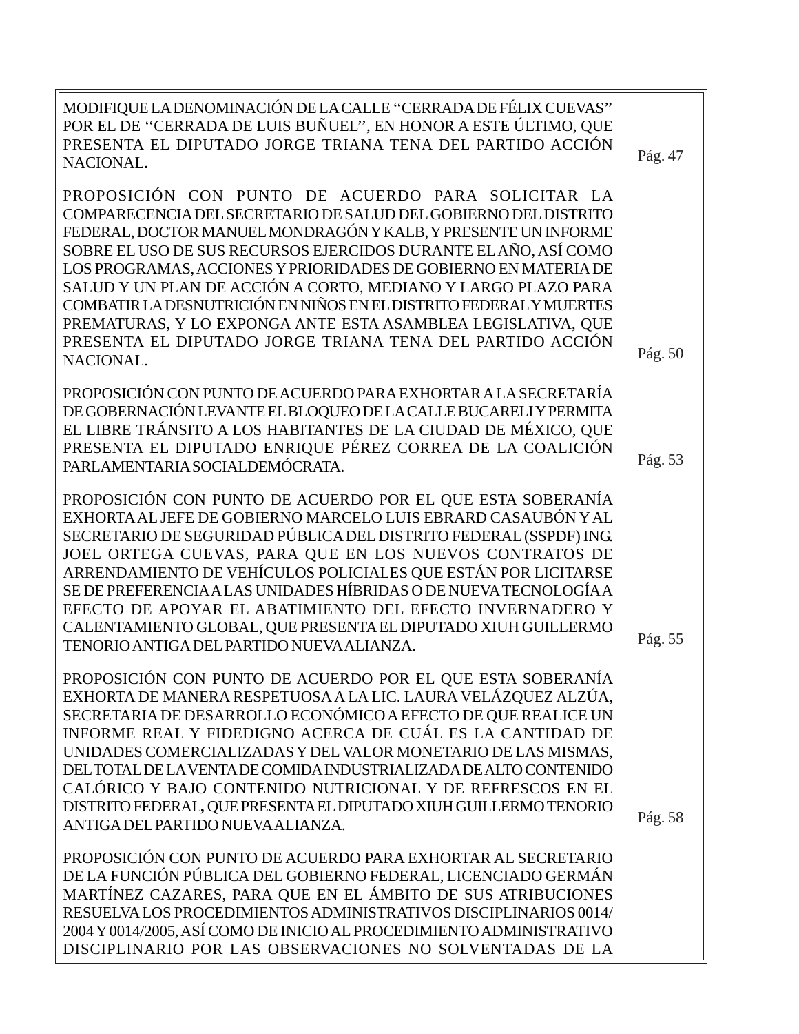| | |
|---|---|
| MODIFIQUE LA DENOMINACIÓN DE LA CALLE ''CERRADA DE FÉLIX CUEVAS'' POR EL DE ''CERRADA DE LUIS BUÑUEL'', EN HONOR A ESTE ÚLTIMO, QUE PRESENTA EL DIPUTADO JORGE TRIANA TENA DEL PARTIDO ACCIÓN NACIONAL. | Pág. 47 |
| PROPOSICIÓN CON PUNTO DE ACUERDO PARA SOLICITAR LA COMPARECENCIA DEL SECRETARIO DE SALUD DEL GOBIERNO DEL DISTRITO FEDERAL, DOCTOR MANUEL MONDRAGÓN Y KALB, Y PRESENTE UN INFORME SOBRE EL USO DE SUS RECURSOS EJERCIDOS DURANTE EL AÑO, ASÍ COMO LOS PROGRAMAS, ACCIONES Y PRIORIDADES DE GOBIERNO EN MATERIA DE SALUD Y UN PLAN DE ACCIÓN A CORTO, MEDIANO Y LARGO PLAZO PARA COMBATIR LA DESNUTRICIÓN EN NIÑOS EN EL DISTRITO FEDERAL Y MUERTES PREMATURAS, Y LO EXPONGA ANTE ESTA ASAMBLEA LEGISLATIVA, QUE PRESENTA EL DIPUTADO JORGE TRIANA TENA DEL PARTIDO ACCIÓN NACIONAL. | Pág. 50 |
| PROPOSICIÓN CON PUNTO DE ACUERDO PARA EXHORTAR A LA SECRETARÍA DE GOBERNACIÓN LEVANTE EL BLOQUEO DE LA CALLE BUCARELI Y PERMITA EL LIBRE TRÁNSITO A LOS HABITANTES DE LA CIUDAD DE MÉXICO, QUE PRESENTA EL DIPUTADO ENRIQUE PÉREZ CORREA DE LA COALICIÓN PARLAMENTARIA SOCIALDEMÓCRATA. | Pág. 53 |
| PROPOSICIÓN CON PUNTO DE ACUERDO POR EL QUE ESTA SOBERANÍA EXHORTA AL JEFE DE GOBIERNO MARCELO LUIS EBRARD CASAUBÓN Y AL SECRETARIO DE SEGURIDAD PÚBLICA DEL DISTRITO FEDERAL (SSPDF) ING. JOEL ORTEGA CUEVAS, PARA QUE EN LOS NUEVOS CONTRATOS DE ARRENDAMIENTO DE VEHÍCULOS POLICIALES QUE ESTÁN POR LICITARSE SE DE PREFERENCIA A LAS UNIDADES HÍBRIDAS O DE NUEVA TECNOLOGÍA A EFECTO DE APOYAR EL ABATIMIENTO DEL EFECTO INVERNADERO Y CALENTAMIENTO GLOBAL, QUE PRESENTA EL DIPUTADO XIUH GUILLERMO TENORIO ANTIGA DEL PARTIDO NUEVA ALIANZA. | Pág. 55 |
| PROPOSICIÓN CON PUNTO DE ACUERDO POR EL QUE ESTA SOBERANÍA EXHORTA DE MANERA RESPETUOSA A LA LIC. LAURA VELÁZQUEZ ALZÚA, SECRETARIA DE DESARROLLO ECONÓMICO A EFECTO DE QUE REALICE UN INFORME REAL Y FIDEDIGNO ACERCA DE CUÁL ES LA CANTIDAD DE UNIDADES COMERCIALIZADAS Y DEL VALOR MONETARIO DE LAS MISMAS, DEL TOTAL DE LA VENTA DE COMIDA INDUSTRIALIZADA DE ALTO CONTENIDO CALÓRICO Y BAJO CONTENIDO NUTRICIONAL Y DE REFRESCOS EN EL DISTRITO FEDERAL, QUE PRESENTA EL DIPUTADO XIUH GUILLERMO TENORIO ANTIGA DEL PARTIDO NUEVA ALIANZA. | Pág. 58 |
| PROPOSICIÓN CON PUNTO DE ACUERDO PARA EXHORTAR AL SECRETARIO DE LA FUNCIÓN PÚBLICA DEL GOBIERNO FEDERAL, LICENCIADO GERMÁN MARTÍNEZ CAZARES, PARA QUE EN EL ÁMBITO DE SUS ATRIBUCIONES RESUELVA LOS PROCEDIMIENTOS ADMINISTRATIVOS DISCIPLINARIOS 0014/2004 Y 0014/2005, ASÍ COMO DE INICIO AL PROCEDIMIENTO ADMINISTRATIVO DISCIPLINARIO POR LAS OBSERVACIONES NO SOLVENTADAS DE LA | |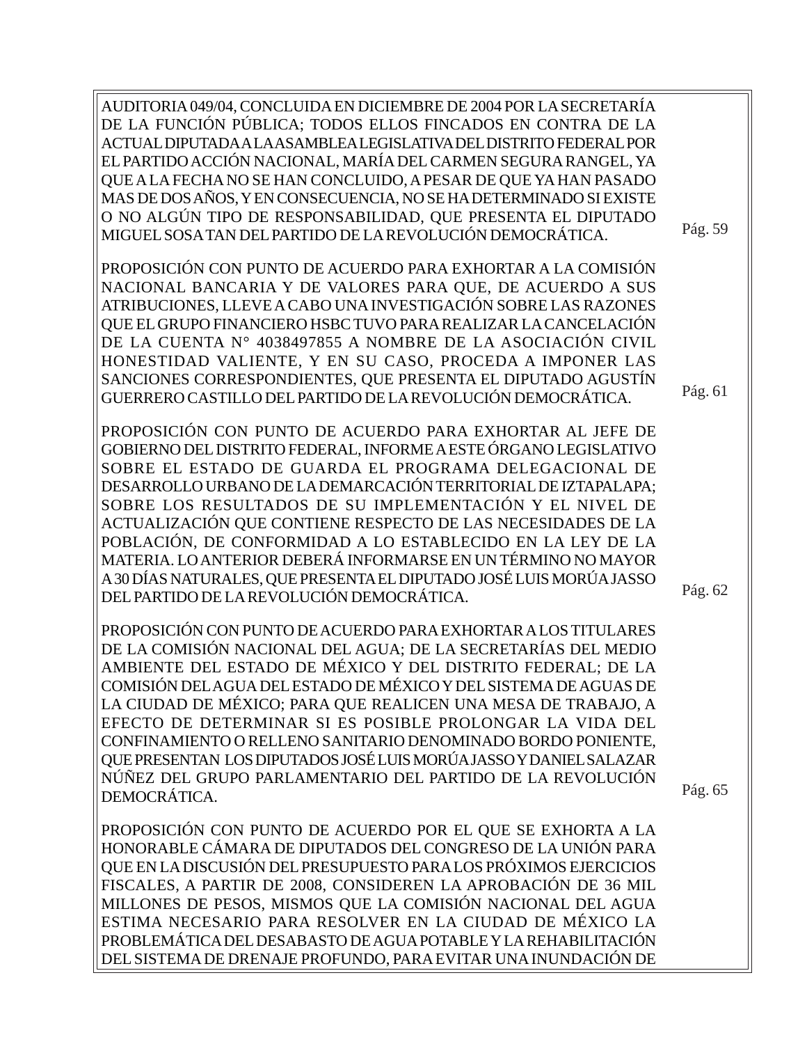AUDITORIA 049/04, CONCLUIDA EN DICIEMBRE DE 2004 POR LA SECRETARÍA DE LA FUNCIÓN PÚBLICA; TODOS ELLOS FINCADOS EN CONTRA DE LA ACTUAL DIPUTADA A LA ASAMBLEA LEGISLATIVA DEL DISTRITO FEDERAL POR EL PARTIDO ACCIÓN NACIONAL, MARÍA DEL CARMEN SEGURA RANGEL, YA QUE A LA FECHA NO SE HAN CONCLUIDO, A PESAR DE QUE YA HAN PASADO MAS DE DOS AÑOS, Y EN CONSECUENCIA, NO SE HA DETERMINADO SI EXISTE O NO ALGÚN TIPO DE RESPONSABILIDAD, QUE PRESENTA EL DIPUTADO MIGUEL SOSA TAN DEL PARTIDO DE LA REVOLUCIÓN DEMOCRÁTICA. Pág. 59

PROPOSICIÓN CON PUNTO DE ACUERDO PARA EXHORTAR A LA COMISIÓN NACIONAL BANCARIA Y DE VALORES PARA QUE, DE ACUERDO A SUS ATRIBUCIONES, LLEVE A CABO UNA INVESTIGACIÓN SOBRE LAS RAZONES QUE EL GRUPO FINANCIERO HSBC TUVO PARA REALIZAR LA CANCELACIÓN DE LA CUENTA N° 4038497855 A NOMBRE DE LA ASOCIACIÓN CIVIL HONESTIDAD VALIENTE, Y EN SU CASO, PROCEDA A IMPONER LAS SANCIONES CORRESPONDIENTES, QUE PRESENTA EL DIPUTADO AGUSTÍN GUERRERO CASTILLO DEL PARTIDO DE LA REVOLUCIÓN DEMOCRÁTICA. Pág. 61

PROPOSICIÓN CON PUNTO DE ACUERDO PARA EXHORTAR AL JEFE DE GOBIERNO DEL DISTRITO FEDERAL, INFORME A ESTE ÓRGANO LEGISLATIVO SOBRE EL ESTADO DE GUARDA EL PROGRAMA DELEGACIONAL DE DESARROLLO URBANO DE LA DEMARCACIÓN TERRITORIAL DE IZTAPALAPA; SOBRE LOS RESULTADOS DE SU IMPLEMENTACIÓN Y EL NIVEL DE ACTUALIZACIÓN QUE CONTIENE RESPECTO DE LAS NECESIDADES DE LA POBLACIÓN, DE CONFORMIDAD A LO ESTABLECIDO EN LA LEY DE LA MATERIA. LO ANTERIOR DEBERÁ INFORMARSE EN UN TÉRMINO NO MAYOR A 30 DÍAS NATURALES, QUE PRESENTA EL DIPUTADO JOSÉ LUIS MORÚA JASSO DEL PARTIDO DE LA REVOLUCIÓN DEMOCRÁTICA. Pág. 62

PROPOSICIÓN CON PUNTO DE ACUERDO PARA EXHORTAR A LOS TITULARES DE LA COMISIÓN NACIONAL DEL AGUA; DE LA SECRETARÍAS DEL MEDIO AMBIENTE DEL ESTADO DE MÉXICO Y DEL DISTRITO FEDERAL; DE LA COMISIÓN DEL AGUA DEL ESTADO DE MÉXICO Y DEL SISTEMA DE AGUAS DE LA CIUDAD DE MÉXICO; PARA QUE REALICEN UNA MESA DE TRABAJO, A EFECTO DE DETERMINAR SI ES POSIBLE PROLONGAR LA VIDA DEL CONFINAMIENTO O RELLENO SANITARIO DENOMINADO BORDO PONIENTE, QUE PRESENTAN LOS DIPUTADOS JOSÉ LUIS MORÚA JASSO Y DANIEL SALAZAR NÚÑEZ DEL GRUPO PARLAMENTARIO DEL PARTIDO DE LA REVOLUCIÓN DEMOCRÁTICA. Pág. 65

PROPOSICIÓN CON PUNTO DE ACUERDO POR EL QUE SE EXHORTA A LA HONORABLE CÁMARA DE DIPUTADOS DEL CONGRESO DE LA UNIÓN PARA QUE EN LA DISCUSIÓN DEL PRESUPUESTO PARA LOS PRÓXIMOS EJERCICIOS FISCALES, A PARTIR DE 2008, CONSIDEREN LA APROBACIÓN DE 36 MIL MILLONES DE PESOS, MISMOS QUE LA COMISIÓN NACIONAL DEL AGUA ESTIMA NECESARIO PARA RESOLVER EN LA CIUDAD DE MÉXICO LA PROBLEMÁTICA DEL DESABASTO DE AGUA POTABLE Y LA REHABILITACIÓN DEL SISTEMA DE DRENAJE PROFUNDO, PARA EVITAR UNA INUNDACIÓN DE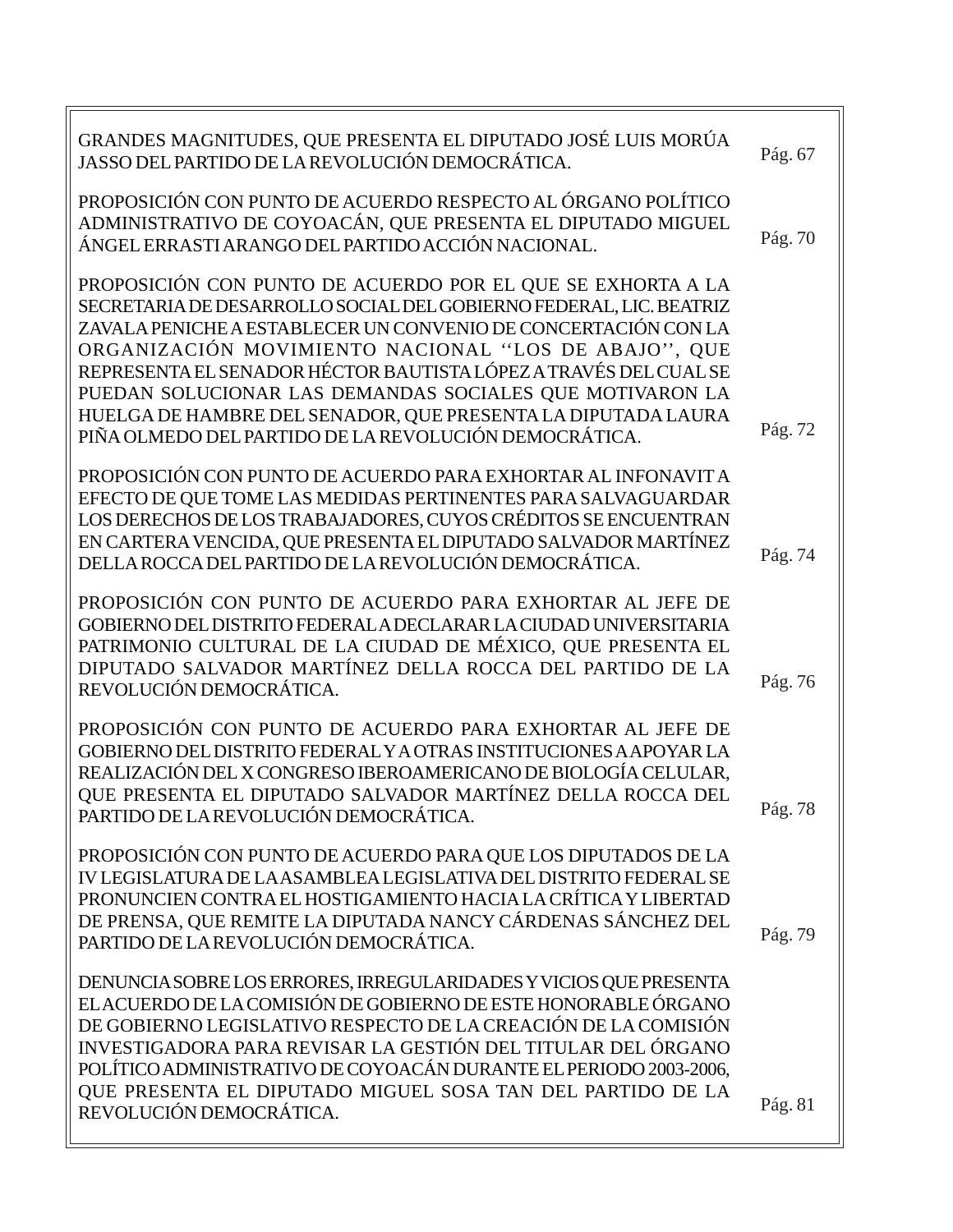| | |
|---|---|
| GRANDES MAGNITUDES, QUE PRESENTA EL DIPUTADO JOSÉ LUIS MORÚA JASSO DEL PARTIDO DE LA REVOLUCIÓN DEMOCRÁTICA. | Pág. 67 |
| PROPOSICIÓN CON PUNTO DE ACUERDO RESPECTO AL ÓRGANO POLÍTICO ADMINISTRATIVO DE COYOACÁN, QUE PRESENTA EL DIPUTADO MIGUEL ÁNGEL ERRASTI ARANGO DEL PARTIDO ACCIÓN NACIONAL. | Pág. 70 |
| PROPOSICIÓN CON PUNTO DE ACUERDO POR EL QUE SE EXHORTA A LA SECRETARIA DE DESARROLLO SOCIAL DEL GOBIERNO FEDERAL, LIC. BEATRIZ ZAVALA PENICHE A ESTABLECER UN CONVENIO DE CONCERTACIÓN CON LA ORGANIZACIÓN MOVIMIENTO NACIONAL ''LOS DE ABAJO'', QUE REPRESENTA EL SENADOR HÉCTOR BAUTISTA LÓPEZ A TRAVÉS DEL CUAL SE PUEDAN SOLUCIONAR LAS DEMANDAS SOCIALES QUE MOTIVARON LA HUELGA DE HAMBRE DEL SENADOR, QUE PRESENTA LA DIPUTADA LAURA PIÑA OLMEDO DEL PARTIDO DE LA REVOLUCIÓN DEMOCRÁTICA. | Pág. 72 |
| PROPOSICIÓN CON PUNTO DE ACUERDO PARA EXHORTAR AL INFONAVIT A EFECTO DE QUE TOME LAS MEDIDAS PERTINENTES PARA SALVAGUARDAR LOS DERECHOS DE LOS TRABAJADORES, CUYOS CRÉDITOS SE ENCUENTRAN EN CARTERA VENCIDA, QUE PRESENTA EL DIPUTADO SALVADOR MARTÍNEZ DELLA ROCCA DEL PARTIDO DE LA REVOLUCIÓN DEMOCRÁTICA. | Pág. 74 |
| PROPOSICIÓN CON PUNTO DE ACUERDO PARA EXHORTAR AL JEFE DE GOBIERNO DEL DISTRITO FEDERAL A DECLARAR LA CIUDAD UNIVERSITARIA PATRIMONIO CULTURAL DE LA CIUDAD DE MÉXICO, QUE PRESENTA EL DIPUTADO SALVADOR MARTÍNEZ DELLA ROCCA DEL PARTIDO DE LA REVOLUCIÓN DEMOCRÁTICA. | Pág. 76 |
| PROPOSICIÓN CON PUNTO DE ACUERDO PARA EXHORTAR AL JEFE DE GOBIERNO DEL DISTRITO FEDERAL Y A OTRAS INSTITUCIONES A APOYAR LA REALIZACIÓN DEL X CONGRESO IBEROAMERICANO DE BIOLOGÍA CELULAR, QUE PRESENTA EL DIPUTADO SALVADOR MARTÍNEZ DELLA ROCCA DEL PARTIDO DE LA REVOLUCIÓN DEMOCRÁTICA. | Pág. 78 |
| PROPOSICIÓN CON PUNTO DE ACUERDO PARA QUE LOS DIPUTADOS DE LA IV LEGISLATURA DE LA ASAMBLEA LEGISLATIVA DEL DISTRITO FEDERAL SE PRONUNCIEN CONTRA EL HOSTIGAMIENTO HACIA LA CRÍTICA Y LIBERTAD DE PRENSA, QUE REMITE LA DIPUTADA NANCY CÁRDENAS SÁNCHEZ DEL PARTIDO DE LA REVOLUCIÓN DEMOCRÁTICA. | Pág. 79 |
| DENUNCIA SOBRE LOS ERRORES, IRREGULARIDADES Y VICIOS QUE PRESENTA EL ACUERDO DE LA COMISIÓN DE GOBIERNO DE ESTE HONORABLE ÓRGANO DE GOBIERNO LEGISLATIVO RESPECTO DE LA CREACIÓN DE LA COMISIÓN INVESTIGADORA PARA REVISAR LA GESTIÓN DEL TITULAR DEL ÓRGANO POLÍTICO ADMINISTRATIVO DE COYOACÁN DURANTE EL PERIODO 2003-2006, QUE PRESENTA EL DIPUTADO MIGUEL SOSA TAN DEL PARTIDO DE LA REVOLUCIÓN DEMOCRÁTICA. | Pág. 81 |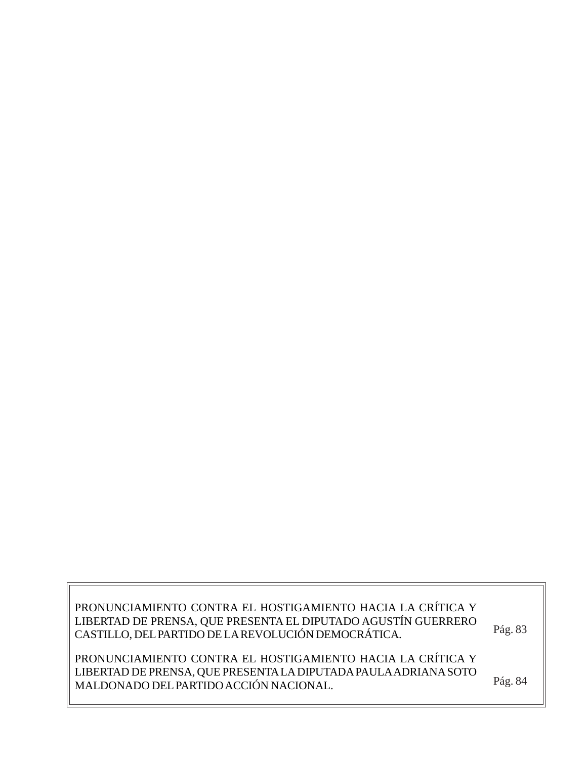| | |
|---|---|
| PRONUNCIAMIENTO CONTRA EL HOSTIGAMIENTO HACIA LA CRÍTICA Y LIBERTAD DE PRENSA, QUE PRESENTA EL DIPUTADO AGUSTÍN GUERRERO CASTILLO, DEL PARTIDO DE LA REVOLUCIÓN DEMOCRÁTICA. | Pág. 83 |
| PRONUNCIAMIENTO CONTRA EL HOSTIGAMIENTO HACIA LA CRÍTICA Y LIBERTAD DE PRENSA, QUE PRESENTA LA DIPUTADA PAULA ADRIANA SOTO MALDONADO DEL PARTIDO ACCIÓN NACIONAL. | Pág. 84 |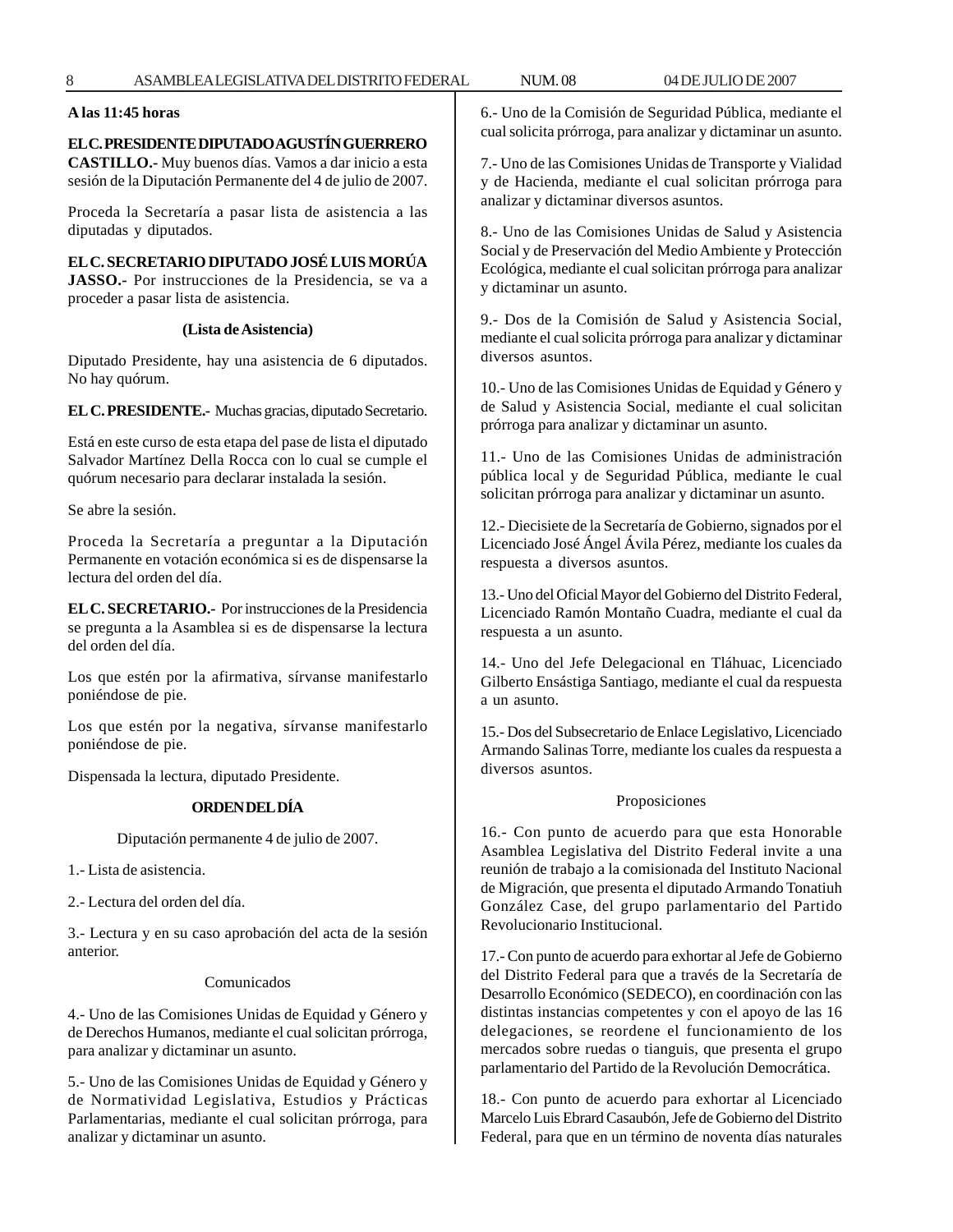**A las 11:45 horas**

**EL C. PRESIDENTE DIPUTADO AGUSTÍN GUERRERO CASTILLO.-** Muy buenos días. Vamos a dar inicio a esta sesión de la Diputación Permanente del 4 de julio de 2007.

Proceda la Secretaría a pasar lista de asistencia a las diputadas y diputados.

**EL C. SECRETARIO DIPUTADO JOSÉ LUIS MORÚA JASSO.-** Por instrucciones de la Presidencia, se va a proceder a pasar lista de asistencia.

**(Lista de Asistencia)**

Diputado Presidente, hay una asistencia de 6 diputados. No hay quórum.

**EL C. PRESIDENTE.-** Muchas gracias, diputado Secretario.

Está en este curso de esta etapa del pase de lista el diputado Salvador Martínez Della Rocca con lo cual se cumple el quórum necesario para declarar instalada la sesión.

Se abre la sesión.

Proceda la Secretaría a preguntar a la Diputación Permanente en votación económica si es de dispensarse la lectura del orden del día.

**EL C. SECRETARIO.-** Por instrucciones de la Presidencia se pregunta a la Asamblea si es de dispensarse la lectura del orden del día.

Los que estén por la afirmativa, sírvanse manifestarlo poniéndose de pie.

Los que estén por la negativa, sírvanse manifestarlo poniéndose de pie.

Dispensada la lectura, diputado Presidente.

**ORDEN DEL DÍA**

Diputación permanente 4 de julio de 2007.

1.- Lista de asistencia.

2.- Lectura del orden del día.

3.- Lectura y en su caso aprobación del acta de la sesión anterior.

Comunicados

4.- Uno de las Comisiones Unidas de Equidad y Género y de Derechos Humanos, mediante el cual solicitan prórroga, para analizar y dictaminar un asunto.

5.- Uno de las Comisiones Unidas de Equidad y Género y de Normatividad Legislativa, Estudios y Prácticas Parlamentarias, mediante el cual solicitan prórroga, para analizar y dictaminar un asunto.

6.- Uno de la Comisión de Seguridad Pública, mediante el cual solicita prórroga, para analizar y dictaminar un asunto.

7.- Uno de las Comisiones Unidas de Transporte y Vialidad y de Hacienda, mediante el cual solicitan prórroga para analizar y dictaminar diversos asuntos.

8.- Uno de las Comisiones Unidas de Salud y Asistencia Social y de Preservación del Medio Ambiente y Protección Ecológica, mediante el cual solicitan prórroga para analizar y dictaminar un asunto.

9.- Dos de la Comisión de Salud y Asistencia Social, mediante el cual solicita prórroga para analizar y dictaminar diversos asuntos.

10.- Uno de las Comisiones Unidas de Equidad y Género y de Salud y Asistencia Social, mediante el cual solicitan prórroga para analizar y dictaminar un asunto.

11.- Uno de las Comisiones Unidas de administración pública local y de Seguridad Pública, mediante le cual solicitan prórroga para analizar y dictaminar un asunto.

12.- Diecisiete de la Secretaría de Gobierno, signados por el Licenciado José Ángel Ávila Pérez, mediante los cuales da respuesta a diversos asuntos.

13.- Uno del Oficial Mayor del Gobierno del Distrito Federal, Licenciado Ramón Montaño Cuadra, mediante el cual da respuesta a un asunto.

14.- Uno del Jefe Delegacional en Tláhuac, Licenciado Gilberto Ensástiga Santiago, mediante el cual da respuesta a un asunto.

15.- Dos del Subsecretario de Enlace Legislativo, Licenciado Armando Salinas Torre, mediante los cuales da respuesta a diversos asuntos.

Proposiciones

16.- Con punto de acuerdo para que esta Honorable Asamblea Legislativa del Distrito Federal invite a una reunión de trabajo a la comisionada del Instituto Nacional de Migración, que presenta el diputado Armando Tonatiuh González Case, del grupo parlamentario del Partido Revolucionario Institucional.

17.- Con punto de acuerdo para exhortar al Jefe de Gobierno del Distrito Federal para que a través de la Secretaría de Desarrollo Económico (SEDECO), en coordinación con las distintas instancias competentes y con el apoyo de las 16 delegaciones, se reordene el funcionamiento de los mercados sobre ruedas o tianguis, que presenta el grupo parlamentario del Partido de la Revolución Democrática.

18.- Con punto de acuerdo para exhortar al Licenciado Marcelo Luis Ebrard Casaubón, Jefe de Gobierno del Distrito Federal, para que en un término de noventa días naturales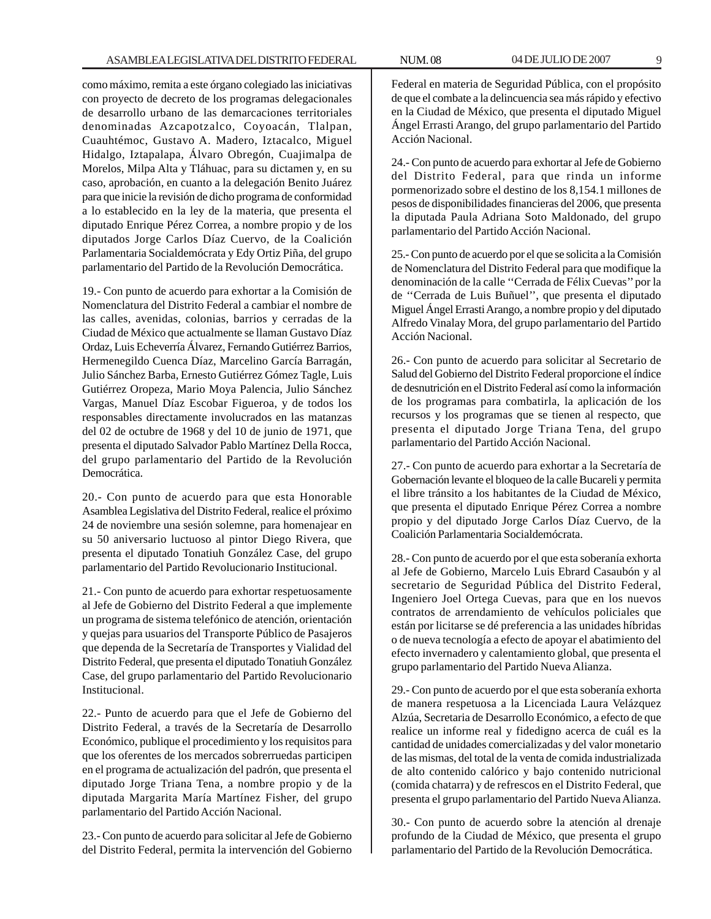como máximo, remita a este órgano colegiado las iniciativas con proyecto de decreto de los programas delegacionales de desarrollo urbano de las demarcaciones territoriales denominadas Azcapotzalco, Coyoacán, Tlalpan, Cuauhtémoc, Gustavo A. Madero, Iztacalco, Miguel Hidalgo, Iztapalapa, Álvaro Obregón, Cuajimalpa de Morelos, Milpa Alta y Tláhuac, para su dictamen y, en su caso, aprobación, en cuanto a la delegación Benito Juárez para que inicie la revisión de dicho programa de conformidad a lo establecido en la ley de la materia, que presenta el diputado Enrique Pérez Correa, a nombre propio y de los diputados Jorge Carlos Díaz Cuervo, de la Coalición Parlamentaria Socialdemócrata y Edy Ortiz Piña, del grupo parlamentario del Partido de la Revolución Democrática.

19.- Con punto de acuerdo para exhortar a la Comisión de Nomenclatura del Distrito Federal a cambiar el nombre de las calles, avenidas, colonias, barrios y cerradas de la Ciudad de México que actualmente se llaman Gustavo Díaz Ordaz, Luis Echeverría Álvarez, Fernando Gutiérrez Barrios, Hermenegildo Cuenca Díaz, Marcelino García Barragán, Julio Sánchez Barba, Ernesto Gutiérrez Gómez Tagle, Luis Gutiérrez Oropeza, Mario Moya Palencia, Julio Sánchez Vargas, Manuel Díaz Escobar Figueroa, y de todos los responsables directamente involucrados en las matanzas del 02 de octubre de 1968 y del 10 de junio de 1971, que presenta el diputado Salvador Pablo Martínez Della Rocca, del grupo parlamentario del Partido de la Revolución Democrática.

20.- Con punto de acuerdo para que esta Honorable Asamblea Legislativa del Distrito Federal, realice el próximo 24 de noviembre una sesión solemne, para homenajear en su 50 aniversario luctuoso al pintor Diego Rivera, que presenta el diputado Tonatiuh González Case, del grupo parlamentario del Partido Revolucionario Institucional.

21.- Con punto de acuerdo para exhortar respetuosamente al Jefe de Gobierno del Distrito Federal a que implemente un programa de sistema telefónico de atención, orientación y quejas para usuarios del Transporte Público de Pasajeros que dependa de la Secretaría de Transportes y Vialidad del Distrito Federal, que presenta el diputado Tonatiuh González Case, del grupo parlamentario del Partido Revolucionario Institucional.

22.- Punto de acuerdo para que el Jefe de Gobierno del Distrito Federal, a través de la Secretaría de Desarrollo Económico, publique el procedimiento y los requisitos para que los oferentes de los mercados sobrerruedas participen en el programa de actualización del padrón, que presenta el diputado Jorge Triana Tena, a nombre propio y de la diputada Margarita María Martínez Fisher, del grupo parlamentario del Partido Acción Nacional.

23.- Con punto de acuerdo para solicitar al Jefe de Gobierno del Distrito Federal, permita la intervención del Gobierno Federal en materia de Seguridad Pública, con el propósito de que el combate a la delincuencia sea más rápido y efectivo en la Ciudad de México, que presenta el diputado Miguel Ángel Errasti Arango, del grupo parlamentario del Partido Acción Nacional.

24.- Con punto de acuerdo para exhortar al Jefe de Gobierno del Distrito Federal, para que rinda un informe pormenorizado sobre el destino de los 8,154.1 millones de pesos de disponibilidades financieras del 2006, que presenta la diputada Paula Adriana Soto Maldonado, del grupo parlamentario del Partido Acción Nacional.

25.- Con punto de acuerdo por el que se solicita a la Comisión de Nomenclatura del Distrito Federal para que modifique la denominación de la calle ''Cerrada de Félix Cuevas'' por la de ''Cerrada de Luis Buñuel'', que presenta el diputado Miguel Ángel Errasti Arango, a nombre propio y del diputado Alfredo Vinalay Mora, del grupo parlamentario del Partido Acción Nacional.

26.- Con punto de acuerdo para solicitar al Secretario de Salud del Gobierno del Distrito Federal proporcione el índice de desnutrición en el Distrito Federal así como la información de los programas para combatirla, la aplicación de los recursos y los programas que se tienen al respecto, que presenta el diputado Jorge Triana Tena, del grupo parlamentario del Partido Acción Nacional.

27.- Con punto de acuerdo para exhortar a la Secretaría de Gobernación levante el bloqueo de la calle Bucareli y permita el libre tránsito a los habitantes de la Ciudad de México, que presenta el diputado Enrique Pérez Correa a nombre propio y del diputado Jorge Carlos Díaz Cuervo, de la Coalición Parlamentaria Socialdemócrata.

28.- Con punto de acuerdo por el que esta soberanía exhorta al Jefe de Gobierno, Marcelo Luis Ebrard Casaubón y al secretario de Seguridad Pública del Distrito Federal, Ingeniero Joel Ortega Cuevas, para que en los nuevos contratos de arrendamiento de vehículos policiales que están por licitarse se dé preferencia a las unidades híbridas o de nueva tecnología a efecto de apoyar el abatimiento del efecto invernadero y calentamiento global, que presenta el grupo parlamentario del Partido Nueva Alianza.

29.- Con punto de acuerdo por el que esta soberanía exhorta de manera respetuosa a la Licenciada Laura Velázquez Alzúa, Secretaria de Desarrollo Económico, a efecto de que realice un informe real y fidedigno acerca de cuál es la cantidad de unidades comercializadas y del valor monetario de las mismas, del total de la venta de comida industrializada de alto contenido calórico y bajo contenido nutricional (comida chatarra) y de refrescos en el Distrito Federal, que presenta el grupo parlamentario del Partido Nueva Alianza.

30.- Con punto de acuerdo sobre la atención al drenaje profundo de la Ciudad de México, que presenta el grupo parlamentario del Partido de la Revolución Democrática.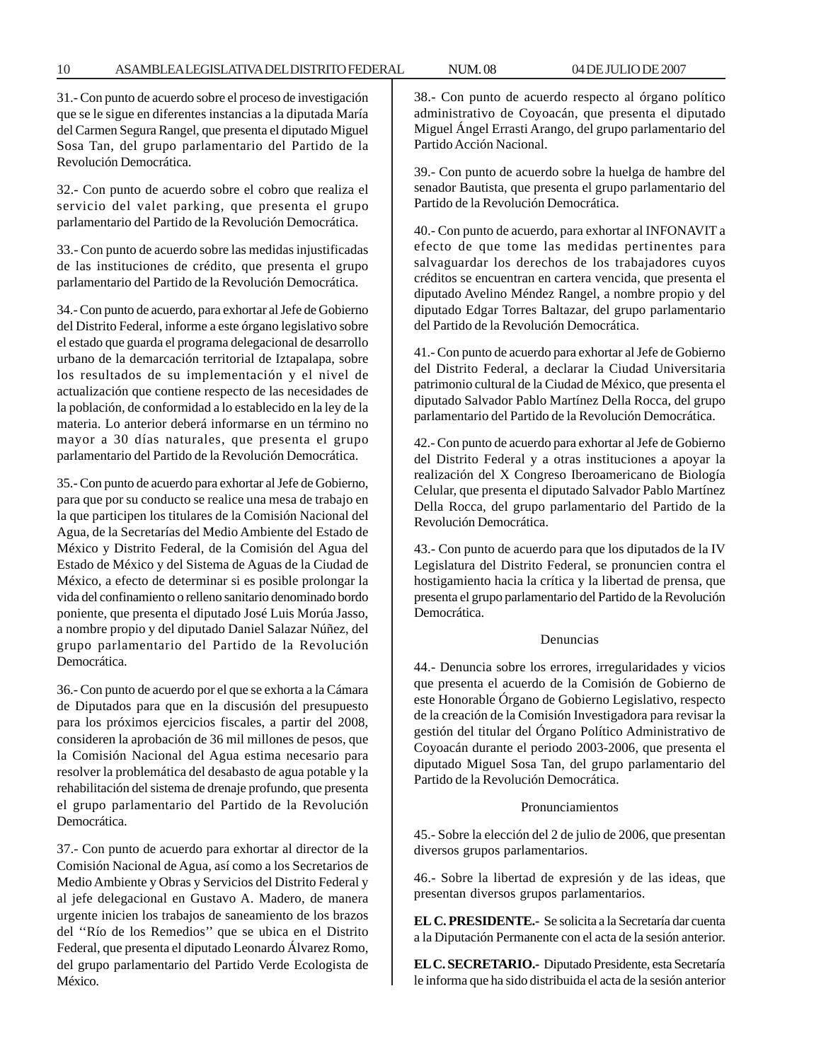31.- Con punto de acuerdo sobre el proceso de investigación que se le sigue en diferentes instancias a la diputada María del Carmen Segura Rangel, que presenta el diputado Miguel Sosa Tan, del grupo parlamentario del Partido de la Revolución Democrática.

32.- Con punto de acuerdo sobre el cobro que realiza el servicio del valet parking, que presenta el grupo parlamentario del Partido de la Revolución Democrática.

33.- Con punto de acuerdo sobre las medidas injustificadas de las instituciones de crédito, que presenta el grupo parlamentario del Partido de la Revolución Democrática.

34.- Con punto de acuerdo, para exhortar al Jefe de Gobierno del Distrito Federal, informe a este órgano legislativo sobre el estado que guarda el programa delegacional de desarrollo urbano de la demarcación territorial de Iztapalapa, sobre los resultados de su implementación y el nivel de actualización que contiene respecto de las necesidades de la población, de conformidad a lo establecido en la ley de la materia. Lo anterior deberá informarse en un término no mayor a 30 días naturales, que presenta el grupo parlamentario del Partido de la Revolución Democrática.

35.- Con punto de acuerdo para exhortar al Jefe de Gobierno, para que por su conducto se realice una mesa de trabajo en la que participen los titulares de la Comisión Nacional del Agua, de la Secretarías del Medio Ambiente del Estado de México y Distrito Federal, de la Comisión del Agua del Estado de México y del Sistema de Aguas de la Ciudad de México, a efecto de determinar si es posible prolongar la vida del confinamiento o relleno sanitario denominado bordo poniente, que presenta el diputado José Luis Morúa Jasso, a nombre propio y del diputado Daniel Salazar Núñez, del grupo parlamentario del Partido de la Revolución Democrática.

36.- Con punto de acuerdo por el que se exhorta a la Cámara de Diputados para que en la discusión del presupuesto para los próximos ejercicios fiscales, a partir del 2008, consideren la aprobación de 36 mil millones de pesos, que la Comisión Nacional del Agua estima necesario para resolver la problemática del desabasto de agua potable y la rehabilitación del sistema de drenaje profundo, que presenta el grupo parlamentario del Partido de la Revolución Democrática.

37.- Con punto de acuerdo para exhortar al director de la Comisión Nacional de Agua, así como a los Secretarios de Medio Ambiente y Obras y Servicios del Distrito Federal y al jefe delegacional en Gustavo A. Madero, de manera urgente inicien los trabajos de saneamiento de los brazos del ''Río de los Remedios'' que se ubica en el Distrito Federal, que presenta el diputado Leonardo Álvarez Romo, del grupo parlamentario del Partido Verde Ecologista de México.

38.- Con punto de acuerdo respecto al órgano político administrativo de Coyoacán, que presenta el diputado Miguel Ángel Errasti Arango, del grupo parlamentario del Partido Acción Nacional.

39.- Con punto de acuerdo sobre la huelga de hambre del senador Bautista, que presenta el grupo parlamentario del Partido de la Revolución Democrática.

40.- Con punto de acuerdo, para exhortar al INFONAVIT a efecto de que tome las medidas pertinentes para salvaguardar los derechos de los trabajadores cuyos créditos se encuentran en cartera vencida, que presenta el diputado Avelino Méndez Rangel, a nombre propio y del diputado Edgar Torres Baltazar, del grupo parlamentario del Partido de la Revolución Democrática.

41.- Con punto de acuerdo para exhortar al Jefe de Gobierno del Distrito Federal, a declarar la Ciudad Universitaria patrimonio cultural de la Ciudad de México, que presenta el diputado Salvador Pablo Martínez Della Rocca, del grupo parlamentario del Partido de la Revolución Democrática.

42.- Con punto de acuerdo para exhortar al Jefe de Gobierno del Distrito Federal y a otras instituciones a apoyar la realización del X Congreso Iberoamericano de Biología Celular, que presenta el diputado Salvador Pablo Martínez Della Rocca, del grupo parlamentario del Partido de la Revolución Democrática.

43.- Con punto de acuerdo para que los diputados de la IV Legislatura del Distrito Federal, se pronuncien contra el hostigamiento hacia la crítica y la libertad de prensa, que presenta el grupo parlamentario del Partido de la Revolución Democrática.

Denuncias

44.- Denuncia sobre los errores, irregularidades y vicios que presenta el acuerdo de la Comisión de Gobierno de este Honorable Órgano de Gobierno Legislativo, respecto de la creación de la Comisión Investigadora para revisar la gestión del titular del Órgano Político Administrativo de Coyoacán durante el periodo 2003-2006, que presenta el diputado Miguel Sosa Tan, del grupo parlamentario del Partido de la Revolución Democrática.

Pronunciamientos

45.- Sobre la elección del 2 de julio de 2006, que presentan diversos grupos parlamentarios.

46.- Sobre la libertad de expresión y de las ideas, que presentan diversos grupos parlamentarios.

**EL C. PRESIDENTE.-** Se solicita a la Secretaría dar cuenta a la Diputación Permanente con el acta de la sesión anterior.

**EL C. SECRETARIO.-** Diputado Presidente, esta Secretaría le informa que ha sido distribuida el acta de la sesión anterior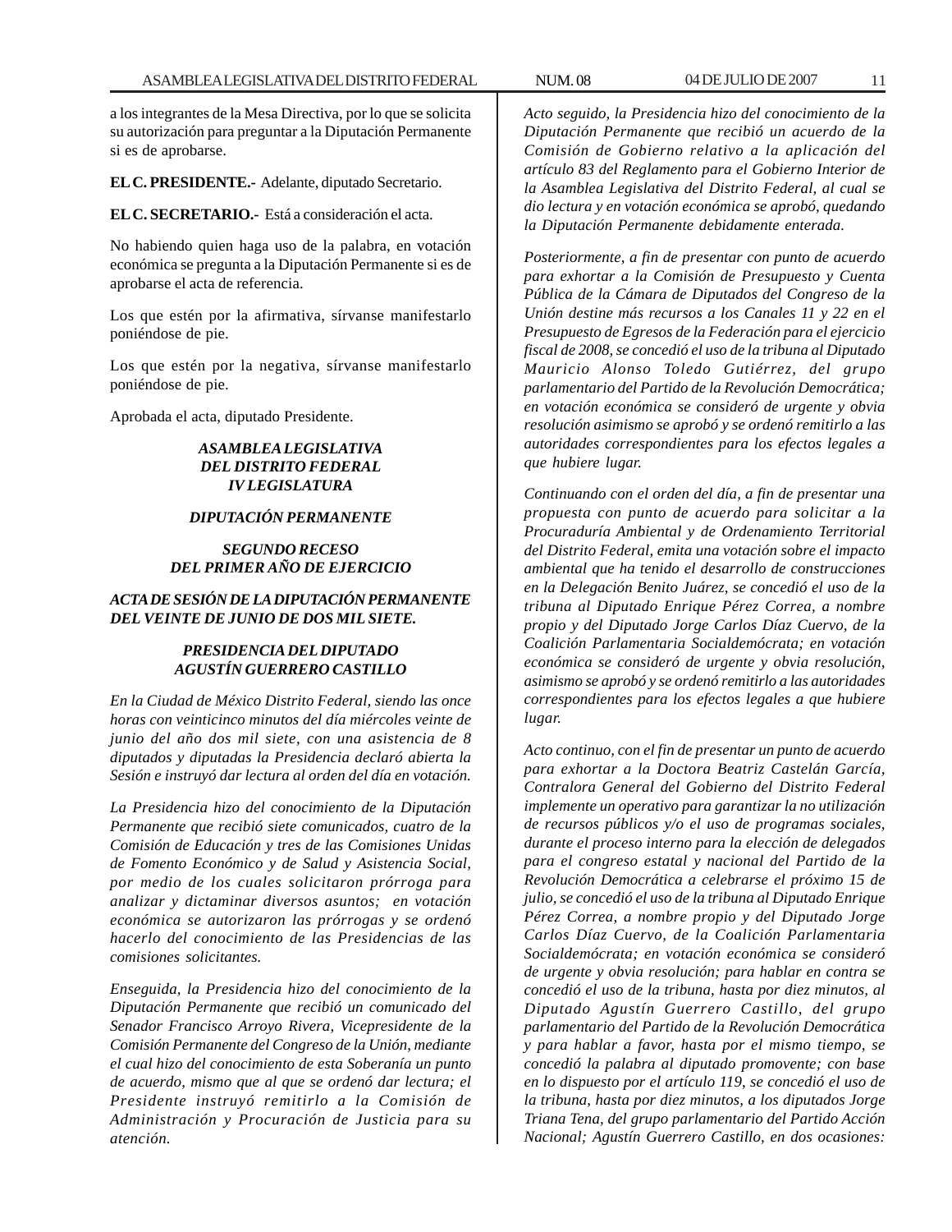a los integrantes de la Mesa Directiva, por lo que se solicita su autorización para preguntar a la Diputación Permanente si es de aprobarse.

**EL C. PRESIDENTE.-** Adelante, diputado Secretario.

**EL C. SECRETARIO.-** Está a consideración el acta.

No habiendo quien haga uso de la palabra, en votación económica se pregunta a la Diputación Permanente si es de aprobarse el acta de referencia.

Los que estén por la afirmativa, sírvanse manifestarlo poniéndose de pie.

Los que estén por la negativa, sírvanse manifestarlo poniéndose de pie.

Aprobada el acta, diputado Presidente.

***ASAMBLEA LEGISLATIVA DEL DISTRITO FEDERAL IV LEGISLATURA***

***DIPUTACIÓN PERMANENTE***

***SEGUNDO RECESO DEL PRIMER AÑO DE EJERCICIO***

***ACTA DE SESIÓN DE LA DIPUTACIÓN PERMANENTE DEL VEINTE DE JUNIO DE DOS MIL SIETE.***

***PRESIDENCIA DEL DIPUTADO AGUSTÍN GUERRERO CASTILLO***

*En la Ciudad de México Distrito Federal, siendo las once horas con veinticinco minutos del día miércoles veinte de junio del año dos mil siete, con una asistencia de 8 diputados y diputadas la Presidencia declaró abierta la Sesión e instruyó dar lectura al orden del día en votación.*

*La Presidencia hizo del conocimiento de la Diputación Permanente que recibió siete comunicados, cuatro de la Comisión de Educación y tres de las Comisiones Unidas de Fomento Económico y de Salud y Asistencia Social, por medio de los cuales solicitaron prórroga para analizar y dictaminar diversos asuntos; en votación económica se autorizaron las prórrogas y se ordenó hacerlo del conocimiento de las Presidencias de las comisiones solicitantes.*

*Enseguida, la Presidencia hizo del conocimiento de la Diputación Permanente que recibió un comunicado del Senador Francisco Arroyo Rivera, Vicepresidente de la Comisión Permanente del Congreso de la Unión, mediante el cual hizo del conocimiento de esta Soberanía un punto de acuerdo, mismo que al que se ordenó dar lectura; el Presidente instruyó remitirlo a la Comisión de Administración y Procuración de Justicia para su atención.*

*Acto seguido, la Presidencia hizo del conocimiento de la Diputación Permanente que recibió un acuerdo de la Comisión de Gobierno relativo a la aplicación del artículo 83 del Reglamento para el Gobierno Interior de la Asamblea Legislativa del Distrito Federal, al cual se dio lectura y en votación económica se aprobó, quedando la Diputación Permanente debidamente enterada.*

*Posteriormente, a fin de presentar con punto de acuerdo para exhortar a la Comisión de Presupuesto y Cuenta Pública de la Cámara de Diputados del Congreso de la Unión destine más recursos a los Canales 11 y 22 en el Presupuesto de Egresos de la Federación para el ejercicio fiscal de 2008, se concedió el uso de la tribuna al Diputado Mauricio Alonso Toledo Gutiérrez, del grupo parlamentario del Partido de la Revolución Democrática; en votación económica se consideró de urgente y obvia resolución asimismo se aprobó y se ordenó remitirlo a las autoridades correspondientes para los efectos legales a que hubiere lugar.*

*Continuando con el orden del día, a fin de presentar una propuesta con punto de acuerdo para solicitar a la Procuraduría Ambiental y de Ordenamiento Territorial del Distrito Federal, emita una votación sobre el impacto ambiental que ha tenido el desarrollo de construcciones en la Delegación Benito Juárez, se concedió el uso de la tribuna al Diputado Enrique Pérez Correa, a nombre propio y del Diputado Jorge Carlos Díaz Cuervo, de la Coalición Parlamentaria Socialdemócrata; en votación económica se consideró de urgente y obvia resolución, asimismo se aprobó y se ordenó remitirlo a las autoridades correspondientes para los efectos legales a que hubiere lugar.*

*Acto continuo, con el fin de presentar un punto de acuerdo para exhortar a la Doctora Beatriz Castelán García, Contralora General del Gobierno del Distrito Federal implemente un operativo para garantizar la no utilización de recursos públicos y/o el uso de programas sociales, durante el proceso interno para la elección de delegados para el congreso estatal y nacional del Partido de la Revolución Democrática a celebrarse el próximo 15 de julio, se concedió el uso de la tribuna al Diputado Enrique Pérez Correa, a nombre propio y del Diputado Jorge Carlos Díaz Cuervo, de la Coalición Parlamentaria Socialdemócrata; en votación económica se consideró de urgente y obvia resolución; para hablar en contra se concedió el uso de la tribuna, hasta por diez minutos, al Diputado Agustín Guerrero Castillo, del grupo parlamentario del Partido de la Revolución Democrática y para hablar a favor, hasta por el mismo tiempo, se concedió la palabra al diputado promovente; con base en lo dispuesto por el artículo 119, se concedió el uso de la tribuna, hasta por diez minutos, a los diputados Jorge Triana Tena, del grupo parlamentario del Partido Acción Nacional; Agustín Guerrero Castillo, en dos ocasiones:*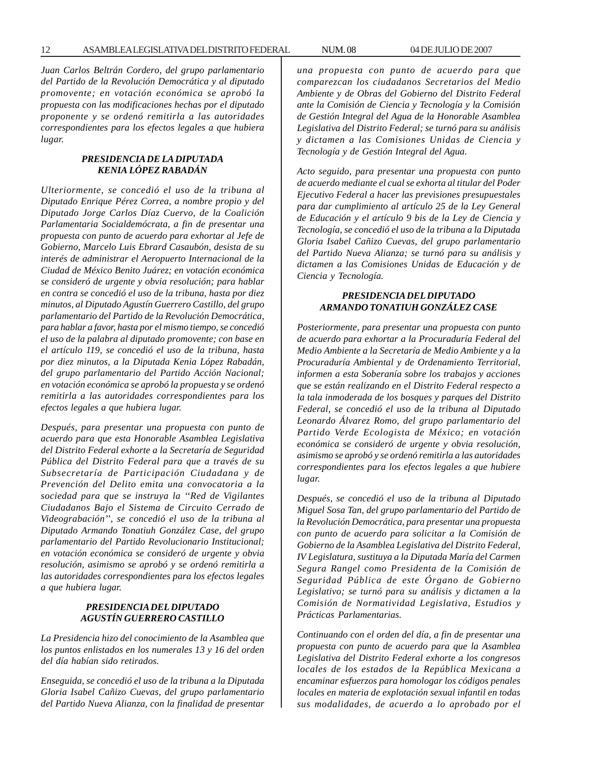*Juan Carlos Beltrán Cordero, del grupo parlamentario del Partido de la Revolución Democrática y al diputado promovente; en votación económica se aprobó la propuesta con las modificaciones hechas por el diputado proponente y se ordenó remitirla a las autoridades correspondientes para los efectos legales a que hubiera lugar.*

***PRESIDENCIA DE LA DIPUTADA KENIA LÓPEZ RABADÁN***

*Ulteriormente, se concedió el uso de la tribuna al Diputado Enrique Pérez Correa, a nombre propio y del Diputado Jorge Carlos Díaz Cuervo, de la Coalición Parlamentaria Socialdemócrata, a fin de presentar una propuesta con punto de acuerdo para exhortar al Jefe de Gobierno, Marcelo Luis Ebrard Casaubón, desista de su interés de administrar el Aeropuerto Internacional de la Ciudad de México Benito Juárez; en votación económica se consideró de urgente y obvia resolución; para hablar en contra se concedió el uso de la tribuna, hasta por diez minutos, al Diputado Agustín Guerrero Castillo, del grupo parlamentario del Partido de la Revolución Democrática, para hablar a favor, hasta por el mismo tiempo, se concedió el uso de la palabra al diputado promovente; con base en el artículo 119, se concedió el uso de la tribuna, hasta por diez minutos, a la Diputada Kenia López Rabadán, del grupo parlamentario del Partido Acción Nacional; en votación económica se aprobó la propuesta y se ordenó remitirla a las autoridades correspondientes para los efectos legales a que hubiera lugar.*

*Después, para presentar una propuesta con punto de acuerdo para que esta Honorable Asamblea Legislativa del Distrito Federal exhorte a la Secretaría de Seguridad Pública del Distrito Federal para que a través de su Subsecretaría de Participación Ciudadana y de Prevención del Delito emita una convocatoria a la sociedad para que se instruya la ''Red de Vigilantes Ciudadanos Bajo el Sistema de Circuito Cerrado de Videograbación'', se concedió el uso de la tribuna al Diputado Armando Tonatiuh González Case, del grupo parlamentario del Partido Revolucionario Institucional; en votación económica se consideró de urgente y obvia resolución, asimismo se aprobó y se ordenó remitirla a las autoridades correspondientes para los efectos legales a que hubiera lugar.*

***PRESIDENCIA DEL DIPUTADO AGUSTÍN GUERRERO CASTILLO***

*La Presidencia hizo del conocimiento de la Asamblea que los puntos enlistados en los numerales 13 y 16 del orden del día habían sido retirados.*

*Enseguida, se concedió el uso de la tribuna a la Diputada Gloria Isabel Cañizo Cuevas, del grupo parlamentario del Partido Nueva Alianza, con la finalidad de presentar una propuesta con punto de acuerdo para que comparezcan los ciudadanos Secretarios del Medio Ambiente y de Obras del Gobierno del Distrito Federal ante la Comisión de Ciencia y Tecnología y la Comisión de Gestión Integral del Agua de la Honorable Asamblea Legislativa del Distrito Federal; se turnó para su análisis y dictamen a las Comisiones Unidas de Ciencia y Tecnología y de Gestión Integral del Agua.*

*Acto seguido, para presentar una propuesta con punto de acuerdo mediante el cual se exhorta al titular del Poder Ejecutivo Federal a hacer las previsiones presupuestales para dar cumplimiento al artículo 25 de la Ley General de Educación y el artículo 9 bis de la Ley de Ciencia y Tecnología, se concedió el uso de la tribuna a la Diputada Gloria Isabel Cañizo Cuevas, del grupo parlamentario del Partido Nueva Alianza; se turnó para su análisis y dictamen a las Comisiones Unidas de Educación y de Ciencia y Tecnología.*

***PRESIDENCIA DEL DIPUTADO ARMANDO TONATIUH GONZÁLEZ CASE***

*Posteriormente, para presentar una propuesta con punto de acuerdo para exhortar a la Procuraduría Federal del Medio Ambiente a la Secretaría de Medio Ambiente y a la Procuraduría Ambiental y de Ordenamiento Territorial, informen a esta Soberanía sobre los trabajos y acciones que se están realizando en el Distrito Federal respecto a la tala inmoderada de los bosques y parques del Distrito Federal, se concedió el uso de la tribuna al Diputado Leonardo Álvarez Romo, del grupo parlamentario del Partido Verde Ecologista de México; en votación económica se consideró de urgente y obvia resolución, asimismo se aprobó y se ordenó remitirla a las autoridades correspondientes para los efectos legales a que hubiere lugar.*

*Después, se concedió el uso de la tribuna al Diputado Miguel Sosa Tan, del grupo parlamentario del Partido de la Revolución Democrática, para presentar una propuesta con punto de acuerdo para solicitar a la Comisión de Gobierno de la Asamblea Legislativa del Distrito Federal, IV Legislatura, sustituya a la Diputada María del Carmen Segura Rangel como Presidenta de la Comisión de Seguridad Pública de este Órgano de Gobierno Legislativo; se turnó para su análisis y dictamen a la Comisión de Normatividad Legislativa, Estudios y Prácticas Parlamentarias.*

*Continuando con el orden del día, a fin de presentar una propuesta con punto de acuerdo para que la Asamblea Legislativa del Distrito Federal exhorte a los congresos locales de los estados de la República Mexicana a encaminar esfuerzos para homologar los códigos penales locales en materia de explotación sexual infantil en todas sus modalidades, de acuerdo a lo aprobado por el*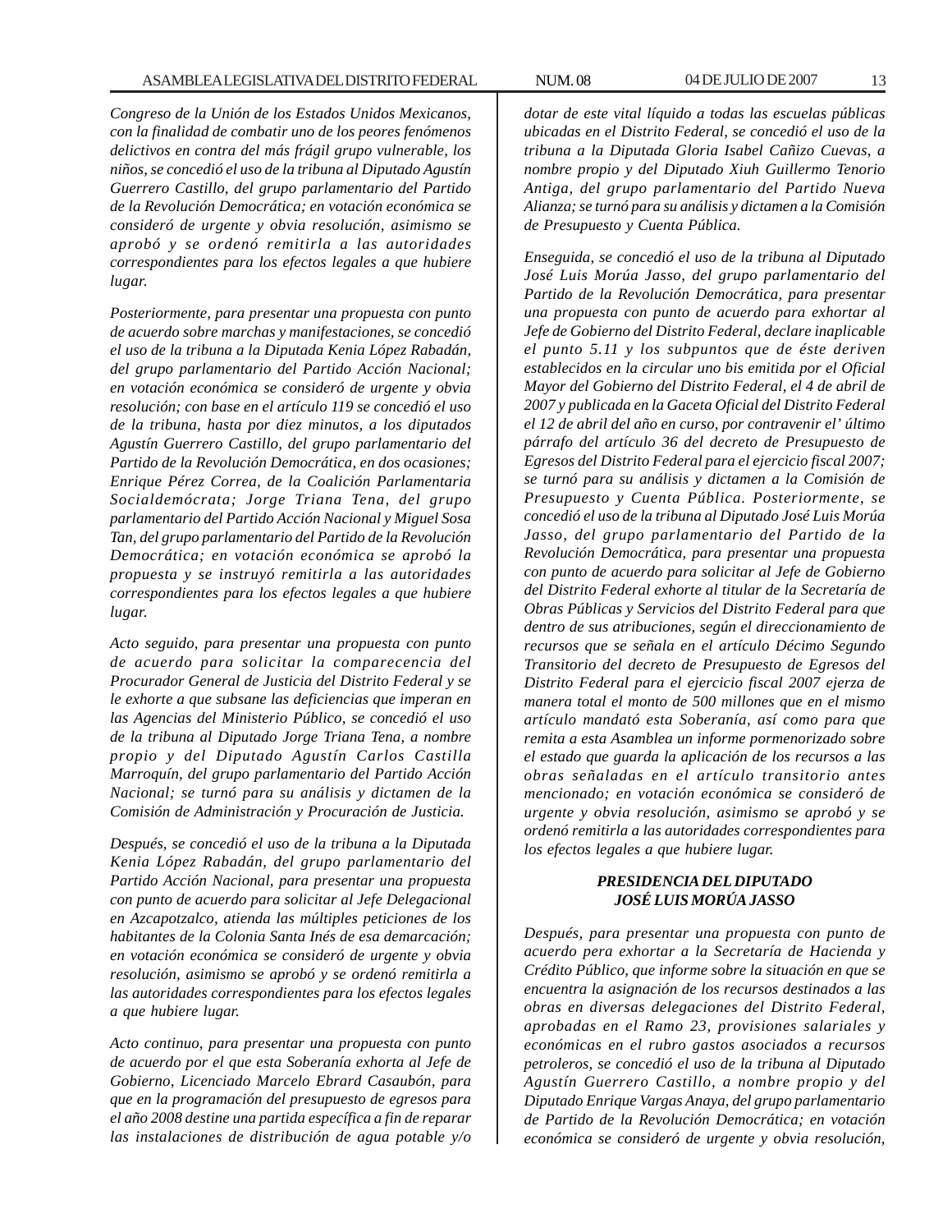*Congreso de la Unión de los Estados Unidos Mexicanos, con la finalidad de combatir uno de los peores fenómenos delictivos en contra del más frágil grupo vulnerable, los niños, se concedió el uso de la tribuna al Diputado Agustín Guerrero Castillo, del grupo parlamentario del Partido de la Revolución Democrática; en votación económica se consideró de urgente y obvia resolución, asimismo se aprobó y se ordenó remitirla a las autoridades correspondientes para los efectos legales a que hubiere lugar.*

*Posteriormente, para presentar una propuesta con punto de acuerdo sobre marchas y manifestaciones, se concedió el uso de la tribuna a la Diputada Kenia López Rabadán, del grupo parlamentario del Partido Acción Nacional; en votación económica se consideró de urgente y obvia resolución; con base en el artículo 119 se concedió el uso de la tribuna, hasta por diez minutos, a los diputados Agustín Guerrero Castillo, del grupo parlamentario del Partido de la Revolución Democrática, en dos ocasiones; Enrique Pérez Correa, de la Coalición Parlamentaria Socialdemócrata; Jorge Triana Tena, del grupo parlamentario del Partido Acción Nacional y Miguel Sosa Tan, del grupo parlamentario del Partido de la Revolución Democrática; en votación económica se aprobó la propuesta y se instruyó remitirla a las autoridades correspondientes para los efectos legales a que hubiere lugar.*

*Acto seguido, para presentar una propuesta con punto de acuerdo para solicitar la comparecencia del Procurador General de Justicia del Distrito Federal y se le exhorte a que subsane las deficiencias que imperan en las Agencias del Ministerio Público, se concedió el uso de la tribuna al Diputado Jorge Triana Tena, a nombre propio y del Diputado Agustín Carlos Castilla Marroquín, del grupo parlamentario del Partido Acción Nacional; se turnó para su análisis y dictamen de la Comisión de Administración y Procuración de Justicia.*

*Después, se concedió el uso de la tribuna a la Diputada Kenia López Rabadán, del grupo parlamentario del Partido Acción Nacional, para presentar una propuesta con punto de acuerdo para solicitar al Jefe Delegacional en Azcapotzalco, atienda las múltiples peticiones de los habitantes de la Colonia Santa Inés de esa demarcación; en votación económica se consideró de urgente y obvia resolución, asimismo se aprobó y se ordenó remitirla a las autoridades correspondientes para los efectos legales a que hubiere lugar.*

*Acto continuo, para presentar una propuesta con punto de acuerdo por el que esta Soberanía exhorta al Jefe de Gobierno, Licenciado Marcelo Ebrard Casaubón, para que en la programación del presupuesto de egresos para el año 2008 destine una partida específica a fin de reparar las instalaciones de distribución de agua potable y/o dotar de este vital líquido a todas las escuelas públicas ubicadas en el Distrito Federal, se concedió el uso de la tribuna a la Diputada Gloria Isabel Cañizo Cuevas, a nombre propio y del Diputado Xiuh Guillermo Tenorio Antiga, del grupo parlamentario del Partido Nueva Alianza; se turnó para su análisis y dictamen a la Comisión de Presupuesto y Cuenta Pública.*

*Enseguida, se concedió el uso de la tribuna al Diputado José Luis Morúa Jasso, del grupo parlamentario del Partido de la Revolución Democrática, para presentar una propuesta con punto de acuerdo para exhortar al Jefe de Gobierno del Distrito Federal, declare inaplicable el punto 5.11 y los subpuntos que de éste deriven establecidos en la circular uno bis emitida por el Oficial Mayor del Gobierno del Distrito Federal, el 4 de abril de 2007 y publicada en la Gaceta Oficial del Distrito Federal el 12 de abril del año en curso, por contravenir el' último párrafo del artículo 36 del decreto de Presupuesto de Egresos del Distrito Federal para el ejercicio fiscal 2007; se turnó para su análisis y dictamen a la Comisión de Presupuesto y Cuenta Pública. Posteriormente, se concedió el uso de la tribuna al Diputado José Luis Morúa Jasso, del grupo parlamentario del Partido de la Revolución Democrática, para presentar una propuesta con punto de acuerdo para solicitar al Jefe de Gobierno del Distrito Federal exhorte al titular de la Secretaría de Obras Públicas y Servicios del Distrito Federal para que dentro de sus atribuciones, según el direccionamiento de recursos que se señala en el artículo Décimo Segundo Transitorio del decreto de Presupuesto de Egresos del Distrito Federal para el ejercicio fiscal 2007 ejerza de manera total el monto de 500 millones que en el mismo artículo mandató esta Soberanía, así como para que remita a esta Asamblea un informe pormenorizado sobre el estado que guarda la aplicación de los recursos a las obras señaladas en el artículo transitorio antes mencionado; en votación económica se consideró de urgente y obvia resolución, asimismo se aprobó y se ordenó remitirla a las autoridades correspondientes para los efectos legales a que hubiere lugar.*

***PRESIDENCIA DEL DIPUTADO JOSÉ LUIS MORÚA JASSO***

*Después, para presentar una propuesta con punto de acuerdo pera exhortar a la Secretaría de Hacienda y Crédito Público, que informe sobre la situación en que se encuentra la asignación de los recursos destinados a las obras en diversas delegaciones del Distrito Federal, aprobadas en el Ramo 23, provisiones salariales y económicas en el rubro gastos asociados a recursos petroleros, se concedió el uso de la tribuna al Diputado Agustín Guerrero Castillo, a nombre propio y del Diputado Enrique Vargas Anaya, del grupo parlamentario de Partido de la Revolución Democrática; en votación económica se consideró de urgente y obvia resolución,*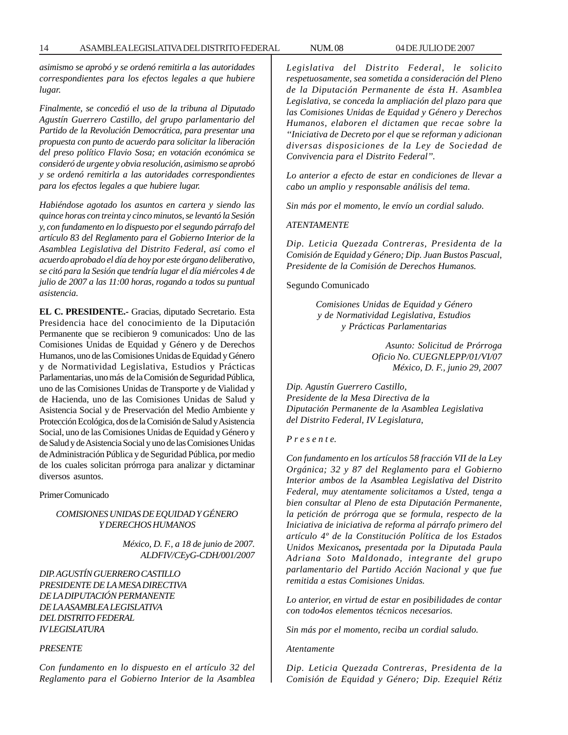*asimismo se aprobó y se ordenó remitirla a las autoridades correspondientes para los efectos legales a que hubiere lugar.*

*Finalmente, se concedió el uso de la tribuna al Diputado Agustín Guerrero Castillo, del grupo parlamentario del Partido de la Revolución Democrática, para presentar una propuesta con punto de acuerdo para solicitar la liberación del preso político Flavio Sosa; en votación económica se consideró de urgente y obvia resolución, asimismo se aprobó y se ordenó remitirla a las autoridades correspondientes para los efectos legales a que hubiere lugar.*

*Habiéndose agotado los asuntos en cartera y siendo las quince horas con treinta y cinco minutos, se levantó la Sesión y, con fundamento en lo dispuesto por el segundo párrafo del artículo 83 del Reglamento para el Gobierno Interior de la Asamblea Legislativa del Distrito Federal, así como el acuerdo aprobado el día de hoy por este órgano deliberativo, se citó para la Sesión que tendría lugar el día miércoles 4 de julio de 2007 a las 11:00 horas, rogando a todos su puntual asistencia.*

**EL C. PRESIDENTE.-** Gracias, diputado Secretario. Esta Presidencia hace del conocimiento de la Diputación Permanente que se recibieron 9 comunicados: Uno de las Comisiones Unidas de Equidad y Género y de Derechos Humanos, uno de las Comisiones Unidas de Equidad y Género y de Normatividad Legislativa, Estudios y Prácticas Parlamentarias, uno más de la Comisión de Seguridad Pública, uno de las Comisiones Unidas de Transporte y de Vialidad y de Hacienda, uno de las Comisiones Unidas de Salud y Asistencia Social y de Preservación del Medio Ambiente y Protección Ecológica, dos de la Comisión de Salud y Asistencia Social, uno de las Comisiones Unidas de Equidad y Género y de Salud y de Asistencia Social y uno de las Comisiones Unidas de Administración Pública y de Seguridad Pública, por medio de los cuales solicitan prórroga para analizar y dictaminar diversos asuntos.

Primer Comunicado

*COMISIONES UNIDAS DE EQUIDAD Y GÉNERO Y DERECHOS HUMANOS*

*México, D. F., a 18 de junio de 2007.*
*ALDFIV/CEyG-CDH/001/2007*

*DIP. AGUSTÍN GUERRERO CASTILLO*
*PRESIDENTE DE LA MESA DIRECTIVA*
*DE LA DIPUTACIÓN PERMANENTE*
*DE LA ASAMBLEA LEGISLATIVA*
*DEL DISTRITO FEDERAL*
*IV LEGISLATURA*

*PRESENTE*

*Con fundamento en lo dispuesto en el artículo 32 del Reglamento para el Gobierno Interior de la Asamblea Legislativa del Distrito Federal, le solicito respetuosamente, sea sometida a consideración del Pleno de la Diputación Permanente de ésta H. Asamblea Legislativa, se conceda la ampliación del plazo para que las Comisiones Unidas de Equidad y Género y Derechos Humanos, elaboren el dictamen que recae sobre la "Iniciativa de Decreto por el que se reforman y adicionan diversas disposiciones de la Ley de Sociedad de Convivencia para el Distrito Federal".*

*Lo anterior a efecto de estar en condiciones de llevar a cabo un amplio y responsable análisis del tema.*

*Sin más por el momento, le envío un cordial saludo.*

*ATENTAMENTE*

*Dip. Leticia Quezada Contreras, Presidenta de la Comisión de Equidad y Género; Dip. Juan Bustos Pascual, Presidente de la Comisión de Derechos Humanos.*

Segundo Comunicado

*Comisiones Unidas de Equidad y Género y de Normatividad Legislativa, Estudios y Prácticas Parlamentarias*

*Asunto: Solicitud de Prórroga*
*Oficio No. CUEGNLEPP/01/VI/07*
*México, D. F., junio 29, 2007*

*Dip. Agustín Guerrero Castillo,*
*Presidente de la Mesa Directiva de la*
*Diputación Permanente de la Asamblea Legislativa*
*del Distrito Federal, IV Legislatura,*

*P r e s e n t e.*

*Con fundamento en los artículos 58 fracción VII de la Ley Orgánica; 32 y 87 del Reglamento para el Gobierno Interior ambos de la Asamblea Legislativa del Distrito Federal, muy atentamente solicitamos a Usted, tenga a bien consultar al Pleno de esta Diputación Permanente, la petición de prórroga que se formula, respecto de la Iniciativa de iniciativa de reforma al párrafo primero del artículo 4º de la Constitución Política de los Estados Unidos Mexicanos, presentada por la Diputada Paula Adriana Soto Maldonado, integrante del grupo parlamentario del Partido Acción Nacional y que fue remitida a estas Comisiones Unidas.*

*Lo anterior, en virtud de estar en posibilidades de contar con todo4os elementos técnicos necesarios.*

*Sin más por el momento, reciba un cordial saludo.*

*Atentamente*

*Dip. Leticia Quezada Contreras, Presidenta de la Comisión de Equidad y Género; Dip. Ezequiel Rétiz*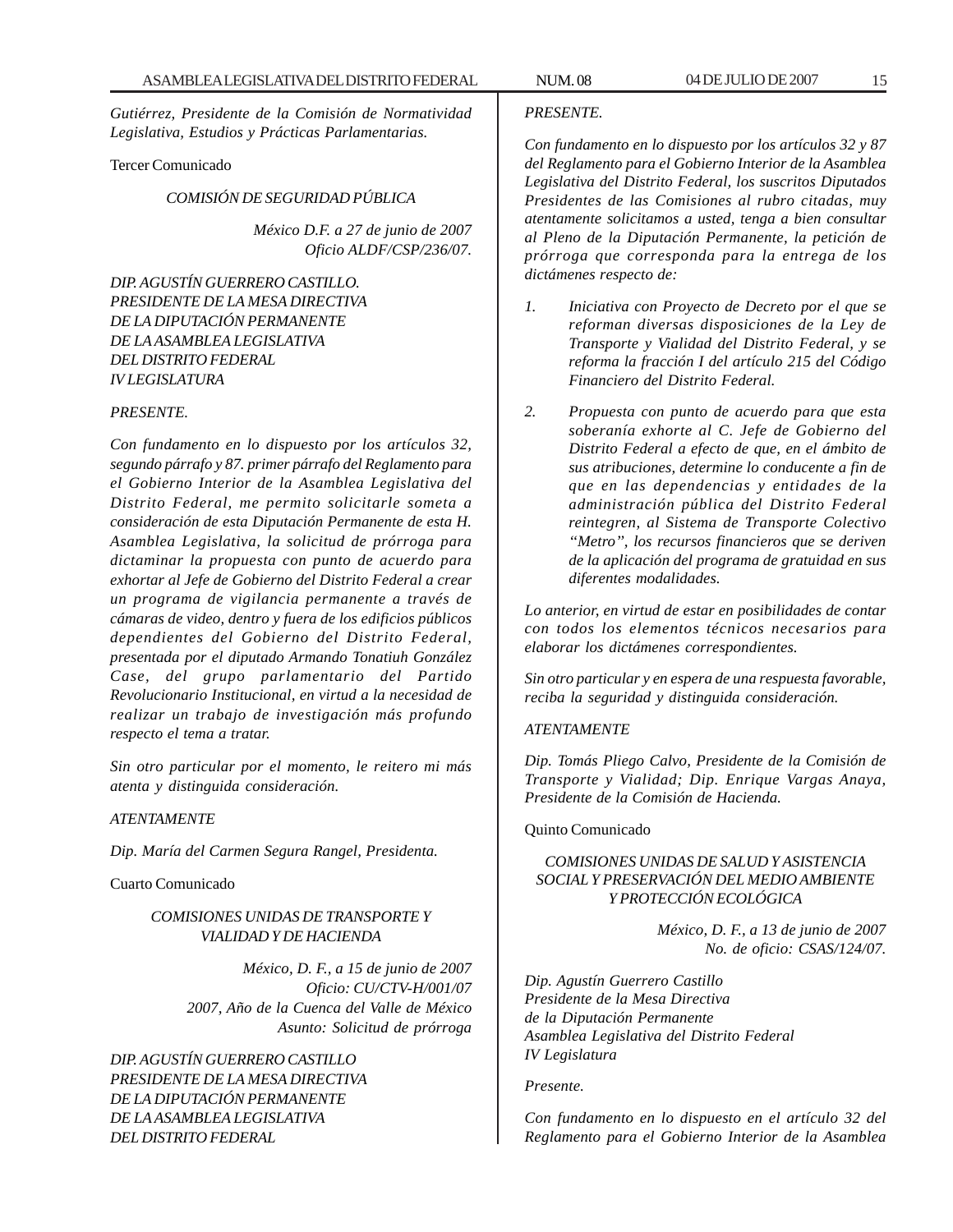*Gutiérrez, Presidente de la Comisión de Normatividad Legislativa, Estudios y Prácticas Parlamentarias.*

Tercer Comunicado

*COMISIÓN DE SEGURIDAD PÚBLICA*

*México D.F. a 27 de junio de 2007*
*Oficio ALDF/CSP/236/07.*

*DIP. AGUSTÍN GUERRERO CASTILLO.*
*PRESIDENTE DE LA MESA DIRECTIVA*
*DE LA DIPUTACIÓN PERMANENTE*
*DE LA ASAMBLEA LEGISLATIVA*
*DEL DISTRITO FEDERAL*
*IV LEGISLATURA*

*PRESENTE.*

*Con fundamento en lo dispuesto por los artículos 32, segundo párrafo y 87. primer párrafo del Reglamento para el Gobierno Interior de la Asamblea Legislativa del Distrito Federal, me permito solicitarle someta a consideración de esta Diputación Permanente de esta H. Asamblea Legislativa, la solicitud de prórroga para dictaminar la propuesta con punto de acuerdo para exhortar al Jefe de Gobierno del Distrito Federal a crear un programa de vigilancia permanente a través de cámaras de video, dentro y fuera de los edificios públicos dependientes del Gobierno del Distrito Federal, presentada por el diputado Armando Tonatiuh González Case, del grupo parlamentario del Partido Revolucionario Institucional, en virtud a la necesidad de realizar un trabajo de investigación más profundo respecto el tema a tratar.*

*Sin otro particular por el momento, le reitero mi más atenta y distinguida consideración.*

*ATENTAMENTE*

*Dip. María del Carmen Segura Rangel, Presidenta.*

Cuarto Comunicado

*COMISIONES UNIDAS DE TRANSPORTE Y VIALIDAD Y DE HACIENDA*

*México, D. F., a 15 de junio de 2007*
*Oficio: CU/CTV-H/001/07*
*2007, Año de la Cuenca del Valle de México*
*Asunto: Solicitud de prórroga*

*DIP. AGUSTÍN GUERRERO CASTILLO*
*PRESIDENTE DE LA MESA DIRECTIVA*
*DE LA DIPUTACIÓN PERMANENTE*
*DE LA ASAMBLEA LEGISLATIVA*
*DEL DISTRITO FEDERAL*

*PRESENTE.*

*Con fundamento en lo dispuesto por los artículos 32 y 87 del Reglamento para el Gobierno Interior de la Asamblea Legislativa del Distrito Federal, los suscritos Diputados Presidentes de las Comisiones al rubro citadas, muy atentamente solicitamos a usted, tenga a bien consultar al Pleno de la Diputación Permanente, la petición de prórroga que corresponda para la entrega de los dictámenes respecto de:*

1. *Iniciativa con Proyecto de Decreto por el que se reforman diversas disposiciones de la Ley de Transporte y Vialidad del Distrito Federal, y se reforma la fracción I del artículo 215 del Código Financiero del Distrito Federal.*

2. *Propuesta con punto de acuerdo para que esta soberanía exhorte al C. Jefe de Gobierno del Distrito Federal a efecto de que, en el ámbito de sus atribuciones, determine lo conducente a fin de que en las dependencias y entidades de la administración pública del Distrito Federal reintegren, al Sistema de Transporte Colectivo "Metro", los recursos financieros que se deriven de la aplicación del programa de gratuidad en sus diferentes modalidades.*

*Lo anterior, en virtud de estar en posibilidades de contar con todos los elementos técnicos necesarios para elaborar los dictámenes correspondientes.*

*Sin otro particular y en espera de una respuesta favorable, reciba la seguridad y distinguida consideración.*

*ATENTAMENTE*

*Dip. Tomás Pliego Calvo, Presidente de la Comisión de Transporte y Vialidad; Dip. Enrique Vargas Anaya, Presidente de la Comisión de Hacienda.*

Quinto Comunicado

*COMISIONES UNIDAS DE SALUD Y ASISTENCIA SOCIAL Y PRESERVACIÓN DEL MEDIO AMBIENTE Y PROTECCIÓN ECOLÓGICA*

*México, D. F., a 13 de junio de 2007*
*No. de oficio: CSAS/124/07.*

*Dip. Agustín Guerrero Castillo*
*Presidente de la Mesa Directiva*
*de la Diputación Permanente*
*Asamblea Legislativa del Distrito Federal*
*IV Legislatura*

*Presente.*

*Con fundamento en lo dispuesto en el artículo 32 del Reglamento para el Gobierno Interior de la Asamblea*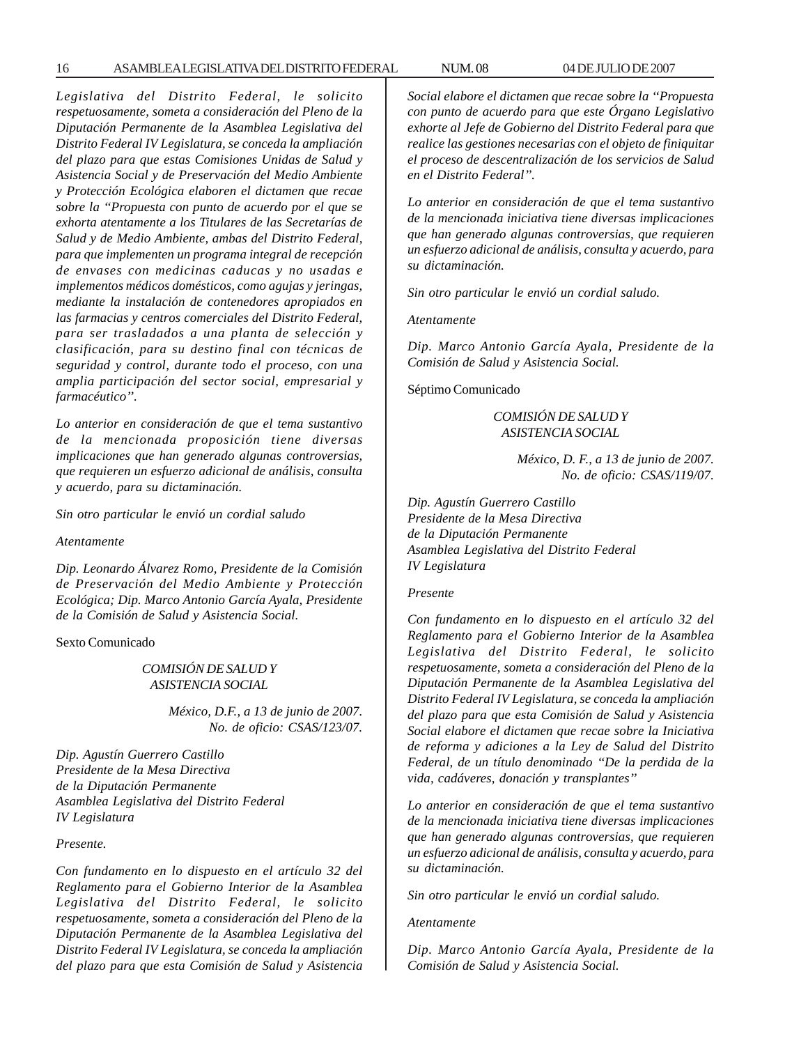*Legislativa del Distrito Federal, le solicito respetuosamente, someta a consideración del Pleno de la Diputación Permanente de la Asamblea Legislativa del Distrito Federal IV Legislatura, se conceda la ampliación del plazo para que estas Comisiones Unidas de Salud y Asistencia Social y de Preservación del Medio Ambiente y Protección Ecológica elaboren el dictamen que recae sobre la "Propuesta con punto de acuerdo por el que se exhorta atentamente a los Titulares de las Secretarías de Salud y de Medio Ambiente, ambas del Distrito Federal, para que implementen un programa integral de recepción de envases con medicinas caducas y no usadas e implementos médicos domésticos, como agujas y jeringas, mediante la instalación de contenedores apropiados en las farmacias y centros comerciales del Distrito Federal, para ser trasladados a una planta de selección y clasificación, para su destino final con técnicas de seguridad y control, durante todo el proceso, con una amplia participación del sector social, empresarial y farmacéutico".*

*Lo anterior en consideración de que el tema sustantivo de la mencionada proposición tiene diversas implicaciones que han generado algunas controversias, que requieren un esfuerzo adicional de análisis, consulta y acuerdo, para su dictaminación.*

*Sin otro particular le envió un cordial saludo*

*Atentamente*

*Dip. Leonardo Álvarez Romo, Presidente de la Comisión de Preservación del Medio Ambiente y Protección Ecológica; Dip. Marco Antonio García Ayala, Presidente de la Comisión de Salud y Asistencia Social.*

Sexto Comunicado

*COMISIÓN DE SALUD Y ASISTENCIA SOCIAL*

*México, D.F., a 13 de junio de 2007.*
*No. de oficio: CSAS/123/07.*

*Dip. Agustín Guerrero Castillo*
*Presidente de la Mesa Directiva*
*de la Diputación Permanente*
*Asamblea Legislativa del Distrito Federal*
*IV Legislatura*

*Presente.*

*Con fundamento en lo dispuesto en el artículo 32 del Reglamento para el Gobierno Interior de la Asamblea Legislativa del Distrito Federal, le solicito respetuosamente, someta a consideración del Pleno de la Diputación Permanente de la Asamblea Legislativa del Distrito Federal IV Legislatura, se conceda la ampliación del plazo para que esta Comisión de Salud y Asistencia Social elabore el dictamen que recae sobre la "Propuesta con punto de acuerdo para que este Órgano Legislativo exhorte al Jefe de Gobierno del Distrito Federal para que realice las gestiones necesarias con el objeto de finiquitar el proceso de descentralización de los servicios de Salud en el Distrito Federal".*

*Lo anterior en consideración de que el tema sustantivo de la mencionada iniciativa tiene diversas implicaciones que han generado algunas controversias, que requieren un esfuerzo adicional de análisis, consulta y acuerdo, para su dictaminación.*

*Sin otro particular le envió un cordial saludo.*

*Atentamente*

*Dip. Marco Antonio García Ayala, Presidente de la Comisión de Salud y Asistencia Social.*

Séptimo Comunicado

*COMISIÓN DE SALUD Y ASISTENCIA SOCIAL*

*México, D. F., a 13 de junio de 2007.*
*No. de oficio: CSAS/119/07.*

*Dip. Agustín Guerrero Castillo*
*Presidente de la Mesa Directiva*
*de la Diputación Permanente*
*Asamblea Legislativa del Distrito Federal*
*IV Legislatura*

*Presente*

*Con fundamento en lo dispuesto en el artículo 32 del Reglamento para el Gobierno Interior de la Asamblea Legislativa del Distrito Federal, le solicito respetuosamente, someta a consideración del Pleno de la Diputación Permanente de la Asamblea Legislativa del Distrito Federal IV Legislatura, se conceda la ampliación del plazo para que esta Comisión de Salud y Asistencia Social elabore el dictamen que recae sobre la Iniciativa de reforma y adiciones a la Ley de Salud del Distrito Federal, de un título denominado "De la perdida de la vida, cadáveres, donación y transplantes"*

*Lo anterior en consideración de que el tema sustantivo de la mencionada iniciativa tiene diversas implicaciones que han generado algunas controversias, que requieren un esfuerzo adicional de análisis, consulta y acuerdo, para su dictaminación.*

*Sin otro particular le envió un cordial saludo.*

*Atentamente*

*Dip. Marco Antonio García Ayala, Presidente de la Comisión de Salud y Asistencia Social.*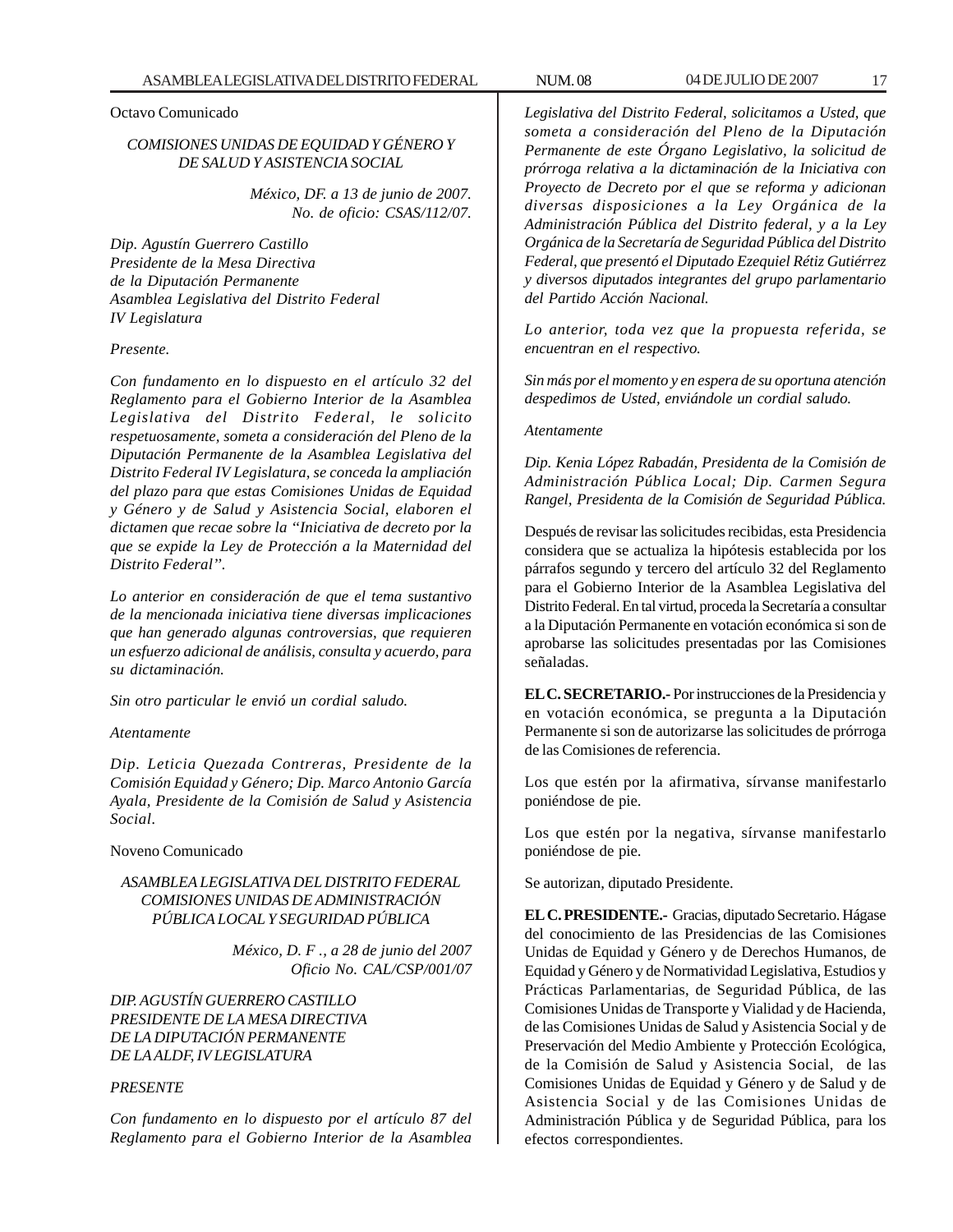Octavo Comunicado

*COMISIONES UNIDAS DE EQUIDAD Y GÉNERO Y DE SALUD Y ASISTENCIA SOCIAL*

*México, DF. a 13 de junio de 2007.*
*No. de oficio: CSAS/112/07.*

*Dip. Agustín Guerrero Castillo*
*Presidente de la Mesa Directiva*
*de la Diputación Permanente*
*Asamblea Legislativa del Distrito Federal*
*IV Legislatura*

*Presente.*

*Con fundamento en lo dispuesto en el artículo 32 del Reglamento para el Gobierno Interior de la Asamblea Legislativa del Distrito Federal, le solicito respetuosamente, someta a consideración del Pleno de la Diputación Permanente de la Asamblea Legislativa del Distrito Federal IV Legislatura, se conceda la ampliación del plazo para que estas Comisiones Unidas de Equidad y Género y de Salud y Asistencia Social, elaboren el dictamen que recae sobre la "Iniciativa de decreto por la que se expide la Ley de Protección a la Maternidad del Distrito Federal".*

*Lo anterior en consideración de que el tema sustantivo de la mencionada iniciativa tiene diversas implicaciones que han generado algunas controversias, que requieren un esfuerzo adicional de análisis, consulta y acuerdo, para su dictaminación.*

*Sin otro particular le envió un cordial saludo.*

*Atentamente*

*Dip. Leticia Quezada Contreras, Presidente de la Comisión Equidad y Género; Dip. Marco Antonio García Ayala, Presidente de la Comisión de Salud y Asistencia Social.*

Noveno Comunicado

*ASAMBLEA LEGISLATIVA DEL DISTRITO FEDERAL COMISIONES UNIDAS DE ADMINISTRACIÓN PÚBLICA LOCAL Y SEGURIDAD PÚBLICA*

*México, D. F ., a 28 de junio del 2007*
*Oficio No. CAL/CSP/001/07*

*DIP. AGUSTÍN GUERRERO CASTILLO*
*PRESIDENTE DE LA MESA DIRECTIVA*
*DE LA DIPUTACIÓN PERMANENTE*
*DE LA ALDF, IV LEGISLATURA*

*PRESENTE*

*Con fundamento en lo dispuesto por el artículo 87 del Reglamento para el Gobierno Interior de la Asamblea Legislativa del Distrito Federal, solicitamos a Usted, que someta a consideración del Pleno de la Diputación Permanente de este Órgano Legislativo, la solicitud de prórroga relativa a la dictaminación de la Iniciativa con Proyecto de Decreto por el que se reforma y adicionan diversas disposiciones a la Ley Orgánica de la Administración Pública del Distrito federal, y a la Ley Orgánica de la Secretaría de Seguridad Pública del Distrito Federal, que presentó el Diputado Ezequiel Rétiz Gutiérrez y diversos diputados integrantes del grupo parlamentario del Partido Acción Nacional.*

*Lo anterior, toda vez que la propuesta referida, se encuentran en el respectivo.*

*Sin más por el momento y en espera de su oportuna atención despedimos de Usted, enviándole un cordial saludo.*

*Atentamente*

*Dip. Kenia López Rabadán, Presidenta de la Comisión de Administración Pública Local; Dip. Carmen Segura Rangel, Presidenta de la Comisión de Seguridad Pública.*

Después de revisar las solicitudes recibidas, esta Presidencia considera que se actualiza la hipótesis establecida por los párrafos segundo y tercero del artículo 32 del Reglamento para el Gobierno Interior de la Asamblea Legislativa del Distrito Federal. En tal virtud, proceda la Secretaría a consultar a la Diputación Permanente en votación económica si son de aprobarse las solicitudes presentadas por las Comisiones señaladas.

**EL C. SECRETARIO.-** Por instrucciones de la Presidencia y en votación económica, se pregunta a la Diputación Permanente si son de autorizarse las solicitudes de prórroga de las Comisiones de referencia.

Los que estén por la afirmativa, sírvanse manifestarlo poniéndose de pie.

Los que estén por la negativa, sírvanse manifestarlo poniéndose de pie.

Se autorizan, diputado Presidente.

**EL C. PRESIDENTE.-** Gracias, diputado Secretario. Hágase del conocimiento de las Presidencias de las Comisiones Unidas de Equidad y Género y de Derechos Humanos, de Equidad y Género y de Normatividad Legislativa, Estudios y Prácticas Parlamentarias, de Seguridad Pública, de las Comisiones Unidas de Transporte y Vialidad y de Hacienda, de las Comisiones Unidas de Salud y Asistencia Social y de Preservación del Medio Ambiente y Protección Ecológica, de la Comisión de Salud y Asistencia Social, de las Comisiones Unidas de Equidad y Género y de Salud y de Asistencia Social y de las Comisiones Unidas de Administración Pública y de Seguridad Pública, para los efectos correspondientes.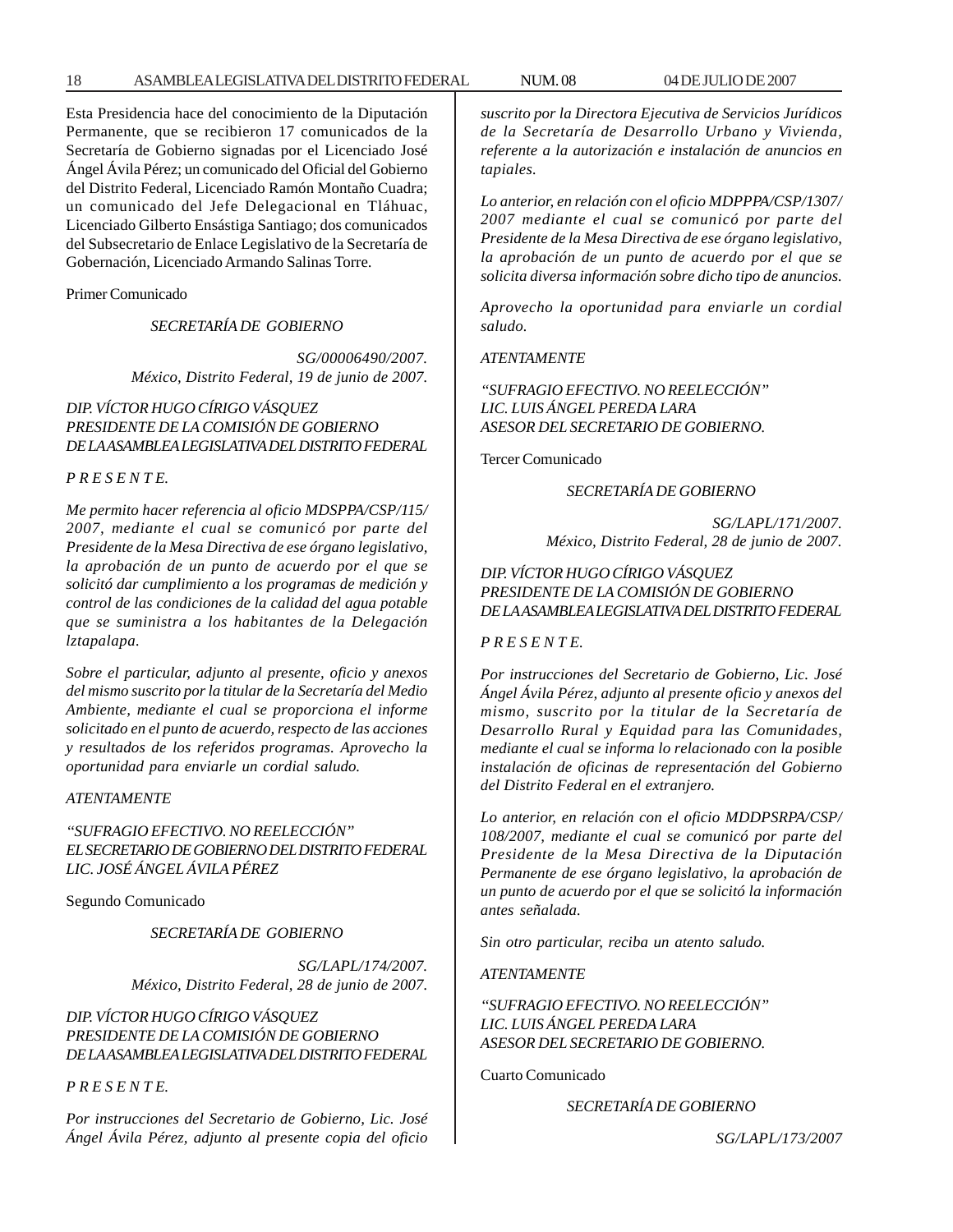Esta Presidencia hace del conocimiento de la Diputación Permanente, que se recibieron 17 comunicados de la Secretaría de Gobierno signadas por el Licenciado José Ángel Ávila Pérez; un comunicado del Oficial del Gobierno del Distrito Federal, Licenciado Ramón Montaño Cuadra; un comunicado del Jefe Delegacional en Tláhuac, Licenciado Gilberto Ensástiga Santiago; dos comunicados del Subsecretario de Enlace Legislativo de la Secretaría de Gobernación, Licenciado Armando Salinas Torre.

Primer Comunicado

*SECRETARÍA DE GOBIERNO*

*SG/00006490/2007.*
*México, Distrito Federal, 19 de junio de 2007.*

*DIP. VÍCTOR HUGO CÍRIGO VÁSQUEZ*
*PRESIDENTE DE LA COMISIÓN DE GOBIERNO*
*DE LA ASAMBLEA LEGISLATIVA DEL DISTRITO FEDERAL*

*P R E S E N T E.*

*Me permito hacer referencia al oficio MDSPPA/CSP/115/2007, mediante el cual se comunicó por parte del Presidente de la Mesa Directiva de ese órgano legislativo, la aprobación de un punto de acuerdo por el que se solicitó dar cumplimiento a los programas de medición y control de las condiciones de la calidad del agua potable que se suministra a los habitantes de la Delegación lztapalapa.*

*Sobre el particular, adjunto al presente, oficio y anexos del mismo suscrito por la titular de la Secretaría del Medio Ambiente, mediante el cual se proporciona el informe solicitado en el punto de acuerdo, respecto de las acciones y resultados de los referidos programas. Aprovecho la oportunidad para enviarle un cordial saludo.*

*ATENTAMENTE*

*"SUFRAGIO EFECTIVO. NO REELECCIÓN"*
*EL SECRETARIO DE GOBIERNO DEL DISTRITO FEDERAL*
*LIC. JOSÉ ÁNGEL ÁVILA PÉREZ*

Segundo Comunicado

*SECRETARÍA DE GOBIERNO*

*SG/LAPL/174/2007.*
*México, Distrito Federal, 28 de junio de 2007.*

*DIP. VÍCTOR HUGO CÍRIGO VÁSQUEZ*
*PRESIDENTE DE LA COMISIÓN DE GOBIERNO*
*DE LA ASAMBLEA LEGISLATIVA DEL DISTRITO FEDERAL*

*P R E S E N T E.*

*Por instrucciones del Secretario de Gobierno, Lic. José Ángel Ávila Pérez, adjunto al presente copia del oficio suscrito por la Directora Ejecutiva de Servicios Jurídicos de la Secretaría de Desarrollo Urbano y Vivienda, referente a la autorización e instalación de anuncios en tapiales.*

*Lo anterior, en relación con el oficio MDPPPA/CSP/1307/2007 mediante el cual se comunicó por parte del Presidente de la Mesa Directiva de ese órgano legislativo, la aprobación de un punto de acuerdo por el que se solicita diversa información sobre dicho tipo de anuncios.*

*Aprovecho la oportunidad para enviarle un cordial saludo.*

*ATENTAMENTE*

*"SUFRAGIO EFECTIVO. NO REELECCIÓN"*
*LIC. LUIS ÁNGEL PEREDA LARA*
*ASESOR DEL SECRETARIO DE GOBIERNO.*

Tercer Comunicado

*SECRETARÍA DE GOBIERNO*

*SG/LAPL/171/2007.*
*México, Distrito Federal, 28 de junio de 2007.*

*DIP. VÍCTOR HUGO CÍRIGO VÁSQUEZ*
*PRESIDENTE DE LA COMISIÓN DE GOBIERNO*
*DE LA ASAMBLEA LEGISLATIVA DEL DISTRITO FEDERAL*

*P R E S E N T E.*

*Por instrucciones del Secretario de Gobierno, Lic. José Ángel Ávila Pérez, adjunto al presente oficio y anexos del mismo, suscrito por la titular de la Secretaría de Desarrollo Rural y Equidad para las Comunidades, mediante el cual se informa lo relacionado con la posible instalación de oficinas de representación del Gobierno del Distrito Federal en el extranjero.*

*Lo anterior, en relación con el oficio MDDPSRPA/CSP/108/2007, mediante el cual se comunicó por parte del Presidente de la Mesa Directiva de la Diputación Permanente de ese órgano legislativo, la aprobación de un punto de acuerdo por el que se solicitó la información antes señalada.*

*Sin otro particular, reciba un atento saludo.*

*ATENTAMENTE*

*"SUFRAGIO EFECTIVO. NO REELECCIÓN"*
*LIC. LUIS ÁNGEL PEREDA LARA*
*ASESOR DEL SECRETARIO DE GOBIERNO.*

Cuarto Comunicado

*SECRETARÍA DE GOBIERNO*

*SG/LAPL/173/2007*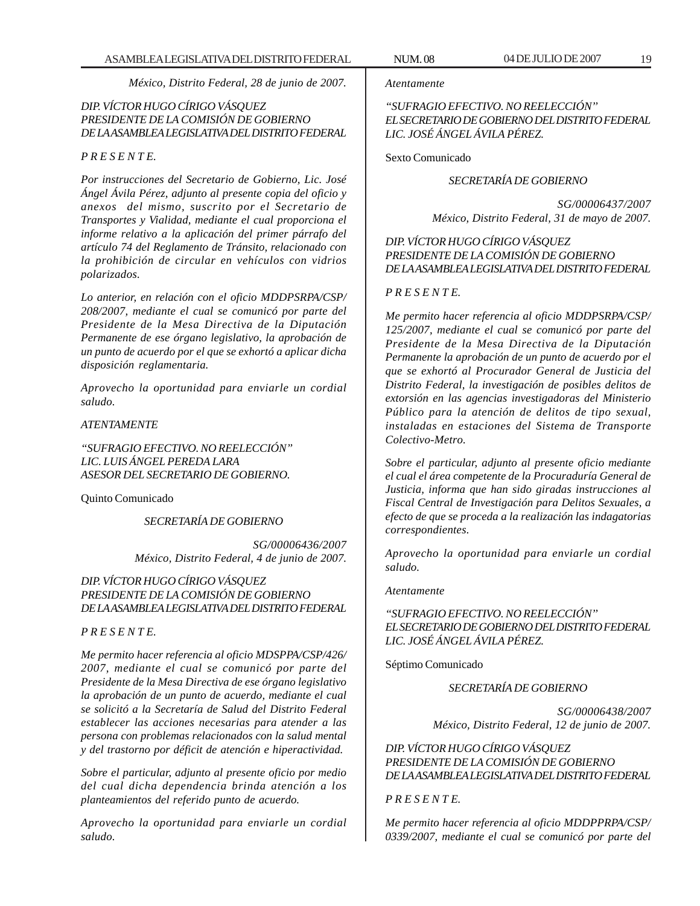*México, Distrito Federal, 28 de junio de 2007.*

*DIP. VÍCTOR HUGO CÍRIGO VÁSQUEZ*
*PRESIDENTE DE LA COMISIÓN DE GOBIERNO*
*DE LA ASAMBLEA LEGISLATIVA DEL DISTRITO FEDERAL*

*P R E S E N T E.*

*Por instrucciones del Secretario de Gobierno, Lic. José Ángel Ávila Pérez, adjunto al presente copia del oficio y anexos del mismo, suscrito por el Secretario de Transportes y Vialidad, mediante el cual proporciona el informe relativo a la aplicación del primer párrafo del artículo 74 del Reglamento de Tránsito, relacionado con la prohibición de circular en vehículos con vidrios polarizados.*

*Lo anterior, en relación con el oficio MDDPSRPA/CSP/208/2007, mediante el cual se comunicó por parte del Presidente de la Mesa Directiva de la Diputación Permanente de ese órgano legislativo, la aprobación de un punto de acuerdo por el que se exhortó a aplicar dicha disposición reglamentaria.*

*Aprovecho la oportunidad para enviarle un cordial saludo.*

*ATENTAMENTE*

*"SUFRAGIO EFECTIVO. NO REELECCIÓN"*
*LIC. LUIS ÁNGEL PEREDA LARA*
*ASESOR DEL SECRETARIO DE GOBIERNO.*

Quinto Comunicado

*SECRETARÍA DE GOBIERNO*

*SG/00006436/2007*
*México, Distrito Federal, 4 de junio de 2007.*

*DIP. VÍCTOR HUGO CÍRIGO VÁSQUEZ*
*PRESIDENTE DE LA COMISIÓN DE GOBIERNO*
*DE LA ASAMBLEA LEGISLATIVA DEL DISTRITO FEDERAL*

*P R E S E N T E.*

*Me permito hacer referencia al oficio MDSPPA/CSP/426/2007, mediante el cual se comunicó por parte del Presidente de la Mesa Directiva de ese órgano legislativo la aprobación de un punto de acuerdo, mediante el cual se solicitó a la Secretaría de Salud del Distrito Federal establecer las acciones necesarias para atender a las persona con problemas relacionados con la salud mental y del trastorno por déficit de atención e hiperactividad.*

*Sobre el particular, adjunto al presente oficio por medio del cual dicha dependencia brinda atención a los planteamientos del referido punto de acuerdo.*

*Aprovecho la oportunidad para enviarle un cordial saludo.*

*Atentamente*

*"SUFRAGIO EFECTIVO. NO REELECCIÓN"*
*EL SECRETARIO DE GOBIERNO DEL DISTRITO FEDERAL*
*LIC. JOSÉ ÁNGEL ÁVILA PÉREZ.*

Sexto Comunicado

*SECRETARÍA DE GOBIERNO*

*SG/00006437/2007*
*México, Distrito Federal, 31 de mayo de 2007.*

*DIP. VÍCTOR HUGO CÍRIGO VÁSQUEZ*
*PRESIDENTE DE LA COMISIÓN DE GOBIERNO*
*DE LA ASAMBLEA LEGISLATIVA DEL DISTRITO FEDERAL*

*P R E S E N T E.*

*Me permito hacer referencia al oficio MDDPSRPA/CSP/125/2007, mediante el cual se comunicó por parte del Presidente de la Mesa Directiva de la Diputación Permanente la aprobación de un punto de acuerdo por el que se exhortó al Procurador General de Justicia del Distrito Federal, la investigación de posibles delitos de extorsión en las agencias investigadoras del Ministerio Público para la atención de delitos de tipo sexual, instaladas en estaciones del Sistema de Transporte Colectivo-Metro.*

*Sobre el particular, adjunto al presente oficio mediante el cual el área competente de la Procuraduría General de Justicia, informa que han sido giradas instrucciones al Fiscal Central de Investigación para Delitos Sexuales, a efecto de que se proceda a la realización las indagatorias correspondientes.*

*Aprovecho la oportunidad para enviarle un cordial saludo.*

*Atentamente*

*"SUFRAGIO EFECTIVO. NO REELECCIÓN"*
*EL SECRETARIO DE GOBIERNO DEL DISTRITO FEDERAL*
*LIC. JOSÉ ÁNGEL ÁVILA PÉREZ.*

Séptimo Comunicado

*SECRETARÍA DE GOBIERNO*

*SG/00006438/2007*
*México, Distrito Federal, 12 de junio de 2007.*

*DIP. VÍCTOR HUGO CÍRIGO VÁSQUEZ*
*PRESIDENTE DE LA COMISIÓN DE GOBIERNO*
*DE LA ASAMBLEA LEGISLATIVA DEL DISTRITO FEDERAL*

*P R E S E N T E.*

*Me permito hacer referencia al oficio MDDPPRPA/CSP/0339/2007, mediante el cual se comunicó por parte del*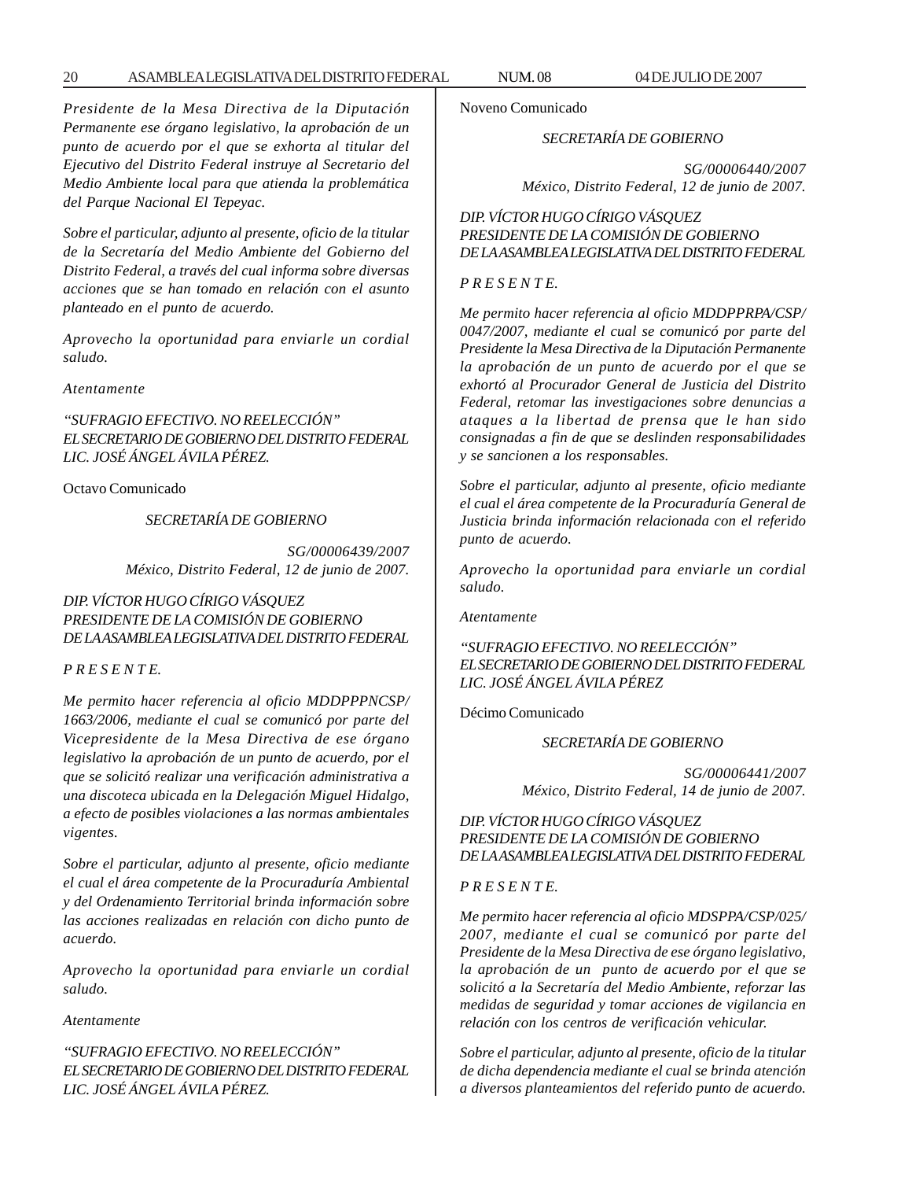*Presidente de la Mesa Directiva de la Diputación Permanente ese órgano legislativo, la aprobación de un punto de acuerdo por el que se exhorta al titular del Ejecutivo del Distrito Federal instruye al Secretario del Medio Ambiente local para que atienda la problemática del Parque Nacional El Tepeyac.*

*Sobre el particular, adjunto al presente, oficio de la titular de la Secretaría del Medio Ambiente del Gobierno del Distrito Federal, a través del cual informa sobre diversas acciones que se han tomado en relación con el asunto planteado en el punto de acuerdo.*

*Aprovecho la oportunidad para enviarle un cordial saludo.*

*Atentamente*

*"SUFRAGIO EFECTIVO. NO REELECCIÓN"*
*EL SECRETARIO DE GOBIERNO DEL DISTRITO FEDERAL*
*LIC. JOSÉ ÁNGEL ÁVILA PÉREZ.*

Octavo Comunicado

*SECRETARÍA DE GOBIERNO*

*SG/00006439/2007*
*México, Distrito Federal, 12 de junio de 2007.*

*DIP. VÍCTOR HUGO CÍRIGO VÁSQUEZ*
*PRESIDENTE DE LA COMISIÓN DE GOBIERNO*
*DE LA ASAMBLEA LEGISLATIVA DEL DISTRITO FEDERAL*

*P R E S E N T E.*

*Me permito hacer referencia al oficio MDDPPPNCSP/1663/2006, mediante el cual se comunicó por parte del Vicepresidente de la Mesa Directiva de ese órgano legislativo la aprobación de un punto de acuerdo, por el que se solicitó realizar una verificación administrativa a una discoteca ubicada en la Delegación Miguel Hidalgo, a efecto de posibles violaciones a las normas ambientales vigentes.*

*Sobre el particular, adjunto al presente, oficio mediante el cual el área competente de la Procuraduría Ambiental y del Ordenamiento Territorial brinda información sobre las acciones realizadas en relación con dicho punto de acuerdo.*

*Aprovecho la oportunidad para enviarle un cordial saludo.*

*Atentamente*

*"SUFRAGIO EFECTIVO. NO REELECCIÓN"*
*EL SECRETARIO DE GOBIERNO DEL DISTRITO FEDERAL*
*LIC. JOSÉ ÁNGEL ÁVILA PÉREZ.*

Noveno Comunicado

*SECRETARÍA DE GOBIERNO*

*SG/00006440/2007*
*México, Distrito Federal, 12 de junio de 2007.*

*DIP. VÍCTOR HUGO CÍRIGO VÁSQUEZ*
*PRESIDENTE DE LA COMISIÓN DE GOBIERNO*
*DE LA ASAMBLEA LEGISLATIVA DEL DISTRITO FEDERAL*

*P R E S E N T E.*

*Me permito hacer referencia al oficio MDDPPRPA/CSP/0047/2007, mediante el cual se comunicó por parte del Presidente la Mesa Directiva de la Diputación Permanente la aprobación de un punto de acuerdo por el que se exhortó al Procurador General de Justicia del Distrito Federal, retomar las investigaciones sobre denuncias a ataques a la libertad de prensa que le han sido consignadas a fin de que se deslinden responsabilidades y se sancionen a los responsables.*

*Sobre el particular, adjunto al presente, oficio mediante el cual el área competente de la Procuraduría General de Justicia brinda información relacionada con el referido punto de acuerdo.*

*Aprovecho la oportunidad para enviarle un cordial saludo.*

*Atentamente*

*"SUFRAGIO EFECTIVO. NO REELECCIÓN"*
*EL SECRETARIO DE GOBIERNO DEL DISTRITO FEDERAL*
*LIC. JOSÉ ÁNGEL ÁVILA PÉREZ*

Décimo Comunicado

*SECRETARÍA DE GOBIERNO*

*SG/00006441/2007*
*México, Distrito Federal, 14 de junio de 2007.*

*DIP. VÍCTOR HUGO CÍRIGO VÁSQUEZ*
*PRESIDENTE DE LA COMISIÓN DE GOBIERNO*
*DE LA ASAMBLEA LEGISLATIVA DEL DISTRITO FEDERAL*

*P R E S E N T E.*

*Me permito hacer referencia al oficio MDSPPA/CSP/025/2007, mediante el cual se comunicó por parte del Presidente de la Mesa Directiva de ese órgano legislativo, la aprobación de un punto de acuerdo por el que se solicitó a la Secretaría del Medio Ambiente, reforzar las medidas de seguridad y tomar acciones de vigilancia en relación con los centros de verificación vehicular.*

*Sobre el particular, adjunto al presente, oficio de la titular de dicha dependencia mediante el cual se brinda atención a diversos planteamientos del referido punto de acuerdo.*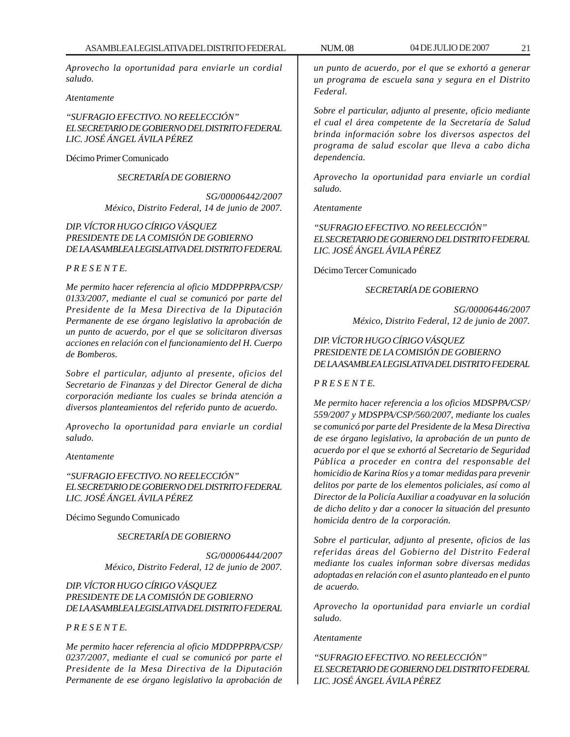*Aprovecho la oportunidad para enviarle un cordial saludo.*

*Atentamente*

*"SUFRAGIO EFECTIVO. NO REELECCIÓN"*
*EL SECRETARIO DE GOBIERNO DEL DISTRITO FEDERAL*
*LIC. JOSÉ ÁNGEL ÁVILA PÉREZ*

Décimo Primer Comunicado

*SECRETARÍA DE GOBIERNO*

*SG/00006442/2007*
*México, Distrito Federal, 14 de junio de 2007.*

*DIP. VÍCTOR HUGO CÍRIGO VÁSQUEZ*
*PRESIDENTE DE LA COMISIÓN DE GOBIERNO*
*DE LA ASAMBLEA LEGISLATIVA DEL DISTRITO FEDERAL*

*P R E S E N T E.*

*Me permito hacer referencia al oficio MDDPPRPA/CSP/0133/2007, mediante el cual se comunicó por parte del Presidente de la Mesa Directiva de la Diputación Permanente de ese órgano legislativo la aprobación de un punto de acuerdo, por el que se solicitaron diversas acciones en relación con el funcionamiento del H. Cuerpo de Bomberos.*

*Sobre el particular, adjunto al presente, oficios del Secretario de Finanzas y del Director General de dicha corporación mediante los cuales se brinda atención a diversos planteamientos del referido punto de acuerdo.*

*Aprovecho la oportunidad para enviarle un cordial saludo.*

*Atentamente*

*"SUFRAGIO EFECTIVO. NO REELECCIÓN"*
*EL SECRETARIO DE GOBIERNO DEL DISTRITO FEDERAL*
*LIC. JOSÉ ÁNGEL ÁVILA PÉREZ*

Décimo Segundo Comunicado

*SECRETARÍA DE GOBIERNO*

*SG/00006444/2007*
*México, Distrito Federal, 12 de junio de 2007.*

*DIP. VÍCTOR HUGO CÍRIGO VÁSQUEZ*
*PRESIDENTE DE LA COMISIÓN DE GOBIERNO*
*DE LA ASAMBLEA LEGISLATIVA DEL DISTRITO FEDERAL*

*P R E S E N T E.*

*Me permito hacer referencia al oficio MDDPPRPA/CSP/0237/2007, mediante el cual se comunicó por parte el Presidente de la Mesa Directiva de la Diputación Permanente de ese órgano legislativo la aprobación de un punto de acuerdo, por el que se exhortó a generar un programa de escuela sana y segura en el Distrito Federal.*

*Sobre el particular, adjunto al presente, oficio mediante el cual el área competente de la Secretaría de Salud brinda información sobre los diversos aspectos del programa de salud escolar que lleva a cabo dicha dependencia.*

*Aprovecho la oportunidad para enviarle un cordial saludo.*

*Atentamente*

*"SUFRAGIO EFECTIVO. NO REELECCIÓN"*
*EL SECRETARIO DE GOBIERNO DEL DISTRITO FEDERAL*
*LIC. JOSÉ ÁNGEL ÁVILA PÉREZ*

Décimo Tercer Comunicado

*SECRETARÍA DE GOBIERNO*

*SG/00006446/2007*
*México, Distrito Federal, 12 de junio de 2007.*

*DIP. VÍCTOR HUGO CÍRIGO VÁSQUEZ*
*PRESIDENTE DE LA COMISIÓN DE GOBIERNO*
*DE LA ASAMBLEA LEGISLATIVA DEL DISTRITO FEDERAL*

*P R E S E N T E.*

*Me permito hacer referencia a los oficios MDSPPA/CSP/559/2007 y MDSPPA/CSP/560/2007, mediante los cuales se comunicó por parte del Presidente de la Mesa Directiva de ese órgano legislativo, la aprobación de un punto de acuerdo por el que se exhortó al Secretario de Seguridad Pública a proceder en contra del responsable del homicidio de Karina Ríos y a tomar medidas para prevenir delitos por parte de los elementos policiales, así como al Director de la Policía Auxiliar a coadyuvar en la solución de dicho delito y dar a conocer la situación del presunto homicida dentro de la corporación.*

*Sobre el particular, adjunto al presente, oficios de las referidas áreas del Gobierno del Distrito Federal mediante los cuales informan sobre diversas medidas adoptadas en relación con el asunto planteado en el punto de acuerdo.*

*Aprovecho la oportunidad para enviarle un cordial saludo.*

*Atentamente*

*"SUFRAGIO EFECTIVO. NO REELECCIÓN"*
*EL SECRETARIO DE GOBIERNO DEL DISTRITO FEDERAL*
*LIC. JOSÉ ÁNGEL ÁVILA PÉREZ*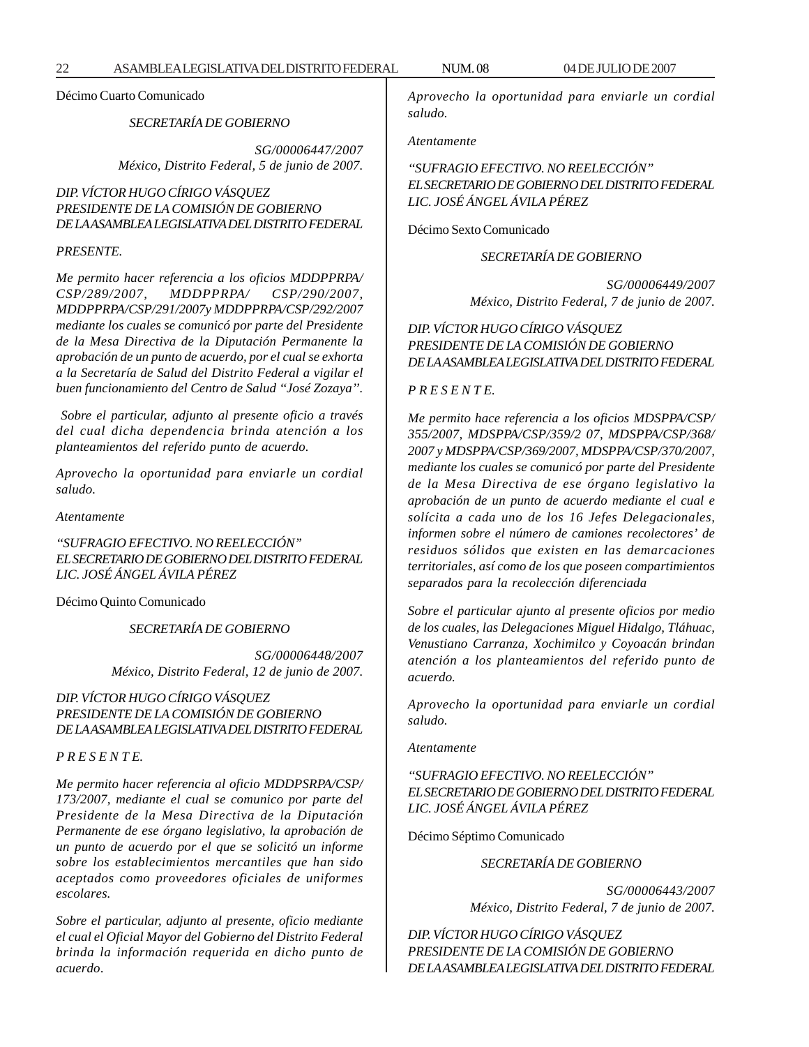Décimo Cuarto Comunicado

*SECRETARÍA DE GOBIERNO*

*SG/00006447/2007*
*México, Distrito Federal, 5 de junio de 2007.*

*DIP. VÍCTOR HUGO CÍRIGO VÁSQUEZ*
*PRESIDENTE DE LA COMISIÓN DE GOBIERNO*
*DE LA ASAMBLEA LEGISLATIVA DEL DISTRITO FEDERAL*

*PRESENTE.*

*Me permito hacer referencia a los oficios MDDPPRPA/CSP/289/2007, MDDPPRPA/ CSP/290/2007, MDDPPRPA/CSP/291/2007y MDDPPRPA/CSP/292/2007 mediante los cuales se comunicó por parte del Presidente de la Mesa Directiva de la Diputación Permanente la aprobación de un punto de acuerdo, por el cual se exhorta a la Secretaría de Salud del Distrito Federal a vigilar el buen funcionamiento del Centro de Salud "José Zozaya".*

*Sobre el particular, adjunto al presente oficio a través del cual dicha dependencia brinda atención a los planteamientos del referido punto de acuerdo.*

*Aprovecho la oportunidad para enviarle un cordial saludo.*

*Atentamente*

*"SUFRAGIO EFECTIVO. NO REELECCIÓN"*
*EL SECRETARIO DE GOBIERNO DEL DISTRITO FEDERAL*
*LIC. JOSÉ ÁNGEL ÁVILA PÉREZ*

Décimo Quinto Comunicado

*SECRETARÍA DE GOBIERNO*

*SG/00006448/2007*
*México, Distrito Federal, 12 de junio de 2007.*

*DIP. VÍCTOR HUGO CÍRIGO VÁSQUEZ*
*PRESIDENTE DE LA COMISIÓN DE GOBIERNO*
*DE LA ASAMBLEA LEGISLATIVA DEL DISTRITO FEDERAL*

*P R E S E N T E.*

*Me permito hacer referencia al oficio MDDPSRPA/CSP/173/2007, mediante el cual se comunico por parte del Presidente de la Mesa Directiva de la Diputación Permanente de ese órgano legislativo, la aprobación de un punto de acuerdo por el que se solicitó un informe sobre los establecimientos mercantiles que han sido aceptados como proveedores oficiales de uniformes escolares.*

*Sobre el particular, adjunto al presente, oficio mediante el cual el Oficial Mayor del Gobierno del Distrito Federal brinda la información requerida en dicho punto de acuerdo.*

*Aprovecho la oportunidad para enviarle un cordial saludo.*

*Atentamente*

*"SUFRAGIO EFECTIVO. NO REELECCIÓN"*
*EL SECRETARIO DE GOBIERNO DEL DISTRITO FEDERAL*
*LIC. JOSÉ ÁNGEL ÁVILA PÉREZ*

Décimo Sexto Comunicado

*SECRETARÍA DE GOBIERNO*

*SG/00006449/2007*
*México, Distrito Federal, 7 de junio de 2007.*

*DIP. VÍCTOR HUGO CÍRIGO VÁSQUEZ*
*PRESIDENTE DE LA COMISIÓN DE GOBIERNO*
*DE LA ASAMBLEA LEGISLATIVA DEL DISTRITO FEDERAL*

*P R E S E N T E.*

*Me permito hace referencia a los oficios MDSPPA/CSP/355/2007, MDSPPA/CSP/359/2 07, MDSPPA/CSP/368/2007 y MDSPPA/CSP/369/2007, MDSPPA/CSP/370/2007, mediante los cuales se comunicó por parte del Presidente de la Mesa Directiva de ese órgano legislativo la aprobación de un punto de acuerdo mediante el cual e solícita a cada uno de los 16 Jefes Delegacionales, informen sobre el número de camiones recolectores' de residuos sólidos que existen en las demarcaciones territoriales, así como de los que poseen compartimientos separados para la recolección diferenciada*

*Sobre el particular ajunto al presente oficios por medio de los cuales, las Delegaciones Miguel Hidalgo, Tláhuac, Venustiano Carranza, Xochimilco y Coyoacán brindan atención a los planteamientos del referido punto de acuerdo.*

*Aprovecho la oportunidad para enviarle un cordial saludo.*

*Atentamente*

*"SUFRAGIO EFECTIVO. NO REELECCIÓN"*
*EL SECRETARIO DE GOBIERNO DEL DISTRITO FEDERAL*
*LIC. JOSÉ ÁNGEL ÁVILA PÉREZ*

Décimo Séptimo Comunicado

*SECRETARÍA DE GOBIERNO*

*SG/00006443/2007*
*México, Distrito Federal, 7 de junio de 2007.*

*DIP. VÍCTOR HUGO CÍRIGO VÁSQUEZ*
*PRESIDENTE DE LA COMISIÓN DE GOBIERNO*
*DE LA ASAMBLEA LEGISLATIVA DEL DISTRITO FEDERAL*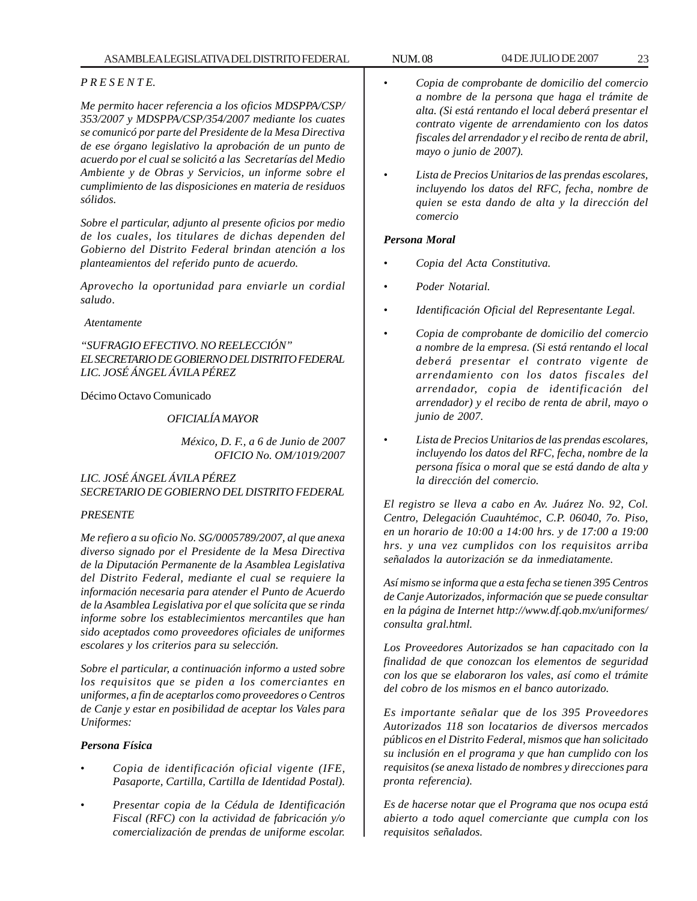*P R E S E N T E.*

*Me permito hacer referencia a los oficios MDSPPA/CSP/353/2007 y MDSPPA/CSP/354/2007 mediante los cuates se comunicó por parte del Presidente de la Mesa Directiva de ese órgano legislativo la aprobación de un punto de acuerdo por el cual se solicitó a las Secretarías del Medio Ambiente y de Obras y Servicios, un informe sobre el cumplimiento de las disposiciones en materia de residuos sólidos.*

*Sobre el particular, adjunto al presente oficios por medio de los cuales, los titulares de dichas dependen del Gobierno del Distrito Federal brindan atención a los planteamientos del referido punto de acuerdo.*

*Aprovecho la oportunidad para enviarle un cordial saludo.*

*Atentamente*

*"SUFRAGIO EFECTIVO. NO REELECCIÓN"*
*EL SECRETARIO DE GOBIERNO DEL DISTRITO FEDERAL*
*LIC. JOSÉ ÁNGEL ÁVILA PÉREZ*

Décimo Octavo Comunicado

*OFICIALÍA MAYOR*

*México, D. F., a 6 de Junio de 2007*
*OFICIO No. OM/1019/2007*

*LIC. JOSÉ ÁNGEL ÁVILA PÉREZ*
*SECRETARIO DE GOBIERNO DEL DISTRITO FEDERAL*

*PRESENTE*

*Me refiero a su oficio No. SG/0005789/2007, al que anexa diverso signado por el Presidente de la Mesa Directiva de la Diputación Permanente de la Asamblea Legislativa del Distrito Federal, mediante el cual se requiere la información necesaria para atender el Punto de Acuerdo de la Asamblea Legislativa por el que solícita que se rinda informe sobre los establecimientos mercantiles que han sido aceptados como proveedores oficiales de uniformes escolares y los criterios para su selección.*

*Sobre el particular, a continuación informo a usted sobre los requisitos que se piden a los comerciantes en uniformes, a fin de aceptarlos como proveedores o Centros de Canje y estar en posibilidad de aceptar los Vales para Uniformes:*

***Persona Física***

- *Copia de identificación oficial vigente (IFE, Pasaporte, Cartilla, Cartilla de Identidad Postal).*
- *Presentar copia de la Cédula de Identificación Fiscal (RFC) con la actividad de fabricación y/o comercialización de prendas de uniforme escolar.*
- *Copia de comprobante de domicilio del comercio a nombre de la persona que haga el trámite de alta. (Si está rentando el local deberá presentar el contrato vigente de arrendamiento con los datos fiscales del arrendador y el recibo de renta de abril, mayo o junio de 2007).*
- *Lista de Precios Unitarios de las prendas escolares, incluyendo los datos del RFC, fecha, nombre de quien se esta dando de alta y la dirección del comercio*

***Persona Moral***

- *Copia del Acta Constitutiva.*
- *Poder Notarial.*
- *Identificación Oficial del Representante Legal.*
- *Copia de comprobante de domicilio del comercio a nombre de la empresa. (Si está rentando el local deberá presentar el contrato vigente de arrendamiento con los datos fiscales del arrendador, copia de identificación del arrendador) y el recibo de renta de abril, mayo o junio de 2007.*
- *Lista de Precios Unitarios de las prendas escolares, incluyendo los datos del RFC, fecha, nombre de la persona física o moral que se está dando de alta y la dirección del comercio.*

*El registro se lleva a cabo en Av. Juárez No. 92, Col. Centro, Delegación Cuauhtémoc, C.P. 06040, 7o. Piso, en un horario de 10:00 a 14:00 hrs. y de 17:00 a 19:00 hrs. y una vez cumplidos con los requisitos arriba señalados la autorización se da inmediatamente.*

*Así mismo se informa que a esta fecha se tienen 395 Centros de Canje Autorizados, información que se puede consultar en la página de Internet http://www.df.qob.mx/uniformes/consulta gral.html.*

*Los Proveedores Autorizados se han capacitado con la finalidad de que conozcan los elementos de seguridad con los que se elaboraron los vales, así como el trámite del cobro de los mismos en el banco autorizado.*

*Es importante señalar que de los 395 Proveedores Autorizados 118 son locatarios de diversos mercados públicos en el Distrito Federal, mismos que han solicitado su inclusión en el programa y que han cumplido con los requisitos (se anexa listado de nombres y direcciones para pronta referencia).*

*Es de hacerse notar que el Programa que nos ocupa está abierto a todo aquel comerciante que cumpla con los requisitos señalados.*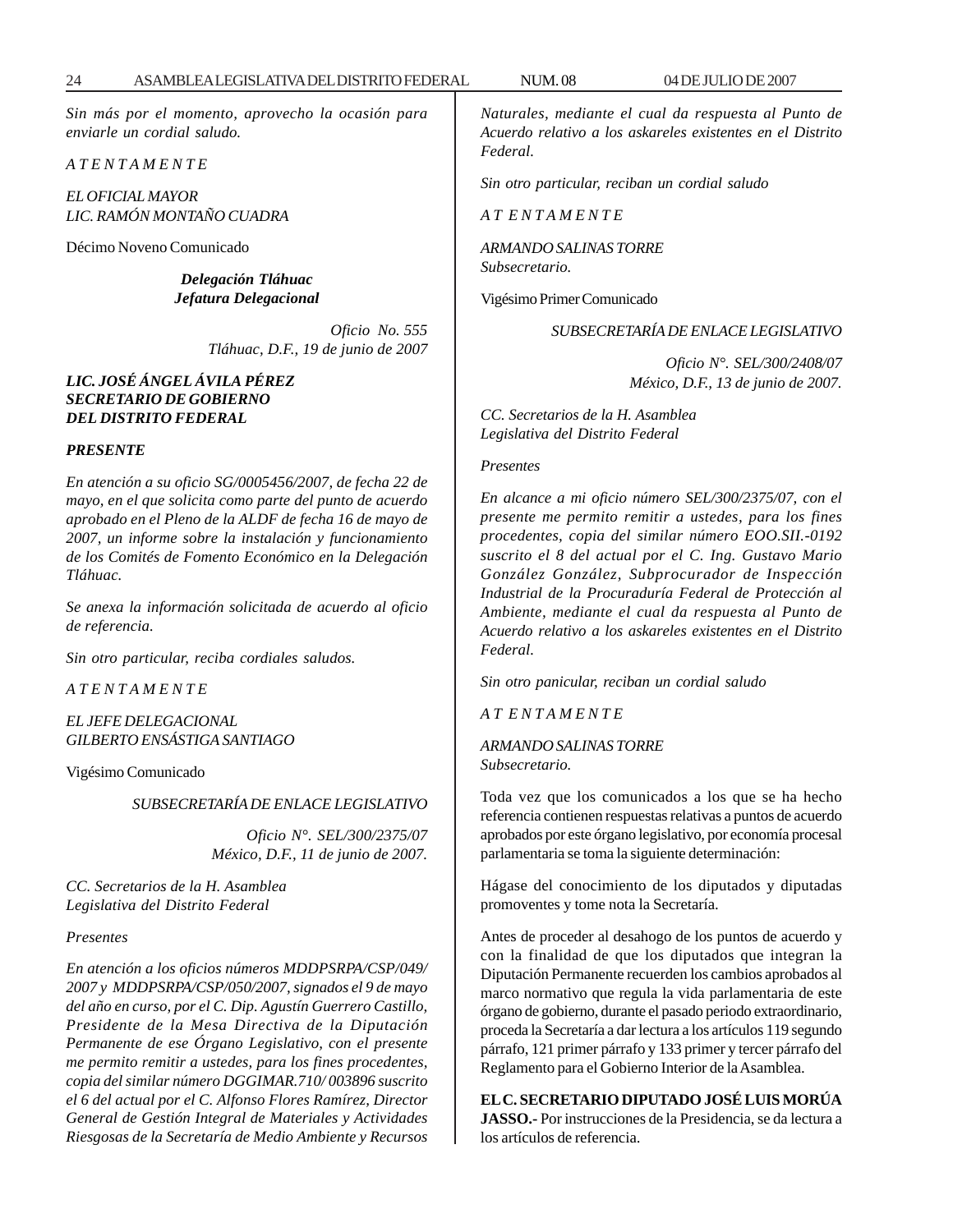*Sin más por el momento, aprovecho la ocasión para enviarle un cordial saludo.*

*A T E N T A M E N T E*

*EL OFICIAL MAYOR*
*LIC. RAMÓN MONTAÑO CUADRA*

Décimo Noveno Comunicado

***Delegación Tláhuac***
***Jefatura Delegacional***

*Oficio No. 555*
*Tláhuac, D.F., 19 de junio de 2007*

***LIC. JOSÉ ÁNGEL ÁVILA PÉREZ***
***SECRETARIO DE GOBIERNO***
***DEL DISTRITO FEDERAL***

***PRESENTE***

*En atención a su oficio SG/0005456/2007, de fecha 22 de mayo, en el que solicita como parte del punto de acuerdo aprobado en el Pleno de la ALDF de fecha 16 de mayo de 2007, un informe sobre la instalación y funcionamiento de los Comités de Fomento Económico en la Delegación Tláhuac.*

*Se anexa la información solicitada de acuerdo al oficio de referencia.*

*Sin otro particular, reciba cordiales saludos.*

*A T E N T A M E N T E*

*EL JEFE DELEGACIONAL*
*GILBERTO ENSÁSTIGA SANTIAGO*

Vigésimo Comunicado

*SUBSECRETARÍA DE ENLACE LEGISLATIVO*

*Oficio N°. SEL/300/2375/07*
*México, D.F., 11 de junio de 2007.*

*CC. Secretarios de la H. Asamblea*
*Legislativa del Distrito Federal*

*Presentes*

*En atención a los oficios números MDDPSRPA/CSP/049/2007 y MDDPSRPA/CSP/050/2007, signados el 9 de mayo del año en curso, por el C. Dip. Agustín Guerrero Castillo, Presidente de la Mesa Directiva de la Diputación Permanente de ese Órgano Legislativo, con el presente me permito remitir a ustedes, para los fines procedentes, copia del similar número DGGIMAR.710/ 003896 suscrito el 6 del actual por el C. Alfonso Flores Ramírez, Director General de Gestión Integral de Materiales y Actividades Riesgosas de la Secretaría de Medio Ambiente y Recursos Naturales, mediante el cual da respuesta al Punto de Acuerdo relativo a los askareles existentes en el Distrito Federal.*

*Sin otro particular, reciban un cordial saludo*

*A T E N T A M E N T E*

*ARMANDO SALINAS TORRE*
*Subsecretario.*

Vigésimo Primer Comunicado

*SUBSECRETARÍA DE ENLACE LEGISLATIVO*

*Oficio N°. SEL/300/2408/07*
*México, D.F., 13 de junio de 2007.*

*CC. Secretarios de la H. Asamblea*
*Legislativa del Distrito Federal*

*Presentes*

*En alcance a mi oficio número SEL/300/2375/07, con el presente me permito remitir a ustedes, para los fines procedentes, copia del similar número EOO.SII.-0192 suscrito el 8 del actual por el C. Ing. Gustavo Mario González González, Subprocurador de Inspección Industrial de la Procuraduría Federal de Protección al Ambiente, mediante el cual da respuesta al Punto de Acuerdo relativo a los askareles existentes en el Distrito Federal.*

*Sin otro panicular, reciban un cordial saludo*

*A T E N T A M E N T E*

*ARMANDO SALINAS TORRE*
*Subsecretario.*

Toda vez que los comunicados a los que se ha hecho referencia contienen respuestas relativas a puntos de acuerdo aprobados por este órgano legislativo, por economía procesal parlamentaria se toma la siguiente determinación:

Hágase del conocimiento de los diputados y diputadas promoventes y tome nota la Secretaría.

Antes de proceder al desahogo de los puntos de acuerdo y con la finalidad de que los diputados que integran la Diputación Permanente recuerden los cambios aprobados al marco normativo que regula la vida parlamentaria de este órgano de gobierno, durante el pasado periodo extraordinario, proceda la Secretaría a dar lectura a los artículos 119 segundo párrafo, 121 primer párrafo y 133 primer y tercer párrafo del Reglamento para el Gobierno Interior de la Asamblea.

**EL C. SECRETARIO DIPUTADO JOSÉ LUIS MORÚA JASSO.-** Por instrucciones de la Presidencia, se da lectura a los artículos de referencia.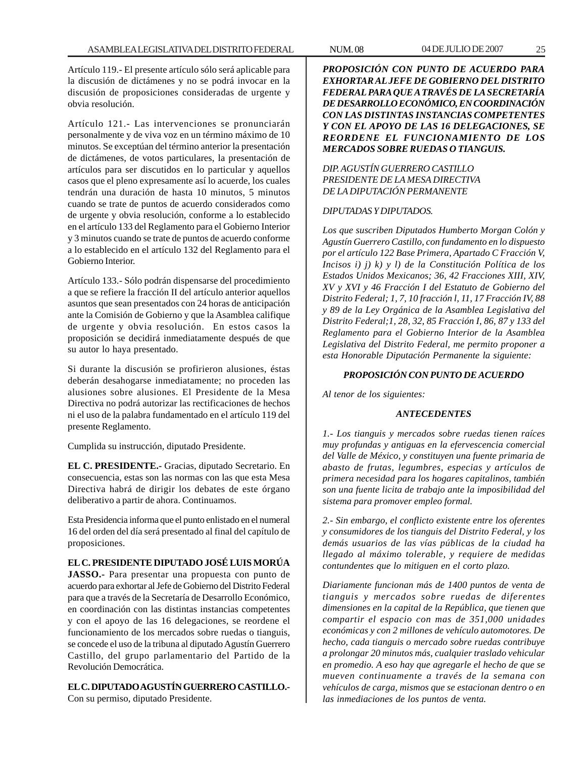Artículo 119.- El presente artículo sólo será aplicable para la discusión de dictámenes y no se podrá invocar en la discusión de proposiciones consideradas de urgente y obvia resolución.

Artículo 121.- Las intervenciones se pronunciarán personalmente y de viva voz en un término máximo de 10 minutos. Se exceptúan del término anterior la presentación de dictámenes, de votos particulares, la presentación de artículos para ser discutidos en lo particular y aquellos casos que el pleno expresamente así lo acuerde, los cuales tendrán una duración de hasta 10 minutos, 5 minutos cuando se trate de puntos de acuerdo considerados como de urgente y obvia resolución, conforme a lo establecido en el artículo 133 del Reglamento para el Gobierno Interior y 3 minutos cuando se trate de puntos de acuerdo conforme a lo establecido en el artículo 132 del Reglamento para el Gobierno Interior.

Artículo 133.- Sólo podrán dispensarse del procedimiento a que se refiere la fracción II del artículo anterior aquellos asuntos que sean presentados con 24 horas de anticipación ante la Comisión de Gobierno y que la Asamblea califique de urgente y obvia resolución. En estos casos la proposición se decidirá inmediatamente después de que su autor lo haya presentado.

Si durante la discusión se profirieron alusiones, éstas deberán desahogarse inmediatamente; no proceden las alusiones sobre alusiones. El Presidente de la Mesa Directiva no podrá autorizar las rectificaciones de hechos ni el uso de la palabra fundamentado en el artículo 119 del presente Reglamento.

Cumplida su instrucción, diputado Presidente.

**EL C. PRESIDENTE.-** Gracias, diputado Secretario. En consecuencia, estas son las normas con las que esta Mesa Directiva habrá de dirigir los debates de este órgano deliberativo a partir de ahora. Continuamos.

Esta Presidencia informa que el punto enlistado en el numeral 16 del orden del día será presentado al final del capítulo de proposiciones.

**EL C. PRESIDENTE DIPUTADO JOSÉ LUIS MORÚA JASSO.-** Para presentar una propuesta con punto de acuerdo para exhortar al Jefe de Gobierno del Distrito Federal para que a través de la Secretaría de Desarrollo Económico, en coordinación con las distintas instancias competentes y con el apoyo de las 16 delegaciones, se reordene el funcionamiento de los mercados sobre ruedas o tianguis, se concede el uso de la tribuna al diputado Agustín Guerrero Castillo, del grupo parlamentario del Partido de la Revolución Democrática.

**EL C. DIPUTADO AGUSTÍN GUERRERO CASTILLO.-** Con su permiso, diputado Presidente.

***PROPOSICIÓN CON PUNTO DE ACUERDO PARA EXHORTAR AL JEFE DE GOBIERNO DEL DISTRITO FEDERAL PARA QUE A TRAVÉS DE LA SECRETARÍA DE DESARROLLO ECONÓMICO, EN COORDINACIÓN CON LAS DISTINTAS INSTANCIAS COMPETENTES Y CON EL APOYO DE LAS 16 DELEGACIONES, SE REORDENE EL FUNCIONAMIENTO DE LOS MERCADOS SOBRE RUEDAS O TIANGUIS.***

*DIP. AGUSTÍN GUERRERO CASTILLO*
*PRESIDENTE DE LA MESA DIRECTIVA*
*DE LA DIPUTACIÓN PERMANENTE*

*DIPUTADAS Y DIPUTADOS.*

*Los que suscriben Diputados Humberto Morgan Colón y Agustín Guerrero Castillo, con fundamento en lo dispuesto por el artículo 122 Base Primera, Apartado C Fracción V, Incisos i) j) k) y l) de la Constitución Política de los Estados Unidos Mexicanos; 36, 42 Fracciones XIII, XIV, XV y XVI y 46 Fracción I del Estatuto de Gobierno del Distrito Federal; 1, 7, 10 fracción l, 11, 17 Fracción IV, 88 y 89 de la Ley Orgánica de la Asamblea Legislativa del Distrito Federal;1, 28, 32, 85 Fracción I, 86, 87 y 133 del Reglamento para el Gobierno Interior de la Asamblea Legislativa del Distrito Federal, me permito proponer a esta Honorable Diputación Permanente la siguiente:*

***PROPOSICIÓN CON PUNTO DE ACUERDO***

*Al tenor de los siguientes:*

***ANTECEDENTES***

*1.- Los tianguis y mercados sobre ruedas tienen raíces muy profundas y antiguas en la efervescencia comercial del Valle de México, y constituyen una fuente primaria de abasto de frutas, legumbres, especias y artículos de primera necesidad para los hogares capitalinos, también son una fuente licita de trabajo ante la imposibilidad del sistema para promover empleo formal.*

*2.- Sin embargo, el conflicto existente entre los oferentes y consumidores de los tianguis del Distrito Federal, y los demás usuarios de las vías públicas de la ciudad ha llegado al máximo tolerable, y requiere de medidas contundentes que lo mitiguen en el corto plazo.*

*Diariamente funcionan más de 1400 puntos de venta de tianguis y mercados sobre ruedas de diferentes dimensiones en la capital de la República, que tienen que compartir el espacio con mas de 351,000 unidades económicas y con 2 millones de vehículo automotores. De hecho, cada tianguis o mercado sobre ruedas contribuye a prolongar 20 minutos más, cualquier traslado vehicular en promedio. A eso hay que agregarle el hecho de que se mueven continuamente a través de la semana con vehículos de carga, mismos que se estacionan dentro o en las inmediaciones de los puntos de venta.*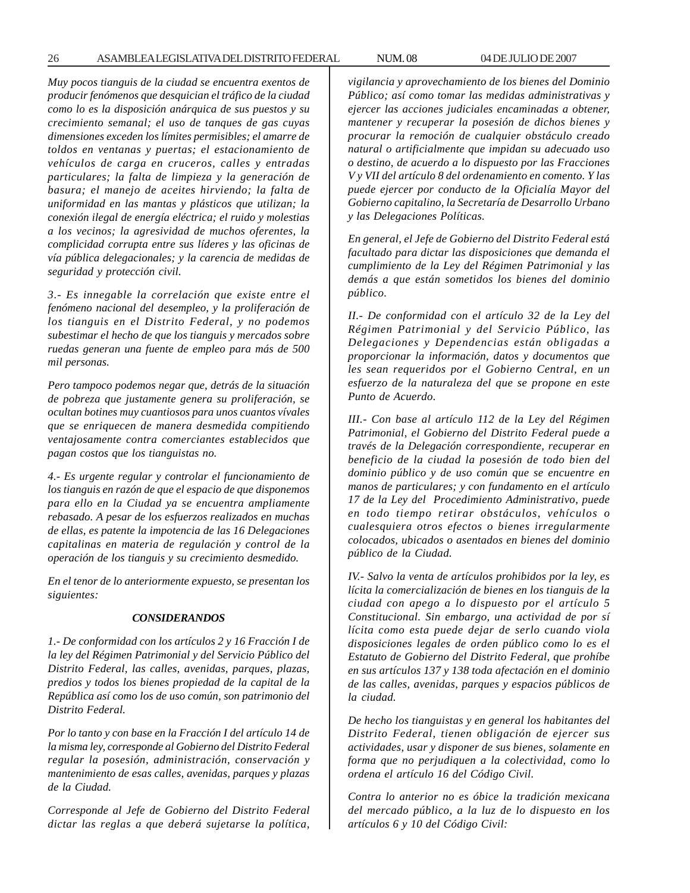*Muy pocos tianguis de la ciudad se encuentra exentos de producir fenómenos que desquician el tráfico de la ciudad como lo es la disposición anárquica de sus puestos y su crecimiento semanal; el uso de tanques de gas cuyas dimensiones exceden los límites permisibles; el amarre de toldos en ventanas y puertas; el estacionamiento de vehículos de carga en cruceros, calles y entradas particulares; la falta de limpieza y la generación de basura; el manejo de aceites hirviendo; la falta de uniformidad en las mantas y plásticos que utilizan; la conexión ilegal de energía eléctrica; el ruido y molestias a los vecinos; la agresividad de muchos oferentes, la complicidad corrupta entre sus líderes y las oficinas de vía pública delegacionales; y la carencia de medidas de seguridad y protección civil.*

*3.- Es innegable la correlación que existe entre el fenómeno nacional del desempleo, y la proliferación de los tianguis en el Distrito Federal, y no podemos subestimar el hecho de que los tianguis y mercados sobre ruedas generan una fuente de empleo para más de 500 mil personas.*

*Pero tampoco podemos negar que, detrás de la situación de pobreza que justamente genera su proliferación, se ocultan botines muy cuantiosos para unos cuantos vívales que se enriquecen de manera desmedida compitiendo ventajosamente contra comerciantes establecidos que pagan costos que los tianguistas no.*

*4.- Es urgente regular y controlar el funcionamiento de los tianguis en razón de que el espacio de que disponemos para ello en la Ciudad ya se encuentra ampliamente rebasado. A pesar de los esfuerzos realizados en muchas de ellas, es patente la impotencia de las 16 Delegaciones capitalinas en materia de regulación y control de la operación de los tianguis y su crecimiento desmedido.*

*En el tenor de lo anteriormente expuesto, se presentan los siguientes:*

***CONSIDERANDOS***

*1.- De conformidad con los artículos 2 y 16 Fracción I de la ley del Régimen Patrimonial y del Servicio Público del Distrito Federal, las calles, avenidas, parques, plazas, predios y todos los bienes propiedad de la capital de la República así como los de uso común, son patrimonio del Distrito Federal.*

*Por lo tanto y con base en la Fracción I del artículo 14 de la misma ley, corresponde al Gobierno del Distrito Federal regular la posesión, administración, conservación y mantenimiento de esas calles, avenidas, parques y plazas de la Ciudad.*

*Corresponde al Jefe de Gobierno del Distrito Federal dictar las reglas a que deberá sujetarse la política, vigilancia y aprovechamiento de los bienes del Dominio Público; así como tomar las medidas administrativas y ejercer las acciones judiciales encaminadas a obtener, mantener y recuperar la posesión de dichos bienes y procurar la remoción de cualquier obstáculo creado natural o artificialmente que impidan su adecuado uso o destino, de acuerdo a lo dispuesto por las Fracciones V y VII del artículo 8 del ordenamiento en comento. Y las puede ejercer por conducto de la Oficialía Mayor del Gobierno capitalino, la Secretaría de Desarrollo Urbano y las Delegaciones Políticas.*

*En general, el Jefe de Gobierno del Distrito Federal está facultado para dictar las disposiciones que demanda el cumplimiento de la Ley del Régimen Patrimonial y las demás a que están sometidos los bienes del dominio público.*

*II.- De conformidad con el artículo 32 de la Ley del Régimen Patrimonial y del Servicio Público, las Delegaciones y Dependencias están obligadas a proporcionar la información, datos y documentos que les sean requeridos por el Gobierno Central, en un esfuerzo de la naturaleza del que se propone en este Punto de Acuerdo.*

*III.- Con base al artículo 112 de la Ley del Régimen Patrimonial, el Gobierno del Distrito Federal puede a través de la Delegación correspondiente, recuperar en beneficio de la ciudad la posesión de todo bien del dominio público y de uso común que se encuentre en manos de particulares; y con fundamento en el artículo 17 de la Ley del Procedimiento Administrativo, puede en todo tiempo retirar obstáculos, vehículos o cualesquiera otros efectos o bienes irregularmente colocados, ubicados o asentados en bienes del dominio público de la Ciudad.*

*IV.- Salvo la venta de artículos prohibidos por la ley, es lícita la comercialización de bienes en los tianguis de la ciudad con apego a lo dispuesto por el artículo 5 Constitucional. Sin embargo, una actividad de por sí lícita como esta puede dejar de serlo cuando viola disposiciones legales de orden público como lo es el Estatuto de Gobierno del Distrito Federal, que prohíbe en sus artículos 137 y 138 toda afectación en el dominio de las calles, avenidas, parques y espacios públicos de la ciudad.*

*De hecho los tianguistas y en general los habitantes del Distrito Federal, tienen obligación de ejercer sus actividades, usar y disponer de sus bienes, solamente en forma que no perjudiquen a la colectividad, como lo ordena el artículo 16 del Código Civil.*

*Contra lo anterior no es óbice la tradición mexicana del mercado público, a la luz de lo dispuesto en los artículos 6 y 10 del Código Civil:*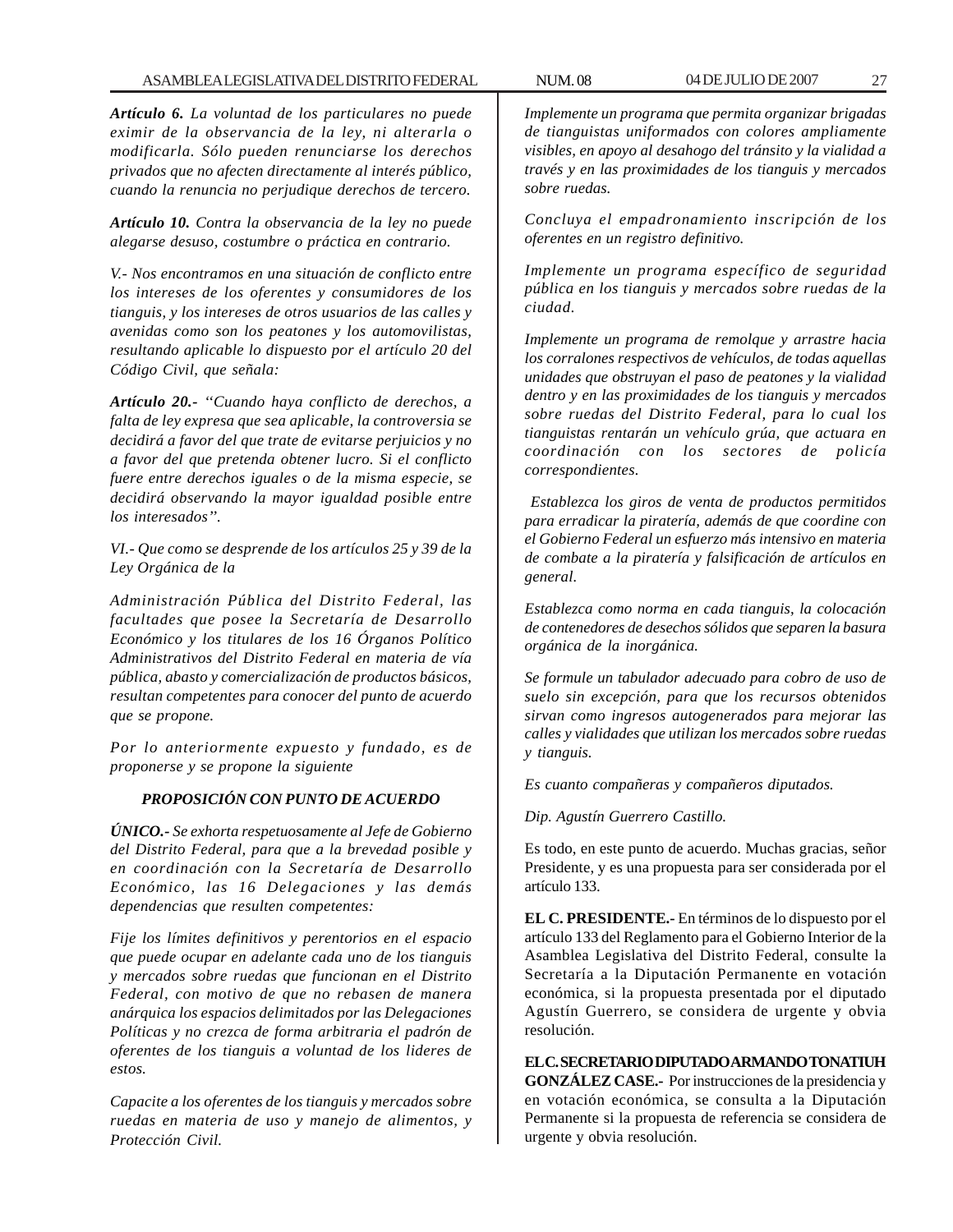***Artículo 6.*** *La voluntad de los particulares no puede eximir de la observancia de la ley, ni alterarla o modificarla. Sólo pueden renunciarse los derechos privados que no afecten directamente al interés público, cuando la renuncia no perjudique derechos de tercero.*

***Artículo 10.*** *Contra la observancia de la ley no puede alegarse desuso, costumbre o práctica en contrario.*

*V.- Nos encontramos en una situación de conflicto entre los intereses de los oferentes y consumidores de los tianguis, y los intereses de otros usuarios de las calles y avenidas como son los peatones y los automovilistas, resultando aplicable lo dispuesto por el artículo 20 del Código Civil, que señala:*

***Artículo 20.-*** *"Cuando haya conflicto de derechos, a falta de ley expresa que sea aplicable, la controversia se decidirá a favor del que trate de evitarse perjuicios y no a favor del que pretenda obtener lucro. Si el conflicto fuere entre derechos iguales o de la misma especie, se decidirá observando la mayor igualdad posible entre los interesados".*

*VI.- Que como se desprende de los artículos 25 y 39 de la Ley Orgánica de la*

*Administración Pública del Distrito Federal, las facultades que posee la Secretaría de Desarrollo Económico y los titulares de los 16 Órganos Político Administrativos del Distrito Federal en materia de vía pública, abasto y comercialización de productos básicos, resultan competentes para conocer del punto de acuerdo que se propone.*

*Por lo anteriormente expuesto y fundado, es de proponerse y se propone la siguiente*

***PROPOSICIÓN CON PUNTO DE ACUERDO***

***ÚNICO.-*** *Se exhorta respetuosamente al Jefe de Gobierno del Distrito Federal, para que a la brevedad posible y en coordinación con la Secretaría de Desarrollo Económico, las 16 Delegaciones y las demás dependencias que resulten competentes:*

*Fije los límites definitivos y perentorios en el espacio que puede ocupar en adelante cada uno de los tianguis y mercados sobre ruedas que funcionan en el Distrito Federal, con motivo de que no rebasen de manera anárquica los espacios delimitados por las Delegaciones Políticas y no crezca de forma arbitraria el padrón de oferentes de los tianguis a voluntad de los lideres de estos.*

*Capacite a los oferentes de los tianguis y mercados sobre ruedas en materia de uso y manejo de alimentos, y Protección Civil.*

*Implemente un programa que permita organizar brigadas de tianguistas uniformados con colores ampliamente visibles, en apoyo al desahogo del tránsito y la vialidad a través y en las proximidades de los tianguis y mercados sobre ruedas.*

*Concluya el empadronamiento inscripción de los oferentes en un registro definitivo.*

*Implemente un programa específico de seguridad pública en los tianguis y mercados sobre ruedas de la ciudad.*

*Implemente un programa de remolque y arrastre hacia los corralones respectivos de vehículos, de todas aquellas unidades que obstruyan el paso de peatones y la vialidad dentro y en las proximidades de los tianguis y mercados sobre ruedas del Distrito Federal, para lo cual los tianguistas rentarán un vehículo grúa, que actuara en coordinación con los sectores de policía correspondientes.*

*Establezca los giros de venta de productos permitidos para erradicar la piratería, además de que coordine con el Gobierno Federal un esfuerzo más intensivo en materia de combate a la piratería y falsificación de artículos en general.*

*Establezca como norma en cada tianguis, la colocación de contenedores de desechos sólidos que separen la basura orgánica de la inorgánica.*

*Se formule un tabulador adecuado para cobro de uso de suelo sin excepción, para que los recursos obtenidos sirvan como ingresos autogenerados para mejorar las calles y vialidades que utilizan los mercados sobre ruedas y tianguis.*

*Es cuanto compañeras y compañeros diputados.*

*Dip. Agustín Guerrero Castillo.*

Es todo, en este punto de acuerdo. Muchas gracias, señor Presidente, y es una propuesta para ser considerada por el artículo 133.

**EL C. PRESIDENTE.-** En términos de lo dispuesto por el artículo 133 del Reglamento para el Gobierno Interior de la Asamblea Legislativa del Distrito Federal, consulte la Secretaría a la Diputación Permanente en votación económica, si la propuesta presentada por el diputado Agustín Guerrero, se considera de urgente y obvia resolución.

**EL C. SECRETARIO DIPUTADO ARMANDO TONATIUH GONZÁLEZ CASE.-** Por instrucciones de la presidencia y en votación económica, se consulta a la Diputación Permanente si la propuesta de referencia se considera de urgente y obvia resolución.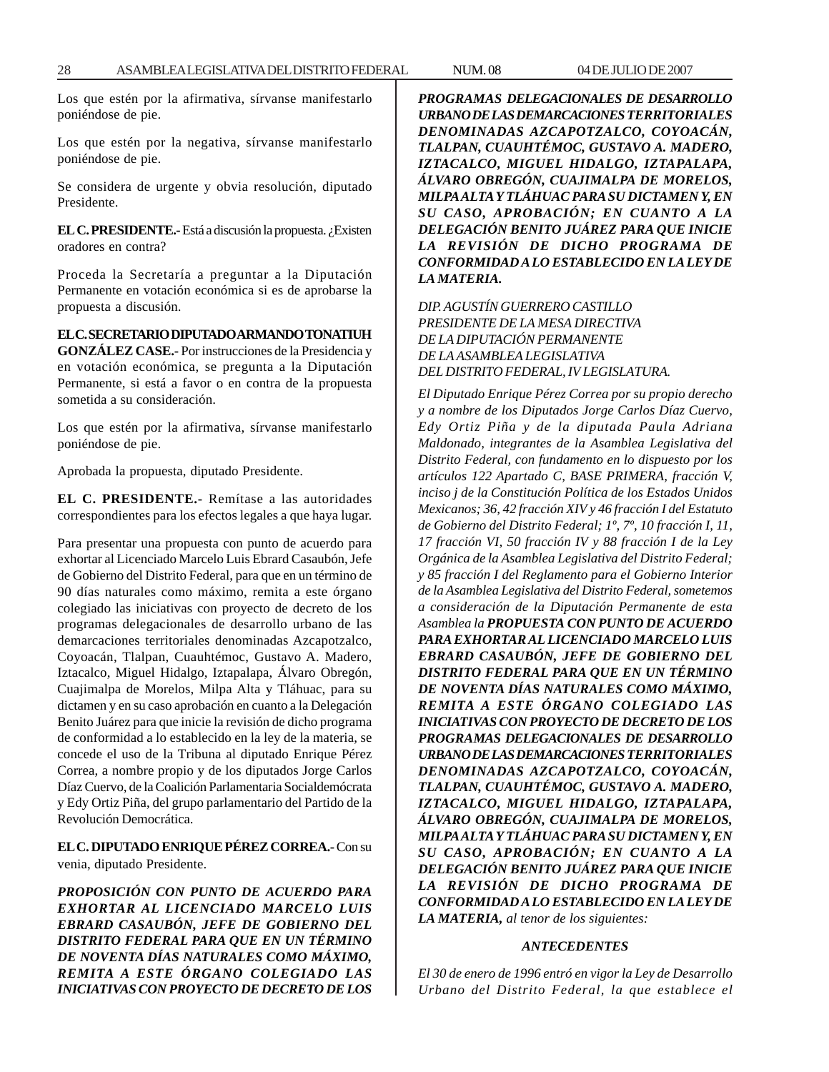Los que estén por la afirmativa, sírvanse manifestarlo poniéndose de pie.

Los que estén por la negativa, sírvanse manifestarlo poniéndose de pie.

Se considera de urgente y obvia resolución, diputado Presidente.

**EL C. PRESIDENTE.-** Está a discusión la propuesta. ¿Existen oradores en contra?

Proceda la Secretaría a preguntar a la Diputación Permanente en votación económica si es de aprobarse la propuesta a discusión.

**EL C. SECRETARIO DIPUTADO ARMANDO TONATIUH GONZÁLEZ CASE.-** Por instrucciones de la Presidencia y en votación económica, se pregunta a la Diputación Permanente, si está a favor o en contra de la propuesta sometida a su consideración.

Los que estén por la afirmativa, sírvanse manifestarlo poniéndose de pie.

Aprobada la propuesta, diputado Presidente.

**EL C. PRESIDENTE.-** Remítase a las autoridades correspondientes para los efectos legales a que haya lugar.

Para presentar una propuesta con punto de acuerdo para exhortar al Licenciado Marcelo Luis Ebrard Casaubón, Jefe de Gobierno del Distrito Federal, para que en un término de 90 días naturales como máximo, remita a este órgano colegiado las iniciativas con proyecto de decreto de los programas delegacionales de desarrollo urbano de las demarcaciones territoriales denominadas Azcapotzalco, Coyoacán, Tlalpan, Cuauhtémoc, Gustavo A. Madero, Iztacalco, Miguel Hidalgo, Iztapalapa, Álvaro Obregón, Cuajimalpa de Morelos, Milpa Alta y Tláhuac, para su dictamen y en su caso aprobación en cuanto a la Delegación Benito Juárez para que inicie la revisión de dicho programa de conformidad a lo establecido en la ley de la materia, se concede el uso de la Tribuna al diputado Enrique Pérez Correa, a nombre propio y de los diputados Jorge Carlos Díaz Cuervo, de la Coalición Parlamentaria Socialdemócrata y Edy Ortiz Piña, del grupo parlamentario del Partido de la Revolución Democrática.

**EL C. DIPUTADO ENRIQUE PÉREZ CORREA.-** Con su venia, diputado Presidente.

***PROPOSICIÓN CON PUNTO DE ACUERDO PARA EXHORTAR AL LICENCIADO MARCELO LUIS EBRARD CASAUBÓN, JEFE DE GOBIERNO DEL DISTRITO FEDERAL PARA QUE EN UN TÉRMINO DE NOVENTA DÍAS NATURALES COMO MÁXIMO, REMITA A ESTE ÓRGANO COLEGIADO LAS INICIATIVAS CON PROYECTO DE DECRETO DE LOS PROGRAMAS DELEGACIONALES DE DESARROLLO URBANO DE LAS DEMARCACIONES TERRITORIALES DENOMINADAS AZCAPOTZALCO, COYOACÁN, TLALPAN, CUAUHTÉMOC, GUSTAVO A. MADERO, IZTACALCO, MIGUEL HIDALGO, IZTAPALAPA, ÁLVARO OBREGÓN, CUAJIMALPA DE MORELOS, MILPA ALTA Y TLÁHUAC PARA SU DICTAMEN Y, EN SU CASO, APROBACIÓN; EN CUANTO A LA DELEGACIÓN BENITO JUÁREZ PARA QUE INICIE LA REVISIÓN DE DICHO PROGRAMA DE CONFORMIDAD A LO ESTABLECIDO EN LA LEY DE LA MATERIA.***

*DIP. AGUSTÍN GUERRERO CASTILLO*
*PRESIDENTE DE LA MESA DIRECTIVA*
*DE LA DIPUTACIÓN PERMANENTE*
*DE LA ASAMBLEA LEGISLATIVA*
*DEL DISTRITO FEDERAL, IV LEGISLATURA.*

*El Diputado Enrique Pérez Correa por su propio derecho y a nombre de los Diputados Jorge Carlos Díaz Cuervo, Edy Ortiz Piña y de la diputada Paula Adriana Maldonado, integrantes de la Asamblea Legislativa del Distrito Federal, con fundamento en lo dispuesto por los artículos 122 Apartado C, BASE PRIMERA, fracción V, inciso j de la Constitución Política de los Estados Unidos Mexicanos; 36, 42 fracción XIV y 46 fracción I del Estatuto de Gobierno del Distrito Federal; 1º, 7º, 10 fracción I, 11, 17 fracción VI, 50 fracción IV y 88 fracción I de la Ley Orgánica de la Asamblea Legislativa del Distrito Federal; y 85 fracción I del Reglamento para el Gobierno Interior de la Asamblea Legislativa del Distrito Federal, sometemos a consideración de la Diputación Permanente de esta Asamblea la* ***PROPUESTA CON PUNTO DE ACUERDO PARA EXHORTAR AL LICENCIADO MARCELO LUIS EBRARD CASAUBÓN, JEFE DE GOBIERNO DEL DISTRITO FEDERAL PARA QUE EN UN TÉRMINO DE NOVENTA DÍAS NATURALES COMO MÁXIMO, REMITA A ESTE ÓRGANO COLEGIADO LAS INICIATIVAS CON PROYECTO DE DECRETO DE LOS PROGRAMAS DELEGACIONALES DE DESARROLLO URBANO DE LAS DEMARCACIONES TERRITORIALES DENOMINADAS AZCAPOTZALCO, COYOACÁN, TLALPAN, CUAUHTÉMOC, GUSTAVO A. MADERO, IZTACALCO, MIGUEL HIDALGO, IZTAPALAPA, ÁLVARO OBREGÓN, CUAJIMALPA DE MORELOS, MILPA ALTA Y TLÁHUAC PARA SU DICTAMEN Y, EN SU CASO, APROBACIÓN; EN CUANTO A LA DELEGACIÓN BENITO JUÁREZ PARA QUE INICIE LA REVISIÓN DE DICHO PROGRAMA DE CONFORMIDAD A LO ESTABLECIDO EN LA LEY DE LA MATERIA,*** *al tenor de los siguientes:*

***ANTECEDENTES***

*El 30 de enero de 1996 entró en vigor la Ley de Desarrollo Urbano del Distrito Federal, la que establece el*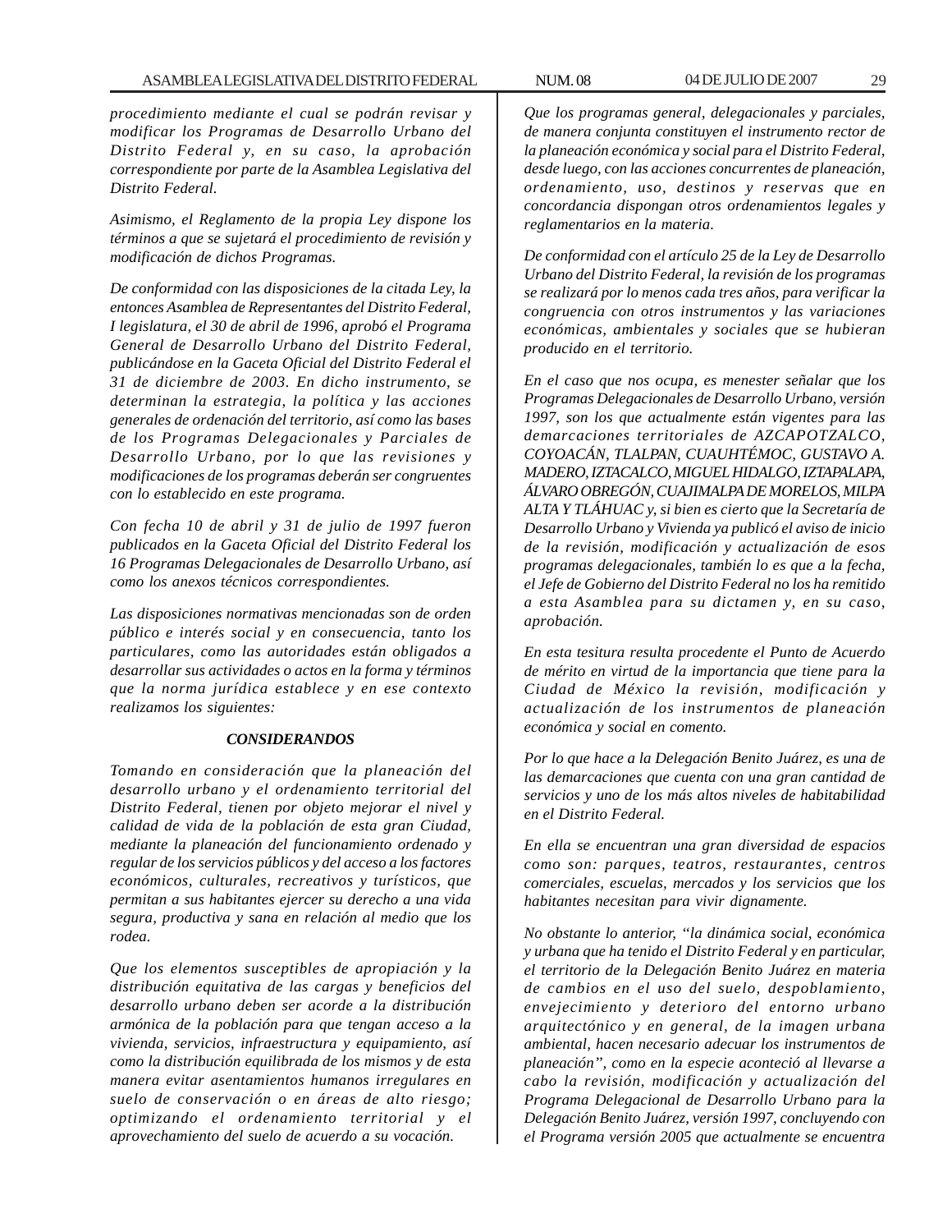*procedimiento mediante el cual se podrán revisar y modificar los Programas de Desarrollo Urbano del Distrito Federal y, en su caso, la aprobación correspondiente por parte de la Asamblea Legislativa del Distrito Federal.*

*Asimismo, el Reglamento de la propia Ley dispone los términos a que se sujetará el procedimiento de revisión y modificación de dichos Programas.*

*De conformidad con las disposiciones de la citada Ley, la entonces Asamblea de Representantes del Distrito Federal, I legislatura, el 30 de abril de 1996, aprobó el Programa General de Desarrollo Urbano del Distrito Federal, publicándose en la Gaceta Oficial del Distrito Federal el 31 de diciembre de 2003. En dicho instrumento, se determinan la estrategia, la política y las acciones generales de ordenación del territorio, así como las bases de los Programas Delegacionales y Parciales de Desarrollo Urbano, por lo que las revisiones y modificaciones de los programas deberán ser congruentes con lo establecido en este programa.*

*Con fecha 10 de abril y 31 de julio de 1997 fueron publicados en la Gaceta Oficial del Distrito Federal los 16 Programas Delegacionales de Desarrollo Urbano, así como los anexos técnicos correspondientes.*

*Las disposiciones normativas mencionadas son de orden público e interés social y en consecuencia, tanto los particulares, como las autoridades están obligados a desarrollar sus actividades o actos en la forma y términos que la norma jurídica establece y en ese contexto realizamos los siguientes:*

***CONSIDERANDOS***

*Tomando en consideración que la planeación del desarrollo urbano y el ordenamiento territorial del Distrito Federal, tienen por objeto mejorar el nivel y calidad de vida de la población de esta gran Ciudad, mediante la planeación del funcionamiento ordenado y regular de los servicios públicos y del acceso a los factores económicos, culturales, recreativos y turísticos, que permitan a sus habitantes ejercer su derecho a una vida segura, productiva y sana en relación al medio que los rodea.*

*Que los elementos susceptibles de apropiación y la distribución equitativa de las cargas y beneficios del desarrollo urbano deben ser acorde a la distribución armónica de la población para que tengan acceso a la vivienda, servicios, infraestructura y equipamiento, así como la distribución equilibrada de los mismos y de esta manera evitar asentamientos humanos irregulares en suelo de conservación o en áreas de alto riesgo; optimizando el ordenamiento territorial y el aprovechamiento del suelo de acuerdo a su vocación.*

*Que los programas general, delegacionales y parciales, de manera conjunta constituyen el instrumento rector de la planeación económica y social para el Distrito Federal, desde luego, con las acciones concurrentes de planeación, ordenamiento, uso, destinos y reservas que en concordancia dispongan otros ordenamientos legales y reglamentarios en la materia.*

*De conformidad con el artículo 25 de la Ley de Desarrollo Urbano del Distrito Federal, la revisión de los programas se realizará por lo menos cada tres años, para verificar la congruencia con otros instrumentos y las variaciones económicas, ambientales y sociales que se hubieran producido en el territorio.*

*En el caso que nos ocupa, es menester señalar que los Programas Delegacionales de Desarrollo Urbano, versión 1997, son los que actualmente están vigentes para las demarcaciones territoriales de AZCAPOTZALCO, COYOACÁN, TLALPAN, CUAUHTÉMOC, GUSTAVO A. MADERO, IZTACALCO, MIGUEL HIDALGO, IZTAPALAPA, ÁLVARO OBREGÓN, CUAJIMALPA DE MORELOS, MILPA ALTA Y TLÁHUAC y, si bien es cierto que la Secretaría de Desarrollo Urbano y Vivienda ya publicó el aviso de inicio de la revisión, modificación y actualización de esos programas delegacionales, también lo es que a la fecha, el Jefe de Gobierno del Distrito Federal no los ha remitido a esta Asamblea para su dictamen y, en su caso, aprobación.*

*En esta tesitura resulta procedente el Punto de Acuerdo de mérito en virtud de la importancia que tiene para la Ciudad de México la revisión, modificación y actualización de los instrumentos de planeación económica y social en comento.*

*Por lo que hace a la Delegación Benito Juárez, es una de las demarcaciones que cuenta con una gran cantidad de servicios y uno de los más altos niveles de habitabilidad en el Distrito Federal.*

*En ella se encuentran una gran diversidad de espacios como son: parques, teatros, restaurantes, centros comerciales, escuelas, mercados y los servicios que los habitantes necesitan para vivir dignamente.*

*No obstante lo anterior, "la dinámica social, económica y urbana que ha tenido el Distrito Federal y en particular, el territorio de la Delegación Benito Juárez en materia de cambios en el uso del suelo, despoblamiento, envejecimiento y deterioro del entorno urbano arquitectónico y en general, de la imagen urbana ambiental, hacen necesario adecuar los instrumentos de planeación", como en la especie aconteció al llevarse a cabo la revisión, modificación y actualización del Programa Delegacional de Desarrollo Urbano para la Delegación Benito Juárez, versión 1997, concluyendo con el Programa versión 2005 que actualmente se encuentra*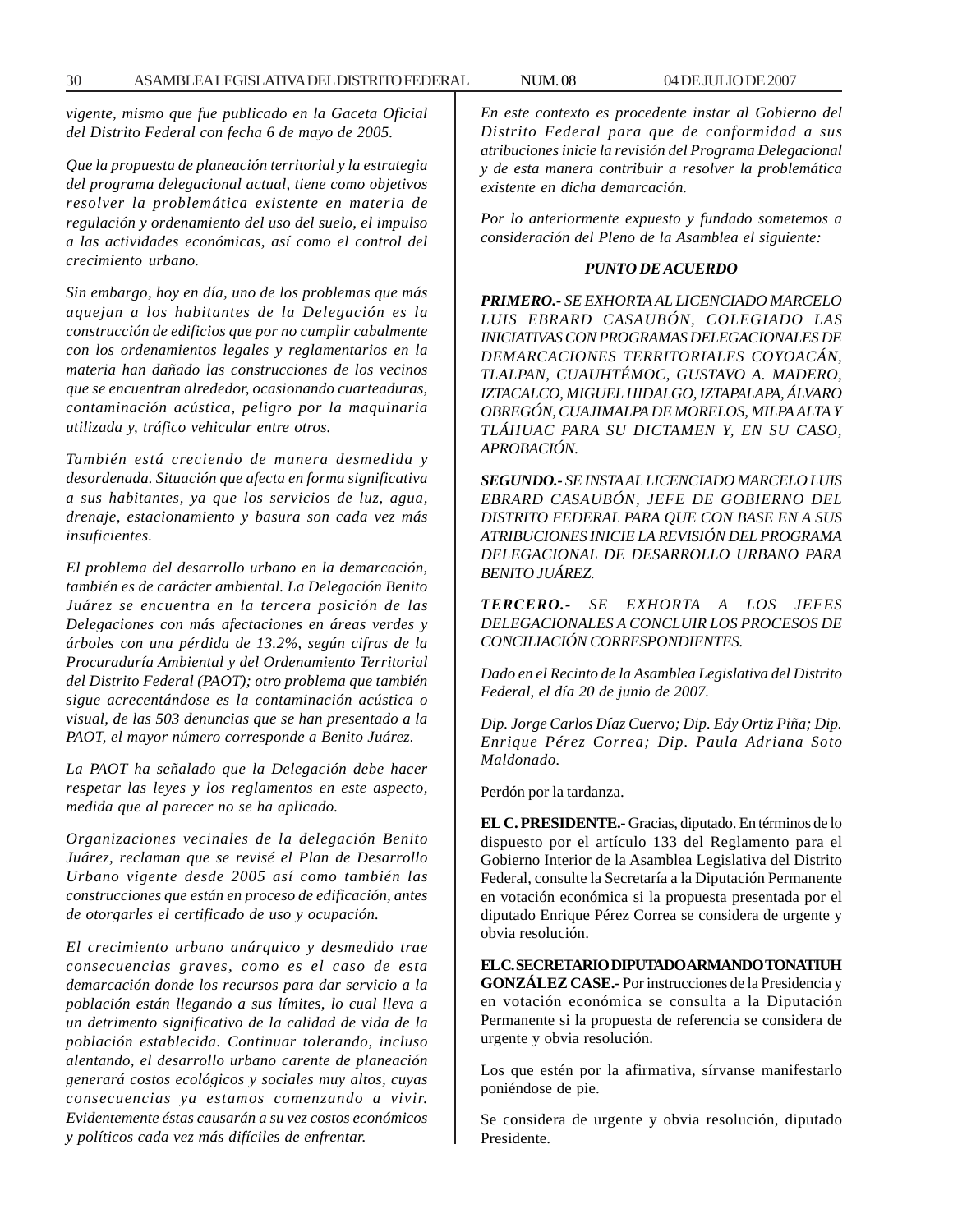*vigente, mismo que fue publicado en la Gaceta Oficial del Distrito Federal con fecha 6 de mayo de 2005.*

*Que la propuesta de planeación territorial y la estrategia del programa delegacional actual, tiene como objetivos resolver la problemática existente en materia de regulación y ordenamiento del uso del suelo, el impulso a las actividades económicas, así como el control del crecimiento urbano.*

*Sin embargo, hoy en día, uno de los problemas que más aquejan a los habitantes de la Delegación es la construcción de edificios que por no cumplir cabalmente con los ordenamientos legales y reglamentarios en la materia han dañado las construcciones de los vecinos que se encuentran alrededor, ocasionando cuarteaduras, contaminación acústica, peligro por la maquinaria utilizada y, tráfico vehicular entre otros.*

*También está creciendo de manera desmedida y desordenada. Situación que afecta en forma significativa a sus habitantes, ya que los servicios de luz, agua, drenaje, estacionamiento y basura son cada vez más insuficientes.*

*El problema del desarrollo urbano en la demarcación, también es de carácter ambiental. La Delegación Benito Juárez se encuentra en la tercera posición de las Delegaciones con más afectaciones en áreas verdes y árboles con una pérdida de 13.2%, según cifras de la Procuraduría Ambiental y del Ordenamiento Territorial del Distrito Federal (PAOT); otro problema que también sigue acrecentándose es la contaminación acústica o visual, de las 503 denuncias que se han presentado a la PAOT, el mayor número corresponde a Benito Juárez.*

*La PAOT ha señalado que la Delegación debe hacer respetar las leyes y los reglamentos en este aspecto, medida que al parecer no se ha aplicado.*

*Organizaciones vecinales de la delegación Benito Juárez, reclaman que se revisé el Plan de Desarrollo Urbano vigente desde 2005 así como también las construcciones que están en proceso de edificación, antes de otorgarles el certificado de uso y ocupación.*

*El crecimiento urbano anárquico y desmedido trae consecuencias graves, como es el caso de esta demarcación donde los recursos para dar servicio a la población están llegando a sus límites, lo cual lleva a un detrimento significativo de la calidad de vida de la población establecida. Continuar tolerando, incluso alentando, el desarrollo urbano carente de planeación generará costos ecológicos y sociales muy altos, cuyas consecuencias ya estamos comenzando a vivir. Evidentemente éstas causarán a su vez costos económicos y políticos cada vez más difíciles de enfrentar.*

*En este contexto es procedente instar al Gobierno del Distrito Federal para que de conformidad a sus atribuciones inicie la revisión del Programa Delegacional y de esta manera contribuir a resolver la problemática existente en dicha demarcación.*

*Por lo anteriormente expuesto y fundado sometemos a consideración del Pleno de la Asamblea el siguiente:*

***PUNTO DE ACUERDO***

***PRIMERO.-*** *SE EXHORTA AL LICENCIADO MARCELO LUIS EBRARD CASAUBÓN, COLEGIADO LAS INICIATIVAS CON PROGRAMAS DELEGACIONALES DE DEMARCACIONES TERRITORIALES COYOACÁN, TLALPAN, CUAUHTÉMOC, GUSTAVO A. MADERO, IZTACALCO, MIGUEL HIDALGO, IZTAPALAPA, ÁLVARO OBREGÓN, CUAJIMALPA DE MORELOS, MILPA ALTA Y TLÁHUAC PARA SU DICTAMEN Y, EN SU CASO, APROBACIÓN.*

***SEGUNDO.-*** *SE INSTA AL LICENCIADO MARCELO LUIS EBRARD CASAUBÓN, JEFE DE GOBIERNO DEL DISTRITO FEDERAL PARA QUE CON BASE EN A SUS ATRIBUCIONES INICIE LA REVISIÓN DEL PROGRAMA DELEGACIONAL DE DESARROLLO URBANO PARA BENITO JUÁREZ.*

***TERCERO.-*** *SE EXHORTA A LOS JEFES DELEGACIONALES A CONCLUIR LOS PROCESOS DE CONCILIACIÓN CORRESPONDIENTES.*

*Dado en el Recinto de la Asamblea Legislativa del Distrito Federal, el día 20 de junio de 2007.*

*Dip. Jorge Carlos Díaz Cuervo; Dip. Edy Ortiz Piña; Dip. Enrique Pérez Correa; Dip. Paula Adriana Soto Maldonado.*

Perdón por la tardanza.

**EL C. PRESIDENTE.-** Gracias, diputado. En términos de lo dispuesto por el artículo 133 del Reglamento para el Gobierno Interior de la Asamblea Legislativa del Distrito Federal, consulte la Secretaría a la Diputación Permanente en votación económica si la propuesta presentada por el diputado Enrique Pérez Correa se considera de urgente y obvia resolución.

**EL C. SECRETARIO DIPUTADO ARMANDO TONATIUH GONZÁLEZ CASE.-** Por instrucciones de la Presidencia y en votación económica se consulta a la Diputación Permanente si la propuesta de referencia se considera de urgente y obvia resolución.

Los que estén por la afirmativa, sírvanse manifestarlo poniéndose de pie.

Se considera de urgente y obvia resolución, diputado Presidente.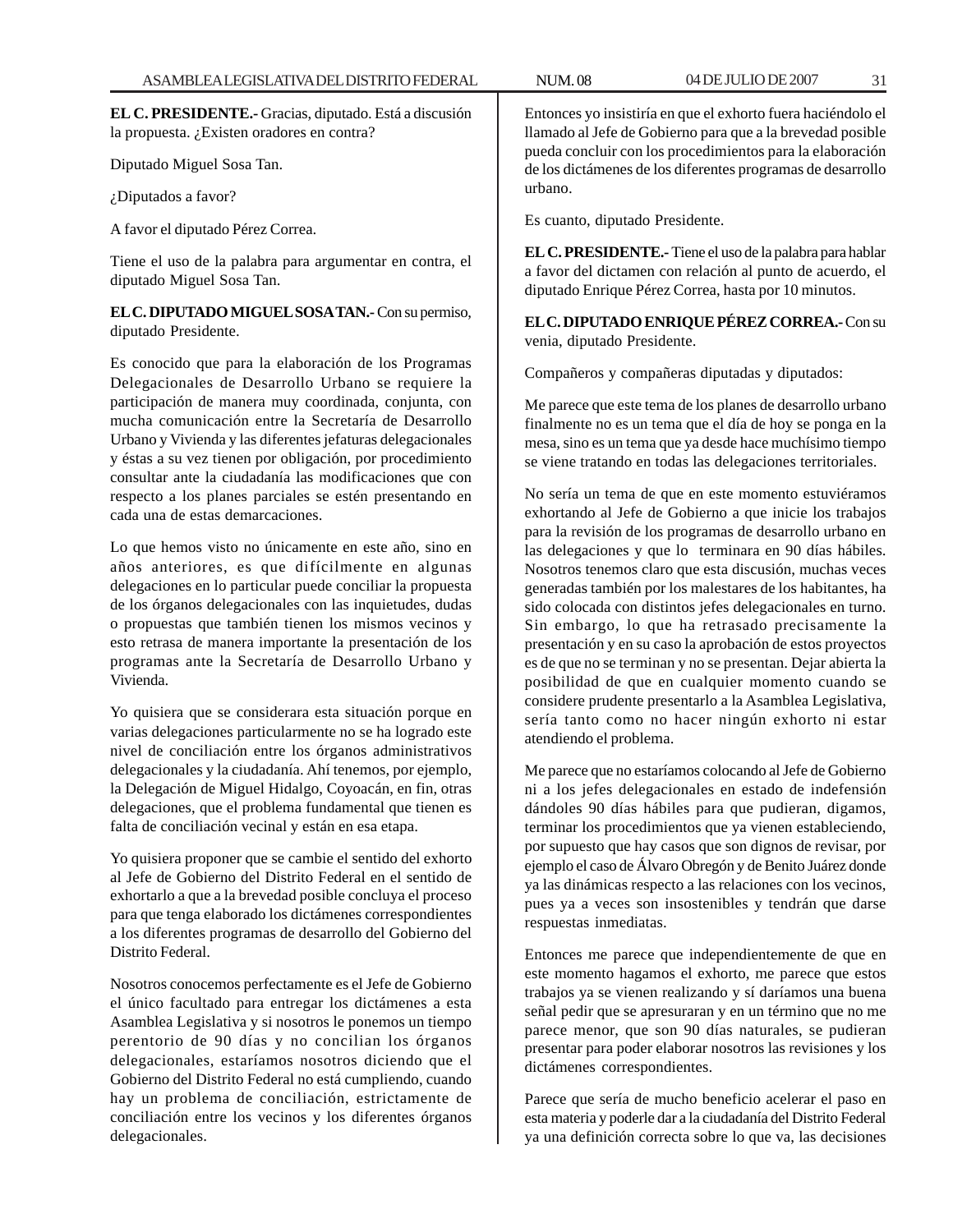**EL C. PRESIDENTE.-** Gracias, diputado. Está a discusión la propuesta. ¿Existen oradores en contra?

Diputado Miguel Sosa Tan.

¿Diputados a favor?

A favor el diputado Pérez Correa.

Tiene el uso de la palabra para argumentar en contra, el diputado Miguel Sosa Tan.

**EL C. DIPUTADO MIGUEL SOSA TAN.-** Con su permiso, diputado Presidente.

Es conocido que para la elaboración de los Programas Delegacionales de Desarrollo Urbano se requiere la participación de manera muy coordinada, conjunta, con mucha comunicación entre la Secretaría de Desarrollo Urbano y Vivienda y las diferentes jefaturas delegacionales y éstas a su vez tienen por obligación, por procedimiento consultar ante la ciudadanía las modificaciones que con respecto a los planes parciales se estén presentando en cada una de estas demarcaciones.

Lo que hemos visto no únicamente en este año, sino en años anteriores, es que difícilmente en algunas delegaciones en lo particular puede conciliar la propuesta de los órganos delegacionales con las inquietudes, dudas o propuestas que también tienen los mismos vecinos y esto retrasa de manera importante la presentación de los programas ante la Secretaría de Desarrollo Urbano y Vivienda.

Yo quisiera que se considerara esta situación porque en varias delegaciones particularmente no se ha logrado este nivel de conciliación entre los órganos administrativos delegacionales y la ciudadanía. Ahí tenemos, por ejemplo, la Delegación de Miguel Hidalgo, Coyoacán, en fin, otras delegaciones, que el problema fundamental que tienen es falta de conciliación vecinal y están en esa etapa.

Yo quisiera proponer que se cambie el sentido del exhorto al Jefe de Gobierno del Distrito Federal en el sentido de exhortarlo a que a la brevedad posible concluya el proceso para que tenga elaborado los dictámenes correspondientes a los diferentes programas de desarrollo del Gobierno del Distrito Federal.

Nosotros conocemos perfectamente es el Jefe de Gobierno el único facultado para entregar los dictámenes a esta Asamblea Legislativa y si nosotros le ponemos un tiempo perentorio de 90 días y no concilian los órganos delegacionales, estaríamos nosotros diciendo que el Gobierno del Distrito Federal no está cumpliendo, cuando hay un problema de conciliación, estrictamente de conciliación entre los vecinos y los diferentes órganos delegacionales.

Entonces yo insistiría en que el exhorto fuera haciéndolo el llamado al Jefe de Gobierno para que a la brevedad posible pueda concluir con los procedimientos para la elaboración de los dictámenes de los diferentes programas de desarrollo urbano.

Es cuanto, diputado Presidente.

**EL C. PRESIDENTE.-** Tiene el uso de la palabra para hablar a favor del dictamen con relación al punto de acuerdo, el diputado Enrique Pérez Correa, hasta por 10 minutos.

**EL C. DIPUTADO ENRIQUE PÉREZ CORREA.-** Con su venia, diputado Presidente.

Compañeros y compañeras diputadas y diputados:

Me parece que este tema de los planes de desarrollo urbano finalmente no es un tema que el día de hoy se ponga en la mesa, sino es un tema que ya desde hace muchísimo tiempo se viene tratando en todas las delegaciones territoriales.

No sería un tema de que en este momento estuviéramos exhortando al Jefe de Gobierno a que inicie los trabajos para la revisión de los programas de desarrollo urbano en las delegaciones y que lo terminara en 90 días hábiles. Nosotros tenemos claro que esta discusión, muchas veces generadas también por los malestares de los habitantes, ha sido colocada con distintos jefes delegacionales en turno. Sin embargo, lo que ha retrasado precisamente la presentación y en su caso la aprobación de estos proyectos es de que no se terminan y no se presentan. Dejar abierta la posibilidad de que en cualquier momento cuando se considere prudente presentarlo a la Asamblea Legislativa, sería tanto como no hacer ningún exhorto ni estar atendiendo el problema.

Me parece que no estaríamos colocando al Jefe de Gobierno ni a los jefes delegacionales en estado de indefensión dándoles 90 días hábiles para que pudieran, digamos, terminar los procedimientos que ya vienen estableciendo, por supuesto que hay casos que son dignos de revisar, por ejemplo el caso de Álvaro Obregón y de Benito Juárez donde ya las dinámicas respecto a las relaciones con los vecinos, pues ya a veces son insostenibles y tendrán que darse respuestas inmediatas.

Entonces me parece que independientemente de que en este momento hagamos el exhorto, me parece que estos trabajos ya se vienen realizando y sí daríamos una buena señal pedir que se apresuraran y en un término que no me parece menor, que son 90 días naturales, se pudieran presentar para poder elaborar nosotros las revisiones y los dictámenes correspondientes.

Parece que sería de mucho beneficio acelerar el paso en esta materia y poderle dar a la ciudadanía del Distrito Federal ya una definición correcta sobre lo que va, las decisiones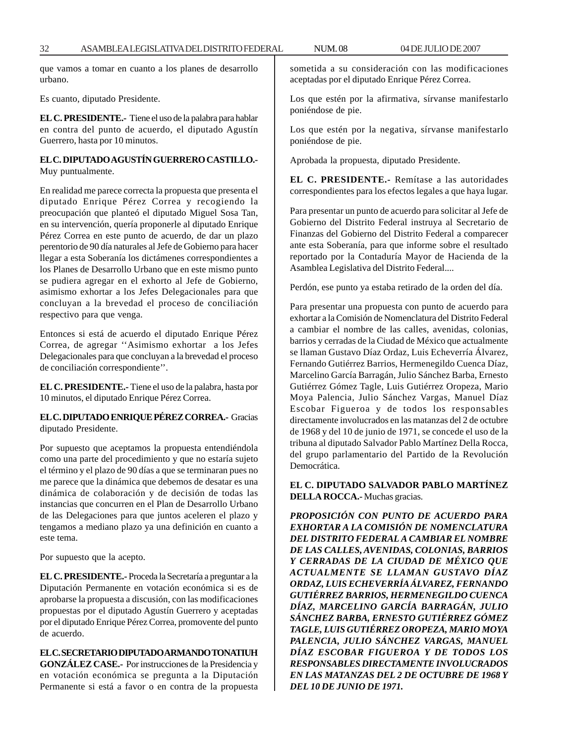que vamos a tomar en cuanto a los planes de desarrollo urbano.

Es cuanto, diputado Presidente.

**EL C. PRESIDENTE.-** Tiene el uso de la palabra para hablar en contra del punto de acuerdo, el diputado Agustín Guerrero, hasta por 10 minutos.

**EL C. DIPUTADO AGUSTÍN GUERRERO CASTILLO.-** Muy puntualmente.

En realidad me parece correcta la propuesta que presenta el diputado Enrique Pérez Correa y recogiendo la preocupación que planteó el diputado Miguel Sosa Tan, en su intervención, quería proponerle al diputado Enrique Pérez Correa en este punto de acuerdo, de dar un plazo perentorio de 90 día naturales al Jefe de Gobierno para hacer llegar a esta Soberanía los dictámenes correspondientes a los Planes de Desarrollo Urbano que en este mismo punto se pudiera agregar en el exhorto al Jefe de Gobierno, asimismo exhortar a los Jefes Delegacionales para que concluyan a la brevedad el proceso de conciliación respectivo para que venga.

Entonces si está de acuerdo el diputado Enrique Pérez Correa, de agregar ''Asimismo exhortar a los Jefes Delegacionales para que concluyan a la brevedad el proceso de conciliación correspondiente''.

**EL C. PRESIDENTE.-** Tiene el uso de la palabra, hasta por 10 minutos, el diputado Enrique Pérez Correa.

**EL C. DIPUTADO ENRIQUE PÉREZ CORREA.-** Gracias diputado Presidente.

Por supuesto que aceptamos la propuesta entendiéndola como una parte del procedimiento y que no estaría sujeto el término y el plazo de 90 días a que se terminaran pues no me parece que la dinámica que debemos de desatar es una dinámica de colaboración y de decisión de todas las instancias que concurren en el Plan de Desarrollo Urbano de las Delegaciones para que juntos aceleren el plazo y tengamos a mediano plazo ya una definición en cuanto a este tema.

Por supuesto que la acepto.

**EL C. PRESIDENTE.-** Proceda la Secretaría a preguntar a la Diputación Permanente en votación económica si es de aprobarse la propuesta a discusión, con las modificaciones propuestas por el diputado Agustín Guerrero y aceptadas por el diputado Enrique Pérez Correa, promovente del punto de acuerdo.

**EL C. SECRETARIO DIPUTADO ARMANDO TONATIUH GONZÁLEZ CASE.-** Por instrucciones de la Presidencia y en votación económica se pregunta a la Diputación Permanente si está a favor o en contra de la propuesta sometida a su consideración con las modificaciones aceptadas por el diputado Enrique Pérez Correa.

Los que estén por la afirmativa, sírvanse manifestarlo poniéndose de pie.

Los que estén por la negativa, sírvanse manifestarlo poniéndose de pie.

Aprobada la propuesta, diputado Presidente.

**EL C. PRESIDENTE.-** Remítase a las autoridades correspondientes para los efectos legales a que haya lugar.

Para presentar un punto de acuerdo para solicitar al Jefe de Gobierno del Distrito Federal instruya al Secretario de Finanzas del Gobierno del Distrito Federal a comparecer ante esta Soberanía, para que informe sobre el resultado reportado por la Contaduría Mayor de Hacienda de la Asamblea Legislativa del Distrito Federal....

Perdón, ese punto ya estaba retirado de la orden del día.

Para presentar una propuesta con punto de acuerdo para exhortar a la Comisión de Nomenclatura del Distrito Federal a cambiar el nombre de las calles, avenidas, colonias, barrios y cerradas de la Ciudad de México que actualmente se llaman Gustavo Díaz Ordaz, Luis Echeverría Álvarez, Fernando Gutiérrez Barrios, Hermenegildo Cuenca Díaz, Marcelino García Barragán, Julio Sánchez Barba, Ernesto Gutiérrez Gómez Tagle, Luis Gutiérrez Oropeza, Mario Moya Palencia, Julio Sánchez Vargas, Manuel Díaz Escobar Figueroa y de todos los responsables directamente involucrados en las matanzas del 2 de octubre de 1968 y del 10 de junio de 1971, se concede el uso de la tribuna al diputado Salvador Pablo Martínez Della Rocca, del grupo parlamentario del Partido de la Revolución Democrática.

**EL C. DIPUTADO SALVADOR PABLO MARTÍNEZ DELLA ROCCA.-** Muchas gracias.

***PROPOSICIÓN CON PUNTO DE ACUERDO PARA EXHORTAR A LA COMISIÓN DE NOMENCLATURA DEL DISTRITO FEDERAL A CAMBIAR EL NOMBRE DE LAS CALLES, AVENIDAS, COLONIAS, BARRIOS Y CERRADAS DE LA CIUDAD DE MÉXICO QUE ACTUALMENTE SE LLAMAN GUSTAVO DÍAZ ORDAZ, LUIS ECHEVERRÍA ÁLVAREZ, FERNANDO GUTIÉRREZ BARRIOS, HERMENEGILDO CUENCA DÍAZ, MARCELINO GARCÍA BARRAGÁN, JULIO SÁNCHEZ BARBA, ERNESTO GUTIÉRREZ GÓMEZ TAGLE, LUIS GUTIÉRREZ OROPEZA, MARIO MOYA PALENCIA, JULIO SÁNCHEZ VARGAS, MANUEL DÍAZ ESCOBAR FIGUEROA Y DE TODOS LOS RESPONSABLES DIRECTAMENTE INVOLUCRADOS EN LAS MATANZAS DEL 2 DE OCTUBRE DE 1968 Y DEL 10 DE JUNIO DE 1971.***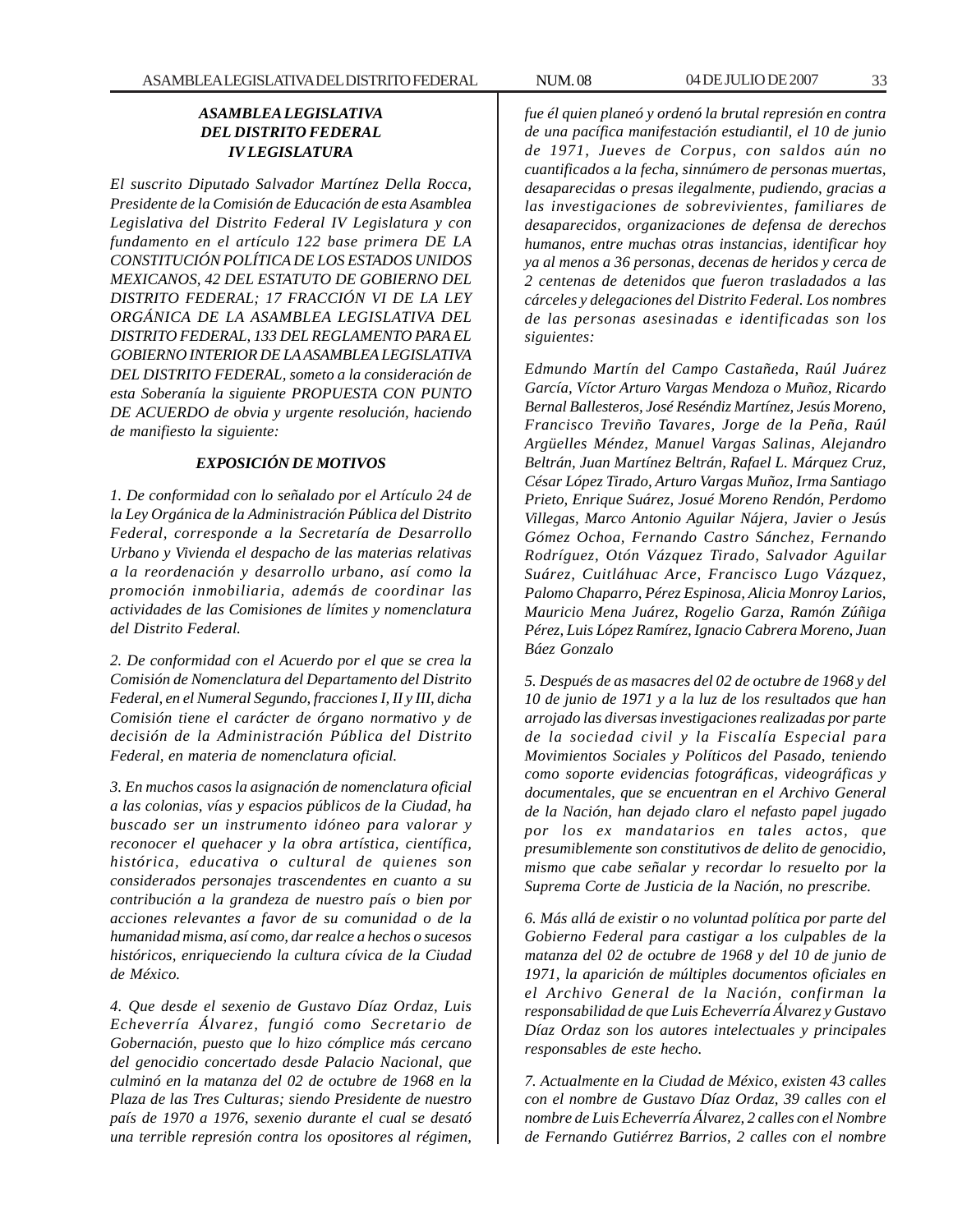***ASAMBLEA LEGISLATIVA***
***DEL DISTRITO FEDERAL***
***IV LEGISLATURA***

*El suscrito Diputado Salvador Martínez Della Rocca, Presidente de la Comisión de Educación de esta Asamblea Legislativa del Distrito Federal IV Legislatura y con fundamento en el artículo 122 base primera DE LA CONSTITUCIÓN POLÍTICA DE LOS ESTADOS UNIDOS MEXICANOS, 42 DEL ESTATUTO DE GOBIERNO DEL DISTRITO FEDERAL; 17 FRACCIÓN VI DE LA LEY ORGÁNICA DE LA ASAMBLEA LEGISLATIVA DEL DISTRITO FEDERAL, 133 DEL REGLAMENTO PARA EL GOBIERNO INTERIOR DE LA ASAMBLEA LEGISLATIVA DEL DISTRITO FEDERAL, someto a la consideración de esta Soberanía la siguiente PROPUESTA CON PUNTO DE ACUERDO de obvia y urgente resolución, haciendo de manifiesto la siguiente:*

***EXPOSICIÓN DE MOTIVOS***

*1. De conformidad con lo señalado por el Artículo 24 de la Ley Orgánica de la Administración Pública del Distrito Federal, corresponde a la Secretaría de Desarrollo Urbano y Vivienda el despacho de las materias relativas a la reordenación y desarrollo urbano, así como la promoción inmobiliaria, además de coordinar las actividades de las Comisiones de límites y nomenclatura del Distrito Federal.*

*2. De conformidad con el Acuerdo por el que se crea la Comisión de Nomenclatura del Departamento del Distrito Federal, en el Numeral Segundo, fracciones I, II y III, dicha Comisión tiene el carácter de órgano normativo y de decisión de la Administración Pública del Distrito Federal, en materia de nomenclatura oficial.*

*3. En muchos casos la asignación de nomenclatura oficial a las colonias, vías y espacios públicos de la Ciudad, ha buscado ser un instrumento idóneo para valorar y reconocer el quehacer y la obra artística, científica, histórica, educativa o cultural de quienes son considerados personajes trascendentes en cuanto a su contribución a la grandeza de nuestro país o bien por acciones relevantes a favor de su comunidad o de la humanidad misma, así como, dar realce a hechos o sucesos históricos, enriqueciendo la cultura cívica de la Ciudad de México.*

*4. Que desde el sexenio de Gustavo Díaz Ordaz, Luis Echeverría Álvarez, fungió como Secretario de Gobernación, puesto que lo hizo cómplice más cercano del genocidio concertado desde Palacio Nacional, que culminó en la matanza del 02 de octubre de 1968 en la Plaza de las Tres Culturas; siendo Presidente de nuestro país de 1970 a 1976, sexenio durante el cual se desató una terrible represión contra los opositores al régimen, fue él quien planeó y ordenó la brutal represión en contra de una pacífica manifestación estudiantil, el 10 de junio de 1971, Jueves de Corpus, con saldos aún no cuantificados a la fecha, sinnúmero de personas muertas, desaparecidas o presas ilegalmente, pudiendo, gracias a las investigaciones de sobrevivientes, familiares de desaparecidos, organizaciones de defensa de derechos humanos, entre muchas otras instancias, identificar hoy ya al menos a 36 personas, decenas de heridos y cerca de 2 centenas de detenidos que fueron trasladados a las cárceles y delegaciones del Distrito Federal. Los nombres de las personas asesinadas e identificadas son los siguientes:*

*Edmundo Martín del Campo Castañeda, Raúl Juárez García, Víctor Arturo Vargas Mendoza o Muñoz, Ricardo Bernal Ballesteros, José Reséndiz Martínez, Jesús Moreno, Francisco Treviño Tavares, Jorge de la Peña, Raúl Argüelles Méndez, Manuel Vargas Salinas, Alejandro Beltrán, Juan Martínez Beltrán, Rafael L. Márquez Cruz, César López Tirado, Arturo Vargas Muñoz, Irma Santiago Prieto, Enrique Suárez, Josué Moreno Rendón, Perdomo Villegas, Marco Antonio Aguilar Nájera, Javier o Jesús Gómez Ochoa, Fernando Castro Sánchez, Fernando Rodríguez, Otón Vázquez Tirado, Salvador Aguilar Suárez, Cuitláhuac Arce, Francisco Lugo Vázquez, Palomo Chaparro, Pérez Espinosa, Alicia Monroy Larios, Mauricio Mena Juárez, Rogelio Garza, Ramón Zúñiga Pérez, Luis López Ramírez, Ignacio Cabrera Moreno, Juan Báez Gonzalo*

*5. Después de as masacres del 02 de octubre de 1968 y del 10 de junio de 1971 y a la luz de los resultados que han arrojado las diversas investigaciones realizadas por parte de la sociedad civil y la Fiscalía Especial para Movimientos Sociales y Políticos del Pasado, teniendo como soporte evidencias fotográficas, videográficas y documentales, que se encuentran en el Archivo General de la Nación, han dejado claro el nefasto papel jugado por los ex mandatarios en tales actos, que presumiblemente son constitutivos de delito de genocidio, mismo que cabe señalar y recordar lo resuelto por la Suprema Corte de Justicia de la Nación, no prescribe.*

*6. Más allá de existir o no voluntad política por parte del Gobierno Federal para castigar a los culpables de la matanza del 02 de octubre de 1968 y del 10 de junio de 1971, la aparición de múltiples documentos oficiales en el Archivo General de la Nación, confirman la responsabilidad de que Luis Echeverría Álvarez y Gustavo Díaz Ordaz son los autores intelectuales y principales responsables de este hecho.*

*7. Actualmente en la Ciudad de México, existen 43 calles con el nombre de Gustavo Díaz Ordaz, 39 calles con el nombre de Luis Echeverría Álvarez, 2 calles con el Nombre de Fernando Gutiérrez Barrios, 2 calles con el nombre*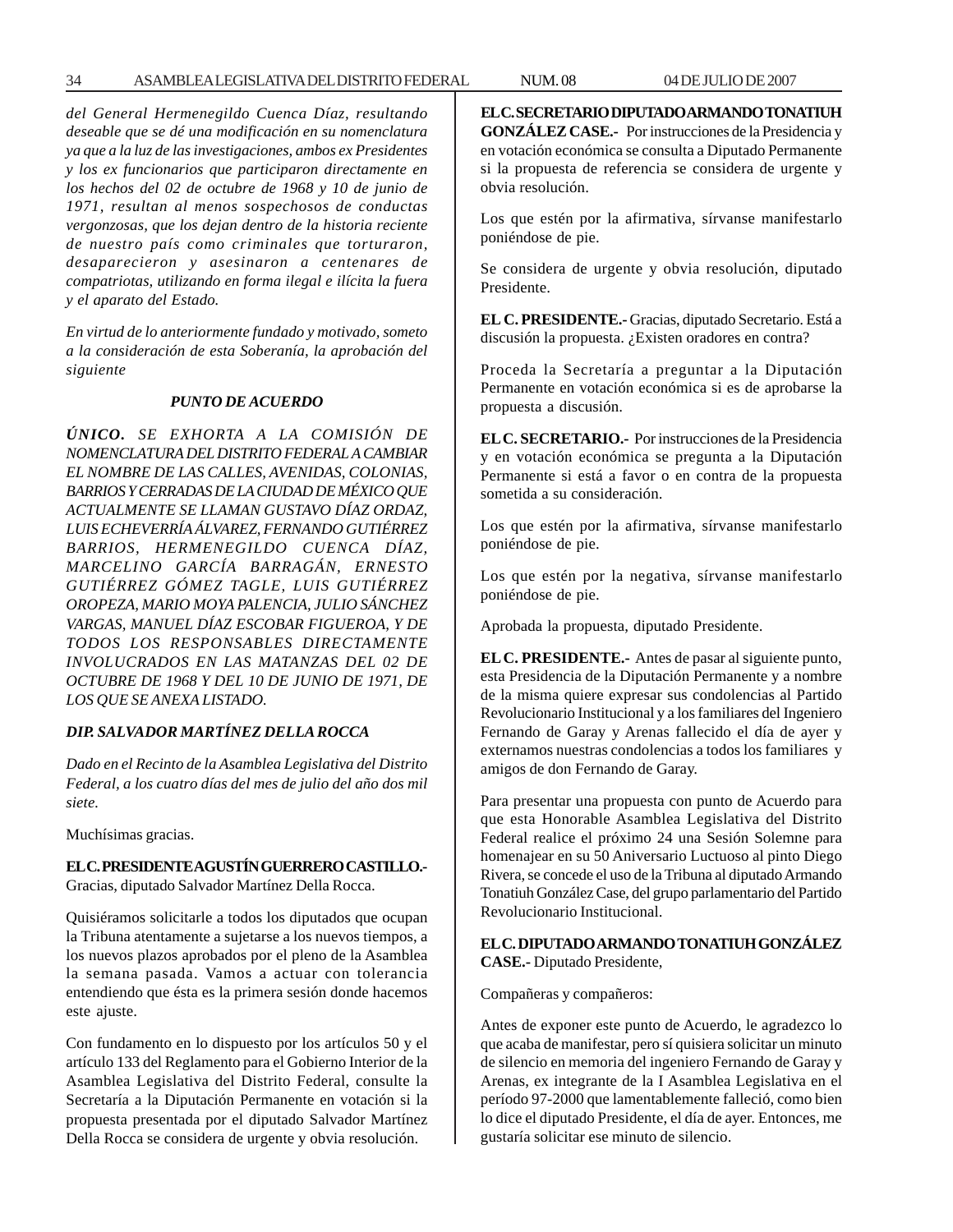*del General Hermenegildo Cuenca Díaz, resultando deseable que se dé una modificación en su nomenclatura ya que a la luz de las investigaciones, ambos ex Presidentes y los ex funcionarios que participaron directamente en los hechos del 02 de octubre de 1968 y 10 de junio de 1971, resultan al menos sospechosos de conductas vergonzosas, que los dejan dentro de la historia reciente de nuestro país como criminales que torturaron, desaparecieron y asesinaron a centenares de compatriotas, utilizando en forma ilegal e ilícita la fuera y el aparato del Estado.*

*En virtud de lo anteriormente fundado y motivado, someto a la consideración de esta Soberanía, la aprobación del siguiente*

***PUNTO DE ACUERDO***

***ÚNICO.*** *SE EXHORTA A LA COMISIÓN DE NOMENCLATURA DEL DISTRITO FEDERAL A CAMBIAR EL NOMBRE DE LAS CALLES, AVENIDAS, COLONIAS, BARRIOS Y CERRADAS DE LA CIUDAD DE MÉXICO QUE ACTUALMENTE SE LLAMAN GUSTAVO DÍAZ ORDAZ, LUIS ECHEVERRÍA ÁLVAREZ, FERNANDO GUTIÉRREZ BARRIOS, HERMENEGILDO CUENCA DÍAZ, MARCELINO GARCÍA BARRAGÁN, ERNESTO GUTIÉRREZ GÓMEZ TAGLE, LUIS GUTIÉRREZ OROPEZA, MARIO MOYA PALENCIA, JULIO SÁNCHEZ VARGAS, MANUEL DÍAZ ESCOBAR FIGUEROA, Y DE TODOS LOS RESPONSABLES DIRECTAMENTE INVOLUCRADOS EN LAS MATANZAS DEL 02 DE OCTUBRE DE 1968 Y DEL 10 DE JUNIO DE 1971, DE LOS QUE SE ANEXA LISTADO.*

***DIP. SALVADOR MARTÍNEZ DELLA ROCCA***

*Dado en el Recinto de la Asamblea Legislativa del Distrito Federal, a los cuatro días del mes de julio del año dos mil siete.*

Muchísimas gracias.

**EL C. PRESIDENTE AGUSTÍN GUERRERO CASTILLO.-** Gracias, diputado Salvador Martínez Della Rocca.

Quisiéramos solicitarle a todos los diputados que ocupan la Tribuna atentamente a sujetarse a los nuevos tiempos, a los nuevos plazos aprobados por el pleno de la Asamblea la semana pasada. Vamos a actuar con tolerancia entendiendo que ésta es la primera sesión donde hacemos este ajuste.

Con fundamento en lo dispuesto por los artículos 50 y el artículo 133 del Reglamento para el Gobierno Interior de la Asamblea Legislativa del Distrito Federal, consulte la Secretaría a la Diputación Permanente en votación si la propuesta presentada por el diputado Salvador Martínez Della Rocca se considera de urgente y obvia resolución.

**EL C. SECRETARIO DIPUTADO ARMANDO TONATIUH GONZÁLEZ CASE.-** Por instrucciones de la Presidencia y en votación económica se consulta a Diputado Permanente si la propuesta de referencia se considera de urgente y obvia resolución.

Los que estén por la afirmativa, sírvanse manifestarlo poniéndose de pie.

Se considera de urgente y obvia resolución, diputado Presidente.

**EL C. PRESIDENTE.-** Gracias, diputado Secretario. Está a discusión la propuesta. ¿Existen oradores en contra?

Proceda la Secretaría a preguntar a la Diputación Permanente en votación económica si es de aprobarse la propuesta a discusión.

**EL C. SECRETARIO.-** Por instrucciones de la Presidencia y en votación económica se pregunta a la Diputación Permanente si está a favor o en contra de la propuesta sometida a su consideración.

Los que estén por la afirmativa, sírvanse manifestarlo poniéndose de pie.

Los que estén por la negativa, sírvanse manifestarlo poniéndose de pie.

Aprobada la propuesta, diputado Presidente.

**EL C. PRESIDENTE.-** Antes de pasar al siguiente punto, esta Presidencia de la Diputación Permanente y a nombre de la misma quiere expresar sus condolencias al Partido Revolucionario Institucional y a los familiares del Ingeniero Fernando de Garay y Arenas fallecido el día de ayer y externamos nuestras condolencias a todos los familiares y amigos de don Fernando de Garay.

Para presentar una propuesta con punto de Acuerdo para que esta Honorable Asamblea Legislativa del Distrito Federal realice el próximo 24 una Sesión Solemne para homenajear en su 50 Aniversario Luctuoso al pinto Diego Rivera, se concede el uso de la Tribuna al diputado Armando Tonatiuh González Case, del grupo parlamentario del Partido Revolucionario Institucional.

**EL C. DIPUTADO ARMANDO TONATIUH GONZÁLEZ CASE.-** Diputado Presidente,

Compañeras y compañeros:

Antes de exponer este punto de Acuerdo, le agradezco lo que acaba de manifestar, pero sí quisiera solicitar un minuto de silencio en memoria del ingeniero Fernando de Garay y Arenas, ex integrante de la I Asamblea Legislativa en el período 97-2000 que lamentablemente falleció, como bien lo dice el diputado Presidente, el día de ayer. Entonces, me gustaría solicitar ese minuto de silencio.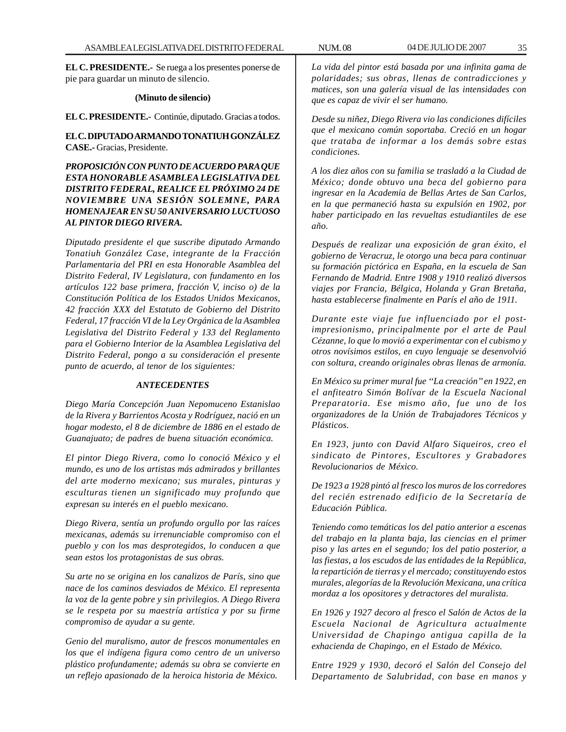**EL C. PRESIDENTE.-** Se ruega a los presentes ponerse de pie para guardar un minuto de silencio.

**(Minuto de silencio)**

**EL C. PRESIDENTE.-** Continúe, diputado. Gracias a todos.

**EL C. DIPUTADO ARMANDO TONATIUH GONZÁLEZ CASE.-** Gracias, Presidente.

***PROPOSICIÓN CON PUNTO DE ACUERDO PARA QUE ESTA HONORABLE ASAMBLEA LEGISLATIVA DEL DISTRITO FEDERAL, REALICE EL PRÓXIMO 24 DE NOVIEMBRE UNA SESIÓN SOLEMNE, PARA HOMENAJEAR EN SU 50 ANIVERSARIO LUCTUOSO AL PINTOR DIEGO RIVERA.***

*Diputado presidente el que suscribe diputado Armando Tonatiuh González Case, integrante de la Fracción Parlamentaria del PRI en esta Honorable Asamblea del Distrito Federal, IV Legislatura, con fundamento en los artículos 122 base primera, fracción V, inciso o) de la Constitución Política de los Estados Unidos Mexicanos, 42 fracción XXX del Estatuto de Gobierno del Distrito Federal, 17 fracción VI de la Ley Orgánica de la Asamblea Legislativa del Distrito Federal y 133 del Reglamento para el Gobierno Interior de la Asamblea Legislativa del Distrito Federal, pongo a su consideración el presente punto de acuerdo, al tenor de los siguientes:*

***ANTECEDENTES***

*Diego María Concepción Juan Nepomuceno Estanislao de la Rivera y Barrientos Acosta y Rodríguez, nació en un hogar modesto, el 8 de diciembre de 1886 en el estado de Guanajuato; de padres de buena situación económica.*

*El pintor Diego Rivera, como lo conoció México y el mundo, es uno de los artistas más admirados y brillantes del arte moderno mexicano; sus murales, pinturas y esculturas tienen un significado muy profundo que expresan su interés en el pueblo mexicano.*

*Diego Rivera, sentía un profundo orgullo por las raíces mexicanas, además su irrenunciable compromiso con el pueblo y con los mas desprotegidos, lo conducen a que sean estos los protagonistas de sus obras.*

*Su arte no se origina en los canalizos de París, sino que nace de los caminos desviados de México. El representa la voz de la gente pobre y sin privilegios. A Diego Rivera se le respeta por su maestría artística y por su firme compromiso de ayudar a su gente.*

*Genio del muralismo, autor de frescos monumentales en los que el indígena figura como centro de un universo plástico profundamente; además su obra se convierte en un reflejo apasionado de la heroica historia de México.*

*La vida del pintor está basada por una infinita gama de polaridades; sus obras, llenas de contradicciones y matices, son una galería visual de las intensidades con que es capaz de vivir el ser humano.*

*Desde su niñez, Diego Rivera vio las condiciones difíciles que el mexicano común soportaba. Creció en un hogar que trataba de informar a los demás sobre estas condiciones.*

*A los diez años con su familia se trasladó a la Ciudad de México; donde obtuvo una beca del gobierno para ingresar en la Academia de Bellas Artes de San Carlos, en la que permaneció hasta su expulsión en 1902, por haber participado en las revueltas estudiantiles de ese año.*

*Después de realizar una exposición de gran éxito, el gobierno de Veracruz, le otorgo una beca para continuar su formación pictórica en España, en la escuela de San Fernando de Madrid. Entre 1908 y 1910 realizó diversos viajes por Francia, Bélgica, Holanda y Gran Bretaña, hasta establecerse finalmente en París el año de 1911.*

*Durante este viaje fue influenciado por el post-impresionismo, principalmente por el arte de Paul Cézanne, lo que lo movió a experimentar con el cubismo y otros novísimos estilos, en cuyo lenguaje se desenvolvió con soltura, creando originales obras llenas de armonía.*

*En México su primer mural fue "La creación" en 1922, en el anfiteatro Simón Bolívar de la Escuela Nacional Preparatoria. Ese mismo año, fue uno de los organizadores de la Unión de Trabajadores Técnicos y Plásticos.*

*En 1923, junto con David Alfaro Siqueiros, creo el sindicato de Pintores, Escultores y Grabadores Revolucionarios de México.*

*De 1923 a 1928 pintó al fresco los muros de los corredores del recién estrenado edificio de la Secretaría de Educación Pública.*

*Teniendo como temáticas los del patio anterior a escenas del trabajo en la planta baja, las ciencias en el primer piso y las artes en el segundo; los del patio posterior, a las fiestas, a los escudos de las entidades de la República, la repartición de tierras y el mercado; constituyendo estos murales, alegorías de la Revolución Mexicana, una crítica mordaz a los opositores y detractores del muralista.*

*En 1926 y 1927 decoro al fresco el Salón de Actos de la Escuela Nacional de Agricultura actualmente Universidad de Chapingo antigua capilla de la exhacienda de Chapingo, en el Estado de México.*

*Entre 1929 y 1930, decoró el Salón del Consejo del Departamento de Salubridad, con base en manos y*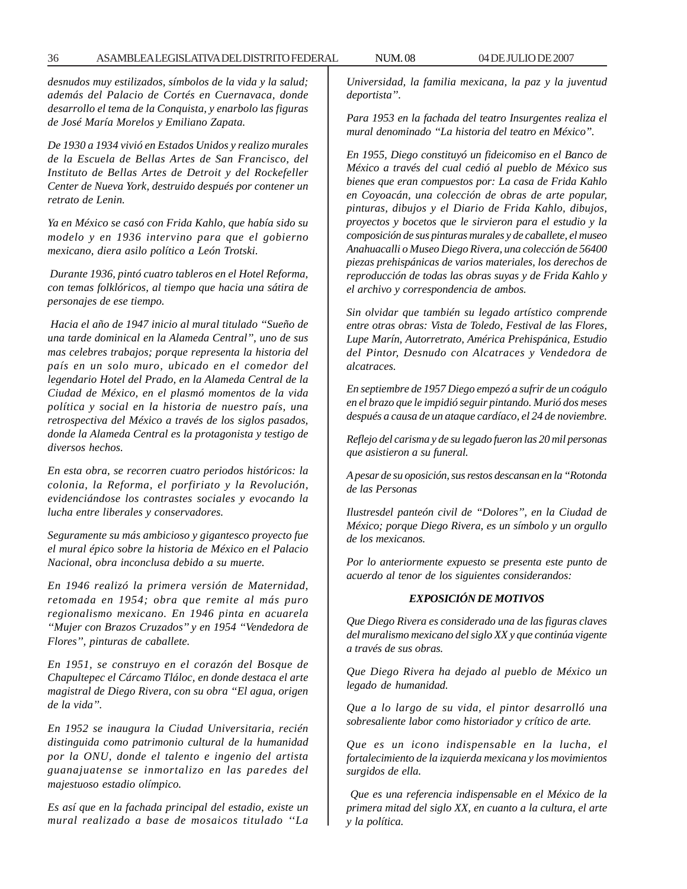*desnudos muy estilizados, símbolos de la vida y la salud; además del Palacio de Cortés en Cuernavaca, donde desarrollo el tema de la Conquista, y enarbolo las figuras de José María Morelos y Emiliano Zapata.*

*De 1930 a 1934 vivió en Estados Unidos y realizo murales de la Escuela de Bellas Artes de San Francisco, del Instituto de Bellas Artes de Detroit y del Rockefeller Center de Nueva York, destruido después por contener un retrato de Lenin.*

*Ya en México se casó con Frida Kahlo, que había sido su modelo y en 1936 intervino para que el gobierno mexicano, diera asilo político a León Trotski.*

*Durante 1936, pintó cuatro tableros en el Hotel Reforma, con temas folklóricos, al tiempo que hacia una sátira de personajes de ese tiempo.*

*Hacia el año de 1947 inicio al mural titulado "Sueño de una tarde dominical en la Alameda Central", uno de sus mas celebres trabajos; porque representa la historia del país en un solo muro, ubicado en el comedor del legendario Hotel del Prado, en la Alameda Central de la Ciudad de México, en el plasmó momentos de la vida política y social en la historia de nuestro país, una retrospectiva del México a través de los siglos pasados, donde la Alameda Central es la protagonista y testigo de diversos hechos.*

*En esta obra, se recorren cuatro periodos históricos: la colonia, la Reforma, el porfiriato y la Revolución, evidenciándose los contrastes sociales y evocando la lucha entre liberales y conservadores.*

*Seguramente su más ambicioso y gigantesco proyecto fue el mural épico sobre la historia de México en el Palacio Nacional, obra inconclusa debido a su muerte.*

*En 1946 realizó la primera versión de Maternidad, retomada en 1954; obra que remite al más puro regionalismo mexicano. En 1946 pinta en acuarela "Mujer con Brazos Cruzados" y en 1954 "Vendedora de Flores", pinturas de caballete.*

*En 1951, se construyo en el corazón del Bosque de Chapultepec el Cárcamo Tláloc, en donde destaca el arte magistral de Diego Rivera, con su obra "El agua, origen de la vida".*

*En 1952 se inaugura la Ciudad Universitaria, recién distinguida como patrimonio cultural de la humanidad por la ONU, donde el talento e ingenio del artista guanajuatense se inmortalizo en las paredes del majestuoso estadio olímpico.*

*Es así que en la fachada principal del estadio, existe un mural realizado a base de mosaicos titulado ''La Universidad, la familia mexicana, la paz y la juventud deportista".*

*Para 1953 en la fachada del teatro Insurgentes realiza el mural denominado "La historia del teatro en México".*

*En 1955, Diego constituyó un fideicomiso en el Banco de México a través del cual cedió al pueblo de México sus bienes que eran compuestos por: La casa de Frida Kahlo en Coyoacán, una colección de obras de arte popular, pinturas, dibujos y el Diario de Frida Kahlo, dibujos, proyectos y bocetos que le sirvieron para el estudio y la composición de sus pinturas murales y de caballete, el museo Anahuacalli o Museo Diego Rivera, una colección de 56400 piezas prehispánicas de varios materiales, los derechos de reproducción de todas las obras suyas y de Frida Kahlo y el archivo y correspondencia de ambos.*

*Sin olvidar que también su legado artístico comprende entre otras obras: Vista de Toledo, Festival de las Flores, Lupe Marín, Autorretrato, América Prehispánica, Estudio del Pintor, Desnudo con Alcatraces y Vendedora de alcatraces.*

*En septiembre de 1957 Diego empezó a sufrir de un coágulo en el brazo que le impidió seguir pintando. Murió dos meses después a causa de un ataque cardíaco, el 24 de noviembre.*

*Reflejo del carisma y de su legado fueron las 20 mil personas que asistieron a su funeral.*

*A pesar de su oposición, sus restos descansan en la "Rotonda de las Personas*

*Ilustresdel panteón civil de "Dolores", en la Ciudad de México; porque Diego Rivera, es un símbolo y un orgullo de los mexicanos.*

*Por lo anteriormente expuesto se presenta este punto de acuerdo al tenor de los siguientes considerandos:*

### *EXPOSICIÓN DE MOTIVOS*

*Que Diego Rivera es considerado una de las figuras claves del muralismo mexicano del siglo XX y que continúa vigente a través de sus obras.*

*Que Diego Rivera ha dejado al pueblo de México un legado de humanidad.*

*Que a lo largo de su vida, el pintor desarrolló una sobresaliente labor como historiador y crítico de arte.*

*Que es un icono indispensable en la lucha, el fortalecimiento de la izquierda mexicana y los movimientos surgidos de ella.*

*Que es una referencia indispensable en el México de la primera mitad del siglo XX, en cuanto a la cultura, el arte y la política.*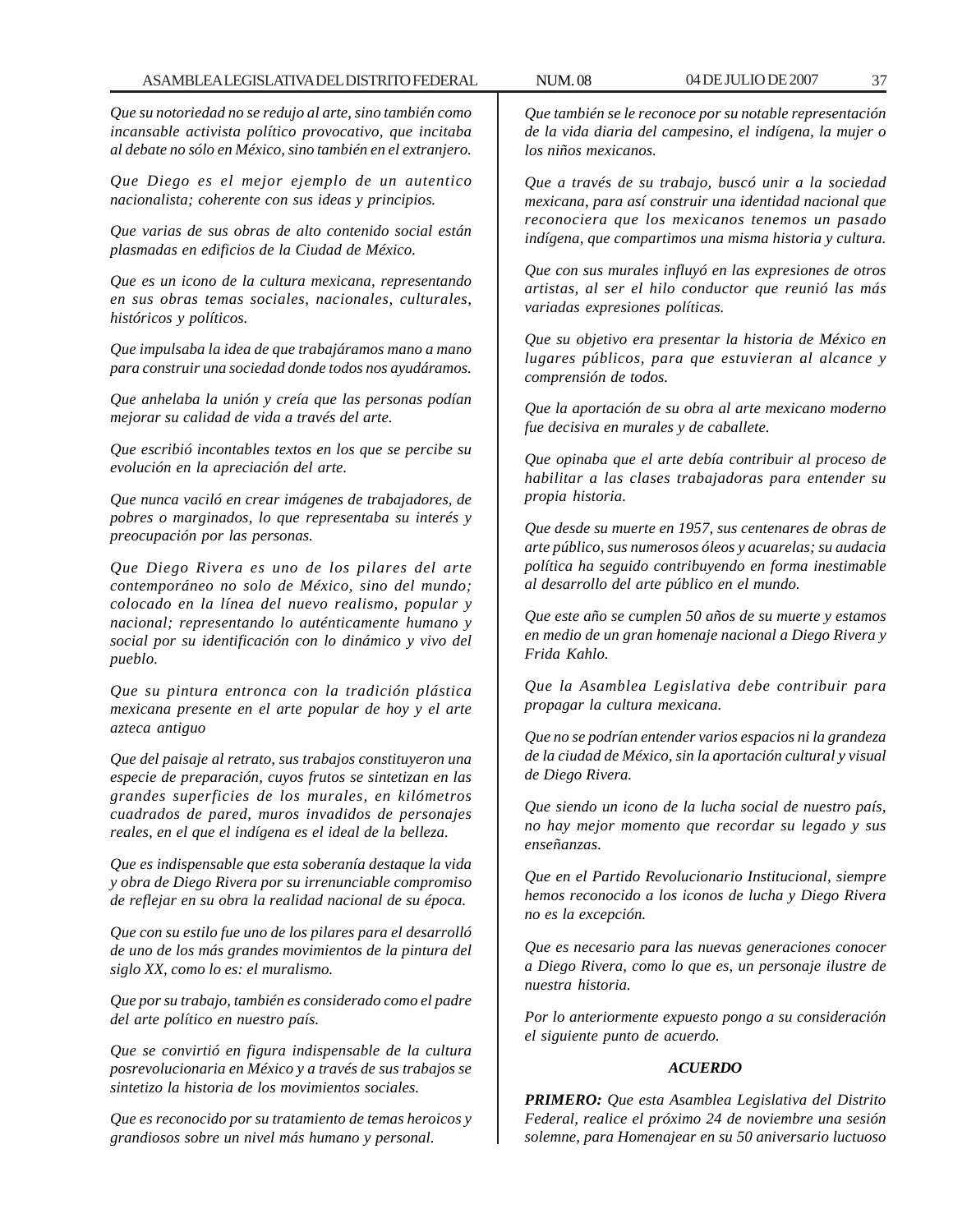*Que su notoriedad no se redujo al arte, sino también como incansable activista político provocativo, que incitaba al debate no sólo en México, sino también en el extranjero.*

*Que Diego es el mejor ejemplo de un autentico nacionalista; coherente con sus ideas y principios.*

*Que varias de sus obras de alto contenido social están plasmadas en edificios de la Ciudad de México.*

*Que es un icono de la cultura mexicana, representando en sus obras temas sociales, nacionales, culturales, históricos y políticos.*

*Que impulsaba la idea de que trabajáramos mano a mano para construir una sociedad donde todos nos ayudáramos.*

*Que anhelaba la unión y creía que las personas podían mejorar su calidad de vida a través del arte.*

*Que escribió incontables textos en los que se percibe su evolución en la apreciación del arte.*

*Que nunca vaciló en crear imágenes de trabajadores, de pobres o marginados, lo que representaba su interés y preocupación por las personas.*

*Que Diego Rivera es uno de los pilares del arte contemporáneo no solo de México, sino del mundo; colocado en la línea del nuevo realismo, popular y nacional; representando lo auténticamente humano y social por su identificación con lo dinámico y vivo del pueblo.*

*Que su pintura entronca con la tradición plástica mexicana presente en el arte popular de hoy y el arte azteca antiguo*

*Que del paisaje al retrato, sus trabajos constituyeron una especie de preparación, cuyos frutos se sintetizan en las grandes superficies de los murales, en kilómetros cuadrados de pared, muros invadidos de personajes reales, en el que el indígena es el ideal de la belleza.*

*Que es indispensable que esta soberanía destaque la vida y obra de Diego Rivera por su irrenunciable compromiso de reflejar en su obra la realidad nacional de su época.*

*Que con su estilo fue uno de los pilares para el desarrolló de uno de los más grandes movimientos de la pintura del siglo XX, como lo es: el muralismo.*

*Que por su trabajo, también es considerado como el padre del arte político en nuestro país.*

*Que se convirtió en figura indispensable de la cultura posrevolucionaria en México y a través de sus trabajos se sintetizo la historia de los movimientos sociales.*

*Que es reconocido por su tratamiento de temas heroicos y grandiosos sobre un nivel más humano y personal.*

*Que también se le reconoce por su notable representación de la vida diaria del campesino, el indígena, la mujer o los niños mexicanos.*

*Que a través de su trabajo, buscó unir a la sociedad mexicana, para así construir una identidad nacional que reconociera que los mexicanos tenemos un pasado indígena, que compartimos una misma historia y cultura.*

*Que con sus murales influyó en las expresiones de otros artistas, al ser el hilo conductor que reunió las más variadas expresiones políticas.*

*Que su objetivo era presentar la historia de México en lugares públicos, para que estuvieran al alcance y comprensión de todos.*

*Que la aportación de su obra al arte mexicano moderno fue decisiva en murales y de caballete.*

*Que opinaba que el arte debía contribuir al proceso de habilitar a las clases trabajadoras para entender su propia historia.*

*Que desde su muerte en 1957, sus centenares de obras de arte público, sus numerosos óleos y acuarelas; su audacia política ha seguido contribuyendo en forma inestimable al desarrollo del arte público en el mundo.*

*Que este año se cumplen 50 años de su muerte y estamos en medio de un gran homenaje nacional a Diego Rivera y Frida Kahlo.*

*Que la Asamblea Legislativa debe contribuir para propagar la cultura mexicana.*

*Que no se podrían entender varios espacios ni la grandeza de la ciudad de México, sin la aportación cultural y visual de Diego Rivera.*

*Que siendo un icono de la lucha social de nuestro país, no hay mejor momento que recordar su legado y sus enseñanzas.*

*Que en el Partido Revolucionario Institucional, siempre hemos reconocido a los iconos de lucha y Diego Rivera no es la excepción.*

*Que es necesario para las nuevas generaciones conocer a Diego Rivera, como lo que es, un personaje ilustre de nuestra historia.*

*Por lo anteriormente expuesto pongo a su consideración el siguiente punto de acuerdo.*

***ACUERDO***

***PRIMERO:*** *Que esta Asamblea Legislativa del Distrito Federal, realice el próximo 24 de noviembre una sesión solemne, para Homenajear en su 50 aniversario luctuoso*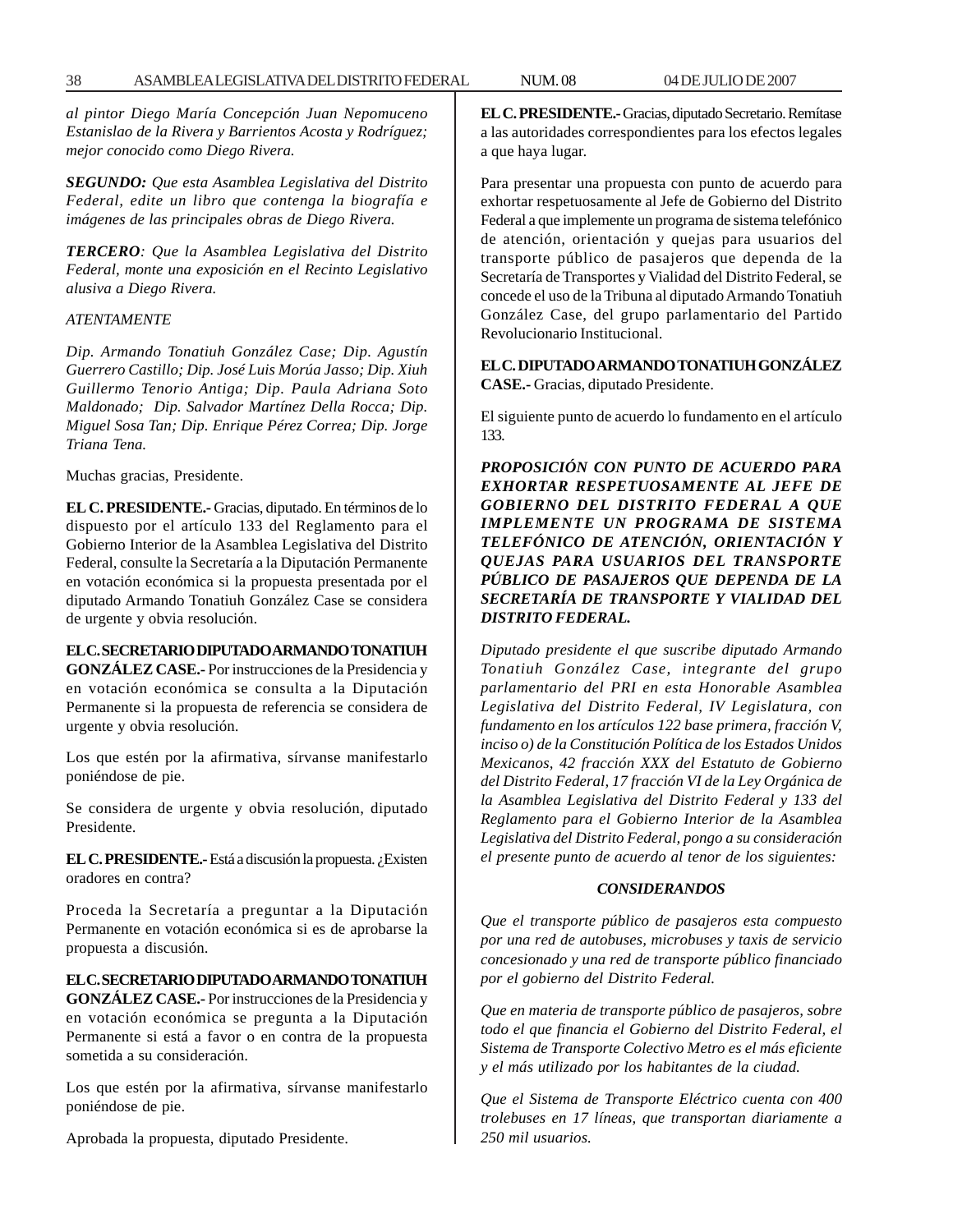*al pintor Diego María Concepción Juan Nepomuceno Estanislao de la Rivera y Barrientos Acosta y Rodríguez; mejor conocido como Diego Rivera.*

***SEGUNDO:*** *Que esta Asamblea Legislativa del Distrito Federal, edite un libro que contenga la biografía e imágenes de las principales obras de Diego Rivera.*

***TERCERO****: Que la Asamblea Legislativa del Distrito Federal, monte una exposición en el Recinto Legislativo alusiva a Diego Rivera.*

*ATENTAMENTE*

*Dip. Armando Tonatiuh González Case; Dip. Agustín Guerrero Castillo; Dip. José Luis Morúa Jasso; Dip. Xiuh Guillermo Tenorio Antiga; Dip. Paula Adriana Soto Maldonado; Dip. Salvador Martínez Della Rocca; Dip. Miguel Sosa Tan; Dip. Enrique Pérez Correa; Dip. Jorge Triana Tena.*

Muchas gracias, Presidente.

**EL C. PRESIDENTE.-** Gracias, diputado. En términos de lo dispuesto por el artículo 133 del Reglamento para el Gobierno Interior de la Asamblea Legislativa del Distrito Federal, consulte la Secretaría a la Diputación Permanente en votación económica si la propuesta presentada por el diputado Armando Tonatiuh González Case se considera de urgente y obvia resolución.

**EL C. SECRETARIO DIPUTADO ARMANDO TONATIUH GONZÁLEZ CASE.-** Por instrucciones de la Presidencia y en votación económica se consulta a la Diputación Permanente si la propuesta de referencia se considera de urgente y obvia resolución.

Los que estén por la afirmativa, sírvanse manifestarlo poniéndose de pie.

Se considera de urgente y obvia resolución, diputado Presidente.

**EL C. PRESIDENTE.-** Está a discusión la propuesta. ¿Existen oradores en contra?

Proceda la Secretaría a preguntar a la Diputación Permanente en votación económica si es de aprobarse la propuesta a discusión.

**EL C. SECRETARIO DIPUTADO ARMANDO TONATIUH GONZÁLEZ CASE.-** Por instrucciones de la Presidencia y en votación económica se pregunta a la Diputación Permanente si está a favor o en contra de la propuesta sometida a su consideración.

Los que estén por la afirmativa, sírvanse manifestarlo poniéndose de pie.

Aprobada la propuesta, diputado Presidente.

**EL C. PRESIDENTE.-** Gracias, diputado Secretario. Remítase a las autoridades correspondientes para los efectos legales a que haya lugar.

Para presentar una propuesta con punto de acuerdo para exhortar respetuosamente al Jefe de Gobierno del Distrito Federal a que implemente un programa de sistema telefónico de atención, orientación y quejas para usuarios del transporte público de pasajeros que dependa de la Secretaría de Transportes y Vialidad del Distrito Federal, se concede el uso de la Tribuna al diputado Armando Tonatiuh González Case, del grupo parlamentario del Partido Revolucionario Institucional.

**EL C. DIPUTADO ARMANDO TONATIUH GONZÁLEZ CASE.-** Gracias, diputado Presidente.

El siguiente punto de acuerdo lo fundamento en el artículo 133.

***PROPOSICIÓN CON PUNTO DE ACUERDO PARA EXHORTAR RESPETUOSAMENTE AL JEFE DE GOBIERNO DEL DISTRITO FEDERAL A QUE IMPLEMENTE UN PROGRAMA DE SISTEMA TELEFÓNICO DE ATENCIÓN, ORIENTACIÓN Y QUEJAS PARA USUARIOS DEL TRANSPORTE PÚBLICO DE PASAJEROS QUE DEPENDA DE LA SECRETARÍA DE TRANSPORTE Y VIALIDAD DEL DISTRITO FEDERAL.***

*Diputado presidente el que suscribe diputado Armando Tonatiuh González Case, integrante del grupo parlamentario del PRI en esta Honorable Asamblea Legislativa del Distrito Federal, IV Legislatura, con fundamento en los artículos 122 base primera, fracción V, inciso o) de la Constitución Política de los Estados Unidos Mexicanos, 42 fracción XXX del Estatuto de Gobierno del Distrito Federal, 17 fracción VI de la Ley Orgánica de la Asamblea Legislativa del Distrito Federal y 133 del Reglamento para el Gobierno Interior de la Asamblea Legislativa del Distrito Federal, pongo a su consideración el presente punto de acuerdo al tenor de los siguientes:*

***CONSIDERANDOS***

*Que el transporte público de pasajeros esta compuesto por una red de autobuses, microbuses y taxis de servicio concesionado y una red de transporte público financiado por el gobierno del Distrito Federal.*

*Que en materia de transporte público de pasajeros, sobre todo el que financia el Gobierno del Distrito Federal, el Sistema de Transporte Colectivo Metro es el más eficiente y el más utilizado por los habitantes de la ciudad.*

*Que el Sistema de Transporte Eléctrico cuenta con 400 trolebuses en 17 líneas, que transportan diariamente a 250 mil usuarios.*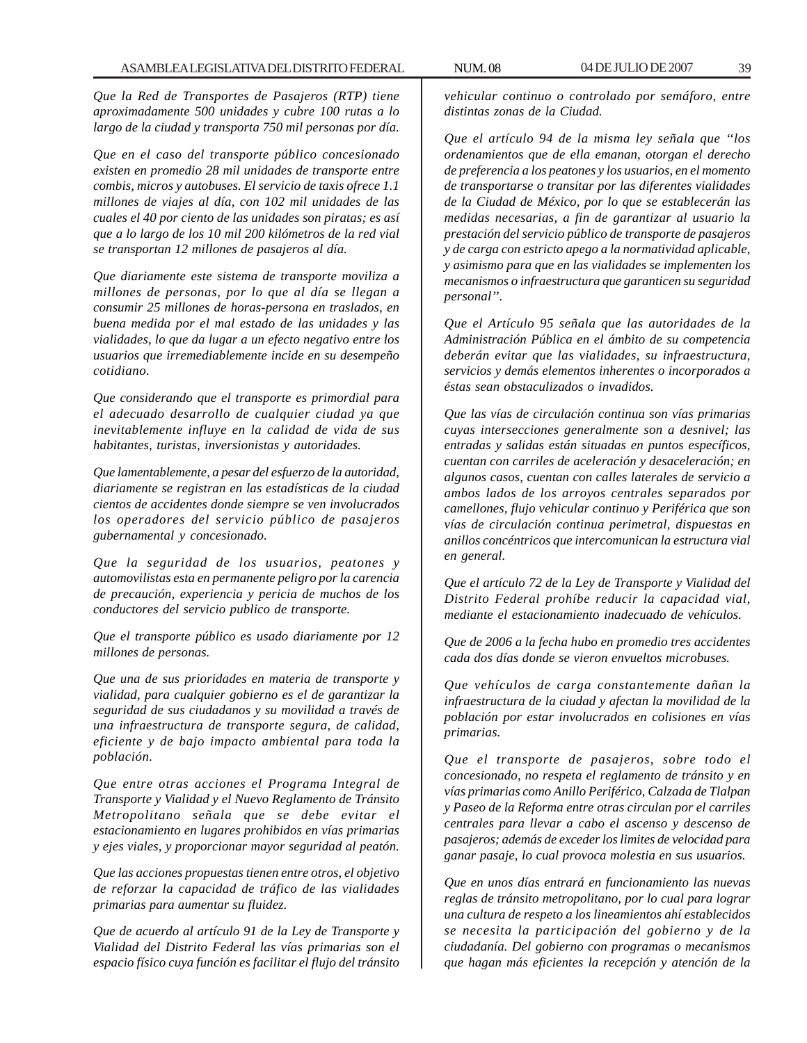*Que la Red de Transportes de Pasajeros (RTP) tiene aproximadamente 500 unidades y cubre 100 rutas a lo largo de la ciudad y transporta 750 mil personas por día.*

*Que en el caso del transporte público concesionado existen en promedio 28 mil unidades de transporte entre combis, micros y autobuses. El servicio de taxis ofrece 1.1 millones de viajes al día, con 102 mil unidades de las cuales el 40 por ciento de las unidades son piratas; es así que a lo largo de los 10 mil 200 kilómetros de la red vial se transportan 12 millones de pasajeros al día.*

*Que diariamente este sistema de transporte moviliza a millones de personas, por lo que al día se llegan a consumir 25 millones de horas-persona en traslados, en buena medida por el mal estado de las unidades y las vialidades, lo que da lugar a un efecto negativo entre los usuarios que irremediablemente incide en su desempeño cotidiano.*

*Que considerando que el transporte es primordial para el adecuado desarrollo de cualquier ciudad ya que inevitablemente influye en la calidad de vida de sus habitantes, turistas, inversionistas y autoridades.*

*Que lamentablemente, a pesar del esfuerzo de la autoridad, diariamente se registran en las estadísticas de la ciudad cientos de accidentes donde siempre se ven involucrados los operadores del servicio público de pasajeros gubernamental y concesionado.*

*Que la seguridad de los usuarios, peatones y automovilistas esta en permanente peligro por la carencia de precaución, experiencia y pericia de muchos de los conductores del servicio publico de transporte.*

*Que el transporte público es usado diariamente por 12 millones de personas.*

*Que una de sus prioridades en materia de transporte y vialidad, para cualquier gobierno es el de garantizar la seguridad de sus ciudadanos y su movilidad a través de una infraestructura de transporte segura, de calidad, eficiente y de bajo impacto ambiental para toda la población.*

*Que entre otras acciones el Programa Integral de Transporte y Vialidad y el Nuevo Reglamento de Tránsito Metropolitano señala que se debe evitar el estacionamiento en lugares prohibidos en vías primarias y ejes viales, y proporcionar mayor seguridad al peatón.*

*Que las acciones propuestas tienen entre otros, el objetivo de reforzar la capacidad de tráfico de las vialidades primarias para aumentar su fluidez.*

*Que de acuerdo al artículo 91 de la Ley de Transporte y Vialidad del Distrito Federal las vías primarias son el espacio físico cuya función es facilitar el flujo del tránsito vehicular continuo o controlado por semáforo, entre distintas zonas de la Ciudad.*

*Que el artículo 94 de la misma ley señala que ''los ordenamientos que de ella emanan, otorgan el derecho de preferencia a los peatones y los usuarios, en el momento de transportarse o transitar por las diferentes vialidades de la Ciudad de México, por lo que se establecerán las medidas necesarias, a fin de garantizar al usuario la prestación del servicio público de transporte de pasajeros y de carga con estricto apego a la normatividad aplicable, y asimismo para que en las vialidades se implementen los mecanismos o infraestructura que garanticen su seguridad personal''.*

*Que el Artículo 95 señala que las autoridades de la Administración Pública en el ámbito de su competencia deberán evitar que las vialidades, su infraestructura, servicios y demás elementos inherentes o incorporados a éstas sean obstaculizados o invadidos.*

*Que las vías de circulación continua son vías primarias cuyas intersecciones generalmente son a desnivel; las entradas y salidas están situadas en puntos específicos, cuentan con carriles de aceleración y desaceleración; en algunos casos, cuentan con calles laterales de servicio a ambos lados de los arroyos centrales separados por camellones, flujo vehicular continuo y Periférica que son vías de circulación continua perimetral, dispuestas en anillos concéntricos que intercomunican la estructura vial en general.*

*Que el artículo 72 de la Ley de Transporte y Vialidad del Distrito Federal prohíbe reducir la capacidad vial, mediante el estacionamiento inadecuado de vehículos.*

*Que de 2006 a la fecha hubo en promedio tres accidentes cada dos días donde se vieron envueltos microbuses.*

*Que vehículos de carga constantemente dañan la infraestructura de la ciudad y afectan la movilidad de la población por estar involucrados en colisiones en vías primarias.*

*Que el transporte de pasajeros, sobre todo el concesionado, no respeta el reglamento de tránsito y en vías primarias como Anillo Periférico, Calzada de Tlalpan y Paseo de la Reforma entre otras circulan por el carriles centrales para llevar a cabo el ascenso y descenso de pasajeros; además de exceder los limites de velocidad para ganar pasaje, lo cual provoca molestia en sus usuarios.*

*Que en unos días entrará en funcionamiento las nuevas reglas de tránsito metropolitano, por lo cual para lograr una cultura de respeto a los lineamientos ahí establecidos se necesita la participación del gobierno y de la ciudadanía. Del gobierno con programas o mecanismos que hagan más eficientes la recepción y atención de la*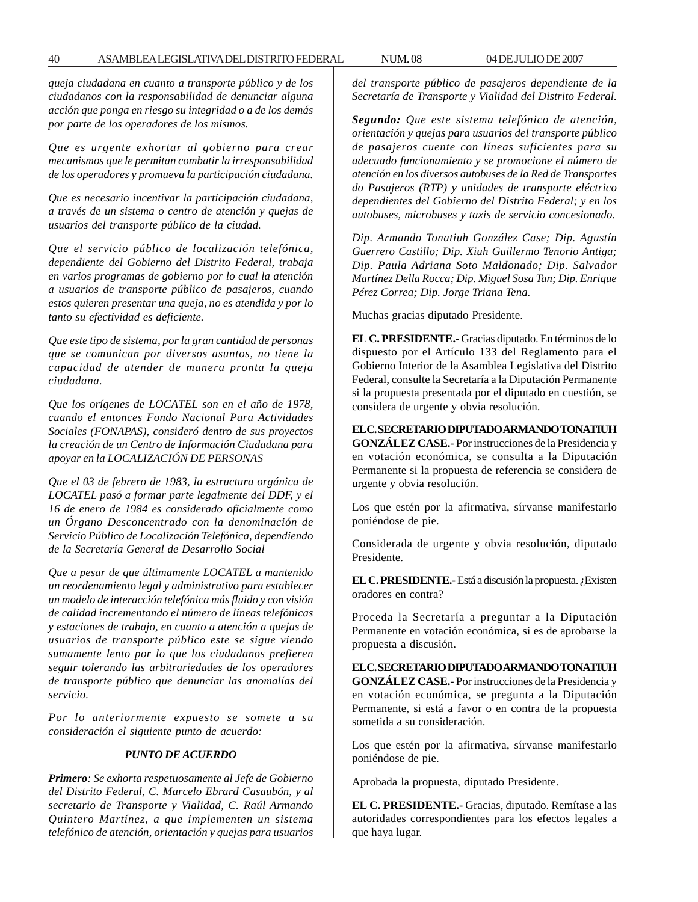*queja ciudadana en cuanto a transporte público y de los ciudadanos con la responsabilidad de denunciar alguna acción que ponga en riesgo su integridad o a de los demás por parte de los operadores de los mismos.*

*Que es urgente exhortar al gobierno para crear mecanismos que le permitan combatir la irresponsabilidad de los operadores y promueva la participación ciudadana.*

*Que es necesario incentivar la participación ciudadana, a través de un sistema o centro de atención y quejas de usuarios del transporte público de la ciudad.*

*Que el servicio público de localización telefónica, dependiente del Gobierno del Distrito Federal, trabaja en varios programas de gobierno por lo cual la atención a usuarios de transporte público de pasajeros, cuando estos quieren presentar una queja, no es atendida y por lo tanto su efectividad es deficiente.*

*Que este tipo de sistema, por la gran cantidad de personas que se comunican por diversos asuntos, no tiene la capacidad de atender de manera pronta la queja ciudadana.*

*Que los orígenes de LOCATEL son en el año de 1978, cuando el entonces Fondo Nacional Para Actividades Sociales (FONAPAS), consideró dentro de sus proyectos la creación de un Centro de Información Ciudadana para apoyar en la LOCALIZACIÓN DE PERSONAS*

*Que el 03 de febrero de 1983, la estructura orgánica de LOCATEL pasó a formar parte legalmente del DDF, y el 16 de enero de 1984 es considerado oficialmente como un Órgano Desconcentrado con la denominación de Servicio Público de Localización Telefónica, dependiendo de la Secretaría General de Desarrollo Social*

*Que a pesar de que últimamente LOCATEL a mantenido un reordenamiento legal y administrativo para establecer un modelo de interacción telefónica más fluido y con visión de calidad incrementando el número de líneas telefónicas y estaciones de trabajo, en cuanto a atención a quejas de usuarios de transporte público este se sigue viendo sumamente lento por lo que los ciudadanos prefieren seguir tolerando las arbitrariedades de los operadores de transporte público que denunciar las anomalías del servicio.*

*Por lo anteriormente expuesto se somete a su consideración el siguiente punto de acuerdo:*

***PUNTO DE ACUERDO***

***Primero**: Se exhorta respetuosamente al Jefe de Gobierno del Distrito Federal, C. Marcelo Ebrard Casaubón, y al secretario de Transporte y Vialidad, C. Raúl Armando Quintero Martínez, a que implementen un sistema telefónico de atención, orientación y quejas para usuarios del transporte público de pasajeros dependiente de la Secretaría de Transporte y Vialidad del Distrito Federal.*

***Segundo:** Que este sistema telefónico de atención, orientación y quejas para usuarios del transporte público de pasajeros cuente con líneas suficientes para su adecuado funcionamiento y se promocione el número de atención en los diversos autobuses de la Red de Transportes do Pasajeros (RTP) y unidades de transporte eléctrico dependientes del Gobierno del Distrito Federal; y en los autobuses, microbuses y taxis de servicio concesionado.*

*Dip. Armando Tonatiuh González Case; Dip. Agustín Guerrero Castillo; Dip. Xiuh Guillermo Tenorio Antiga; Dip. Paula Adriana Soto Maldonado; Dip. Salvador Martínez Della Rocca; Dip. Miguel Sosa Tan; Dip. Enrique Pérez Correa; Dip. Jorge Triana Tena.*

Muchas gracias diputado Presidente.

**EL C. PRESIDENTE.-** Gracias diputado. En términos de lo dispuesto por el Artículo 133 del Reglamento para el Gobierno Interior de la Asamblea Legislativa del Distrito Federal, consulte la Secretaría a la Diputación Permanente si la propuesta presentada por el diputado en cuestión, se considera de urgente y obvia resolución.

**EL C. SECRETARIO DIPUTADO ARMANDO TONATIUH GONZÁLEZ CASE.-** Por instrucciones de la Presidencia y en votación económica, se consulta a la Diputación Permanente si la propuesta de referencia se considera de urgente y obvia resolución.

Los que estén por la afirmativa, sírvanse manifestarlo poniéndose de pie.

Considerada de urgente y obvia resolución, diputado Presidente.

**EL C. PRESIDENTE.-** Está a discusión la propuesta. ¿Existen oradores en contra?

Proceda la Secretaría a preguntar a la Diputación Permanente en votación económica, si es de aprobarse la propuesta a discusión.

**EL C. SECRETARIO DIPUTADO ARMANDO TONATIUH GONZÁLEZ CASE.-** Por instrucciones de la Presidencia y en votación económica, se pregunta a la Diputación Permanente, si está a favor o en contra de la propuesta sometida a su consideración.

Los que estén por la afirmativa, sírvanse manifestarlo poniéndose de pie.

Aprobada la propuesta, diputado Presidente.

**EL C. PRESIDENTE.-** Gracias, diputado. Remítase a las autoridades correspondientes para los efectos legales a que haya lugar.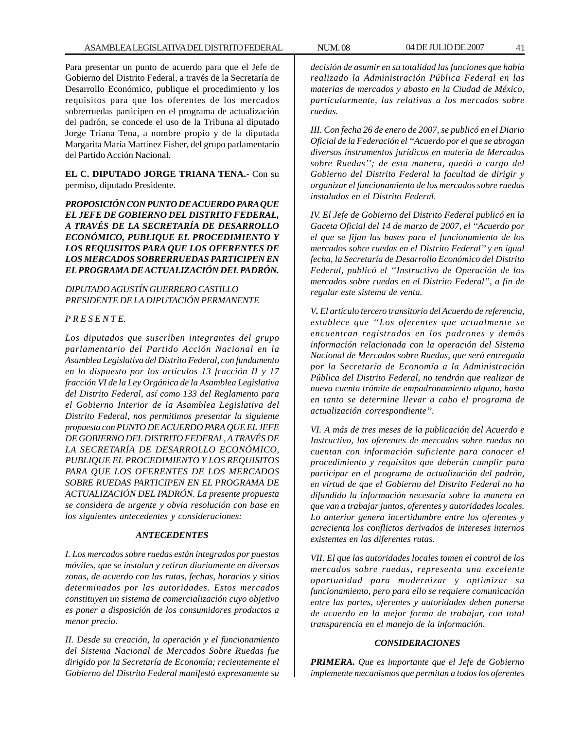Para presentar un punto de acuerdo para que el Jefe de Gobierno del Distrito Federal, a través de la Secretaría de Desarrollo Económico, publique el procedimiento y los requisitos para que los oferentes de los mercados sobrerruedas participen en el programa de actualización del padrón, se concede el uso de la Tribuna al diputado Jorge Triana Tena, a nombre propio y de la diputada Margarita María Martínez Fisher, del grupo parlamentario del Partido Acción Nacional.

**EL C. DIPUTADO JORGE TRIANA TENA.-** Con su permiso, diputado Presidente.

***PROPOSICIÓN CON PUNTO DE ACUERDO PARA QUE EL JEFE DE GOBIERNO DEL DISTRITO FEDERAL, A TRAVÉS DE LA SECRETARÍA DE DESARROLLO ECONÓMICO, PUBLIQUE EL PROCEDIMIENTO Y LOS REQUISITOS PARA QUE LOS OFERENTES DE LOS MERCADOS SOBRERRUEDAS PARTICIPEN EN EL PROGRAMA DE ACTUALIZACIÓN DEL PADRÓN.***

*DIPUTADO AGUSTÍN GUERRERO CASTILLO*
*PRESIDENTE DE LA DIPUTACIÓN PERMANENTE*

*P R E S E N T E.*

*Los diputados que suscriben integrantes del grupo parlamentario del Partido Acción Nacional en la Asamblea Legislativa del Distrito Federal, con fundamento en lo dispuesto por los artículos 13 fracción II y 17 fracción VI de la Ley Orgánica de la Asamblea Legislativa del Distrito Federal, así como 133 del Reglamento para el Gobierno Interior de la Asamblea Legislativa del Distrito Federal, nos permitimos presentar la siguiente propuesta con PUNTO DE ACUERDO PARA QUE EL JEFE DE GOBIERNO DEL DISTRITO FEDERAL, A TRAVÉS DE LA SECRETARÍA DE DESARROLLO ECONÓMICO, PUBLIQUE EL PROCEDIMIENTO Y LOS REQUISITOS PARA QUE LOS OFERENTES DE LOS MERCADOS SOBRE RUEDAS PARTICIPEN EN EL PROGRAMA DE ACTUALIZACIÓN DEL PADRÓN. La presente propuesta se considera de urgente y obvia resolución con base en los siguientes antecedentes y consideraciones:*

***ANTECEDENTES***

*I. Los mercados sobre ruedas están integrados por puestos móviles, que se instalan y retiran diariamente en diversas zonas, de acuerdo con las rutas, fechas, horarios y sitios determinados por las autoridades. Estos mercados constituyen un sistema de comercialización cuyo objetivo es poner a disposición de los consumidores productos a menor precio.*

*II. Desde su creación, la operación y el funcionamiento del Sistema Nacional de Mercados Sobre Ruedas fue dirigido por la Secretaría de Economía; recientemente el Gobierno del Distrito Federal manifestó expresamente su decisión de asumir en su totalidad las funciones que había realizado la Administración Pública Federal en las materias de mercados y abasto en la Ciudad de México, particularmente, las relativas a los mercados sobre ruedas.*

*III. Con fecha 26 de enero de 2007, se publicó en el Diario Oficial de la Federación el "Acuerdo por el que se abrogan diversos instrumentos jurídicos en materia de Mercados sobre Ruedas''; de esta manera, quedó a cargo del Gobierno del Distrito Federal la facultad de dirigir y organizar el funcionamiento de los mercados sobre ruedas instalados en el Distrito Federal.*

*IV. El Jefe de Gobierno del Distrito Federal publicó en la Gaceta Oficial del 14 de marzo de 2007, el ''Acuerdo por el que se fijan las bases para el funcionamiento de los mercados sobre ruedas en el Distrito Federal" y en igual fecha, la Secretaría de Desarrollo Económico del Distrito Federal, publicó el ''Instructivo de Operación de los mercados sobre ruedas en el Distrito Federal", a fin de regular este sistema de venta.*

***V.*** *El artículo tercero transitorio del Acuerdo de referencia, establece que ''Los oferentes que actualmente se encuentran registrados en los padrones y demás información relacionada con la operación del Sistema Nacional de Mercados sobre Ruedas, que será entregada por la Secretaría de Economía a la Administración Pública del Distrito Federal, no tendrán que realizar de nueva cuenta trámite de empadronamiento alguno, hasta en tanto se determine llevar a cabo el programa de actualización correspondiente".*

*VI. A más de tres meses de la publicación del Acuerdo e Instructivo, los oferentes de mercados sobre ruedas no cuentan con información suficiente para conocer el procedimiento y requisitos que deberán cumplir para participar en el programa de actualización del padrón, en virtud de que el Gobierno del Distrito Federal no ha difundido la información necesaria sobre la manera en que van a trabajar juntos, oferentes y autoridades locales. Lo anterior genera incertidumbre entre los oferentes y acrecienta los conflictos derivados de intereses internos existentes en las diferentes rutas.*

*VII. El que las autoridades locales tomen el control de los mercados sobre ruedas, representa una excelente oportunidad para modernizar y optimizar su funcionamiento, pero para ello se requiere comunicación entre las partes, oferentes y autoridades deben ponerse de acuerdo en la mejor forma de trabajar, con total transparencia en el manejo de la información.*

***CONSIDERACIONES***

***PRIMERA.*** *Que es importante que el Jefe de Gobierno implemente mecanismos que permitan a todos los oferentes*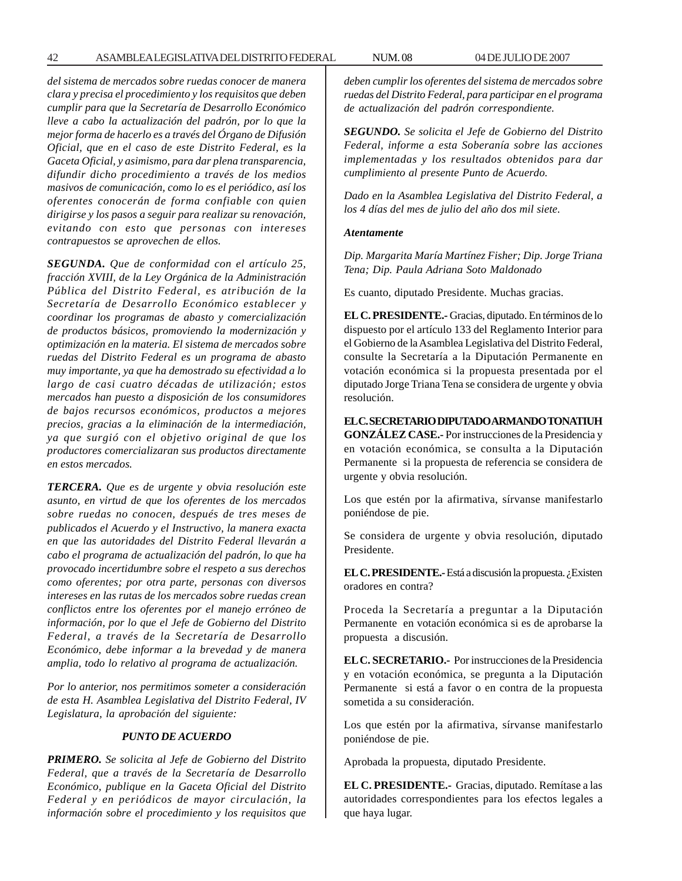*del sistema de mercados sobre ruedas conocer de manera clara y precisa el procedimiento y los requisitos que deben cumplir para que la Secretaría de Desarrollo Económico lleve a cabo la actualización del padrón, por lo que la mejor forma de hacerlo es a través del Órgano de Difusión Oficial, que en el caso de este Distrito Federal, es la Gaceta Oficial, y asimismo, para dar plena transparencia, difundir dicho procedimiento a través de los medios masivos de comunicación, como lo es el periódico, así los oferentes conocerán de forma confiable con quien dirigirse y los pasos a seguir para realizar su renovación, evitando con esto que personas con intereses contrapuestos se aprovechen de ellos.*

***SEGUNDA.*** *Que de conformidad con el artículo 25, fracción XVIII, de la Ley Orgánica de la Administración Pública del Distrito Federal, es atribución de la Secretaría de Desarrollo Económico establecer y coordinar los programas de abasto y comercialización de productos básicos, promoviendo la modernización y optimización en la materia. El sistema de mercados sobre ruedas del Distrito Federal es un programa de abasto muy importante, ya que ha demostrado su efectividad a lo largo de casi cuatro décadas de utilización; estos mercados han puesto a disposición de los consumidores de bajos recursos económicos, productos a mejores precios, gracias a la eliminación de la intermediación, ya que surgió con el objetivo original de que los productores comercializaran sus productos directamente en estos mercados.*

***TERCERA.*** *Que es de urgente y obvia resolución este asunto, en virtud de que los oferentes de los mercados sobre ruedas no conocen, después de tres meses de publicados el Acuerdo y el Instructivo, la manera exacta en que las autoridades del Distrito Federal llevarán a cabo el programa de actualización del padrón, lo que ha provocado incertidumbre sobre el respeto a sus derechos como oferentes; por otra parte, personas con diversos intereses en las rutas de los mercados sobre ruedas crean conflictos entre los oferentes por el manejo erróneo de información, por lo que el Jefe de Gobierno del Distrito Federal, a través de la Secretaría de Desarrollo Económico, debe informar a la brevedad y de manera amplia, todo lo relativo al programa de actualización.*

*Por lo anterior, nos permitimos someter a consideración de esta H. Asamblea Legislativa del Distrito Federal, IV Legislatura, la aprobación del siguiente:*

***PUNTO DE ACUERDO***

***PRIMERO.*** *Se solicita al Jefe de Gobierno del Distrito Federal, que a través de la Secretaría de Desarrollo Económico, publique en la Gaceta Oficial del Distrito Federal y en periódicos de mayor circulación, la información sobre el procedimiento y los requisitos que deben cumplir los oferentes del sistema de mercados sobre ruedas del Distrito Federal, para participar en el programa de actualización del padrón correspondiente.*

***SEGUNDO.*** *Se solicita el Jefe de Gobierno del Distrito Federal, informe a esta Soberanía sobre las acciones implementadas y los resultados obtenidos para dar cumplimiento al presente Punto de Acuerdo.*

*Dado en la Asamblea Legislativa del Distrito Federal, a los 4 días del mes de julio del año dos mil siete.*

***Atentamente***

*Dip. Margarita María Martínez Fisher; Dip. Jorge Triana Tena; Dip. Paula Adriana Soto Maldonado*

Es cuanto, diputado Presidente. Muchas gracias.

**EL C. PRESIDENTE.-** Gracias, diputado. En términos de lo dispuesto por el artículo 133 del Reglamento Interior para el Gobierno de la Asamblea Legislativa del Distrito Federal, consulte la Secretaría a la Diputación Permanente en votación económica si la propuesta presentada por el diputado Jorge Triana Tena se considera de urgente y obvia resolución.

**EL C. SECRETARIO DIPUTADO ARMANDO TONATIUH GONZÁLEZ CASE.-** Por instrucciones de la Presidencia y en votación económica, se consulta a la Diputación Permanente si la propuesta de referencia se considera de urgente y obvia resolución.

Los que estén por la afirmativa, sírvanse manifestarlo poniéndose de pie.

Se considera de urgente y obvia resolución, diputado Presidente.

**EL C. PRESIDENTE.-** Está a discusión la propuesta. ¿Existen oradores en contra?

Proceda la Secretaría a preguntar a la Diputación Permanente en votación económica si es de aprobarse la propuesta a discusión.

**EL C. SECRETARIO.-** Por instrucciones de la Presidencia y en votación económica, se pregunta a la Diputación Permanente si está a favor o en contra de la propuesta sometida a su consideración.

Los que estén por la afirmativa, sírvanse manifestarlo poniéndose de pie.

Aprobada la propuesta, diputado Presidente.

**EL C. PRESIDENTE.-** Gracias, diputado. Remítase a las autoridades correspondientes para los efectos legales a que haya lugar.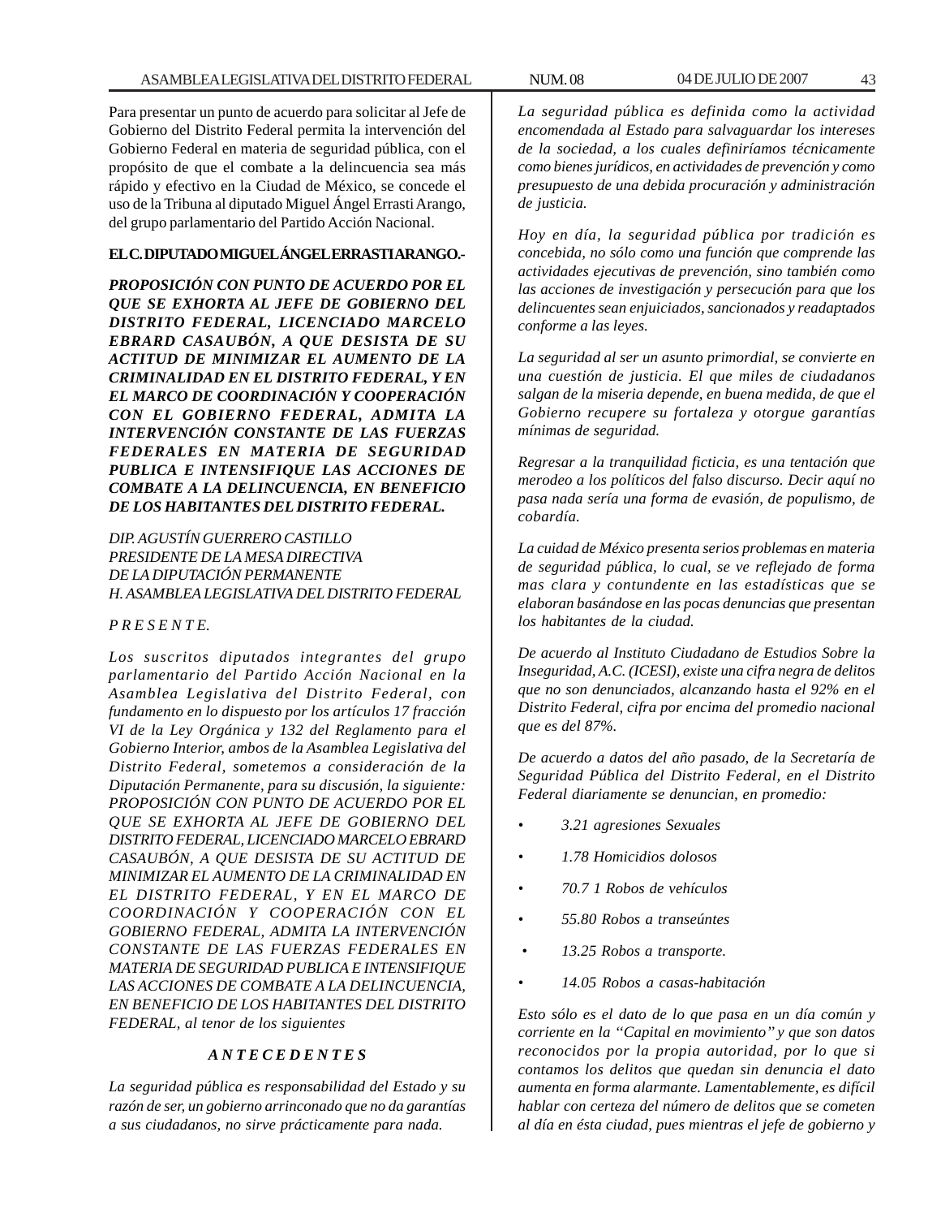Para presentar un punto de acuerdo para solicitar al Jefe de Gobierno del Distrito Federal permita la intervención del Gobierno Federal en materia de seguridad pública, con el propósito de que el combate a la delincuencia sea más rápido y efectivo en la Ciudad de México, se concede el uso de la Tribuna al diputado Miguel Ángel Errasti Arango, del grupo parlamentario del Partido Acción Nacional.

**EL C. DIPUTADO MIGUEL ÁNGEL ERRASTI ARANGO.-**

***PROPOSICIÓN CON PUNTO DE ACUERDO POR EL QUE SE EXHORTA AL JEFE DE GOBIERNO DEL DISTRITO FEDERAL, LICENCIADO MARCELO EBRARD CASAUBÓN, A QUE DESISTA DE SU ACTITUD DE MINIMIZAR EL AUMENTO DE LA CRIMINALIDAD EN EL DISTRITO FEDERAL, Y EN EL MARCO DE COORDINACIÓN Y COOPERACIÓN CON EL GOBIERNO FEDERAL, ADMITA LA INTERVENCIÓN CONSTANTE DE LAS FUERZAS FEDERALES EN MATERIA DE SEGURIDAD PUBLICA E INTENSIFIQUE LAS ACCIONES DE COMBATE A LA DELINCUENCIA, EN BENEFICIO DE LOS HABITANTES DEL DISTRITO FEDERAL.***

*DIP. AGUSTÍN GUERRERO CASTILLO*
*PRESIDENTE DE LA MESA DIRECTIVA*
*DE LA DIPUTACIÓN PERMANENTE*
*H. ASAMBLEA LEGISLATIVA DEL DISTRITO FEDERAL*

*P R E S E N T E.*

*Los suscritos diputados integrantes del grupo parlamentario del Partido Acción Nacional en la Asamblea Legislativa del Distrito Federal, con fundamento en lo dispuesto por los artículos 17 fracción VI de la Ley Orgánica y 132 del Reglamento para el Gobierno Interior, ambos de la Asamblea Legislativa del Distrito Federal, sometemos a consideración de la Diputación Permanente, para su discusión, la siguiente: PROPOSICIÓN CON PUNTO DE ACUERDO POR EL QUE SE EXHORTA AL JEFE DE GOBIERNO DEL DISTRITO FEDERAL, LICENCIADO MARCELO EBRARD CASAUBÓN, A QUE DESISTA DE SU ACTITUD DE MINIMIZAR EL AUMENTO DE LA CRIMINALIDAD EN EL DISTRITO FEDERAL, Y EN EL MARCO DE COORDINACIÓN Y COOPERACIÓN CON EL GOBIERNO FEDERAL, ADMITA LA INTERVENCIÓN CONSTANTE DE LAS FUERZAS FEDERALES EN MATERIA DE SEGURIDAD PUBLICA E INTENSIFIQUE LAS ACCIONES DE COMBATE A LA DELINCUENCIA, EN BENEFICIO DE LOS HABITANTES DEL DISTRITO FEDERAL, al tenor de los siguientes*

***A N T E C E D E N T E S***

*La seguridad pública es responsabilidad del Estado y su razón de ser, un gobierno arrinconado que no da garantías a sus ciudadanos, no sirve prácticamente para nada.*

*La seguridad pública es definida como la actividad encomendada al Estado para salvaguardar los intereses de la sociedad, a los cuales definiríamos técnicamente como bienes jurídicos, en actividades de prevención y como presupuesto de una debida procuración y administración de justicia.*

*Hoy en día, la seguridad pública por tradición es concebida, no sólo como una función que comprende las actividades ejecutivas de prevención, sino también como las acciones de investigación y persecución para que los delincuentes sean enjuiciados, sancionados y readaptados conforme a las leyes.*

*La seguridad al ser un asunto primordial, se convierte en una cuestión de justicia. El que miles de ciudadanos salgan de la miseria depende, en buena medida, de que el Gobierno recupere su fortaleza y otorgue garantías mínimas de seguridad.*

*Regresar a la tranquilidad ficticia, es una tentación que merodeo a los políticos del falso discurso. Decir aquí no pasa nada sería una forma de evasión, de populismo, de cobardía.*

*La cuidad de México presenta serios problemas en materia de seguridad pública, lo cual, se ve reflejado de forma mas clara y contundente en las estadísticas que se elaboran basándose en las pocas denuncias que presentan los habitantes de la ciudad.*

*De acuerdo al Instituto Ciudadano de Estudios Sobre la Inseguridad, A.C. (ICESI), existe una cifra negra de delitos que no son denunciados, alcanzando hasta el 92% en el Distrito Federal, cifra por encima del promedio nacional que es del 87%.*

*De acuerdo a datos del año pasado, de la Secretaría de Seguridad Pública del Distrito Federal, en el Distrito Federal diariamente se denuncian, en promedio:*

- *3.21 agresiones Sexuales*
- *1.78 Homicidios dolosos*
- *70.7 1 Robos de vehículos*
- *55.80 Robos a transeúntes*
- *13.25 Robos a transporte.*
- *14.05 Robos a casas-habitación*

*Esto sólo es el dato de lo que pasa en un día común y corriente en la ''Capital en movimiento'' y que son datos reconocidos por la propia autoridad, por lo que si contamos los delitos que quedan sin denuncia el dato aumenta en forma alarmante. Lamentablemente, es difícil hablar con certeza del número de delitos que se cometen al día en ésta ciudad, pues mientras el jefe de gobierno y*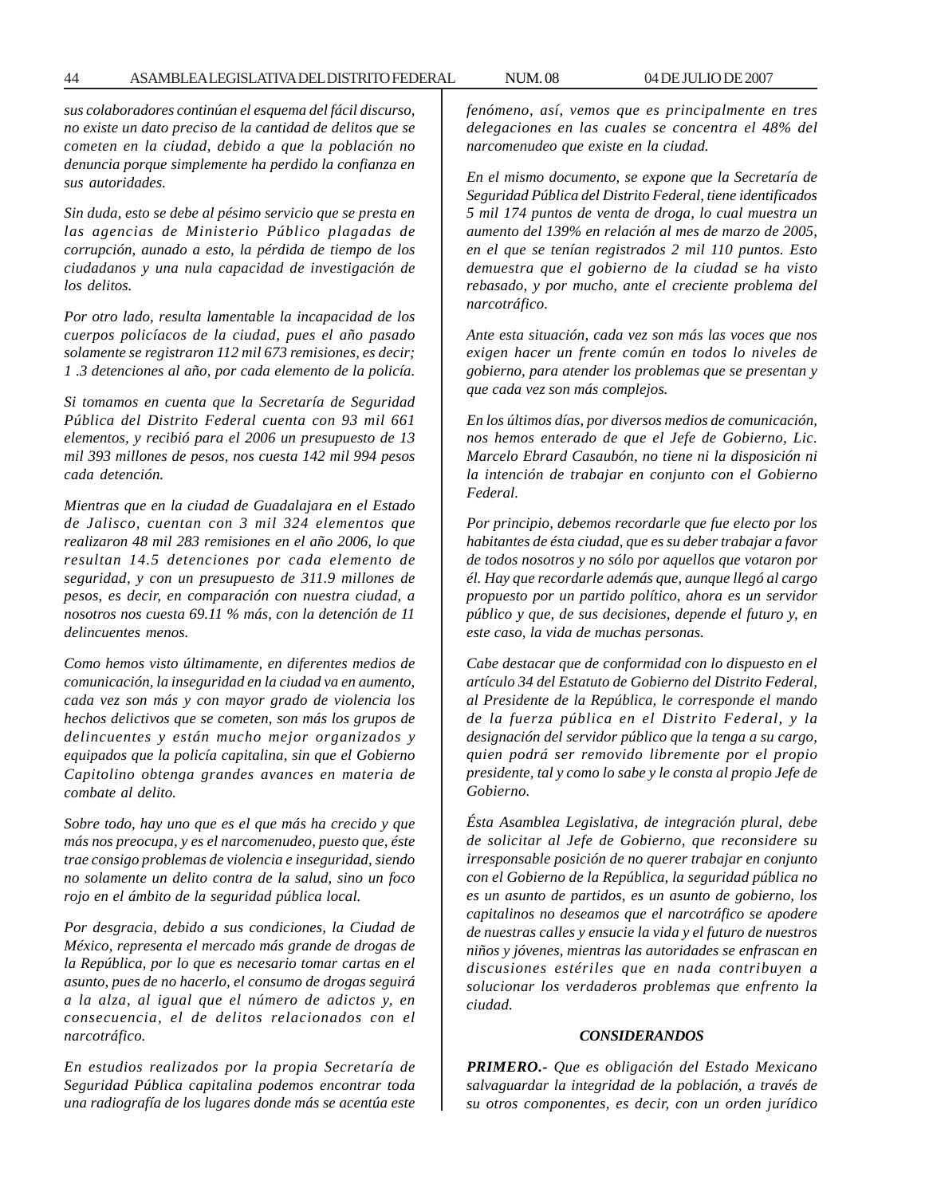*sus colaboradores continúan el esquema del fácil discurso, no existe un dato preciso de la cantidad de delitos que se cometen en la ciudad, debido a que la población no denuncia porque simplemente ha perdido la confianza en sus autoridades.*

*Sin duda, esto se debe al pésimo servicio que se presta en las agencias de Ministerio Público plagadas de corrupción, aunado a esto, la pérdida de tiempo de los ciudadanos y una nula capacidad de investigación de los delitos.*

*Por otro lado, resulta lamentable la incapacidad de los cuerpos policíacos de la ciudad, pues el año pasado solamente se registraron 112 mil 673 remisiones, es decir; 1 .3 detenciones al año, por cada elemento de la policía.*

*Si tomamos en cuenta que la Secretaría de Seguridad Pública del Distrito Federal cuenta con 93 mil 661 elementos, y recibió para el 2006 un presupuesto de 13 mil 393 millones de pesos, nos cuesta 142 mil 994 pesos cada detención.*

*Mientras que en la ciudad de Guadalajara en el Estado de Jalisco, cuentan con 3 mil 324 elementos que realizaron 48 mil 283 remisiones en el año 2006, lo que resultan 14.5 detenciones por cada elemento de seguridad, y con un presupuesto de 311.9 millones de pesos, es decir, en comparación con nuestra ciudad, a nosotros nos cuesta 69.11 % más, con la detención de 11 delincuentes menos.*

*Como hemos visto últimamente, en diferentes medios de comunicación, la inseguridad en la ciudad va en aumento, cada vez son más y con mayor grado de violencia los hechos delictivos que se cometen, son más los grupos de delincuentes y están mucho mejor organizados y equipados que la policía capitalina, sin que el Gobierno Capitolino obtenga grandes avances en materia de combate al delito.*

*Sobre todo, hay uno que es el que más ha crecido y que más nos preocupa, y es el narcomenudeo, puesto que, éste trae consigo problemas de violencia e inseguridad, siendo no solamente un delito contra de la salud, sino un foco rojo en el ámbito de la seguridad pública local.*

*Por desgracia, debido a sus condiciones, la Ciudad de México, representa el mercado más grande de drogas de la República, por lo que es necesario tomar cartas en el asunto, pues de no hacerlo, el consumo de drogas seguirá a la alza, al igual que el número de adictos y, en consecuencia, el de delitos relacionados con el narcotráfico.*

*En estudios realizados por la propia Secretaría de Seguridad Pública capitalina podemos encontrar toda una radiografía de los lugares donde más se acentúa este fenómeno, así, vemos que es principalmente en tres delegaciones en las cuales se concentra el 48% del narcomenudeo que existe en la ciudad.*

*En el mismo documento, se expone que la Secretaría de Seguridad Pública del Distrito Federal, tiene identificados 5 mil 174 puntos de venta de droga, lo cual muestra un aumento del 139% en relación al mes de marzo de 2005, en el que se tenían registrados 2 mil 110 puntos. Esto demuestra que el gobierno de la ciudad se ha visto rebasado, y por mucho, ante el creciente problema del narcotráfico.*

*Ante esta situación, cada vez son más las voces que nos exigen hacer un frente común en todos lo niveles de gobierno, para atender los problemas que se presentan y que cada vez son más complejos.*

*En los últimos días, por diversos medios de comunicación, nos hemos enterado de que el Jefe de Gobierno, Lic. Marcelo Ebrard Casaubón, no tiene ni la disposición ni la intención de trabajar en conjunto con el Gobierno Federal.*

*Por principio, debemos recordarle que fue electo por los habitantes de ésta ciudad, que es su deber trabajar a favor de todos nosotros y no sólo por aquellos que votaron por él. Hay que recordarle además que, aunque llegó al cargo propuesto por un partido político, ahora es un servidor público y que, de sus decisiones, depende el futuro y, en este caso, la vida de muchas personas.*

*Cabe destacar que de conformidad con lo dispuesto en el artículo 34 del Estatuto de Gobierno del Distrito Federal, al Presidente de la República, le corresponde el mando de la fuerza pública en el Distrito Federal, y la designación del servidor público que la tenga a su cargo, quien podrá ser removido libremente por el propio presidente, tal y como lo sabe y le consta al propio Jefe de Gobierno.*

*Ésta Asamblea Legislativa, de integración plural, debe de solicitar al Jefe de Gobierno, que reconsidere su irresponsable posición de no querer trabajar en conjunto con el Gobierno de la República, la seguridad pública no es un asunto de partidos, es un asunto de gobierno, los capitalinos no deseamos que el narcotráfico se apodere de nuestras calles y ensucie la vida y el futuro de nuestros niños y jóvenes, mientras las autoridades se enfrascan en discusiones estériles que en nada contribuyen a solucionar los verdaderos problemas que enfrento la ciudad.*

***CONSIDERANDOS***

***PRIMERO.-*** *Que es obligación del Estado Mexicano salvaguardar la integridad de la población, a través de su otros componentes, es decir, con un orden jurídico*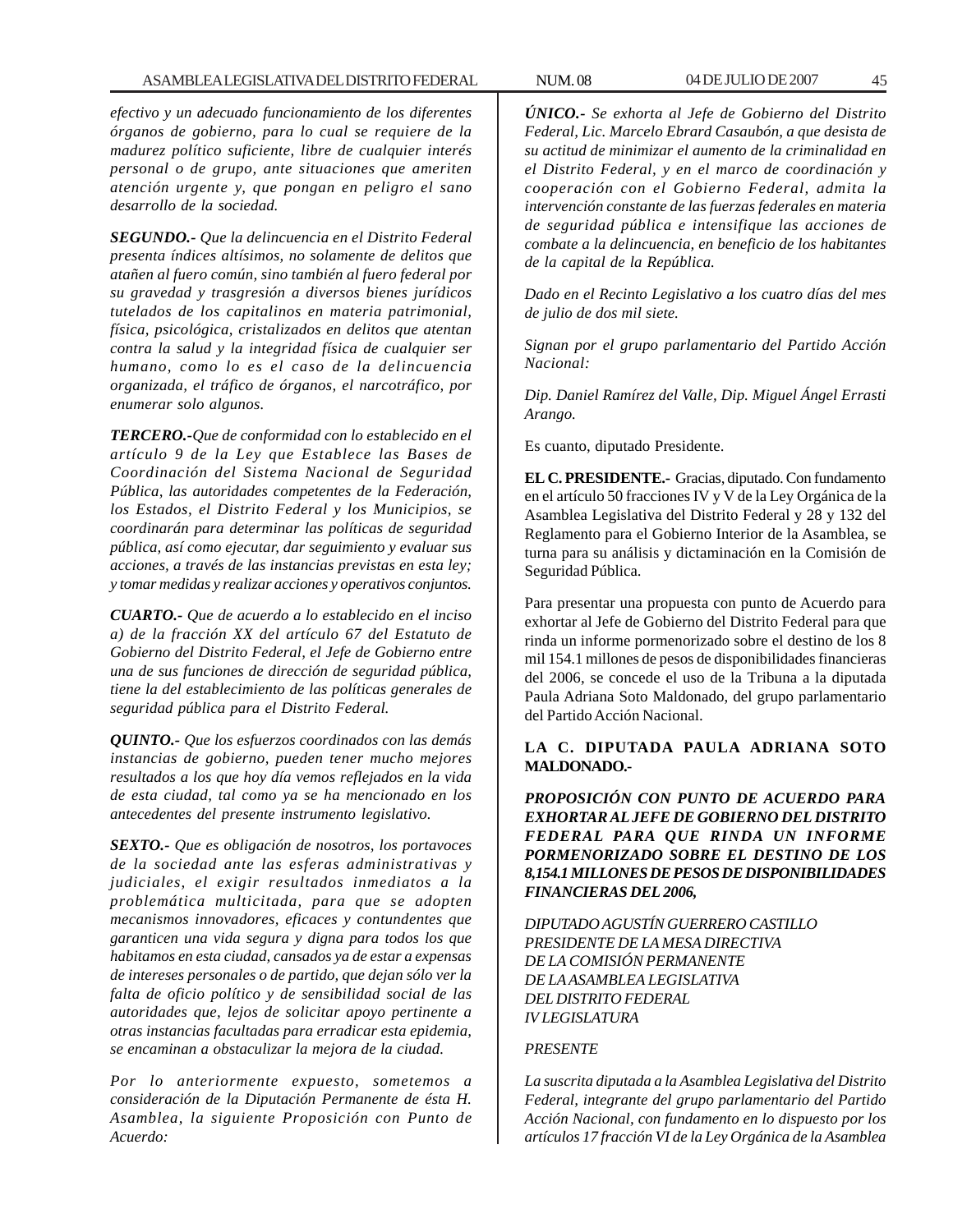*efectivo y un adecuado funcionamiento de los diferentes órganos de gobierno, para lo cual se requiere de la madurez político suficiente, libre de cualquier interés personal o de grupo, ante situaciones que ameriten atención urgente y, que pongan en peligro el sano desarrollo de la sociedad.*

***SEGUNDO.-*** *Que la delincuencia en el Distrito Federal presenta índices altísimos, no solamente de delitos que atañen al fuero común, sino también al fuero federal por su gravedad y trasgresión a diversos bienes jurídicos tutelados de los capitalinos en materia patrimonial, física, psicológica, cristalizados en delitos que atentan contra la salud y la integridad física de cualquier ser humano, como lo es el caso de la delincuencia organizada, el tráfico de órganos, el narcotráfico, por enumerar solo algunos.*

***TERCERO.-****Que de conformidad con lo establecido en el artículo 9 de la Ley que Establece las Bases de Coordinación del Sistema Nacional de Seguridad Pública, las autoridades competentes de la Federación, los Estados, el Distrito Federal y los Municipios, se coordinarán para determinar las políticas de seguridad pública, así como ejecutar, dar seguimiento y evaluar sus acciones, a través de las instancias previstas en esta ley; y tomar medidas y realizar acciones y operativos conjuntos.*

***CUARTO.-*** *Que de acuerdo a lo establecido en el inciso a) de la fracción XX del artículo 67 del Estatuto de Gobierno del Distrito Federal, el Jefe de Gobierno entre una de sus funciones de dirección de seguridad pública, tiene la del establecimiento de las políticas generales de seguridad pública para el Distrito Federal.*

***QUINTO.-*** *Que los esfuerzos coordinados con las demás instancias de gobierno, pueden tener mucho mejores resultados a los que hoy día vemos reflejados en la vida de esta ciudad, tal como ya se ha mencionado en los antecedentes del presente instrumento legislativo.*

***SEXTO.-*** *Que es obligación de nosotros, los portavoces de la sociedad ante las esferas administrativas y judiciales, el exigir resultados inmediatos a la problemática multicitada, para que se adopten mecanismos innovadores, eficaces y contundentes que garanticen una vida segura y digna para todos los que habitamos en esta ciudad, cansados ya de estar a expensas de intereses personales o de partido, que dejan sólo ver la falta de oficio político y de sensibilidad social de las autoridades que, lejos de solicitar apoyo pertinente a otras instancias facultadas para erradicar esta epidemia, se encaminan a obstaculizar la mejora de la ciudad.*

*Por lo anteriormente expuesto, sometemos a consideración de la Diputación Permanente de ésta H. Asamblea, la siguiente Proposición con Punto de Acuerdo:*

***ÚNICO.-*** *Se exhorta al Jefe de Gobierno del Distrito Federal, Lic. Marcelo Ebrard Casaubón, a que desista de su actitud de minimizar el aumento de la criminalidad en el Distrito Federal, y en el marco de coordinación y cooperación con el Gobierno Federal, admita la intervención constante de las fuerzas federales en materia de seguridad pública e intensifique las acciones de combate a la delincuencia, en beneficio de los habitantes de la capital de la República.*

*Dado en el Recinto Legislativo a los cuatro días del mes de julio de dos mil siete.*

*Signan por el grupo parlamentario del Partido Acción Nacional:*

*Dip. Daniel Ramírez del Valle, Dip. Miguel Ángel Errasti Arango.*

Es cuanto, diputado Presidente.

**EL C. PRESIDENTE.-** Gracias, diputado. Con fundamento en el artículo 50 fracciones IV y V de la Ley Orgánica de la Asamblea Legislativa del Distrito Federal y 28 y 132 del Reglamento para el Gobierno Interior de la Asamblea, se turna para su análisis y dictaminación en la Comisión de Seguridad Pública.

Para presentar una propuesta con punto de Acuerdo para exhortar al Jefe de Gobierno del Distrito Federal para que rinda un informe pormenorizado sobre el destino de los 8 mil 154.1 millones de pesos de disponibilidades financieras del 2006, se concede el uso de la Tribuna a la diputada Paula Adriana Soto Maldonado, del grupo parlamentario del Partido Acción Nacional.

**LA C. DIPUTADA PAULA ADRIANA SOTO MALDONADO.-**

***PROPOSICIÓN CON PUNTO DE ACUERDO PARA EXHORTAR AL JEFE DE GOBIERNO DEL DISTRITO FEDERAL PARA QUE RINDA UN INFORME PORMENORIZADO SOBRE EL DESTINO DE LOS 8,154.1 MILLONES DE PESOS DE DISPONIBILIDADES FINANCIERAS DEL 2006,***

*DIPUTADO AGUSTÍN GUERRERO CASTILLO*
*PRESIDENTE DE LA MESA DIRECTIVA*
*DE LA COMISIÓN PERMANENTE*
*DE LA ASAMBLEA LEGISLATIVA*
*DEL DISTRITO FEDERAL*
*IV LEGISLATURA*

*PRESENTE*

*La suscrita diputada a la Asamblea Legislativa del Distrito Federal, integrante del grupo parlamentario del Partido Acción Nacional, con fundamento en lo dispuesto por los artículos 17 fracción VI de la Ley Orgánica de la Asamblea*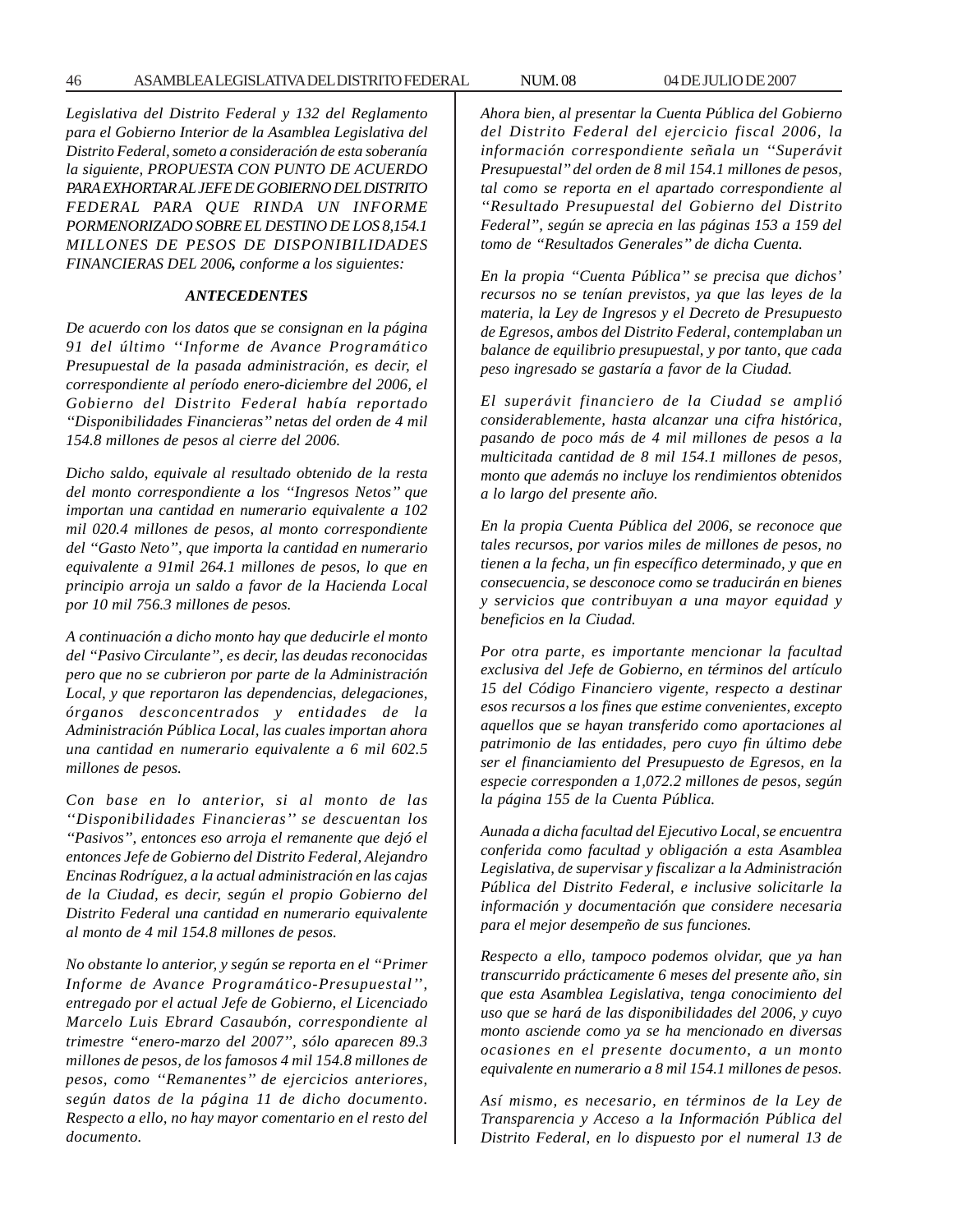*Legislativa del Distrito Federal y 132 del Reglamento para el Gobierno Interior de la Asamblea Legislativa del Distrito Federal, someto a consideración de esta soberanía la siguiente, PROPUESTA CON PUNTO DE ACUERDO PARA EXHORTAR AL JEFE DE GOBIERNO DEL DISTRITO FEDERAL PARA QUE RINDA UN INFORME PORMENORIZADO SOBRE EL DESTINO DE LOS 8,154.1 MILLONES DE PESOS DE DISPONIBILIDADES FINANCIERAS DEL 2006**,** conforme a los siguientes:*

### *ANTECEDENTES*

*De acuerdo con los datos que se consignan en la página 91 del último ''Informe de Avance Programático Presupuestal de la pasada administración, es decir, el correspondiente al período enero-diciembre del 2006, el Gobierno del Distrito Federal había reportado ''Disponibilidades Financieras'' netas del orden de 4 mil 154.8 millones de pesos al cierre del 2006.*

*Dicho saldo, equivale al resultado obtenido de la resta del monto correspondiente a los ''Ingresos Netos'' que importan una cantidad en numerario equivalente a 102 mil 020.4 millones de pesos, al monto correspondiente del ''Gasto Neto'', que importa la cantidad en numerario equivalente a 91mil 264.1 millones de pesos, lo que en principio arroja un saldo a favor de la Hacienda Local por 10 mil 756.3 millones de pesos.*

*A continuación a dicho monto hay que deducirle el monto del ''Pasivo Circulante'', es decir, las deudas reconocidas pero que no se cubrieron por parte de la Administración Local, y que reportaron las dependencias, delegaciones, órganos desconcentrados y entidades de la Administración Pública Local, las cuales importan ahora una cantidad en numerario equivalente a 6 mil 602.5 millones de pesos.*

*Con base en lo anterior, si al monto de las ''Disponibilidades Financieras'' se descuentan los ''Pasivos'', entonces eso arroja el remanente que dejó el entonces Jefe de Gobierno del Distrito Federal, Alejandro Encinas Rodríguez, a la actual administración en las cajas de la Ciudad, es decir, según el propio Gobierno del Distrito Federal una cantidad en numerario equivalente al monto de 4 mil 154.8 millones de pesos.*

*No obstante lo anterior, y según se reporta en el ''Primer Informe de Avance Programático-Presupuestal'', entregado por el actual Jefe de Gobierno, el Licenciado Marcelo Luis Ebrard Casaubón, correspondiente al trimestre ''enero-marzo del 2007'', sólo aparecen 89.3 millones de pesos, de los famosos 4 mil 154.8 millones de pesos, como ''Remanentes'' de ejercicios anteriores, según datos de la página 11 de dicho documento. Respecto a ello, no hay mayor comentario en el resto del documento.*

*Ahora bien, al presentar la Cuenta Pública del Gobierno del Distrito Federal del ejercicio fiscal 2006, la información correspondiente señala un ''Superávit Presupuestal'' del orden de 8 mil 154.1 millones de pesos, tal como se reporta en el apartado correspondiente al ''Resultado Presupuestal del Gobierno del Distrito Federal'', según se aprecia en las páginas 153 a 159 del tomo de ''Resultados Generales'' de dicha Cuenta.*

*En la propia ''Cuenta Pública'' se precisa que dichos' recursos no se tenían previstos, ya que las leyes de la materia, la Ley de Ingresos y el Decreto de Presupuesto de Egresos, ambos del Distrito Federal, contemplaban un balance de equilibrio presupuestal, y por tanto, que cada peso ingresado se gastaría a favor de la Ciudad.*

*El superávit financiero de la Ciudad se amplió considerablemente, hasta alcanzar una cifra histórica, pasando de poco más de 4 mil millones de pesos a la multicitada cantidad de 8 mil 154.1 millones de pesos, monto que además no incluye los rendimientos obtenidos a lo largo del presente año.*

*En la propia Cuenta Pública del 2006, se reconoce que tales recursos, por varios miles de millones de pesos, no tienen a la fecha, un fin específico determinado, y que en consecuencia, se desconoce como se traducirán en bienes y servicios que contribuyan a una mayor equidad y beneficios en la Ciudad.*

*Por otra parte, es importante mencionar la facultad exclusiva del Jefe de Gobierno, en términos del artículo 15 del Código Financiero vigente, respecto a destinar esos recursos a los fines que estime convenientes, excepto aquellos que se hayan transferido como aportaciones al patrimonio de las entidades, pero cuyo fin último debe ser el financiamiento del Presupuesto de Egresos, en la especie corresponden a 1,072.2 millones de pesos, según la página 155 de la Cuenta Pública.*

*Aunada a dicha facultad del Ejecutivo Local, se encuentra conferida como facultad y obligación a esta Asamblea Legislativa, de supervisar y fiscalizar a la Administración Pública del Distrito Federal, e inclusive solicitarle la información y documentación que considere necesaria para el mejor desempeño de sus funciones.*

*Respecto a ello, tampoco podemos olvidar, que ya han transcurrido prácticamente 6 meses del presente año, sin que esta Asamblea Legislativa, tenga conocimiento del uso que se hará de las disponibilidades del 2006, y cuyo monto asciende como ya se ha mencionado en diversas ocasiones en el presente documento, a un monto equivalente en numerario a 8 mil 154.1 millones de pesos.*

*Así mismo, es necesario, en términos de la Ley de Transparencia y Acceso a la Información Pública del Distrito Federal, en lo dispuesto por el numeral 13 de*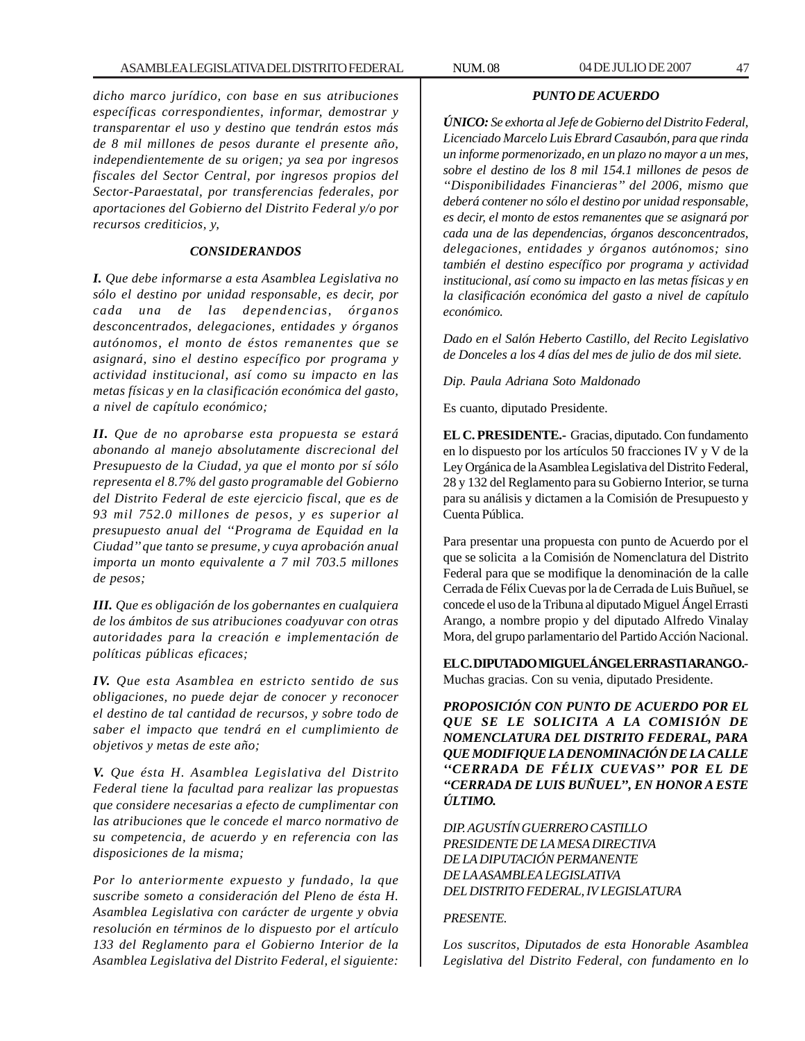*dicho marco jurídico, con base en sus atribuciones específicas correspondientes, informar, demostrar y transparentar el uso y destino que tendrán estos más de 8 mil millones de pesos durante el presente año, independientemente de su origen; ya sea por ingresos fiscales del Sector Central, por ingresos propios del Sector-Paraestatal, por transferencias federales, por aportaciones del Gobierno del Distrito Federal y/o por recursos crediticios, y,*

***CONSIDERANDOS***

***I.*** *Que debe informarse a esta Asamblea Legislativa no sólo el destino por unidad responsable, es decir, por cada una de las dependencias, órganos desconcentrados, delegaciones, entidades y órganos autónomos, el monto de éstos remanentes que se asignará, sino el destino específico por programa y actividad institucional, así como su impacto en las metas físicas y en la clasificación económica del gasto, a nivel de capítulo económico;*

***II.*** *Que de no aprobarse esta propuesta se estará abonando al manejo absolutamente discrecional del Presupuesto de la Ciudad, ya que el monto por sí sólo representa el 8.7% del gasto programable del Gobierno del Distrito Federal de este ejercicio fiscal, que es de 93 mil 752.0 millones de pesos, y es superior al presupuesto anual del ''Programa de Equidad en la Ciudad'' que tanto se presume, y cuya aprobación anual importa un monto equivalente a 7 mil 703.5 millones de pesos;*

***III.*** *Que es obligación de los gobernantes en cualquiera de los ámbitos de sus atribuciones coadyuvar con otras autoridades para la creación e implementación de políticas públicas eficaces;*

***IV.*** *Que esta Asamblea en estricto sentido de sus obligaciones, no puede dejar de conocer y reconocer el destino de tal cantidad de recursos, y sobre todo de saber el impacto que tendrá en el cumplimiento de objetivos y metas de este año;*

***V.*** *Que ésta H. Asamblea Legislativa del Distrito Federal tiene la facultad para realizar las propuestas que considere necesarias a efecto de cumplimentar con las atribuciones que le concede el marco normativo de su competencia, de acuerdo y en referencia con las disposiciones de la misma;*

*Por lo anteriormente expuesto y fundado, la que suscribe someto a consideración del Pleno de ésta H. Asamblea Legislativa con carácter de urgente y obvia resolución en términos de lo dispuesto por el artículo 133 del Reglamento para el Gobierno Interior de la Asamblea Legislativa del Distrito Federal, el siguiente:*

***PUNTO DE ACUERDO***

***ÚNICO:*** *Se exhorta al Jefe de Gobierno del Distrito Federal, Licenciado Marcelo Luis Ebrard Casaubón, para que rinda un informe pormenorizado, en un plazo no mayor a un mes, sobre el destino de los 8 mil 154.1 millones de pesos de ''Disponibilidades Financieras'' del 2006, mismo que deberá contener no sólo el destino por unidad responsable, es decir, el monto de estos remanentes que se asignará por cada una de las dependencias, órganos desconcentrados, delegaciones, entidades y órganos autónomos; sino también el destino específico por programa y actividad institucional, así como su impacto en las metas físicas y en la clasificación económica del gasto a nivel de capítulo económico.*

*Dado en el Salón Heberto Castillo, del Recito Legislativo de Donceles a los 4 días del mes de julio de dos mil siete.*

*Dip. Paula Adriana Soto Maldonado*

Es cuanto, diputado Presidente.

**EL C. PRESIDENTE.-** Gracias, diputado. Con fundamento en lo dispuesto por los artículos 50 fracciones IV y V de la Ley Orgánica de la Asamblea Legislativa del Distrito Federal, 28 y 132 del Reglamento para su Gobierno Interior, se turna para su análisis y dictamen a la Comisión de Presupuesto y Cuenta Pública.

Para presentar una propuesta con punto de Acuerdo por el que se solicita a la Comisión de Nomenclatura del Distrito Federal para que se modifique la denominación de la calle Cerrada de Félix Cuevas por la de Cerrada de Luis Buñuel, se concede el uso de la Tribuna al diputado Miguel Ángel Errasti Arango, a nombre propio y del diputado Alfredo Vinalay Mora, del grupo parlamentario del Partido Acción Nacional.

**EL C. DIPUTADO MIGUEL ÁNGEL ERRASTI ARANGO.-** Muchas gracias. Con su venia, diputado Presidente.

***PROPOSICIÓN CON PUNTO DE ACUERDO POR EL QUE SE LE SOLICITA A LA COMISIÓN DE NOMENCLATURA DEL DISTRITO FEDERAL, PARA QUE MODIFIQUE LA DENOMINACIÓN DE LA CALLE ''CERRADA DE FÉLIX CUEVAS'' POR EL DE ''CERRADA DE LUIS BUÑUEL'', EN HONOR A ESTE ÚLTIMO.***

*DIP. AGUSTÍN GUERRERO CASTILLO*
*PRESIDENTE DE LA MESA DIRECTIVA*
*DE LA DIPUTACIÓN PERMANENTE*
*DE LA ASAMBLEA LEGISLATIVA*
*DEL DISTRITO FEDERAL, IV LEGISLATURA*

*PRESENTE.*

*Los suscritos, Diputados de esta Honorable Asamblea Legislativa del Distrito Federal, con fundamento en lo*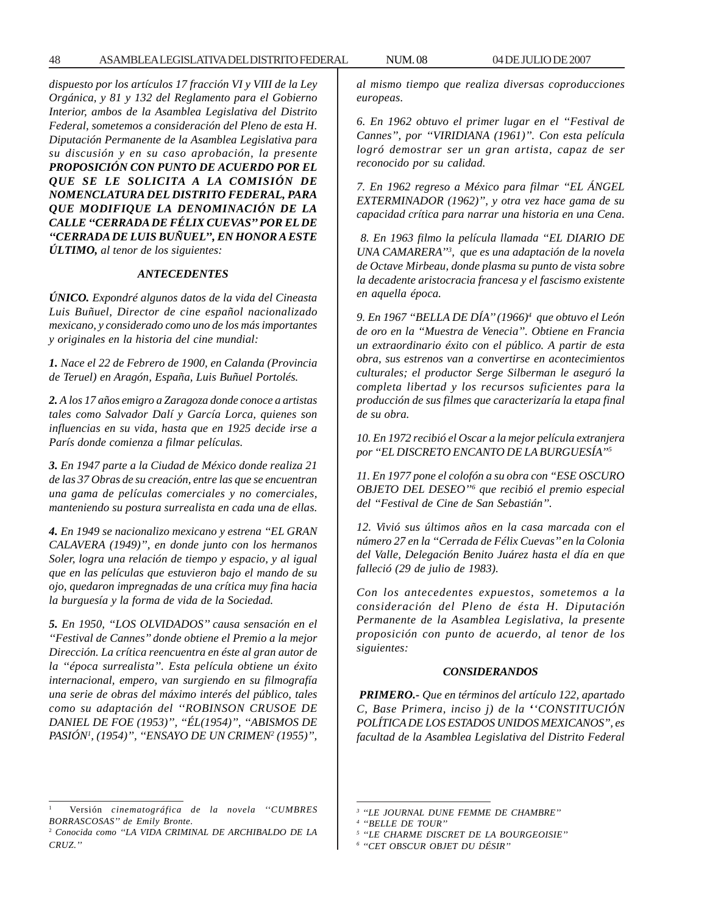*dispuesto por los artículos 17 fracción VI y VIII de la Ley Orgánica, y 81 y 132 del Reglamento para el Gobierno Interior, ambos de la Asamblea Legislativa del Distrito Federal, sometemos a consideración del Pleno de esta H. Diputación Permanente de la Asamblea Legislativa para su discusión y en su caso aprobación, la presente* ***PROPOSICIÓN CON PUNTO DE ACUERDO POR EL QUE SE LE SOLICITA A LA COMISIÓN DE NOMENCLATURA DEL DISTRITO FEDERAL, PARA QUE MODIFIQUE LA DENOMINACIÓN DE LA CALLE "CERRADA DE FÉLIX CUEVAS" POR EL DE "CERRADA DE LUIS BUÑUEL", EN HONOR A ESTE ÚLTIMO,*** *al tenor de los siguientes:*

### *ANTECEDENTES*

***ÚNICO.*** *Expondré algunos datos de la vida del Cineasta Luis Buñuel, Director de cine español nacionalizado mexicano, y considerado como uno de los más importantes y originales en la historia del cine mundial:*

***1.*** *Nace el 22 de Febrero de 1900, en Calanda (Provincia de Teruel) en Aragón, España, Luis Buñuel Portolés.*

***2.*** *A los 17 años emigro a Zaragoza donde conoce a artistas tales como Salvador Dalí y García Lorca, quienes son influencias en su vida, hasta que en 1925 decide irse a París donde comienza a filmar películas.*

***3.*** *En 1947 parte a la Ciudad de México donde realiza 21 de las 37 Obras de su creación, entre las que se encuentran una gama de películas comerciales y no comerciales, manteniendo su postura surrealista en cada una de ellas.*

***4.*** *En 1949 se nacionalizo mexicano y estrena "EL GRAN CALAVERA (1949)", en donde junto con los hermanos Soler, logra una relación de tiempo y espacio, y al igual que en las películas que estuvieron bajo el mando de su ojo, quedaron impregnadas de una crítica muy fina hacia la burguesía y la forma de vida de la Sociedad.*

***5.*** *En 1950, "LOS OLVIDADOS" causa sensación en el "Festival de Cannes" donde obtiene el Premio a la mejor Dirección. La crítica reencuentra en éste al gran autor de la "época surrealista". Esta película obtiene un éxito internacional, empero, van surgiendo en su filmografía una serie de obras del máximo interés del público, tales como su adaptación del "ROBINSON CRUSOE DE DANIEL DE FOE (1953)", "ÉL(1954)", "ABISMOS DE PASIÓN[1], (1954)", "ENSAYO DE UN CRIMEN[2] (1955)", al mismo tiempo que realiza diversas coproducciones europeas.*

*6. En 1962 obtuvo el primer lugar en el "Festival de Cannes", por "VIRIDIANA (1961)". Con esta película logró demostrar ser un gran artista, capaz de ser reconocido por su calidad.*

*7. En 1962 regreso a México para filmar "EL ÁNGEL EXTERMINADOR (1962)", y otra vez hace gama de su capacidad crítica para narrar una historia en una Cena.*

*8. En 1963 filmo la película llamada "EL DIARIO DE UNA CAMARERA"[3], que es una adaptación de la novela de Octave Mirbeau, donde plasma su punto de vista sobre la decadente aristocracia francesa y el fascismo existente en aquella época.*

*9. En 1967 "BELLA DE DÍA" (1966)[4] que obtuvo el León de oro en la "Muestra de Venecia". Obtiene en Francia un extraordinario éxito con el público. A partir de esta obra, sus estrenos van a convertirse en acontecimientos culturales; el productor Serge Silberman le aseguró la completa libertad y los recursos suficientes para la producción de sus filmes que caracterizaría la etapa final de su obra.*

*10. En 1972 recibió el Oscar a la mejor película extranjera por "EL DISCRETO ENCANTO DE LA BURGUESÍA"[5]*

*11. En 1977 pone el colofón a su obra con "ESE OSCURO OBJETO DEL DESEO"[6] que recibió el premio especial del "Festival de Cine de San Sebastián".*

*12. Vivió sus últimos años en la casa marcada con el número 27 en la "Cerrada de Félix Cuevas" en la Colonia del Valle, Delegación Benito Juárez hasta el día en que falleció (29 de julio de 1983).*

*Con los antecedentes expuestos, sometemos a la consideración del Pleno de ésta H. Diputación Permanente de la Asamblea Legislativa, la presente proposición con punto de acuerdo, al tenor de los siguientes:*

### *CONSIDERANDOS*

***PRIMERO.-*** *Que en términos del artículo 122, apartado C, Base Primera, inciso j) de la "CONSTITUCIÓN POLÍTICA DE LOS ESTADOS UNIDOS MEXICANOS", es facultad de la Asamblea Legislativa del Distrito Federal*

---

[1] Versión *cinematográfica de la novela "CUMBRES BORRASCOSAS" de Emily Bronte.*

[2] *Conocida como "LA VIDA CRIMINAL DE ARCHIBALDO DE LA CRUZ."*

[3] *"LE JOURNAL DUNE FEMME DE CHAMBRE"*

[4] *"BELLE DE TOUR"*

[5] *"LE CHARME DISCRET DE LA BOURGEOISIE"*

[6] *"CET OBSCUR OBJET DU DÉSIR"*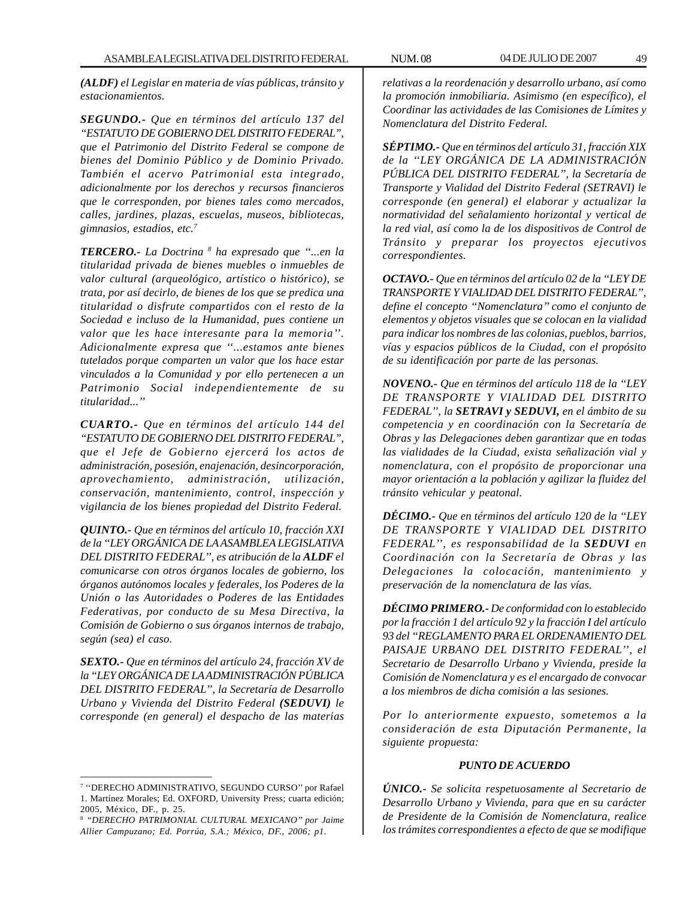*(**ALDF**) el Legislar en materia de vías públicas, tránsito y estacionamientos.*

***SEGUNDO.-** Que en términos del artículo 137 del "ESTATUTO DE GOBIERNO DEL DISTRITO FEDERAL", que el Patrimonio del Distrito Federal se compone de bienes del Dominio Público y de Dominio Privado. También el acervo Patrimonial esta integrado, adicionalmente por los derechos y recursos financieros que le corresponden, por bienes tales como mercados, calles, jardines, plazas, escuelas, museos, bibliotecas, gimnasios, estadios, etc.*[7]

***TERCERO.-** La Doctrina [8] ha expresado que "...en la titularidad privada de bienes muebles o inmuebles de valor cultural (arqueológico, artístico o histórico), se trata, por así decirlo, de bienes de los que se predica una titularidad o disfrute compartidos con el resto de la Sociedad e incluso de la Humanidad, pues contiene un valor que les hace interesante para la memoria''. Adicionalmente expresa que "...estamos ante bienes tutelados porque comparten un valor que los hace estar vinculados a la Comunidad y por ello pertenecen a un Patrimonio Social independientemente de su titularidad..."*

***CUARTO.-** Que en términos del artículo 144 del "ESTATUTO DE GOBIERNO DEL DISTRITO FEDERAL", que el Jefe de Gobierno ejercerá los actos de administración, posesión, enajenación, desincorporación, aprovechamiento, administración, utilización, conservación, mantenimiento, control, inspección y vigilancia de los bienes propiedad del Distrito Federal.*

***QUINTO.-** Que en términos del artículo 10, fracción XXI de la "LEY ORGÁNICA DE LA ASAMBLEA LEGISLATIVA DEL DISTRITO FEDERAL", es atribución de la **ALDF** el comunicarse con otros órganos locales de gobierno, los órganos autónomos locales y federales, los Poderes de la Unión o las Autoridades o Poderes de las Entidades Federativas, por conducto de su Mesa Directiva, la Comisión de Gobierno o sus órganos internos de trabajo, según (sea) el caso.*

***SEXTO.-** Que en términos del artículo 24, fracción XV de la "LEY ORGÁNICA DE LA ADMINISTRACIÓN PÚBLICA DEL DISTRITO FEDERAL", la Secretaría de Desarrollo Urbano y Vivienda del Distrito Federal **(SEDUVI)** le corresponde (en general) el despacho de las materias relativas a la reordenación y desarrollo urbano, así como la promoción inmobiliaria. Asimismo (en específico), el Coordinar las actividades de las Comisiones de Límites y Nomenclatura del Distrito Federal.*

***SÉPTIMO.-** Que en términos del artículo 31, fracción XIX de la "LEY ORGÁNICA DE LA ADMINISTRACIÓN PÚBLICA DEL DISTRITO FEDERAL", la Secretaría de Transporte y Vialidad del Distrito Federal (SETRAVI) le corresponde (en general) el elaborar y actualizar la normatividad del señalamiento horizontal y vertical de la red vial, así como la de los dispositivos de Control de Tránsito y preparar los proyectos ejecutivos correspondientes.*

***OCTAVO.-** Que en términos del artículo 02 de la "LEY DE TRANSPORTE Y VIALIDAD DEL DISTRITO FEDERAL", define el concepto "Nomenclatura" como el conjunto de elementos y objetos visuales que se colocan en la vialidad para indicar los nombres de las colonias, pueblos, barrios, vías y espacios públicos de la Ciudad, con el propósito de su identificación por parte de las personas.*

***NOVENO.-** Que en términos del artículo 118 de la "LEY DE TRANSPORTE Y VIALIDAD DEL DISTRITO FEDERAL", la **SETRAVI y SEDUVI,** en el ámbito de su competencia y en coordinación con la Secretaría de Obras y las Delegaciones deben garantizar que en todas las vialidades de la Ciudad, exista señalización vial y nomenclatura, con el propósito de proporcionar una mayor orientación a la población y agilizar la fluidez del tránsito vehicular y peatonal.*

***DÉCIMO.-** Que en términos del artículo 120 de la "LEY DE TRANSPORTE Y VIALIDAD DEL DISTRITO FEDERAL'', es responsabilidad de la **SEDUVI** en Coordinación con la Secretaría de Obras y las Delegaciones la colocación, mantenimiento y preservación de la nomenclatura de las vías.*

***DÉCIMO PRIMERO.-** De conformidad con lo establecido por la fracción 1 del artículo 92 y la fracción I del artículo 93 del "REGLAMENTO PARA EL ORDENAMIENTO DEL PAISAJE URBANO DEL DISTRITO FEDERAL'', el Secretario de Desarrollo Urbano y Vivienda, preside la Comisión de Nomenclatura y es el encargado de convocar a los miembros de dicha comisión a las sesiones.*

*Por lo anteriormente expuesto, sometemos a la consideración de esta Diputación Permanente, la siguiente propuesta:*

***PUNTO DE ACUERDO***

***ÚNICO.-** Se solicita respetuosamente al Secretario de Desarrollo Urbano y Vivienda, para que en su carácter de Presidente de la Comisión de Nomenclatura, realice los trámites correspondientes a efecto de que se modifique*

---

[7] ''DERECHO ADMINISTRATIVO, SEGUNDO CURSO'' por Rafael 1. Martínez Morales; Ed. OXFORD, University Press; cuarta edición; 2005, México, DF., p. 25.

[8] *"DERECHO PATRIMONIAL CULTURAL MEXICANO" por Jaime Allier Campuzano; Ed. Porrúa, S.A.; México, DF., 2006; p1.*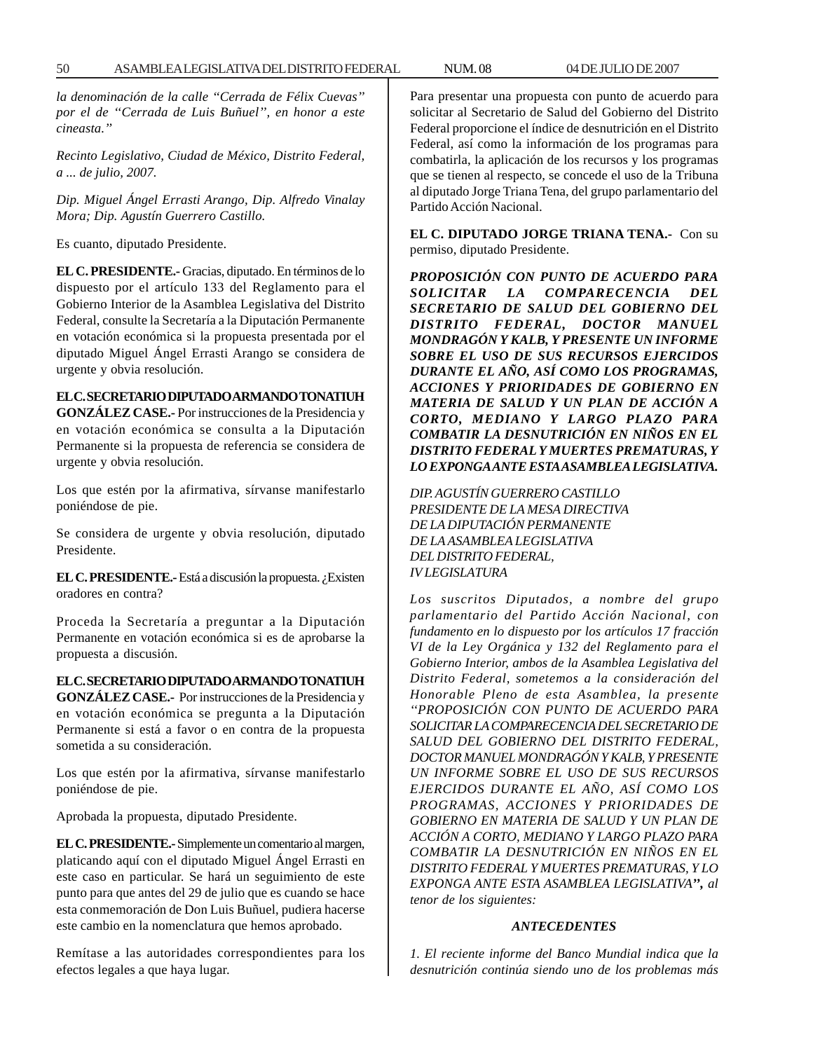*la denominación de la calle "Cerrada de Félix Cuevas" por el de "Cerrada de Luis Buñuel", en honor a este cineasta."*

*Recinto Legislativo, Ciudad de México, Distrito Federal, a ... de julio, 2007.*

*Dip. Miguel Ángel Errasti Arango, Dip. Alfredo Vinalay Mora; Dip. Agustín Guerrero Castillo.*

Es cuanto, diputado Presidente.

**EL C. PRESIDENTE.-** Gracias, diputado. En términos de lo dispuesto por el artículo 133 del Reglamento para el Gobierno Interior de la Asamblea Legislativa del Distrito Federal, consulte la Secretaría a la Diputación Permanente en votación económica si la propuesta presentada por el diputado Miguel Ángel Errasti Arango se considera de urgente y obvia resolución.

**EL C. SECRETARIO DIPUTADO ARMANDO TONATIUH GONZÁLEZ CASE.-** Por instrucciones de la Presidencia y en votación económica se consulta a la Diputación Permanente si la propuesta de referencia se considera de urgente y obvia resolución.

Los que estén por la afirmativa, sírvanse manifestarlo poniéndose de pie.

Se considera de urgente y obvia resolución, diputado Presidente.

**EL C. PRESIDENTE.-** Está a discusión la propuesta. ¿Existen oradores en contra?

Proceda la Secretaría a preguntar a la Diputación Permanente en votación económica si es de aprobarse la propuesta a discusión.

**EL C. SECRETARIO DIPUTADO ARMANDO TONATIUH GONZÁLEZ CASE.-** Por instrucciones de la Presidencia y en votación económica se pregunta a la Diputación Permanente si está a favor o en contra de la propuesta sometida a su consideración.

Los que estén por la afirmativa, sírvanse manifestarlo poniéndose de pie.

Aprobada la propuesta, diputado Presidente.

**EL C. PRESIDENTE.-** Simplemente un comentario al margen, platicando aquí con el diputado Miguel Ángel Errasti en este caso en particular. Se hará un seguimiento de este punto para que antes del 29 de julio que es cuando se hace esta conmemoración de Don Luis Buñuel, pudiera hacerse este cambio en la nomenclatura que hemos aprobado.

Remítase a las autoridades correspondientes para los efectos legales a que haya lugar.

Para presentar una propuesta con punto de acuerdo para solicitar al Secretario de Salud del Gobierno del Distrito Federal proporcione el índice de desnutrición en el Distrito Federal, así como la información de los programas para combatirla, la aplicación de los recursos y los programas que se tienen al respecto, se concede el uso de la Tribuna al diputado Jorge Triana Tena, del grupo parlamentario del Partido Acción Nacional.

**EL C. DIPUTADO JORGE TRIANA TENA.-** Con su permiso, diputado Presidente.

***PROPOSICIÓN CON PUNTO DE ACUERDO PARA SOLICITAR LA COMPARECENCIA DEL SECRETARIO DE SALUD DEL GOBIERNO DEL DISTRITO FEDERAL, DOCTOR MANUEL MONDRAGÓN Y KALB, Y PRESENTE UN INFORME SOBRE EL USO DE SUS RECURSOS EJERCIDOS DURANTE EL AÑO, ASÍ COMO LOS PROGRAMAS, ACCIONES Y PRIORIDADES DE GOBIERNO EN MATERIA DE SALUD Y UN PLAN DE ACCIÓN A CORTO, MEDIANO Y LARGO PLAZO PARA COMBATIR LA DESNUTRICIÓN EN NIÑOS EN EL DISTRITO FEDERAL Y MUERTES PREMATURAS, Y LO EXPONGA ANTE ESTA ASAMBLEA LEGISLATIVA.***

*DIP. AGUSTÍN GUERRERO CASTILLO*
*PRESIDENTE DE LA MESA DIRECTIVA*
*DE LA DIPUTACIÓN PERMANENTE*
*DE LA ASAMBLEA LEGISLATIVA*
*DEL DISTRITO FEDERAL,*
*IV LEGISLATURA*

*Los suscritos Diputados, a nombre del grupo parlamentario del Partido Acción Nacional, con fundamento en lo dispuesto por los artículos 17 fracción VI de la Ley Orgánica y 132 del Reglamento para el Gobierno Interior, ambos de la Asamblea Legislativa del Distrito Federal, sometemos a la consideración del Honorable Pleno de esta Asamblea, la presente "PROPOSICIÓN CON PUNTO DE ACUERDO PARA SOLICITAR LA COMPARECENCIA DEL SECRETARIO DE SALUD DEL GOBIERNO DEL DISTRITO FEDERAL, DOCTOR MANUEL MONDRAGÓN Y KALB, Y PRESENTE UN INFORME SOBRE EL USO DE SUS RECURSOS EJERCIDOS DURANTE EL AÑO, ASÍ COMO LOS PROGRAMAS, ACCIONES Y PRIORIDADES DE GOBIERNO EN MATERIA DE SALUD Y UN PLAN DE ACCIÓN A CORTO, MEDIANO Y LARGO PLAZO PARA COMBATIR LA DESNUTRICIÓN EN NIÑOS EN EL DISTRITO FEDERAL Y MUERTES PREMATURAS, Y LO EXPONGA ANTE ESTA ASAMBLEA LEGISLATIVA"***,** *al tenor de los siguientes:*

***ANTECEDENTES***

*1. El reciente informe del Banco Mundial indica que la desnutrición continúa siendo uno de los problemas más*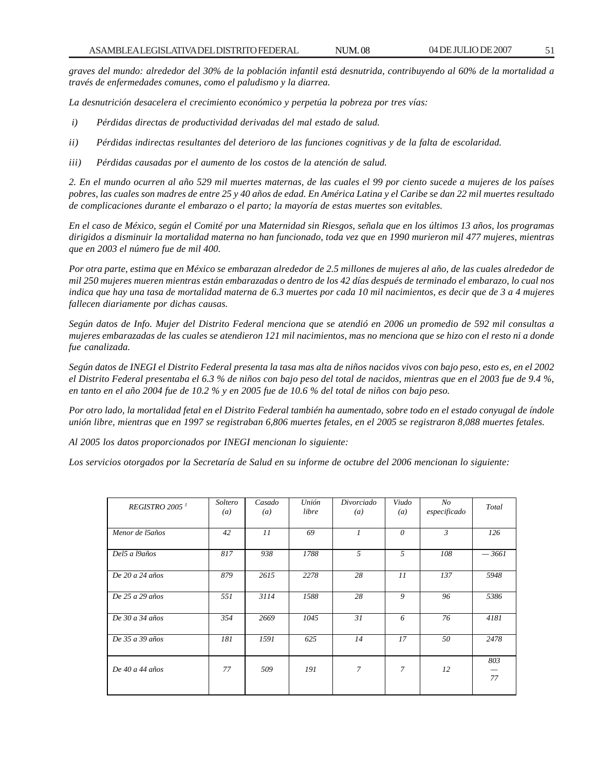*graves del mundo: alrededor del 30% de la población infantil está desnutrida, contribuyendo al 60% de la mortalidad a través de enfermedades comunes, como el paludismo y la diarrea.*

*La desnutrición desacelera el crecimiento económico y perpetúa la pobreza por tres vías:*

*i) Pérdidas directas de productividad derivadas del mal estado de salud.*

*ii) Pérdidas indirectas resultantes del deterioro de las funciones cognitivas y de la falta de escolaridad.*

*iii) Pérdidas causadas por el aumento de los costos de la atención de salud.*

*2. En el mundo ocurren al año 529 mil muertes maternas, de las cuales el 99 por ciento sucede a mujeres de los países pobres, las cuales son madres de entre 25 y 40 años de edad. En América Latina y el Caribe se dan 22 mil muertes resultado de complicaciones durante el embarazo o el parto; la mayoría de estas muertes son evitables.*

*En el caso de México, según el Comité por una Maternidad sin Riesgos, señala que en los últimos 13 años, los programas dirigidos a disminuir la mortalidad materna no han funcionado, toda vez que en 1990 murieron mil 477 mujeres, mientras que en 2003 el número fue de mil 400.*

*Por otra parte, estima que en México se embarazan alrededor de 2.5 millones de mujeres al año, de las cuales alrededor de mil 250 mujeres mueren mientras están embarazadas o dentro de los 42 días después de terminado el embarazo, lo cual nos indica que hay una tasa de mortalidad materna de 6.3 muertes por cada 10 mil nacimientos, es decir que de 3 a 4 mujeres fallecen diariamente por dichas causas.*

*Según datos de Info. Mujer del Distrito Federal menciona que se atendió en 2006 un promedio de 592 mil consultas a mujeres embarazadas de las cuales se atendieron 121 mil nacimientos, mas no menciona que se hizo con el resto ni a donde fue canalizada.*

*Según datos de INEGI el Distrito Federal presenta la tasa mas alta de niños nacidos vivos con bajo peso, esto es, en el 2002 el Distrito Federal presentaba el 6.3 % de niños con bajo peso del total de nacidos, mientras que en el 2003 fue de 9.4 %, en tanto en el año 2004 fue de 10.2 % y en 2005 fue de 10.6 % del total de niños con bajo peso.*

*Por otro lado, la mortalidad fetal en el Distrito Federal también ha aumentado, sobre todo en el estado conyugal de índole unión libre, mientras que en 1997 se registraban 6,806 muertes fetales, en el 2005 se registraron 8,088 muertes fetales.*

*Al 2005 los datos proporcionados por INEGI mencionan lo siguiente:*

*Los servicios otorgados por la Secretaría de Salud en su informe de octubre del 2006 mencionan lo siguiente:*

| *REGISTRO 2005* [1] | *Soltero (a)* | *Casado (a)* | *Unión libre* | *Divorciado (a)* | *Viudo (a)* | *No especificado* | *Total* |
|---|---|---|---|---|---|---|---|
| *Menor de l5años* | *42* | *11* | *69* | *1* | *0* | *3* | *126* |
| *Del5 a l9años* | *817* | *938* | *1788* | *5* | *5* | *108* | *— 3661* |
| *De 20 a 24 años* | *879* | *2615* | *2278* | *28* | *11* | *137* | *5948* |
| *De 25 a 29 años* | *551* | *3114* | *1588* | *28* | *9* | *96* | *5386* |
| *De 30 a 34 años* | *354* | *2669* | *1045* | *31* | *6* | *76* | *4181* |
| *De 35 a 39 años* | *181* | *1591* | *625* | *14* | *17* | *50* | *2478* |
| *De 40 a 44 años* | *77* | *509* | *191* | *7* | *7* | *12* | *803 — 77* |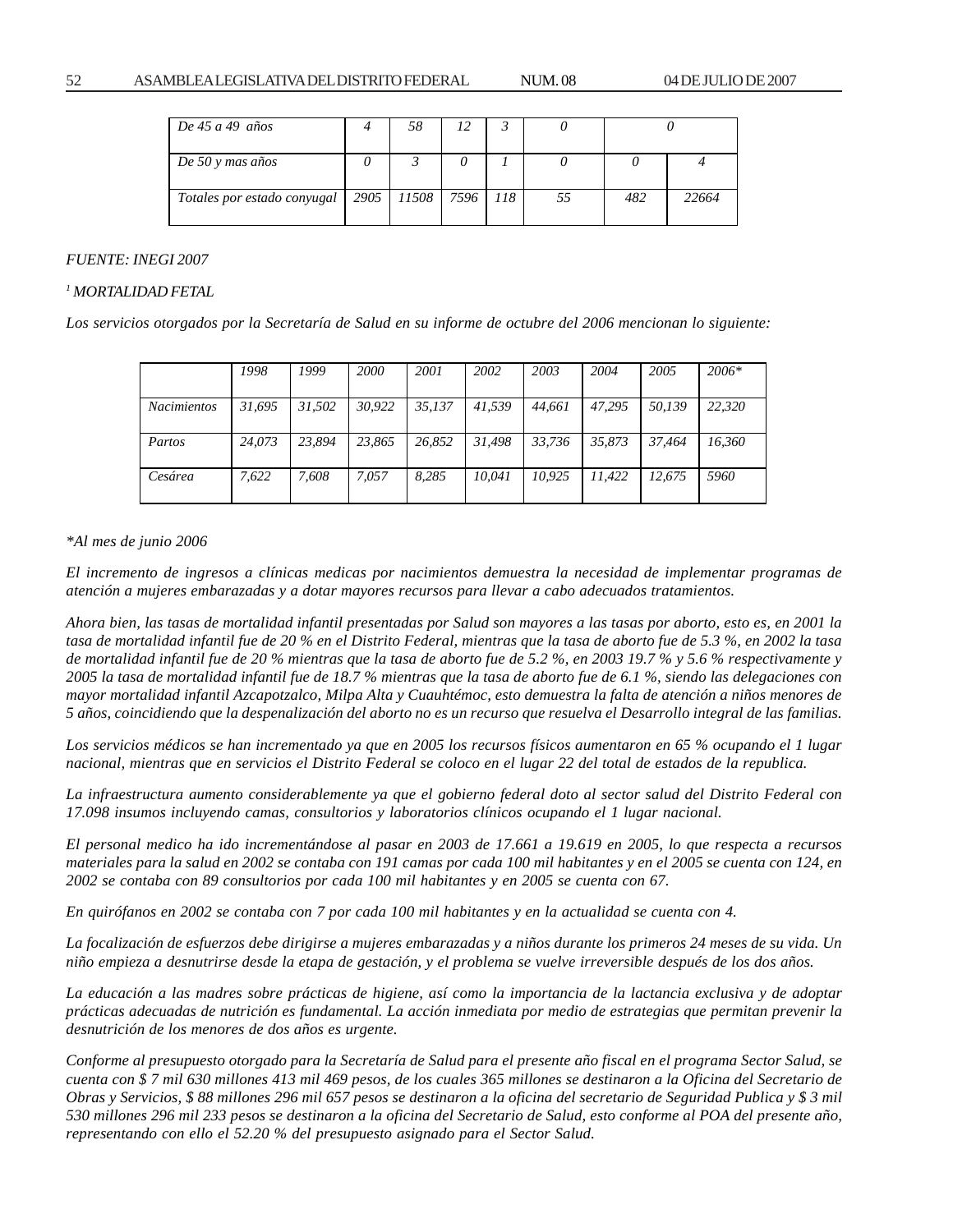| De 45 a 49 años | 4 | 58 | 12 | 3 | 0 | 0 | |
|---|---|---|---|---|---|---|---|
| De 50 y mas años | 0 | 3 | 0 | 1 | 0 | 0 | 4 |
| Totales por estado conyugal | 2905 | 11508 | 7596 | 118 | 55 | 482 | 22664 |

*FUENTE: INEGI 2007*

*[1] MORTALIDAD FETAL*

*Los servicios otorgados por la Secretaría de Salud en su informe de octubre del 2006 mencionan lo siguiente:*

| | 1998 | 1999 | 2000 | 2001 | 2002 | 2003 | 2004 | 2005 | 2006* |
|---|---|---|---|---|---|---|---|---|---|
| Nacimientos | 31,695 | 31,502 | 30,922 | 35,137 | 41,539 | 44,661 | 47,295 | 50,139 | 22,320 |
| Partos | 24,073 | 23,894 | 23,865 | 26,852 | 31,498 | 33,736 | 35,873 | 37,464 | 16,360 |
| Cesárea | 7,622 | 7,608 | 7,057 | 8,285 | 10,041 | 10,925 | 11,422 | 12,675 | 5960 |

*\*Al mes de junio 2006*

*El incremento de ingresos a clínicas medicas por nacimientos demuestra la necesidad de implementar programas de atención a mujeres embarazadas y a dotar mayores recursos para llevar a cabo adecuados tratamientos.*

*Ahora bien, las tasas de mortalidad infantil presentadas por Salud son mayores a las tasas por aborto, esto es, en 2001 la tasa de mortalidad infantil fue de 20 % en el Distrito Federal, mientras que la tasa de aborto fue de 5.3 %, en 2002 la tasa de mortalidad infantil fue de 20 % mientras que la tasa de aborto fue de 5.2 %, en 2003 19.7 % y 5.6 % respectivamente y 2005 la tasa de mortalidad infantil fue de 18.7 % mientras que la tasa de aborto fue de 6.1 %, siendo las delegaciones con mayor mortalidad infantil Azcapotzalco, Milpa Alta y Cuauhtémoc, esto demuestra la falta de atención a niños menores de 5 años, coincidiendo que la despenalización del aborto no es un recurso que resuelva el Desarrollo integral de las familias.*

*Los servicios médicos se han incrementado ya que en 2005 los recursos físicos aumentaron en 65 % ocupando el 1 lugar nacional, mientras que en servicios el Distrito Federal se coloco en el lugar 22 del total de estados de la republica.*

*La infraestructura aumento considerablemente ya que el gobierno federal doto al sector salud del Distrito Federal con 17.098 insumos incluyendo camas, consultorios y laboratorios clínicos ocupando el 1 lugar nacional.*

*El personal medico ha ido incrementándose al pasar en 2003 de 17.661 a 19.619 en 2005, lo que respecta a recursos materiales para la salud en 2002 se contaba con 191 camas por cada 100 mil habitantes y en el 2005 se cuenta con 124, en 2002 se contaba con 89 consultorios por cada 100 mil habitantes y en 2005 se cuenta con 67.*

*En quirófanos en 2002 se contaba con 7 por cada 100 mil habitantes y en la actualidad se cuenta con 4.*

*La focalización de esfuerzos debe dirigirse a mujeres embarazadas y a niños durante los primeros 24 meses de su vida. Un niño empieza a desnutrirse desde la etapa de gestación, y el problema se vuelve irreversible después de los dos años.*

*La educación a las madres sobre prácticas de higiene, así como la importancia de la lactancia exclusiva y de adoptar prácticas adecuadas de nutrición es fundamental. La acción inmediata por medio de estrategias que permitan prevenir la desnutrición de los menores de dos años es urgente.*

*Conforme al presupuesto otorgado para la Secretaría de Salud para el presente año fiscal en el programa Sector Salud, se cuenta con $ 7 mil 630 millones 413 mil 469 pesos, de los cuales 365 millones se destinaron a la Oficina del Secretario de Obras y Servicios, $ 88 millones 296 mil 657 pesos se destinaron a la oficina del secretario de Seguridad Publica y $ 3 mil 530 millones 296 mil 233 pesos se destinaron a la oficina del Secretario de Salud, esto conforme al POA del presente año, representando con ello el 52.20 % del presupuesto asignado para el Sector Salud.*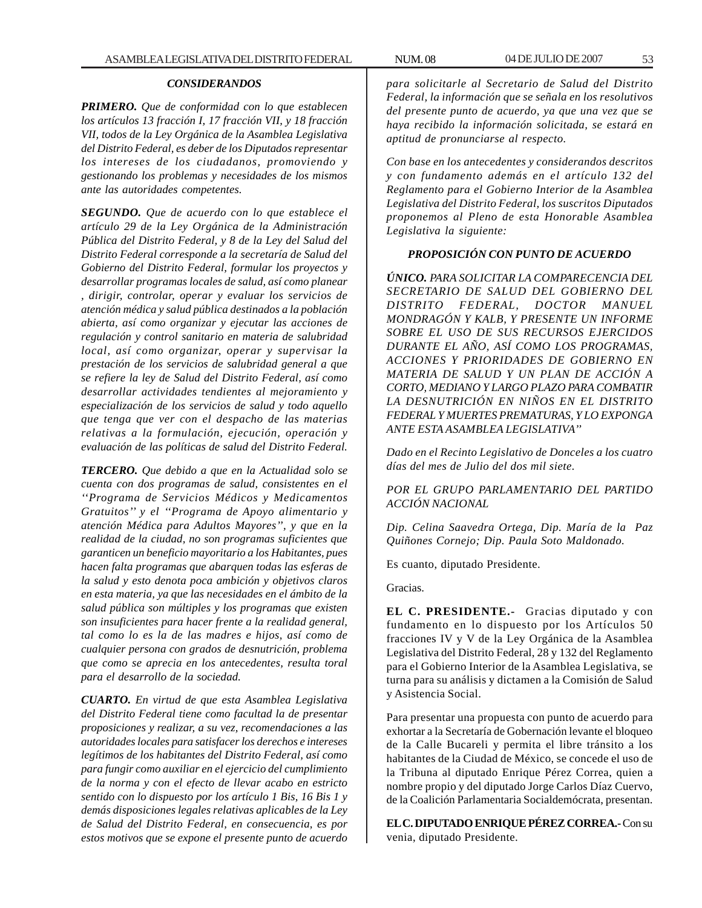### *CONSIDERANDOS*

***PRIMERO.*** *Que de conformidad con lo que establecen los artículos 13 fracción I, 17 fracción VII, y 18 fracción VII, todos de la Ley Orgánica de la Asamblea Legislativa del Distrito Federal, es deber de los Diputados representar los intereses de los ciudadanos, promoviendo y gestionando los problemas y necesidades de los mismos ante las autoridades competentes.*

***SEGUNDO.*** *Que de acuerdo con lo que establece el artículo 29 de la Ley Orgánica de la Administración Pública del Distrito Federal, y 8 de la Ley del Salud del Distrito Federal corresponde a la secretaría de Salud del Gobierno del Distrito Federal, formular los proyectos y desarrollar programas locales de salud, así como planear , dirigir, controlar, operar y evaluar los servicios de atención médica y salud pública destinados a la población abierta, así como organizar y ejecutar las acciones de regulación y control sanitario en materia de salubridad local, así como organizar, operar y supervisar la prestación de los servicios de salubridad general a que se refiere la ley de Salud del Distrito Federal, así como desarrollar actividades tendientes al mejoramiento y especialización de los servicios de salud y todo aquello que tenga que ver con el despacho de las materias relativas a la formulación, ejecución, operación y evaluación de las políticas de salud del Distrito Federal.*

***TERCERO.*** *Que debido a que en la Actualidad solo se cuenta con dos programas de salud, consistentes en el ''Programa de Servicios Médicos y Medicamentos Gratuitos'' y el ''Programa de Apoyo alimentario y atención Médica para Adultos Mayores'', y que en la realidad de la ciudad, no son programas suficientes que garanticen un beneficio mayoritario a los Habitantes, pues hacen falta programas que abarquen todas las esferas de la salud y esto denota poca ambición y objetivos claros en esta materia, ya que las necesidades en el ámbito de la salud pública son múltiples y los programas que existen son insuficientes para hacer frente a la realidad general, tal como lo es la de las madres e hijos, así como de cualquier persona con grados de desnutrición, problema que como se aprecia en los antecedentes, resulta toral para el desarrollo de la sociedad.*

***CUARTO.*** *En virtud de que esta Asamblea Legislativa del Distrito Federal tiene como facultad la de presentar proposiciones y realizar, a su vez, recomendaciones a las autoridades locales para satisfacer los derechos e intereses legítimos de los habitantes del Distrito Federal, así como para fungir como auxiliar en el ejercicio del cumplimiento de la norma y con el efecto de llevar acabo en estricto sentido con lo dispuesto por los artículo 1 Bis, 16 Bis 1 y demás disposiciones legales relativas aplicables de la Ley de Salud del Distrito Federal, en consecuencia, es por estos motivos que se expone el presente punto de acuerdo para solicitarle al Secretario de Salud del Distrito Federal, la información que se señala en los resolutivos del presente punto de acuerdo, ya que una vez que se haya recibido la información solicitada, se estará en aptitud de pronunciarse al respecto.*

*Con base en los antecedentes y considerandos descritos y con fundamento además en el artículo 132 del Reglamento para el Gobierno Interior de la Asamblea Legislativa del Distrito Federal, los suscritos Diputados proponemos al Pleno de esta Honorable Asamblea Legislativa la siguiente:*

### *PROPOSICIÓN CON PUNTO DE ACUERDO*

***ÚNICO.*** *PARA SOLICITAR LA COMPARECENCIA DEL SECRETARIO DE SALUD DEL GOBIERNO DEL DISTRITO FEDERAL, DOCTOR MANUEL MONDRAGÓN Y KALB, Y PRESENTE UN INFORME SOBRE EL USO DE SUS RECURSOS EJERCIDOS DURANTE EL AÑO, ASÍ COMO LOS PROGRAMAS, ACCIONES Y PRIORIDADES DE GOBIERNO EN MATERIA DE SALUD Y UN PLAN DE ACCIÓN A CORTO, MEDIANO Y LARGO PLAZO PARA COMBATIR LA DESNUTRICIÓN EN NIÑOS EN EL DISTRITO FEDERAL Y MUERTES PREMATURAS, Y LO EXPONGA ANTE ESTA ASAMBLEA LEGISLATIVA''*

*Dado en el Recinto Legislativo de Donceles a los cuatro días del mes de Julio del dos mil siete.*

*POR EL GRUPO PARLAMENTARIO DEL PARTIDO ACCIÓN NACIONAL*

*Dip. Celina Saavedra Ortega, Dip. María de la Paz Quiñones Cornejo; Dip. Paula Soto Maldonado.*

Es cuanto, diputado Presidente.

Gracias.

**EL C. PRESIDENTE.-** Gracias diputado y con fundamento en lo dispuesto por los Artículos 50 fracciones IV y V de la Ley Orgánica de la Asamblea Legislativa del Distrito Federal, 28 y 132 del Reglamento para el Gobierno Interior de la Asamblea Legislativa, se turna para su análisis y dictamen a la Comisión de Salud y Asistencia Social.

Para presentar una propuesta con punto de acuerdo para exhortar a la Secretaría de Gobernación levante el bloqueo de la Calle Bucareli y permita el libre tránsito a los habitantes de la Ciudad de México, se concede el uso de la Tribuna al diputado Enrique Pérez Correa, quien a nombre propio y del diputado Jorge Carlos Díaz Cuervo, de la Coalición Parlamentaria Socialdemócrata, presentan.

**EL C. DIPUTADO ENRIQUE PÉREZ CORREA.-** Con su venia, diputado Presidente.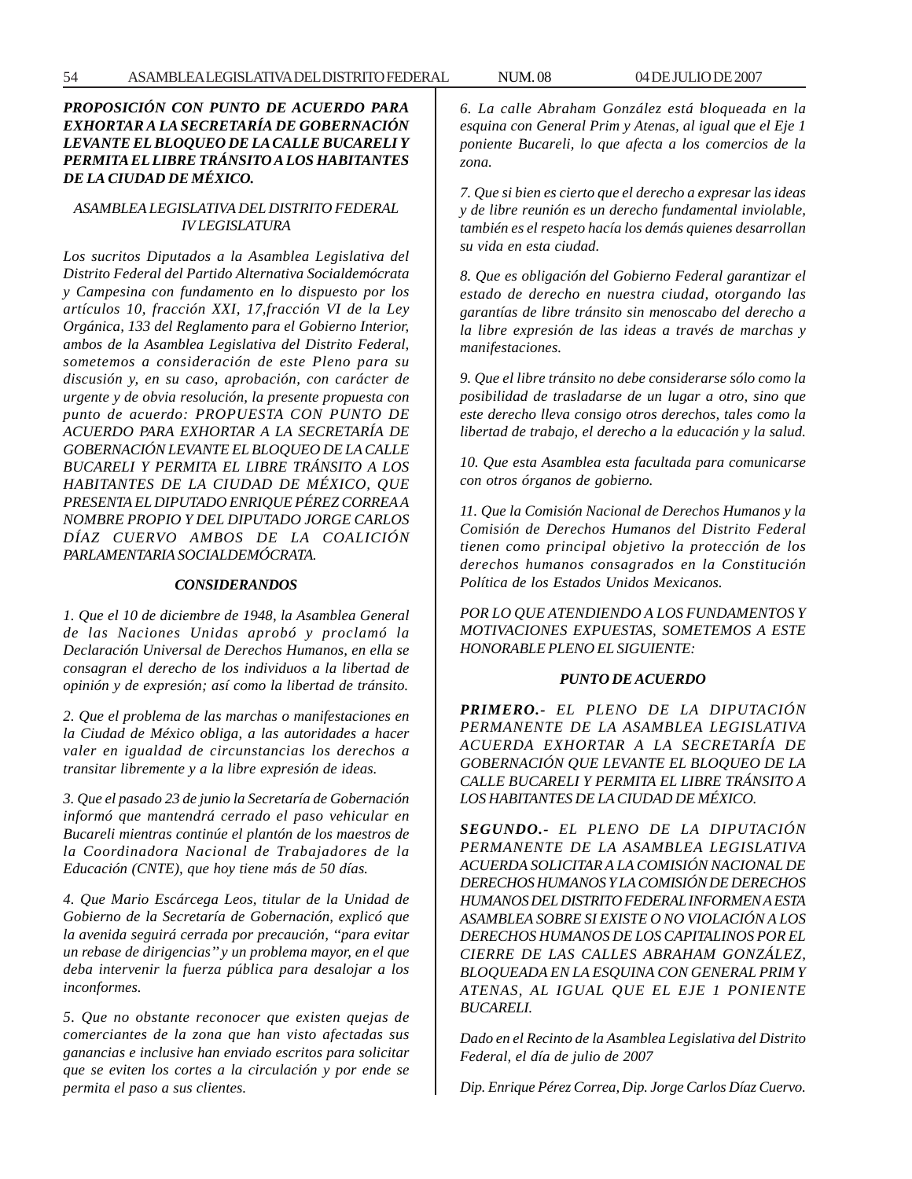***PROPOSICIÓN CON PUNTO DE ACUERDO PARA EXHORTAR A LA SECRETARÍA DE GOBERNACIÓN LEVANTE EL BLOQUEO DE LA CALLE BUCARELI Y PERMITA EL LIBRE TRÁNSITO A LOS HABITANTES DE LA CIUDAD DE MÉXICO.***

*ASAMBLEA LEGISLATIVA DEL DISTRITO FEDERAL*
*IV LEGISLATURA*

*Los sucritos Diputados a la Asamblea Legislativa del Distrito Federal del Partido Alternativa Socialdemócrata y Campesina con fundamento en lo dispuesto por los artículos 10, fracción XXI, 17,fracción VI de la Ley Orgánica, 133 del Reglamento para el Gobierno Interior, ambos de la Asamblea Legislativa del Distrito Federal, sometemos a consideración de este Pleno para su discusión y, en su caso, aprobación, con carácter de urgente y de obvia resolución, la presente propuesta con punto de acuerdo: PROPUESTA CON PUNTO DE ACUERDO PARA EXHORTAR A LA SECRETARÍA DE GOBERNACIÓN LEVANTE EL BLOQUEO DE LA CALLE BUCARELI Y PERMITA EL LIBRE TRÁNSITO A LOS HABITANTES DE LA CIUDAD DE MÉXICO, QUE PRESENTA EL DIPUTADO ENRIQUE PÉREZ CORREA A NOMBRE PROPIO Y DEL DIPUTADO JORGE CARLOS DÍAZ CUERVO AMBOS DE LA COALICIÓN PARLAMENTARIA SOCIALDEMÓCRATA.*

***CONSIDERANDOS***

*1. Que el 10 de diciembre de 1948, la Asamblea General de las Naciones Unidas aprobó y proclamó la Declaración Universal de Derechos Humanos, en ella se consagran el derecho de los individuos a la libertad de opinión y de expresión; así como la libertad de tránsito.*

*2. Que el problema de las marchas o manifestaciones en la Ciudad de México obliga, a las autoridades a hacer valer en igualdad de circunstancias los derechos a transitar libremente y a la libre expresión de ideas.*

*3. Que el pasado 23 de junio la Secretaría de Gobernación informó que mantendrá cerrado el paso vehicular en Bucareli mientras continúe el plantón de los maestros de la Coordinadora Nacional de Trabajadores de la Educación (CNTE), que hoy tiene más de 50 días.*

*4. Que Mario Escárcega Leos, titular de la Unidad de Gobierno de la Secretaría de Gobernación, explicó que la avenida seguirá cerrada por precaución, "para evitar un rebase de dirigencias" y un problema mayor, en el que deba intervenir la fuerza pública para desalojar a los inconformes.*

*5. Que no obstante reconocer que existen quejas de comerciantes de la zona que han visto afectadas sus ganancias e inclusive han enviado escritos para solicitar que se eviten los cortes a la circulación y por ende se permita el paso a sus clientes.*

*6. La calle Abraham González está bloqueada en la esquina con General Prim y Atenas, al igual que el Eje 1 poniente Bucareli, lo que afecta a los comercios de la zona.*

*7. Que si bien es cierto que el derecho a expresar las ideas y de libre reunión es un derecho fundamental inviolable, también es el respeto hacía los demás quienes desarrollan su vida en esta ciudad.*

*8. Que es obligación del Gobierno Federal garantizar el estado de derecho en nuestra ciudad, otorgando las garantías de libre tránsito sin menoscabo del derecho a la libre expresión de las ideas a través de marchas y manifestaciones.*

*9. Que el libre tránsito no debe considerarse sólo como la posibilidad de trasladarse de un lugar a otro, sino que este derecho lleva consigo otros derechos, tales como la libertad de trabajo, el derecho a la educación y la salud.*

*10. Que esta Asamblea esta facultada para comunicarse con otros órganos de gobierno.*

*11. Que la Comisión Nacional de Derechos Humanos y la Comisión de Derechos Humanos del Distrito Federal tienen como principal objetivo la protección de los derechos humanos consagrados en la Constitución Política de los Estados Unidos Mexicanos.*

*POR LO QUE ATENDIENDO A LOS FUNDAMENTOS Y MOTIVACIONES EXPUESTAS, SOMETEMOS A ESTE HONORABLE PLENO EL SIGUIENTE:*

***PUNTO DE ACUERDO***

***PRIMERO.-*** *EL PLENO DE LA DIPUTACIÓN PERMANENTE DE LA ASAMBLEA LEGISLATIVA ACUERDA EXHORTAR A LA SECRETARÍA DE GOBERNACIÓN QUE LEVANTE EL BLOQUEO DE LA CALLE BUCARELI Y PERMITA EL LIBRE TRÁNSITO A LOS HABITANTES DE LA CIUDAD DE MÉXICO.*

***SEGUNDO.-*** *EL PLENO DE LA DIPUTACIÓN PERMANENTE DE LA ASAMBLEA LEGISLATIVA ACUERDA SOLICITAR A LA COMISIÓN NACIONAL DE DERECHOS HUMANOS Y LA COMISIÓN DE DERECHOS HUMANOS DEL DISTRITO FEDERAL INFORMEN A ESTA ASAMBLEA SOBRE SI EXISTE O NO VIOLACIÓN A LOS DERECHOS HUMANOS DE LOS CAPITALINOS POR EL CIERRE DE LAS CALLES ABRAHAM GONZÁLEZ, BLOQUEADA EN LA ESQUINA CON GENERAL PRIM Y ATENAS, AL IGUAL QUE EL EJE 1 PONIENTE BUCARELI.*

*Dado en el Recinto de la Asamblea Legislativa del Distrito Federal, el día de julio de 2007*

*Dip. Enrique Pérez Correa, Dip. Jorge Carlos Díaz Cuervo.*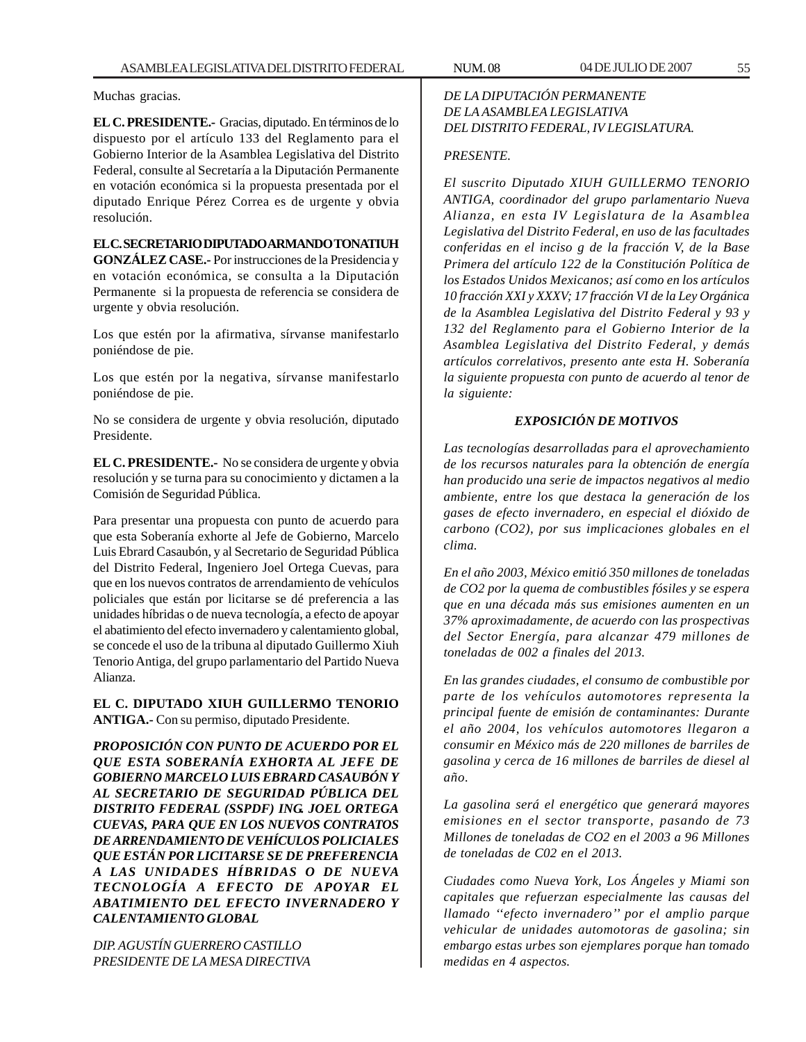Muchas gracias.

**EL C. PRESIDENTE.-** Gracias, diputado. En términos de lo dispuesto por el artículo 133 del Reglamento para el Gobierno Interior de la Asamblea Legislativa del Distrito Federal, consulte al Secretaría a la Diputación Permanente en votación económica si la propuesta presentada por el diputado Enrique Pérez Correa es de urgente y obvia resolución.

**EL C. SECRETARIO DIPUTADO ARMANDO TONATIUH GONZÁLEZ CASE.-** Por instrucciones de la Presidencia y en votación económica, se consulta a la Diputación Permanente si la propuesta de referencia se considera de urgente y obvia resolución.

Los que estén por la afirmativa, sírvanse manifestarlo poniéndose de pie.

Los que estén por la negativa, sírvanse manifestarlo poniéndose de pie.

No se considera de urgente y obvia resolución, diputado Presidente.

**EL C. PRESIDENTE.-** No se considera de urgente y obvia resolución y se turna para su conocimiento y dictamen a la Comisión de Seguridad Pública.

Para presentar una propuesta con punto de acuerdo para que esta Soberanía exhorte al Jefe de Gobierno, Marcelo Luis Ebrard Casaubón, y al Secretario de Seguridad Pública del Distrito Federal, Ingeniero Joel Ortega Cuevas, para que en los nuevos contratos de arrendamiento de vehículos policiales que están por licitarse se dé preferencia a las unidades híbridas o de nueva tecnología, a efecto de apoyar el abatimiento del efecto invernadero y calentamiento global, se concede el uso de la tribuna al diputado Guillermo Xiuh Tenorio Antiga, del grupo parlamentario del Partido Nueva Alianza.

**EL C. DIPUTADO XIUH GUILLERMO TENORIO ANTIGA.-** Con su permiso, diputado Presidente.

***PROPOSICIÓN CON PUNTO DE ACUERDO POR EL QUE ESTA SOBERANÍA EXHORTA AL JEFE DE GOBIERNO MARCELO LUIS EBRARD CASAUBÓN Y AL SECRETARIO DE SEGURIDAD PÚBLICA DEL DISTRITO FEDERAL (SSPDF) ING. JOEL ORTEGA CUEVAS, PARA QUE EN LOS NUEVOS CONTRATOS DE ARRENDAMIENTO DE VEHÍCULOS POLICIALES QUE ESTÁN POR LICITARSE SE DE PREFERENCIA A LAS UNIDADES HÍBRIDAS O DE NUEVA TECNOLOGÍA A EFECTO DE APOYAR EL ABATIMIENTO DEL EFECTO INVERNADERO Y CALENTAMIENTO GLOBAL***

*DIP. AGUSTÍN GUERRERO CASTILLO*
*PRESIDENTE DE LA MESA DIRECTIVA*
*DE LA DIPUTACIÓN PERMANENTE*
*DE LA ASAMBLEA LEGISLATIVA*
*DEL DISTRITO FEDERAL, IV LEGISLATURA.*

*PRESENTE.*

*El suscrito Diputado XIUH GUILLERMO TENORIO ANTIGA, coordinador del grupo parlamentario Nueva Alianza, en esta IV Legislatura de la Asamblea Legislativa del Distrito Federal, en uso de las facultades conferidas en el inciso g de la fracción V, de la Base Primera del artículo 122 de la Constitución Política de los Estados Unidos Mexicanos; así como en los artículos 10 fracción XXI y XXXV; 17 fracción VI de la Ley Orgánica de la Asamblea Legislativa del Distrito Federal y 93 y 132 del Reglamento para el Gobierno Interior de la Asamblea Legislativa del Distrito Federal, y demás artículos correlativos, presento ante esta H. Soberanía la siguiente propuesta con punto de acuerdo al tenor de la siguiente:*

***EXPOSICIÓN DE MOTIVOS***

*Las tecnologías desarrolladas para el aprovechamiento de los recursos naturales para la obtención de energía han producido una serie de impactos negativos al medio ambiente, entre los que destaca la generación de los gases de efecto invernadero, en especial el dióxido de carbono (CO2), por sus implicaciones globales en el clima.*

*En el año 2003, México emitió 350 millones de toneladas de CO2 por la quema de combustibles fósiles y se espera que en una década más sus emisiones aumenten en un 37% aproximadamente, de acuerdo con las prospectivas del Sector Energía, para alcanzar 479 millones de toneladas de 002 a finales del 2013.*

*En las grandes ciudades, el consumo de combustible por parte de los vehículos automotores representa la principal fuente de emisión de contaminantes: Durante el año 2004, los vehículos automotores llegaron a consumir en México más de 220 millones de barriles de gasolina y cerca de 16 millones de barriles de diesel al año.*

*La gasolina será el energético que generará mayores emisiones en el sector transporte, pasando de 73 Millones de toneladas de CO2 en el 2003 a 96 Millones de toneladas de C02 en el 2013.*

*Ciudades como Nueva York, Los Ángeles y Miami son capitales que refuerzan especialmente las causas del llamado ''efecto invernadero'' por el amplio parque vehicular de unidades automotoras de gasolina; sin embargo estas urbes son ejemplares porque han tomado medidas en 4 aspectos.*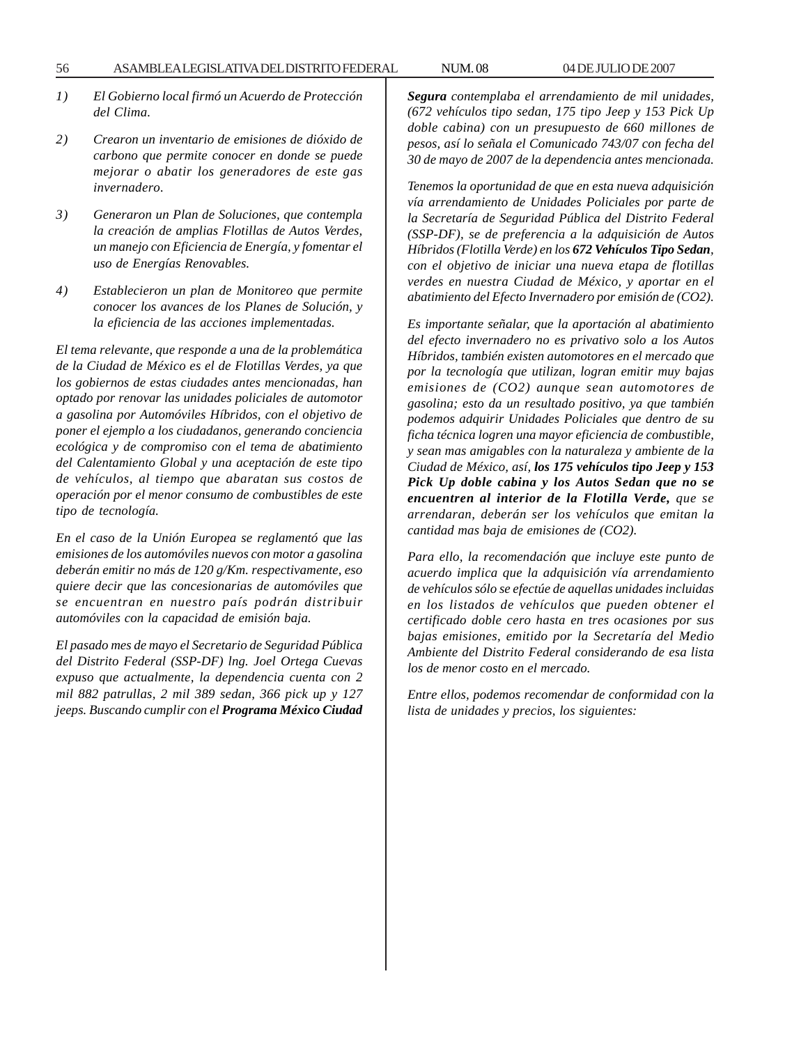*1) El Gobierno local firmó un Acuerdo de Protección del Clima.*

*2) Crearon un inventario de emisiones de dióxido de carbono que permite conocer en donde se puede mejorar o abatir los generadores de este gas invernadero.*

*3) Generaron un Plan de Soluciones, que contempla la creación de amplias Flotillas de Autos Verdes, un manejo con Eficiencia de Energía, y fomentar el uso de Energías Renovables.*

*4) Establecieron un plan de Monitoreo que permite conocer los avances de los Planes de Solución, y la eficiencia de las acciones implementadas.*

*El tema relevante, que responde a una de la problemática de la Ciudad de México es el de Flotillas Verdes, ya que los gobiernos de estas ciudades antes mencionadas, han optado por renovar las unidades policiales de automotor a gasolina por Automóviles Híbridos, con el objetivo de poner el ejemplo a los ciudadanos, generando conciencia ecológica y de compromiso con el tema de abatimiento del Calentamiento Global y una aceptación de este tipo de vehículos, al tiempo que abaratan sus costos de operación por el menor consumo de combustibles de este tipo de tecnología.*

*En el caso de la Unión Europea se reglamentó que las emisiones de los automóviles nuevos con motor a gasolina deberán emitir no más de 120 g/Km. respectivamente, eso quiere decir que las concesionarias de automóviles que se encuentran en nuestro país podrán distribuir automóviles con la capacidad de emisión baja.*

*El pasado mes de mayo el Secretario de Seguridad Pública del Distrito Federal (SSP-DF) lng. Joel Ortega Cuevas expuso que actualmente, la dependencia cuenta con 2 mil 882 patrullas, 2 mil 389 sedan, 366 pick up y 127 jeeps. Buscando cumplir con el* ***Programa México Ciudad Segura*** *contemplaba el arrendamiento de mil unidades, (672 vehículos tipo sedan, 175 tipo Jeep y 153 Pick Up doble cabina) con un presupuesto de 660 millones de pesos, así lo señala el Comunicado 743/07 con fecha del 30 de mayo de 2007 de la dependencia antes mencionada.*

*Tenemos la oportunidad de que en esta nueva adquisición vía arrendamiento de Unidades Policiales por parte de la Secretaría de Seguridad Pública del Distrito Federal (SSP-DF), se de preferencia a la adquisición de Autos Híbridos (Flotilla Verde) en los* ***672 Vehículos Tipo Sedan****, con el objetivo de iniciar una nueva etapa de flotillas verdes en nuestra Ciudad de México, y aportar en el abatimiento del Efecto Invernadero por emisión de (CO2).*

*Es importante señalar, que la aportación al abatimiento del efecto invernadero no es privativo solo a los Autos Híbridos, también existen automotores en el mercado que por la tecnología que utilizan, logran emitir muy bajas emisiones de (CO2) aunque sean automotores de gasolina; esto da un resultado positivo, ya que también podemos adquirir Unidades Policiales que dentro de su ficha técnica logren una mayor eficiencia de combustible, y sean mas amigables con la naturaleza y ambiente de la Ciudad de México, así,* ***los 175 vehículos tipo Jeep y 153 Pick Up doble cabina y los Autos Sedan que no se encuentren al interior de la Flotilla Verde,*** *que se arrendaran, deberán ser los vehículos que emitan la cantidad mas baja de emisiones de (CO2).*

*Para ello, la recomendación que incluye este punto de acuerdo implica que la adquisición vía arrendamiento de vehículos sólo se efectúe de aquellas unidades incluidas en los listados de vehículos que pueden obtener el certificado doble cero hasta en tres ocasiones por sus bajas emisiones, emitido por la Secretaría del Medio Ambiente del Distrito Federal considerando de esa lista los de menor costo en el mercado.*

*Entre ellos, podemos recomendar de conformidad con la lista de unidades y precios, los siguientes:*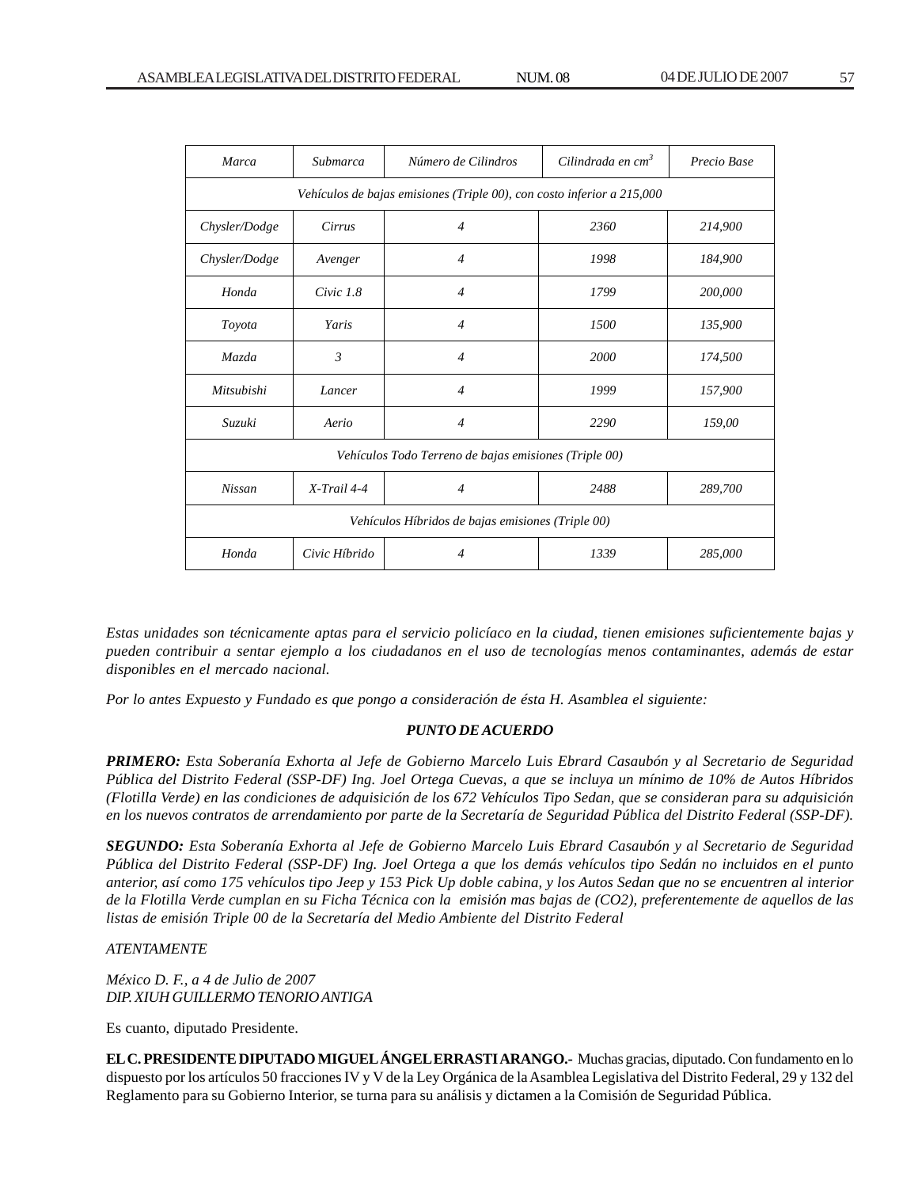| *Marca* | *Submarca* | *Número de Cilindros* | *Cilindrada en $cm^3$* | *Precio Base* |
|---|---|---|---|---|
| *Vehículos de bajas emisiones (Triple 00), con costo inferior a 215,000* | | | | |
| *Chysler/Dodge* | *Cirrus* | *4* | *2360* | *214,900* |
| *Chysler/Dodge* | *Avenger* | *4* | *1998* | *184,900* |
| *Honda* | *Civic 1.8* | *4* | *1799* | *200,000* |
| *Toyota* | *Yaris* | *4* | *1500* | *135,900* |
| *Mazda* | *3* | *4* | *2000* | *174,500* |
| *Mitsubishi* | *Lancer* | *4* | *1999* | *157,900* |
| *Suzuki* | *Aerio* | *4* | *2290* | *159,00* |
| *Vehículos Todo Terreno de bajas emisiones (Triple 00)* | | | | |
| *Nissan* | *X-Trail 4-4* | *4* | *2488* | *289,700* |
| *Vehículos Híbridos de bajas emisiones (Triple 00)* | | | | |
| *Honda* | *Civic Híbrido* | *4* | *1339* | *285,000* |

*Estas unidades son técnicamente aptas para el servicio policíaco en la ciudad, tienen emisiones suficientemente bajas y pueden contribuir a sentar ejemplo a los ciudadanos en el uso de tecnologías menos contaminantes, además de estar disponibles en el mercado nacional.*

*Por lo antes Expuesto y Fundado es que pongo a consideración de ésta H. Asamblea el siguiente:*

***PUNTO DE ACUERDO***

***PRIMERO:*** *Esta Soberanía Exhorta al Jefe de Gobierno Marcelo Luis Ebrard Casaubón y al Secretario de Seguridad Pública del Distrito Federal (SSP-DF) Ing. Joel Ortega Cuevas, a que se incluya un mínimo de 10% de Autos Híbridos (Flotilla Verde) en las condiciones de adquisición de los 672 Vehículos Tipo Sedan, que se consideran para su adquisición en los nuevos contratos de arrendamiento por parte de la Secretaría de Seguridad Pública del Distrito Federal (SSP-DF).*

***SEGUNDO:*** *Esta Soberanía Exhorta al Jefe de Gobierno Marcelo Luis Ebrard Casaubón y al Secretario de Seguridad Pública del Distrito Federal (SSP-DF) Ing. Joel Ortega a que los demás vehículos tipo Sedán no incluidos en el punto anterior, así como 175 vehículos tipo Jeep y 153 Pick Up doble cabina, y los Autos Sedan que no se encuentren al interior de la Flotilla Verde cumplan en su Ficha Técnica con la emisión mas bajas de ($CO_2$), preferentemente de aquellos de las listas de emisión Triple 00 de la Secretaría del Medio Ambiente del Distrito Federal*

*ATENTAMENTE*

*México D. F., a 4 de Julio de 2007*
*DIP. XIUH GUILLERMO TENORIO ANTIGA*

Es cuanto, diputado Presidente.

**EL C. PRESIDENTE DIPUTADO MIGUEL ÁNGEL ERRASTI ARANGO.-** Muchas gracias, diputado. Con fundamento en lo dispuesto por los artículos 50 fracciones IV y V de la Ley Orgánica de la Asamblea Legislativa del Distrito Federal, 29 y 132 del Reglamento para su Gobierno Interior, se turna para su análisis y dictamen a la Comisión de Seguridad Pública.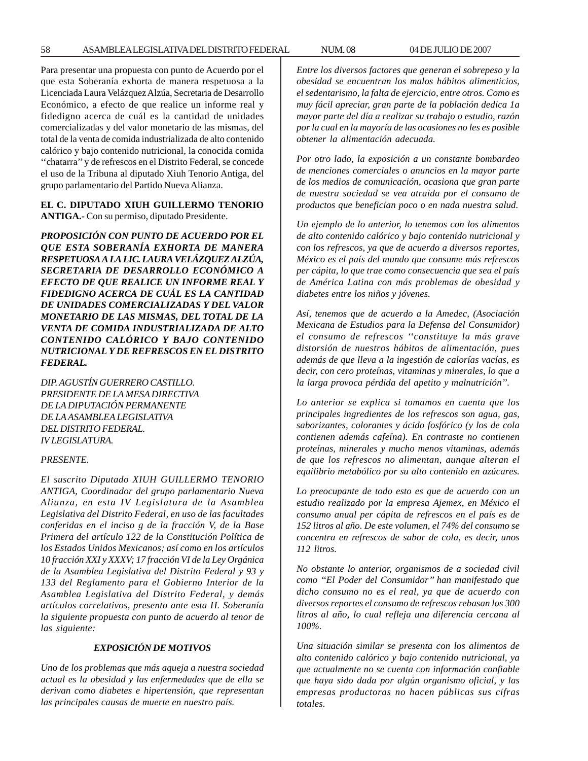Para presentar una propuesta con punto de Acuerdo por el que esta Soberanía exhorta de manera respetuosa a la Licenciada Laura Velázquez Alzúa, Secretaria de Desarrollo Económico, a efecto de cuál que realice un informe real y fidedigno acerca de cuál es la cantidad de unidades comercializadas y del valor monetario de las mismas, del total de la venta de comida industrializada de alto contenido calórico y bajo contenido nutricional, la conocida comida ''chatarra'' y de refrescos en el Distrito Federal, se concede el uso de la Tribuna al diputado Xiuh Tenorio Antiga, del grupo parlamentario del Partido Nueva Alianza.

**EL C. DIPUTADO XIUH GUILLERMO TENORIO ANTIGA.-** Con su permiso, diputado Presidente.

***PROPOSICIÓN CON PUNTO DE ACUERDO POR EL QUE ESTA SOBERANÍA EXHORTA DE MANERA RESPETUOSA A LA LIC. LAURA VELÁZQUEZ ALZÚA, SECRETARIA DE DESARROLLO ECONÓMICO A EFECTO DE QUE REALICE UN INFORME REAL Y FIDEDIGNO ACERCA DE CUÁL ES LA CANTIDAD DE UNIDADES COMERCIALIZADAS Y DEL VALOR MONETARIO DE LAS MISMAS, DEL TOTAL DE LA VENTA DE COMIDA INDUSTRIALIZADA DE ALTO CONTENIDO CALÓRICO Y BAJO CONTENIDO NUTRICIONAL Y DE REFRESCOS EN EL DISTRITO FEDERAL.***

*DIP. AGUSTÍN GUERRERO CASTILLO.*
*PRESIDENTE DE LA MESA DIRECTIVA*
*DE LA DIPUTACIÓN PERMANENTE*
*DE LA ASAMBLEA LEGISLATIVA*
*DEL DISTRITO FEDERAL.*
*IV LEGISLATURA.*

*PRESENTE.*

*El suscrito Diputado XIUH GUILLERMO TENORIO ANTIGA, Coordinador del grupo parlamentario Nueva Alianza, en esta IV Legislatura de la Asamblea Legislativa del Distrito Federal, en uso de las facultades conferidas en el inciso g de la fracción V, de la Base Primera del artículo 122 de la Constitución Política de los Estados Unidos Mexicanos; así como en los artículos 10 fracción XXI y XXXV; 17 fracción VI de la Ley Orgánica de la Asamblea Legislativa del Distrito Federal y 93 y 133 del Reglamento para el Gobierno Interior de la Asamblea Legislativa del Distrito Federal, y demás artículos correlativos, presento ante esta H. Soberanía la siguiente propuesta con punto de acuerdo al tenor de las siguiente:*

***EXPOSICIÓN DE MOTIVOS***

*Uno de los problemas que más aqueja a nuestra sociedad actual es la obesidad y las enfermedades que de ella se derivan como diabetes e hipertensión, que representan las principales causas de muerte en nuestro país.*

*Entre los diversos factores que generan el sobrepeso y la obesidad se encuentran los malos hábitos alimenticios, el sedentarismo, la falta de ejercicio, entre otros. Como es muy fácil apreciar, gran parte de la población dedica 1a mayor parte del día a realizar su trabajo o estudio, razón por la cual en la mayoría de las ocasiones no les es posible obtener la alimentación adecuada.*

*Por otro lado, la exposición a un constante bombardeo de menciones comerciales o anuncios en la mayor parte de los medios de comunicación, ocasiona que gran parte de nuestra sociedad se vea atraída por el consumo de productos que benefician poco o en nada nuestra salud.*

*Un ejemplo de lo anterior, lo tenemos con los alimentos de alto contenido calórico y bajo contenido nutricional y con los refrescos, ya que de acuerdo a diversos reportes, México es el país del mundo que consume más refrescos per cápita, lo que trae como consecuencia que sea el país de América Latina con más problemas de obesidad y diabetes entre los niños y jóvenes.*

*Así, tenemos que de acuerdo a la Amedec, (Asociación Mexicana de Estudios para la Defensa del Consumidor) el consumo de refrescos ''constituye la más grave distorsión de nuestros hábitos de alimentación, pues además de que lleva a la ingestión de calorías vacías, es decir, con cero proteínas, vitaminas y minerales, lo que a la larga provoca pérdida del apetito y malnutrición''.*

*Lo anterior se explica si tomamos en cuenta que los principales ingredientes de los refrescos son agua, gas, saborizantes, colorantes y ácido fosfórico (y los de cola contienen además cafeína). En contraste no contienen proteínas, minerales y mucho menos vitaminas, además de que los refrescos no alimentan, aunque alteran el equilibrio metabólico por su alto contenido en azúcares.*

*Lo preocupante de todo esto es que de acuerdo con un estudio realizado por la empresa Ajemex, en México el consumo anual per cápita de refrescos en el país es de 152 litros al año. De este volumen, el 74% del consumo se concentra en refrescos de sabor de cola, es decir, unos 112 litros.*

*No obstante lo anterior, organismos de a sociedad civil como "El Poder del Consumidor" han manifestado que dicho consumo no es el real, ya que de acuerdo con diversos reportes el consumo de refrescos rebasan los 300 litros al año, lo cual refleja una diferencia cercana al 100%.*

*Una situación similar se presenta con los alimentos de alto contenido calórico y bajo contenido nutricional, ya que actualmente no se cuenta con información confiable que haya sido dada por algún organismo oficial, y las empresas productoras no hacen públicas sus cifras totales.*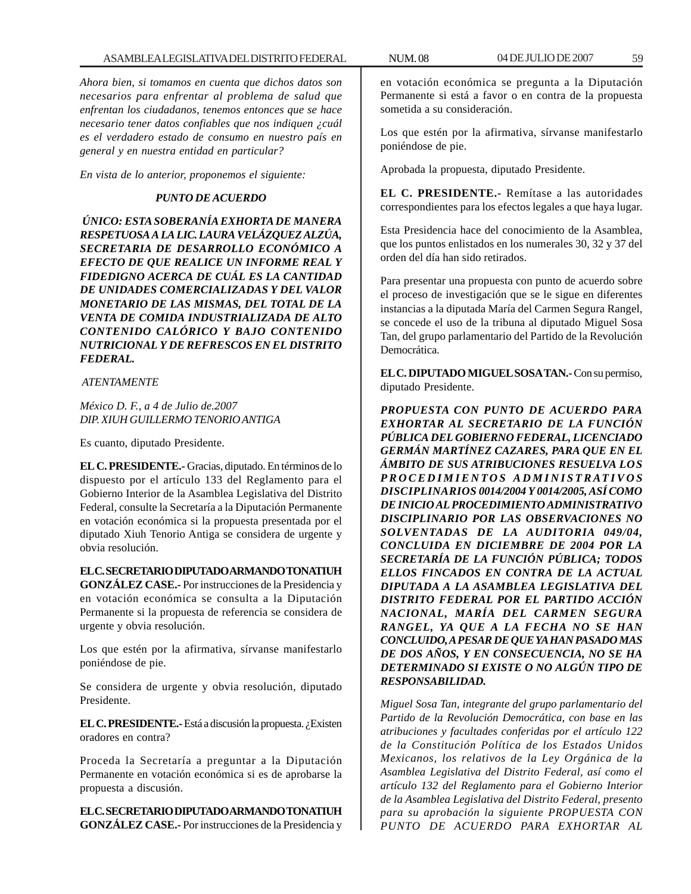*Ahora bien, si tomamos en cuenta que dichos datos son necesarios para enfrentar al problema de salud que enfrentan los ciudadanos, tenemos entonces que se hace necesario tener datos confiables que nos indiquen ¿cuál es el verdadero estado de consumo en nuestro país en general y en nuestra entidad en particular?*

*En vista de lo anterior, proponemos el siguiente:*

***PUNTO DE ACUERDO***

***ÚNICO: ESTA SOBERANÍA EXHORTA DE MANERA RESPETUOSA A LA LIC. LAURA VELÁZQUEZ ALZÚA, SECRETARIA DE DESARROLLO ECONÓMICO A EFECTO DE QUE REALICE UN INFORME REAL Y FIDEDIGNO ACERCA DE CUÁL ES LA CANTIDAD DE UNIDADES COMERCIALIZADAS Y DEL VALOR MONETARIO DE LAS MISMAS, DEL TOTAL DE LA VENTA DE COMIDA INDUSTRIALIZADA DE ALTO CONTENIDO CALÓRICO Y BAJO CONTENIDO NUTRICIONAL Y DE REFRESCOS EN EL DISTRITO FEDERAL.***

*ATENTAMENTE*

*México D. F., a 4 de Julio de.2007*
*DIP. XIUH GUILLERMO TENORIO ANTIGA*

Es cuanto, diputado Presidente.

**EL C. PRESIDENTE.-** Gracias, diputado. En términos de lo dispuesto por el artículo 133 del Reglamento para el Gobierno Interior de la Asamblea Legislativa del Distrito Federal, consulte la Secretaría a la Diputación Permanente en votación económica si la propuesta presentada por el diputado Xiuh Tenorio Antiga se considera de urgente y obvia resolución.

**EL C. SECRETARIO DIPUTADO ARMANDO TONATIUH GONZÁLEZ CASE.-** Por instrucciones de la Presidencia y en votación económica se consulta a la Diputación Permanente si la propuesta de referencia se considera de urgente y obvia resolución.

Los que estén por la afirmativa, sírvanse manifestarlo poniéndose de pie.

Se considera de urgente y obvia resolución, diputado Presidente.

**EL C. PRESIDENTE.-** Está a discusión la propuesta. ¿Existen oradores en contra?

Proceda la Secretaría a preguntar a la Diputación Permanente en votación económica si es de aprobarse la propuesta a discusión.

**EL C. SECRETARIO DIPUTADO ARMANDO TONATIUH GONZÁLEZ CASE.-** Por instrucciones de la Presidencia y en votación económica se pregunta a la Diputación Permanente si está a favor o en contra de la propuesta sometida a su consideración.

Los que estén por la afirmativa, sírvanse manifestarlo poniéndose de pie.

Aprobada la propuesta, diputado Presidente.

**EL C. PRESIDENTE.-** Remítase a las autoridades correspondientes para los efectos legales a que haya lugar.

Esta Presidencia hace del conocimiento de la Asamblea, que los puntos enlistados en los numerales 30, 32 y 37 del orden del día han sido retirados.

Para presentar una propuesta con punto de acuerdo sobre el proceso de investigación que se le sigue en diferentes instancias a la diputada María del Carmen Segura Rangel, se concede el uso de la tribuna al diputado Miguel Sosa Tan, del grupo parlamentario del Partido de la Revolución Democrática.

**EL C. DIPUTADO MIGUEL SOSA TAN.-** Con su permiso, diputado Presidente.

***PROPUESTA CON PUNTO DE ACUERDO PARA EXHORTAR AL SECRETARIO DE LA FUNCIÓN PÚBLICA DEL GOBIERNO FEDERAL, LICENCIADO GERMÁN MARTÍNEZ CAZARES, PARA QUE EN EL ÁMBITO DE SUS ATRIBUCIONES RESUELVA LOS PROCEDIMIENTOS ADMINISTRATIVOS DISCIPLINARIOS 0014/2004 Y 0014/2005, ASÍ COMO DE INICIO AL PROCEDIMIENTO ADMINISTRATIVO DISCIPLINARIO POR LAS OBSERVACIONES NO SOLVENTADAS DE LA AUDITORIA 049/04, CONCLUIDA EN DICIEMBRE DE 2004 POR LA SECRETARÍA DE LA FUNCIÓN PÚBLICA; TODOS ELLOS FINCADOS EN CONTRA DE LA ACTUAL DIPUTADA A LA ASAMBLEA LEGISLATIVA DEL DISTRITO FEDERAL POR EL PARTIDO ACCIÓN NACIONAL, MARÍA DEL CARMEN SEGURA RANGEL, YA QUE A LA FECHA NO SE HAN CONCLUIDO, A PESAR DE QUE YA HAN PASADO MAS DE DOS AÑOS, Y EN CONSECUENCIA, NO SE HA DETERMINADO SI EXISTE O NO ALGÚN TIPO DE RESPONSABILIDAD.***

*Miguel Sosa Tan, integrante del grupo parlamentario del Partido de la Revolución Democrática, con base en las atribuciones y facultades conferidas por el artículo 122 de la Constitución Política de los Estados Unidos Mexicanos, los relativos de la Ley Orgánica de la Asamblea Legislativa del Distrito Federal, así como el artículo 132 del Reglamento para el Gobierno Interior de la Asamblea Legislativa del Distrito Federal, presento para su aprobación la siguiente PROPUESTA CON PUNTO DE ACUERDO PARA EXHORTAR AL*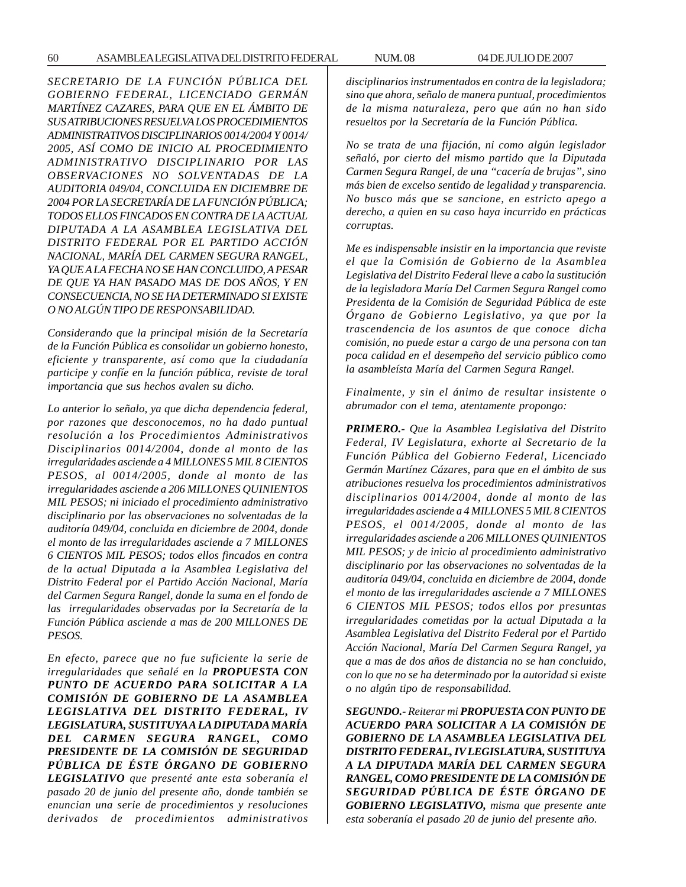*SECRETARIO DE LA FUNCIÓN PÚBLICA DEL GOBIERNO FEDERAL, LICENCIADO GERMÁN MARTÍNEZ CAZARES, PARA QUE EN EL ÁMBITO DE SUS ATRIBUCIONES RESUELVA LOS PROCEDIMIENTOS ADMINISTRATIVOS DISCIPLINARIOS 0014/2004 Y 0014/2005, ASÍ COMO DE INICIO AL PROCEDIMIENTO ADMINISTRATIVO DISCIPLINARIO POR LAS OBSERVACIONES NO SOLVENTADAS DE LA AUDITORIA 049/04, CONCLUIDA EN DICIEMBRE DE 2004 POR LA SECRETARÍA DE LA FUNCIÓN PÚBLICA; TODOS ELLOS FINCADOS EN CONTRA DE LA ACTUAL DIPUTADA A LA ASAMBLEA LEGISLATIVA DEL DISTRITO FEDERAL POR EL PARTIDO ACCIÓN NACIONAL, MARÍA DEL CARMEN SEGURA RANGEL, YA QUE A LA FECHA NO SE HAN CONCLUIDO, A PESAR DE QUE YA HAN PASADO MAS DE DOS AÑOS, Y EN CONSECUENCIA, NO SE HA DETERMINADO SI EXISTE O NO ALGÚN TIPO DE RESPONSABILIDAD.*

*Considerando que la principal misión de la Secretaría de la Función Pública es consolidar un gobierno honesto, eficiente y transparente, así como que la ciudadanía participe y confíe en la función pública, reviste de toral importancia que sus hechos avalen su dicho.*

*Lo anterior lo señalo, ya que dicha dependencia federal, por razones que desconocemos, no ha dado puntual resolución a los Procedimientos Administrativos Disciplinarios 0014/2004, donde al monto de las irregularidades asciende a 4 MILLONES 5 MIL 8 CIENTOS PESOS, al 0014/2005, donde al monto de las irregularidades asciende a 206 MILLONES QUINIENTOS MIL PESOS; ni iniciado el procedimiento administrativo disciplinario por las observaciones no solventadas de la auditoría 049/04, concluida en diciembre de 2004, donde el monto de las irregularidades asciende a 7 MILLONES 6 CIENTOS MIL PESOS; todos ellos fincados en contra de la actual Diputada a la Asamblea Legislativa del Distrito Federal por el Partido Acción Nacional, María del Carmen Segura Rangel, donde la suma en el fondo de las irregularidades observadas por la Secretaría de la Función Pública asciende a mas de 200 MILLONES DE PESOS.*

*En efecto, parece que no fue suficiente la serie de irregularidades que señalé en la **PROPUESTA CON PUNTO DE ACUERDO PARA SOLICITAR A LA COMISIÓN DE GOBIERNO DE LA ASAMBLEA LEGISLATIVA DEL DISTRITO FEDERAL, IV LEGISLATURA, SUSTITUYA A LA DIPUTADA MARÍA DEL CARMEN SEGURA RANGEL, COMO PRESIDENTE DE LA COMISIÓN DE SEGURIDAD PÚBLICA DE ÉSTE ÓRGANO DE GOBIERNO LEGISLATIVO** que presenté ante esta soberanía el pasado 20 de junio del presente año, donde también se enuncian una serie de procedimientos y resoluciones derivados de procedimientos administrativos disciplinarios instrumentados en contra de la legisladora; sino que ahora, señalo de manera puntual, procedimientos de la misma naturaleza, pero que aún no han sido resueltos por la Secretaría de la Función Pública.*

*No se trata de una fijación, ni como algún legislador señaló, por cierto del mismo partido que la Diputada Carmen Segura Rangel, de una "cacería de brujas", sino más bien de excelso sentido de legalidad y transparencia. No busco más que se sancione, en estricto apego a derecho, a quien en su caso haya incurrido en prácticas corruptas.*

*Me es indispensable insistir en la importancia que reviste el que la Comisión de Gobierno de la Asamblea Legislativa del Distrito Federal lleve a cabo la sustitución de la legisladora María Del Carmen Segura Rangel como Presidenta de la Comisión de Seguridad Pública de este Órgano de Gobierno Legislativo, ya que por la trascendencia de los asuntos de que conoce dicha comisión, no puede estar a cargo de una persona con tan poca calidad en el desempeño del servicio público como la asambleísta María del Carmen Segura Rangel.*

*Finalmente, y sin el ánimo de resultar insistente o abrumador con el tema, atentamente propongo:*

***PRIMERO.-** Que la Asamblea Legislativa del Distrito Federal, IV Legislatura, exhorte al Secretario de la Función Pública del Gobierno Federal, Licenciado Germán Martínez Cázares, para que en el ámbito de sus atribuciones resuelva los procedimientos administrativos disciplinarios 0014/2004, donde al monto de las irregularidades asciende a 4 MILLONES 5 MIL 8 CIENTOS PESOS, el 0014/2005, donde al monto de las irregularidades asciende a 206 MILLONES QUINIENTOS MIL PESOS; y de inicio al procedimiento administrativo disciplinario por las observaciones no solventadas de la auditoría 049/04, concluida en diciembre de 2004, donde el monto de las irregularidades asciende a 7 MILLONES 6 CIENTOS MIL PESOS; todos ellos por presuntas irregularidades cometidas por la actual Diputada a la Asamblea Legislativa del Distrito Federal por el Partido Acción Nacional, María Del Carmen Segura Rangel, ya que a mas de dos años de distancia no se han concluido, con lo que no se ha determinado por la autoridad si existe o no algún tipo de responsabilidad.*

***SEGUNDO.-** Reiterar mi **PROPUESTA CON PUNTO DE ACUERDO PARA SOLICITAR A LA COMISIÓN DE GOBIERNO DE LA ASAMBLEA LEGISLATIVA DEL DISTRITO FEDERAL, IV LEGISLATURA, SUSTITUYA A LA DIPUTADA MARÍA DEL CARMEN SEGURA RANGEL, COMO PRESIDENTE DE LA COMISIÓN DE SEGURIDAD PÚBLICA DE ÉSTE ÓRGANO DE GOBIERNO LEGISLATIVO,** misma que presente ante esta soberanía el pasado 20 de junio del presente año.*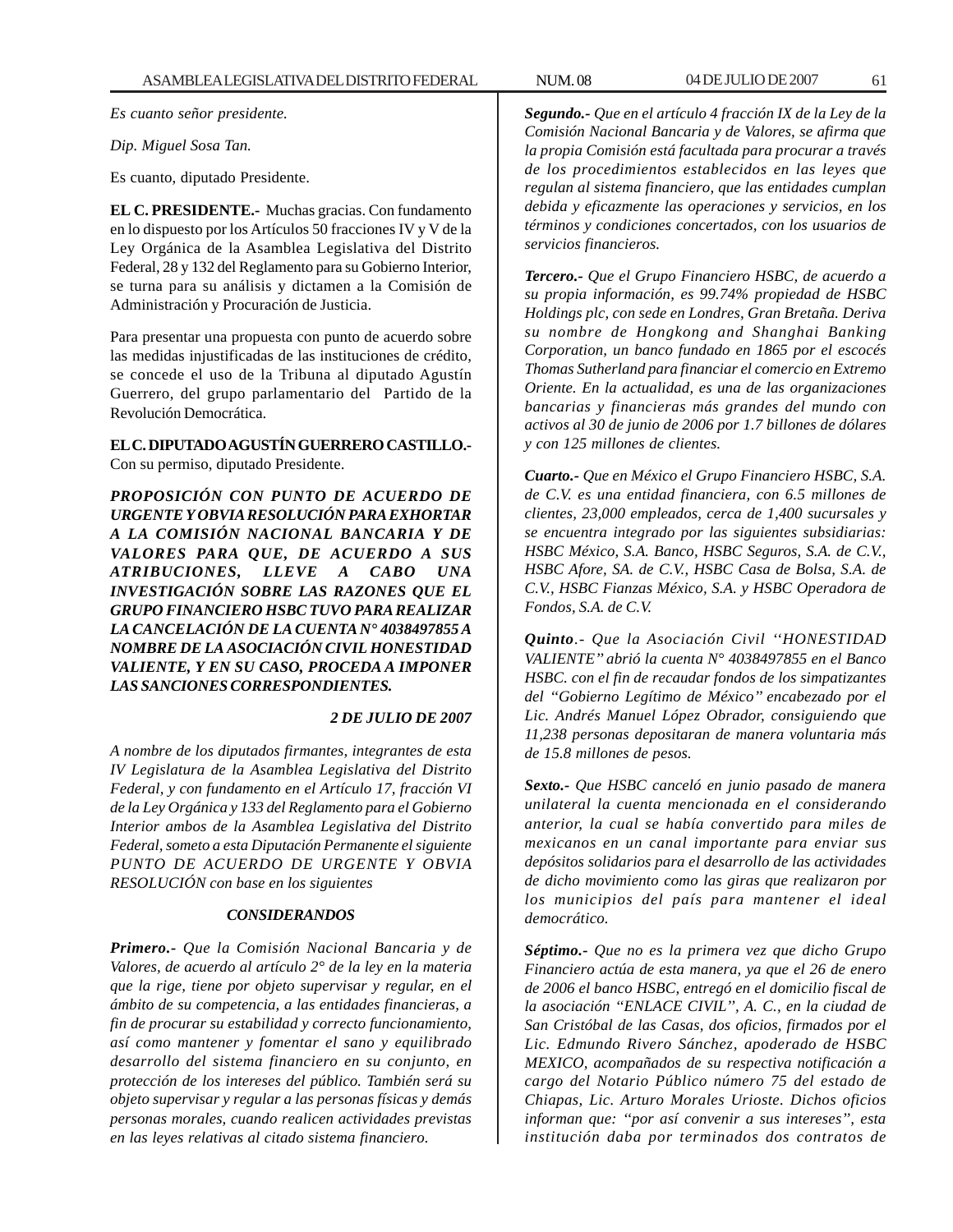*Es cuanto señor presidente.*

*Dip. Miguel Sosa Tan.*

Es cuanto, diputado Presidente.

**EL C. PRESIDENTE.-** Muchas gracias. Con fundamento en lo dispuesto por los Artículos 50 fracciones IV y V de la Ley Orgánica de la Asamblea Legislativa del Distrito Federal, 28 y 132 del Reglamento para su Gobierno Interior, se turna para su análisis y dictamen a la Comisión de Administración y Procuración de Justicia.

Para presentar una propuesta con punto de acuerdo sobre las medidas injustificadas de las instituciones de crédito, se concede el uso de la Tribuna al diputado Agustín Guerrero, del grupo parlamentario del Partido de la Revolución Democrática.

**EL C. DIPUTADO AGUSTÍN GUERRERO CASTILLO.-** Con su permiso, diputado Presidente.

***PROPOSICIÓN CON PUNTO DE ACUERDO DE URGENTE Y OBVIA RESOLUCIÓN PARA EXHORTAR A LA COMISIÓN NACIONAL BANCARIA Y DE VALORES PARA QUE, DE ACUERDO A SUS ATRIBUCIONES, LLEVE A CABO UNA INVESTIGACIÓN SOBRE LAS RAZONES QUE EL GRUPO FINANCIERO HSBC TUVO PARA REALIZAR LA CANCELACIÓN DE LA CUENTA N° 4038497855 A NOMBRE DE LA ASOCIACIÓN CIVIL HONESTIDAD VALIENTE, Y EN SU CASO, PROCEDA A IMPONER LAS SANCIONES CORRESPONDIENTES.***

***2 DE JULIO DE 2007***

*A nombre de los diputados firmantes, integrantes de esta IV Legislatura de la Asamblea Legislativa del Distrito Federal, y con fundamento en el Artículo 17, fracción VI de la Ley Orgánica y 133 del Reglamento para el Gobierno Interior ambos de la Asamblea Legislativa del Distrito Federal, someto a esta Diputación Permanente el siguiente PUNTO DE ACUERDO DE URGENTE Y OBVIA RESOLUCIÓN con base en los siguientes*

***CONSIDERANDOS***

***Primero.-*** *Que la Comisión Nacional Bancaria y de Valores, de acuerdo al artículo 2° de la ley en la materia que la rige, tiene por objeto supervisar y regular, en el ámbito de su competencia, a las entidades financieras, a fin de procurar su estabilidad y correcto funcionamiento, así como mantener y fomentar el sano y equilibrado desarrollo del sistema financiero en su conjunto, en protección de los intereses del público. También será su objeto supervisar y regular a las personas físicas y demás personas morales, cuando realicen actividades previstas en las leyes relativas al citado sistema financiero.*

***Segundo.-*** *Que en el artículo 4 fracción IX de la Ley de la Comisión Nacional Bancaria y de Valores, se afirma que la propia Comisión está facultada para procurar a través de los procedimientos establecidos en las leyes que regulan al sistema financiero, que las entidades cumplan debida y eficazmente las operaciones y servicios, en los términos y condiciones concertados, con los usuarios de servicios financieros.*

***Tercero.-*** *Que el Grupo Financiero HSBC, de acuerdo a su propia información, es 99.74% propiedad de HSBC Holdings plc, con sede en Londres, Gran Bretaña. Deriva su nombre de Hongkong and Shanghai Banking Corporation, un banco fundado en 1865 por el escocés Thomas Sutherland para financiar el comercio en Extremo Oriente. En la actualidad, es una de las organizaciones bancarias y financieras más grandes del mundo con activos al 30 de junio de 2006 por 1.7 billones de dólares y con 125 millones de clientes.*

***Cuarto.-*** *Que en México el Grupo Financiero HSBC, S.A. de C.V. es una entidad financiera, con 6.5 millones de clientes, 23,000 empleados, cerca de 1,400 sucursales y se encuentra integrado por las siguientes subsidiarias: HSBC México, S.A. Banco, HSBC Seguros, S.A. de C.V., HSBC Afore, SA. de C.V., HSBC Casa de Bolsa, S.A. de C.V., HSBC Fianzas México, S.A. y HSBC Operadora de Fondos, S.A. de C.V.*

***Quinto.-*** *Que la Asociación Civil ''HONESTIDAD VALIENTE" abrió la cuenta N° 4038497855 en el Banco HSBC. con el fin de recaudar fondos de los simpatizantes del "Gobierno Legítimo de México" encabezado por el Lic. Andrés Manuel López Obrador, consiguiendo que 11,238 personas depositaran de manera voluntaria más de 15.8 millones de pesos.*

***Sexto.-*** *Que HSBC canceló en junio pasado de manera unilateral la cuenta mencionada en el considerando anterior, la cual se había convertido para miles de mexicanos en un canal importante para enviar sus depósitos solidarios para el desarrollo de las actividades de dicho movimiento como las giras que realizaron por los municipios del país para mantener el ideal democrático.*

***Séptimo.-*** *Que no es la primera vez que dicho Grupo Financiero actúa de esta manera, ya que el 26 de enero de 2006 el banco HSBC, entregó en el domicilio fiscal de la asociación "ENLACE CIVIL", A. C., en la ciudad de San Cristóbal de las Casas, dos oficios, firmados por el Lic. Edmundo Rivero Sánchez, apoderado de HSBC MEXICO, acompañados de su respectiva notificación a cargo del Notario Público número 75 del estado de Chiapas, Lic. Arturo Morales Urioste. Dichos oficios informan que: "por así convenir a sus intereses", esta institución daba por terminados dos contratos de*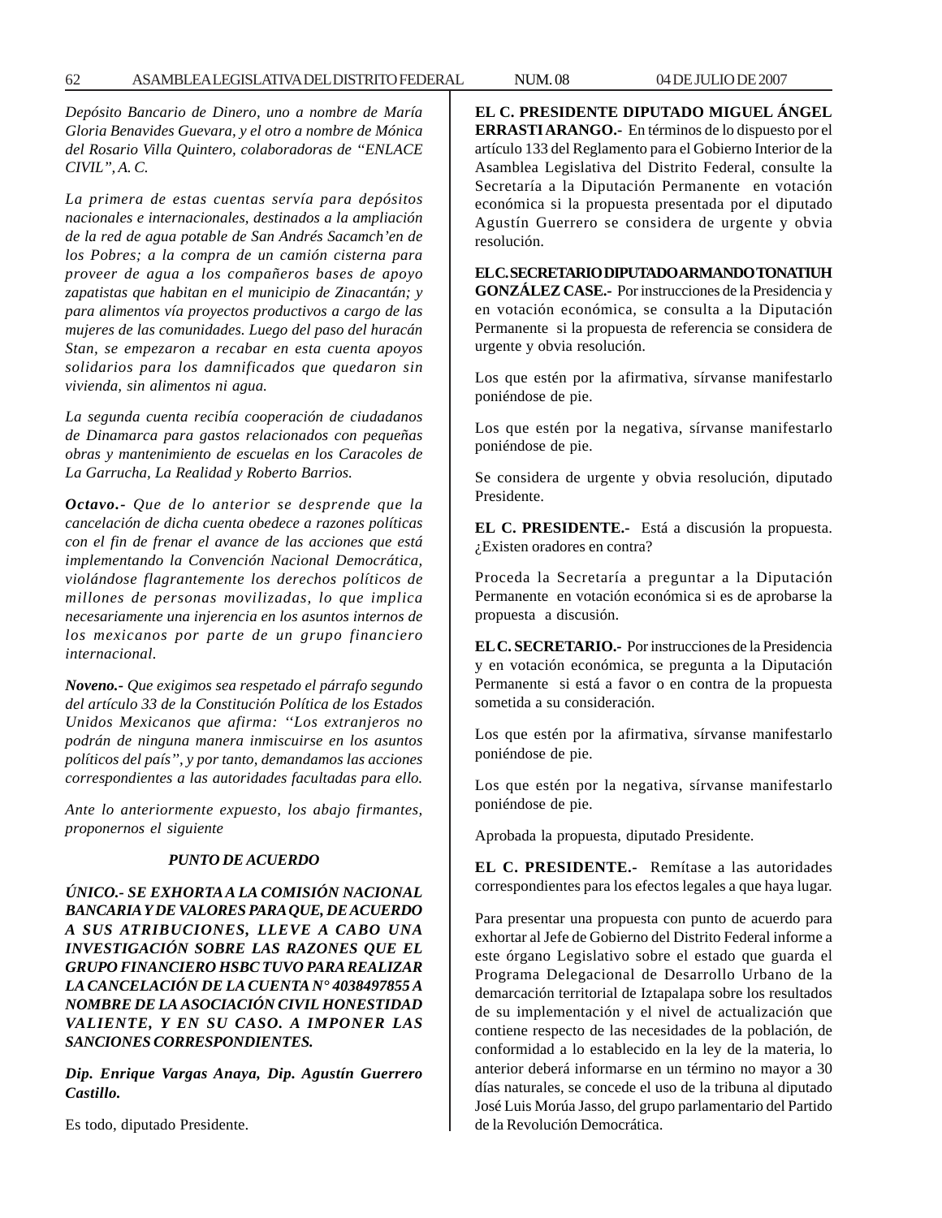*Depósito Bancario de Dinero, uno a nombre de María Gloria Benavides Guevara, y el otro a nombre de Mónica del Rosario Villa Quintero, colaboradoras de "ENLACE CIVIL", A. C.*

*La primera de estas cuentas servía para depósitos nacionales e internacionales, destinados a la ampliación de la red de agua potable de San Andrés Sacamch'en de los Pobres; a la compra de un camión cisterna para proveer de agua a los compañeros bases de apoyo zapatistas que habitan en el municipio de Zinacantán; y para alimentos vía proyectos productivos a cargo de las mujeres de las comunidades. Luego del paso del huracán Stan, se empezaron a recabar en esta cuenta apoyos solidarios para los damnificados que quedaron sin vivienda, sin alimentos ni agua.*

*La segunda cuenta recibía cooperación de ciudadanos de Dinamarca para gastos relacionados con pequeñas obras y mantenimiento de escuelas en los Caracoles de La Garrucha, La Realidad y Roberto Barrios.*

***Octavo.-*** *Que de lo anterior se desprende que la cancelación de dicha cuenta obedece a razones políticas con el fin de frenar el avance de las acciones que está implementando la Convención Nacional Democrática, violándose flagrantemente los derechos políticos de millones de personas movilizadas, lo que implica necesariamente una injerencia en los asuntos internos de los mexicanos por parte de un grupo financiero internacional.*

***Noveno.-*** *Que exigimos sea respetado el párrafo segundo del artículo 33 de la Constitución Política de los Estados Unidos Mexicanos que afirma: "Los extranjeros no podrán de ninguna manera inmiscuirse en los asuntos políticos del país", y por tanto, demandamos las acciones correspondientes a las autoridades facultadas para ello.*

*Ante lo anteriormente expuesto, los abajo firmantes, proponernos el siguiente*

***PUNTO DE ACUERDO***

***ÚNICO.- SE EXHORTA A LA COMISIÓN NACIONAL BANCARIA Y DE VALORES PARA QUE, DE ACUERDO A SUS ATRIBUCIONES, LLEVE A CABO UNA INVESTIGACIÓN SOBRE LAS RAZONES QUE EL GRUPO FINANCIERO HSBC TUVO PARA REALIZAR LA CANCELACIÓN DE LA CUENTA N° 4038497855 A NOMBRE DE LA ASOCIACIÓN CIVIL HONESTIDAD VALIENTE, Y EN SU CASO. A IMPONER LAS SANCIONES CORRESPONDIENTES.***

***Dip. Enrique Vargas Anaya, Dip. Agustín Guerrero Castillo.***

Es todo, diputado Presidente.

**EL C. PRESIDENTE DIPUTADO MIGUEL ÁNGEL ERRASTI ARANGO.-** En términos de lo dispuesto por el artículo 133 del Reglamento para el Gobierno Interior de la Asamblea Legislativa del Distrito Federal, consulte la Secretaría a la Diputación Permanente en votación económica si la propuesta presentada por el diputado Agustín Guerrero se considera de urgente y obvia resolución.

**EL C. SECRETARIO DIPUTADO ARMANDO TONATIUH GONZÁLEZ CASE.-** Por instrucciones de la Presidencia y en votación económica, se consulta a la Diputación Permanente si la propuesta de referencia se considera de urgente y obvia resolución.

Los que estén por la afirmativa, sírvanse manifestarlo poniéndose de pie.

Los que estén por la negativa, sírvanse manifestarlo poniéndose de pie.

Se considera de urgente y obvia resolución, diputado Presidente.

**EL C. PRESIDENTE.-** Está a discusión la propuesta. ¿Existen oradores en contra?

Proceda la Secretaría a preguntar a la Diputación Permanente en votación económica si es de aprobarse la propuesta a discusión.

**EL C. SECRETARIO.-** Por instrucciones de la Presidencia y en votación económica, se pregunta a la Diputación Permanente si está a favor o en contra de la propuesta sometida a su consideración.

Los que estén por la afirmativa, sírvanse manifestarlo poniéndose de pie.

Los que estén por la negativa, sírvanse manifestarlo poniéndose de pie.

Aprobada la propuesta, diputado Presidente.

**EL C. PRESIDENTE.-** Remítase a las autoridades correspondientes para los efectos legales a que haya lugar.

Para presentar una propuesta con punto de acuerdo para exhortar al Jefe de Gobierno del Distrito Federal informe a este órgano Legislativo sobre el estado que guarda el Programa Delegacional de Desarrollo Urbano de la demarcación territorial de Iztapalapa sobre los resultados de su implementación y el nivel de actualización que contiene respecto de las necesidades de la población, de conformidad a lo establecido en la ley de la materia, lo anterior deberá informarse en un término no mayor a 30 días naturales, se concede el uso de la tribuna al diputado José Luis Morúa Jasso, del grupo parlamentario del Partido de la Revolución Democrática.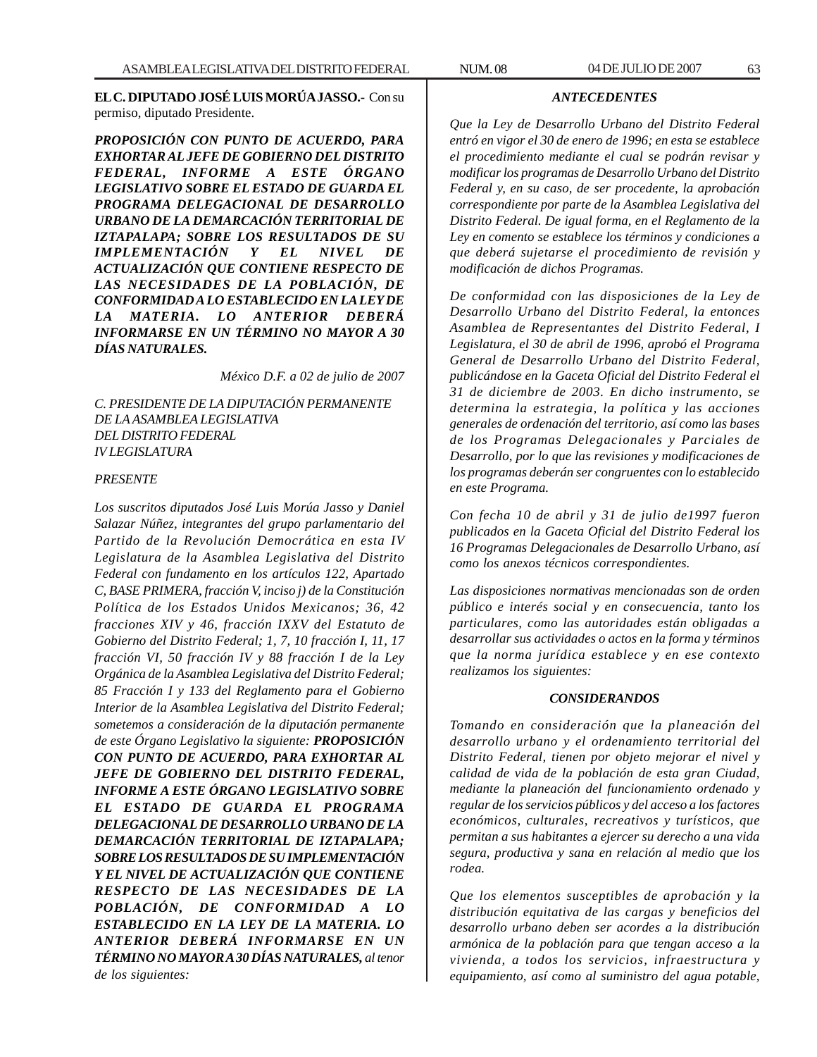**EL C. DIPUTADO JOSÉ LUIS MORÚA JASSO.-** Con su permiso, diputado Presidente.

***PROPOSICIÓN CON PUNTO DE ACUERDO, PARA EXHORTAR AL JEFE DE GOBIERNO DEL DISTRITO FEDERAL, INFORME A ESTE ÓRGANO LEGISLATIVO SOBRE EL ESTADO DE GUARDA EL PROGRAMA DELEGACIONAL DE DESARROLLO URBANO DE LA DEMARCACIÓN TERRITORIAL DE IZTAPALAPA; SOBRE LOS RESULTADOS DE SU IMPLEMENTACIÓN Y EL NIVEL DE ACTUALIZACIÓN QUE CONTIENE RESPECTO DE LAS NECESIDADES DE LA POBLACIÓN, DE CONFORMIDAD A LO ESTABLECIDO EN LA LEY DE LA MATERIA. LO ANTERIOR DEBERÁ INFORMARSE EN UN TÉRMINO NO MAYOR A 30 DÍAS NATURALES.***

*México D.F. a 02 de julio de 2007*

*C. PRESIDENTE DE LA DIPUTACIÓN PERMANENTE*
*DE LA ASAMBLEA LEGISLATIVA*
*DEL DISTRITO FEDERAL*
*IV LEGISLATURA*

*PRESENTE*

*Los suscritos diputados José Luis Morúa Jasso y Daniel Salazar Núñez, integrantes del grupo parlamentario del Partido de la Revolución Democrática en esta IV Legislatura de la Asamblea Legislativa del Distrito Federal con fundamento en los artículos 122, Apartado C, BASE PRIMERA, fracción V, inciso j) de la Constitución Política de los Estados Unidos Mexicanos; 36, 42 fracciones XIV y 46, fracción IXXV del Estatuto de Gobierno del Distrito Federal; 1, 7, 10 fracción I, 11, 17 fracción VI, 50 fracción IV y 88 fracción I de la Ley Orgánica de la Asamblea Legislativa del Distrito Federal; 85 Fracción I y 133 del Reglamento para el Gobierno Interior de la Asamblea Legislativa del Distrito Federal; sometemos a consideración de la diputación permanente de este Órgano Legislativo la siguiente:* ***PROPOSICIÓN CON PUNTO DE ACUERDO, PARA EXHORTAR AL JEFE DE GOBIERNO DEL DISTRITO FEDERAL, INFORME A ESTE ÓRGANO LEGISLATIVO SOBRE EL ESTADO DE GUARDA EL PROGRAMA DELEGACIONAL DE DESARROLLO URBANO DE LA DEMARCACIÓN TERRITORIAL DE IZTAPALAPA; SOBRE LOS RESULTADOS DE SU IMPLEMENTACIÓN Y EL NIVEL DE ACTUALIZACIÓN QUE CONTIENE RESPECTO DE LAS NECESIDADES DE LA POBLACIÓN, DE CONFORMIDAD A LO ESTABLECIDO EN LA LEY DE LA MATERIA. LO ANTERIOR DEBERÁ INFORMARSE EN UN TÉRMINO NO MAYOR A 30 DÍAS NATURALES,*** *al tenor de los siguientes:*

***ANTECEDENTES***

*Que la Ley de Desarrollo Urbano del Distrito Federal entró en vigor el 30 de enero de 1996; en esta se establece el procedimiento mediante el cual se podrán revisar y modificar los programas de Desarrollo Urbano del Distrito Federal y, en su caso, de ser procedente, la aprobación correspondiente por parte de la Asamblea Legislativa del Distrito Federal. De igual forma, en el Reglamento de la Ley en comento se establece los términos y condiciones a que deberá sujetarse el procedimiento de revisión y modificación de dichos Programas.*

*De conformidad con las disposiciones de la Ley de Desarrollo Urbano del Distrito Federal, la entonces Asamblea de Representantes del Distrito Federal, I Legislatura, el 30 de abril de 1996, aprobó el Programa General de Desarrollo Urbano del Distrito Federal, publicándose en la Gaceta Oficial del Distrito Federal el 31 de diciembre de 2003. En dicho instrumento, se determina la estrategia, la política y las acciones generales de ordenación del territorio, así como las bases de los Programas Delegacionales y Parciales de Desarrollo, por lo que las revisiones y modificaciones de los programas deberán ser congruentes con lo establecido en este Programa.*

*Con fecha 10 de abril y 31 de julio de1997 fueron publicados en la Gaceta Oficial del Distrito Federal los 16 Programas Delegacionales de Desarrollo Urbano, así como los anexos técnicos correspondientes.*

*Las disposiciones normativas mencionadas son de orden público e interés social y en consecuencia, tanto los particulares, como las autoridades están obligadas a desarrollar sus actividades o actos en la forma y términos que la norma jurídica establece y en ese contexto realizamos los siguientes:*

***CONSIDERANDOS***

*Tomando en consideración que la planeación del desarrollo urbano y el ordenamiento territorial del Distrito Federal, tienen por objeto mejorar el nivel y calidad de vida de la población de esta gran Ciudad, mediante la planeación del funcionamiento ordenado y regular de los servicios públicos y del acceso a los factores económicos, culturales, recreativos y turísticos, que permitan a sus habitantes a ejercer su derecho a una vida segura, productiva y sana en relación al medio que los rodea.*

*Que los elementos susceptibles de aprobación y la distribución equitativa de las cargas y beneficios del desarrollo urbano deben ser acordes a la distribución armónica de la población para que tengan acceso a la vivienda, a todos los servicios, infraestructura y equipamiento, así como al suministro del agua potable,*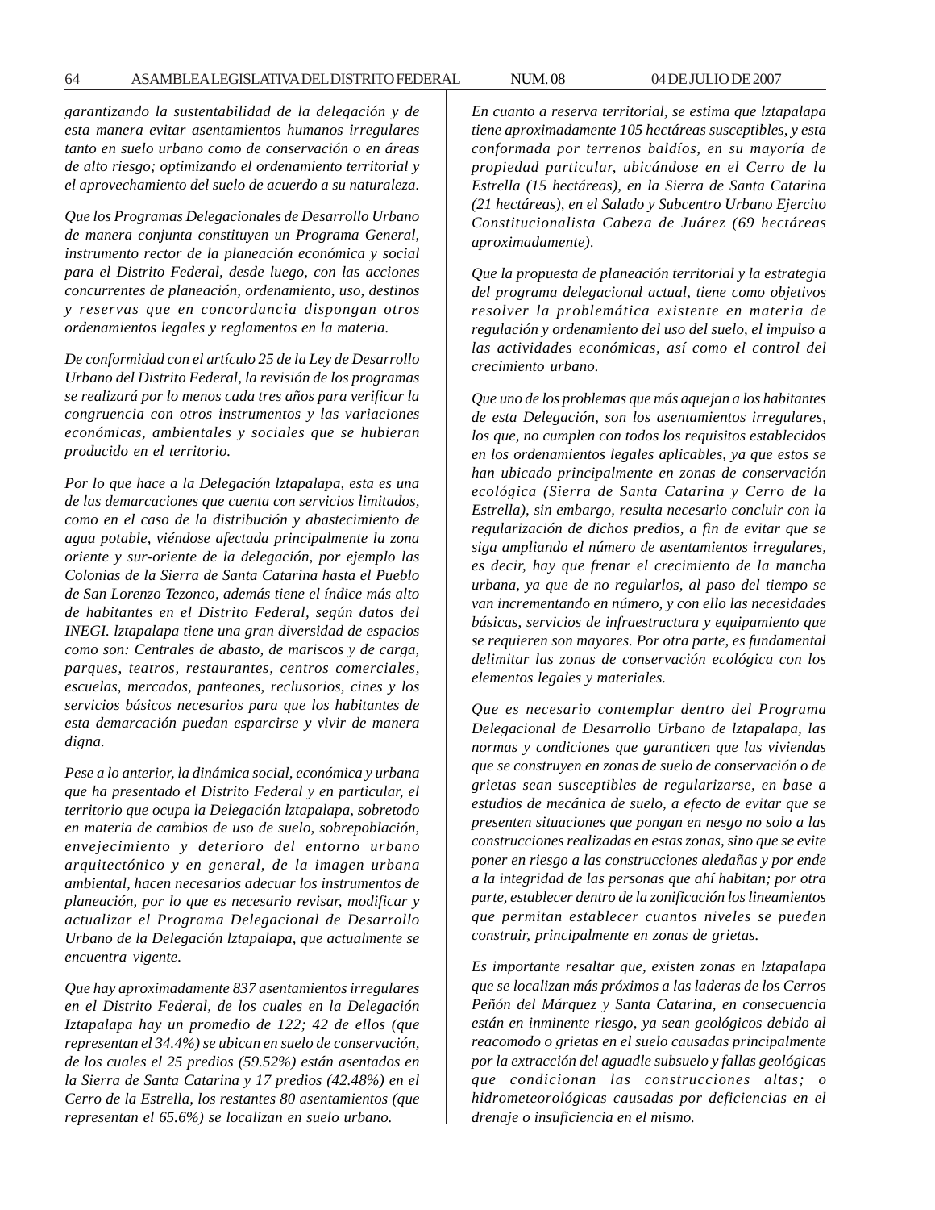*garantizando la sustentabilidad de la delegación y de esta manera evitar asentamientos humanos irregulares tanto en suelo urbano como de conservación o en áreas de alto riesgo; optimizando el ordenamiento territorial y el aprovechamiento del suelo de acuerdo a su naturaleza.*

*Que los Programas Delegacionales de Desarrollo Urbano de manera conjunta constituyen un Programa General, instrumento rector de la planeación económica y social para el Distrito Federal, desde luego, con las acciones concurrentes de planeación, ordenamiento, uso, destinos y reservas que en concordancia dispongan otros ordenamientos legales y reglamentos en la materia.*

*De conformidad con el artículo 25 de la Ley de Desarrollo Urbano del Distrito Federal, la revisión de los programas se realizará por lo menos cada tres años para verificar la congruencia con otros instrumentos y las variaciones económicas, ambientales y sociales que se hubieran producido en el territorio.*

*Por lo que hace a la Delegación lztapalapa, esta es una de las demarcaciones que cuenta con servicios limitados, como en el caso de la distribución y abastecimiento de agua potable, viéndose afectada principalmente la zona oriente y sur-oriente de la delegación, por ejemplo las Colonias de la Sierra de Santa Catarina hasta el Pueblo de San Lorenzo Tezonco, además tiene el índice más alto de habitantes en el Distrito Federal, según datos del INEGI. lztapalapa tiene una gran diversidad de espacios como son: Centrales de abasto, de mariscos y de carga, parques, teatros, restaurantes, centros comerciales, escuelas, mercados, panteones, reclusorios, cines y los servicios básicos necesarios para que los habitantes de esta demarcación puedan esparcirse y vivir de manera digna.*

*Pese a lo anterior, la dinámica social, económica y urbana que ha presentado el Distrito Federal y en particular, el territorio que ocupa la Delegación lztapalapa, sobretodo en materia de cambios de uso de suelo, sobrepoblación, envejecimiento y deterioro del entorno urbano arquitectónico y en general, de la imagen urbana ambiental, hacen necesarios adecuar los instrumentos de planeación, por lo que es necesario revisar, modificar y actualizar el Programa Delegacional de Desarrollo Urbano de la Delegación lztapalapa, que actualmente se encuentra vigente.*

*Que hay aproximadamente 837 asentamientos irregulares en el Distrito Federal, de los cuales en la Delegación Iztapalapa hay un promedio de 122; 42 de ellos (que representan el 34.4%) se ubican en suelo de conservación, de los cuales el 25 predios (59.52%) están asentados en la Sierra de Santa Catarina y 17 predios (42.48%) en el Cerro de la Estrella, los restantes 80 asentamientos (que representan el 65.6%) se localizan en suelo urbano.*

*En cuanto a reserva territorial, se estima que lztapalapa tiene aproximadamente 105 hectáreas susceptibles, y esta conformada por terrenos baldíos, en su mayoría de propiedad particular, ubicándose en el Cerro de la Estrella (15 hectáreas), en la Sierra de Santa Catarina (21 hectáreas), en el Salado y Subcentro Urbano Ejercito Constitucionalista Cabeza de Juárez (69 hectáreas aproximadamente).*

*Que la propuesta de planeación territorial y la estrategia del programa delegacional actual, tiene como objetivos resolver la problemática existente en materia de regulación y ordenamiento del uso del suelo, el impulso a las actividades económicas, así como el control del crecimiento urbano.*

*Que uno de los problemas que más aquejan a los habitantes de esta Delegación, son los asentamientos irregulares, los que, no cumplen con todos los requisitos establecidos en los ordenamientos legales aplicables, ya que estos se han ubicado principalmente en zonas de conservación ecológica (Sierra de Santa Catarina y Cerro de la Estrella), sin embargo, resulta necesario concluir con la regularización de dichos predios, a fin de evitar que se siga ampliando el número de asentamientos irregulares, es decir, hay que frenar el crecimiento de la mancha urbana, ya que de no regularlos, al paso del tiempo se van incrementando en número, y con ello las necesidades básicas, servicios de infraestructura y equipamiento que se requieren son mayores. Por otra parte, es fundamental delimitar las zonas de conservación ecológica con los elementos legales y materiales.*

*Que es necesario contemplar dentro del Programa Delegacional de Desarrollo Urbano de lztapalapa, las normas y condiciones que garanticen que las viviendas que se construyen en zonas de suelo de conservación o de grietas sean susceptibles de regularizarse, en base a estudios de mecánica de suelo, a efecto de evitar que se presenten situaciones que pongan en nesgo no solo a las construcciones realizadas en estas zonas, sino que se evite poner en riesgo a las construcciones aledañas y por ende a la integridad de las personas que ahí habitan; por otra parte, establecer dentro de la zonificación los lineamientos que permitan establecer cuantos niveles se pueden construir, principalmente en zonas de grietas.*

*Es importante resaltar que, existen zonas en lztapalapa que se localizan más próximos a las laderas de los Cerros Peñón del Márquez y Santa Catarina, en consecuencia están en inminente riesgo, ya sean geológicos debido al reacomodo o grietas en el suelo causadas principalmente por la extracción del aguadle subsuelo y fallas geológicas que condicionan las construcciones altas; o hidrometeorológicas causadas por deficiencias en el drenaje o insuficiencia en el mismo.*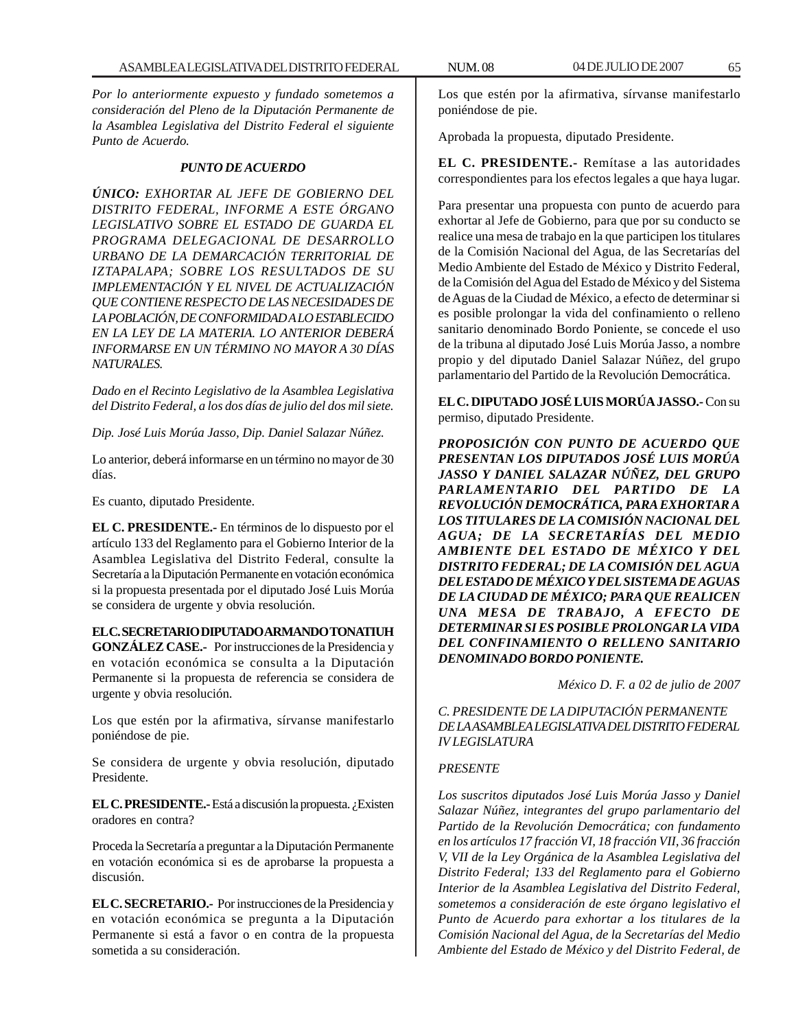*Por lo anteriormente expuesto y fundado sometemos a consideración del Pleno de la Diputación Permanente de la Asamblea Legislativa del Distrito Federal el siguiente Punto de Acuerdo.*

***PUNTO DE ACUERDO***

***ÚNICO:*** *EXHORTAR AL JEFE DE GOBIERNO DEL DISTRITO FEDERAL, INFORME A ESTE ÓRGANO LEGISLATIVO SOBRE EL ESTADO DE GUARDA EL PROGRAMA DELEGACIONAL DE DESARROLLO URBANO DE LA DEMARCACIÓN TERRITORIAL DE IZTAPALAPA; SOBRE LOS RESULTADOS DE SU IMPLEMENTACIÓN Y EL NIVEL DE ACTUALIZACIÓN QUE CONTIENE RESPECTO DE LAS NECESIDADES DE LA POBLACIÓN, DE CONFORMIDAD A LO ESTABLECIDO EN LA LEY DE LA MATERIA. LO ANTERIOR DEBERÁ INFORMARSE EN UN TÉRMINO NO MAYOR A 30 DÍAS NATURALES.*

*Dado en el Recinto Legislativo de la Asamblea Legislativa del Distrito Federal, a los dos días de julio del dos mil siete.*

*Dip. José Luis Morúa Jasso, Dip. Daniel Salazar Núñez.*

Lo anterior, deberá informarse en un término no mayor de 30 días.

Es cuanto, diputado Presidente.

**EL C. PRESIDENTE.-** En términos de lo dispuesto por el artículo 133 del Reglamento para el Gobierno Interior de la Asamblea Legislativa del Distrito Federal, consulte la Secretaría a la Diputación Permanente en votación económica si la propuesta presentada por el diputado José Luis Morúa se considera de urgente y obvia resolución.

**EL C. SECRETARIO DIPUTADO ARMANDO TONATIUH GONZÁLEZ CASE.-** Por instrucciones de la Presidencia y en votación económica se consulta a la Diputación Permanente si la propuesta de referencia se considera de urgente y obvia resolución.

Los que estén por la afirmativa, sírvanse manifestarlo poniéndose de pie.

Se considera de urgente y obvia resolución, diputado Presidente.

**EL C. PRESIDENTE.-** Está a discusión la propuesta. ¿Existen oradores en contra?

Proceda la Secretaría a preguntar a la Diputación Permanente en votación económica si es de aprobarse la propuesta a discusión.

**EL C. SECRETARIO.-** Por instrucciones de la Presidencia y en votación económica se pregunta a la Diputación Permanente si está a favor o en contra de la propuesta sometida a su consideración.

Los que estén por la afirmativa, sírvanse manifestarlo poniéndose de pie.

Aprobada la propuesta, diputado Presidente.

**EL C. PRESIDENTE.-** Remítase a las autoridades correspondientes para los efectos legales a que haya lugar.

Para presentar una propuesta con punto de acuerdo para exhortar al Jefe de Gobierno, para que por su conducto se realice una mesa de trabajo en la que participen los titulares de la Comisión Nacional del Agua, de las Secretarías del Medio Ambiente del Estado de México y Distrito Federal, de la Comisión del Agua del Estado de México y del Sistema de Aguas de la Ciudad de México, a efecto de determinar si es posible prolongar la vida del confinamiento o relleno sanitario denominado Bordo Poniente, se concede el uso de la tribuna al diputado José Luis Morúa Jasso, a nombre propio y del diputado Daniel Salazar Núñez, del grupo parlamentario del Partido de la Revolución Democrática.

**EL C. DIPUTADO JOSÉ LUIS MORÚA JASSO.-** Con su permiso, diputado Presidente.

***PROPOSICIÓN CON PUNTO DE ACUERDO QUE PRESENTAN LOS DIPUTADOS JOSÉ LUIS MORÚA JASSO Y DANIEL SALAZAR NÚÑEZ, DEL GRUPO PARLAMENTARIO DEL PARTIDO DE LA REVOLUCIÓN DEMOCRÁTICA, PARA EXHORTAR A LOS TITULARES DE LA COMISIÓN NACIONAL DEL AGUA; DE LA SECRETARÍAS DEL MEDIO AMBIENTE DEL ESTADO DE MÉXICO Y DEL DISTRITO FEDERAL; DE LA COMISIÓN DEL AGUA DEL ESTADO DE MÉXICO Y DEL SISTEMA DE AGUAS DE LA CIUDAD DE MÉXICO; PARA QUE REALICEN UNA MESA DE TRABAJO, A EFECTO DE DETERMINAR SI ES POSIBLE PROLONGAR LA VIDA DEL CONFINAMIENTO O RELLENO SANITARIO DENOMINADO BORDO PONIENTE.***

*México D. F. a 02 de julio de 2007*

*C. PRESIDENTE DE LA DIPUTACIÓN PERMANENTE DE LA ASAMBLEA LEGISLATIVA DEL DISTRITO FEDERAL IV LEGISLATURA*

*PRESENTE*

*Los suscritos diputados José Luis Morúa Jasso y Daniel Salazar Núñez, integrantes del grupo parlamentario del Partido de la Revolución Democrática; con fundamento en los artículos 17 fracción VI, 18 fracción VII, 36 fracción V, VII de la Ley Orgánica de la Asamblea Legislativa del Distrito Federal; 133 del Reglamento para el Gobierno Interior de la Asamblea Legislativa del Distrito Federal, sometemos a consideración de este órgano legislativo el Punto de Acuerdo para exhortar a los titulares de la Comisión Nacional del Agua, de la Secretarías del Medio Ambiente del Estado de México y del Distrito Federal, de*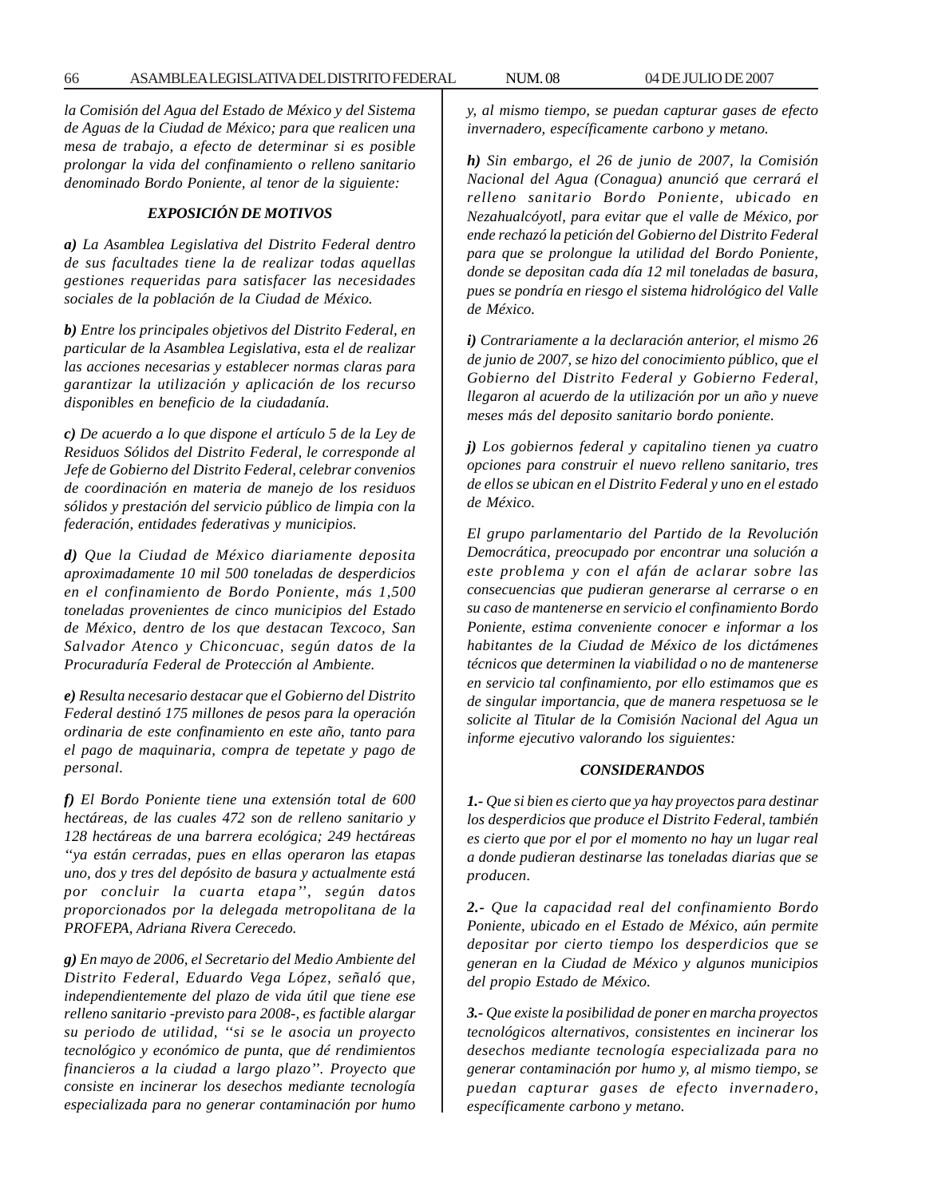*la Comisión del Agua del Estado de México y del Sistema de Aguas de la Ciudad de México; para que realicen una mesa de trabajo, a efecto de determinar si es posible prolongar la vida del confinamiento o relleno sanitario denominado Bordo Poniente, al tenor de la siguiente:*

### *EXPOSICIÓN DE MOTIVOS*

***a)*** *La Asamblea Legislativa del Distrito Federal dentro de sus facultades tiene la de realizar todas aquellas gestiones requeridas para satisfacer las necesidades sociales de la población de la Ciudad de México.*

***b)*** *Entre los principales objetivos del Distrito Federal, en particular de la Asamblea Legislativa, esta el de realizar las acciones necesarias y establecer normas claras para garantizar la utilización y aplicación de los recurso disponibles en beneficio de la ciudadanía.*

***c)*** *De acuerdo a lo que dispone el artículo 5 de la Ley de Residuos Sólidos del Distrito Federal, le corresponde al Jefe de Gobierno del Distrito Federal, celebrar convenios de coordinación en materia de manejo de los residuos sólidos y prestación del servicio público de limpia con la federación, entidades federativas y municipios.*

***d)*** *Que la Ciudad de México diariamente deposita aproximadamente 10 mil 500 toneladas de desperdicios en el confinamiento de Bordo Poniente, más 1,500 toneladas provenientes de cinco municipios del Estado de México, dentro de los que destacan Texcoco, San Salvador Atenco y Chiconcuac, según datos de la Procuraduría Federal de Protección al Ambiente.*

***e)*** *Resulta necesario destacar que el Gobierno del Distrito Federal destinó 175 millones de pesos para la operación ordinaria de este confinamiento en este año, tanto para el pago de maquinaria, compra de tepetate y pago de personal.*

***f)*** *El Bordo Poniente tiene una extensión total de 600 hectáreas, de las cuales 472 son de relleno sanitario y 128 hectáreas de una barrera ecológica; 249 hectáreas "ya están cerradas, pues en ellas operaron las etapas uno, dos y tres del depósito de basura y actualmente está por concluir la cuarta etapa", según datos proporcionados por la delegada metropolitana de la PROFEPA, Adriana Rivera Cerecedo.*

***g)*** *En mayo de 2006, el Secretario del Medio Ambiente del Distrito Federal, Eduardo Vega López, señaló que, independientemente del plazo de vida útil que tiene ese relleno sanitario -previsto para 2008-, es factible alargar su periodo de utilidad, "si se le asocia un proyecto tecnológico y económico de punta, que dé rendimientos financieros a la ciudad a largo plazo". Proyecto que consiste en incinerar los desechos mediante tecnología especializada para no generar contaminación por humo y, al mismo tiempo, se puedan capturar gases de efecto invernadero, específicamente carbono y metano.*

***h)*** *Sin embargo, el 26 de junio de 2007, la Comisión Nacional del Agua (Conagua) anunció que cerrará el relleno sanitario Bordo Poniente, ubicado en Nezahualcóyotl, para evitar que el valle de México, por ende rechazó la petición del Gobierno del Distrito Federal para que se prolongue la utilidad del Bordo Poniente, donde se depositan cada día 12 mil toneladas de basura, pues se pondría en riesgo el sistema hidrológico del Valle de México.*

***i)*** *Contrariamente a la declaración anterior, el mismo 26 de junio de 2007, se hizo del conocimiento público, que el Gobierno del Distrito Federal y Gobierno Federal, llegaron al acuerdo de la utilización por un año y nueve meses más del deposito sanitario bordo poniente.*

***j)*** *Los gobiernos federal y capitalino tienen ya cuatro opciones para construir el nuevo relleno sanitario, tres de ellos se ubican en el Distrito Federal y uno en el estado de México.*

*El grupo parlamentario del Partido de la Revolución Democrática, preocupado por encontrar una solución a este problema y con el afán de aclarar sobre las consecuencias que pudieran generarse al cerrarse o en su caso de mantenerse en servicio el confinamiento Bordo Poniente, estima conveniente conocer e informar a los habitantes de la Ciudad de México de los dictámenes técnicos que determinen la viabilidad o no de mantenerse en servicio tal confinamiento, por ello estimamos que es de singular importancia, que de manera respetuosa se le solicite al Titular de la Comisión Nacional del Agua un informe ejecutivo valorando los siguientes:*

### *CONSIDERANDOS*

***1.-*** *Que si bien es cierto que ya hay proyectos para destinar los desperdicios que produce el Distrito Federal, también es cierto que por el por el momento no hay un lugar real a donde pudieran destinarse las toneladas diarias que se producen.*

***2.-*** *Que la capacidad real del confinamiento Bordo Poniente, ubicado en el Estado de México, aún permite depositar por cierto tiempo los desperdicios que se generan en la Ciudad de México y algunos municipios del propio Estado de México.*

***3.-*** *Que existe la posibilidad de poner en marcha proyectos tecnológicos alternativos, consistentes en incinerar los desechos mediante tecnología especializada para no generar contaminación por humo y, al mismo tiempo, se puedan capturar gases de efecto invernadero, específicamente carbono y metano.*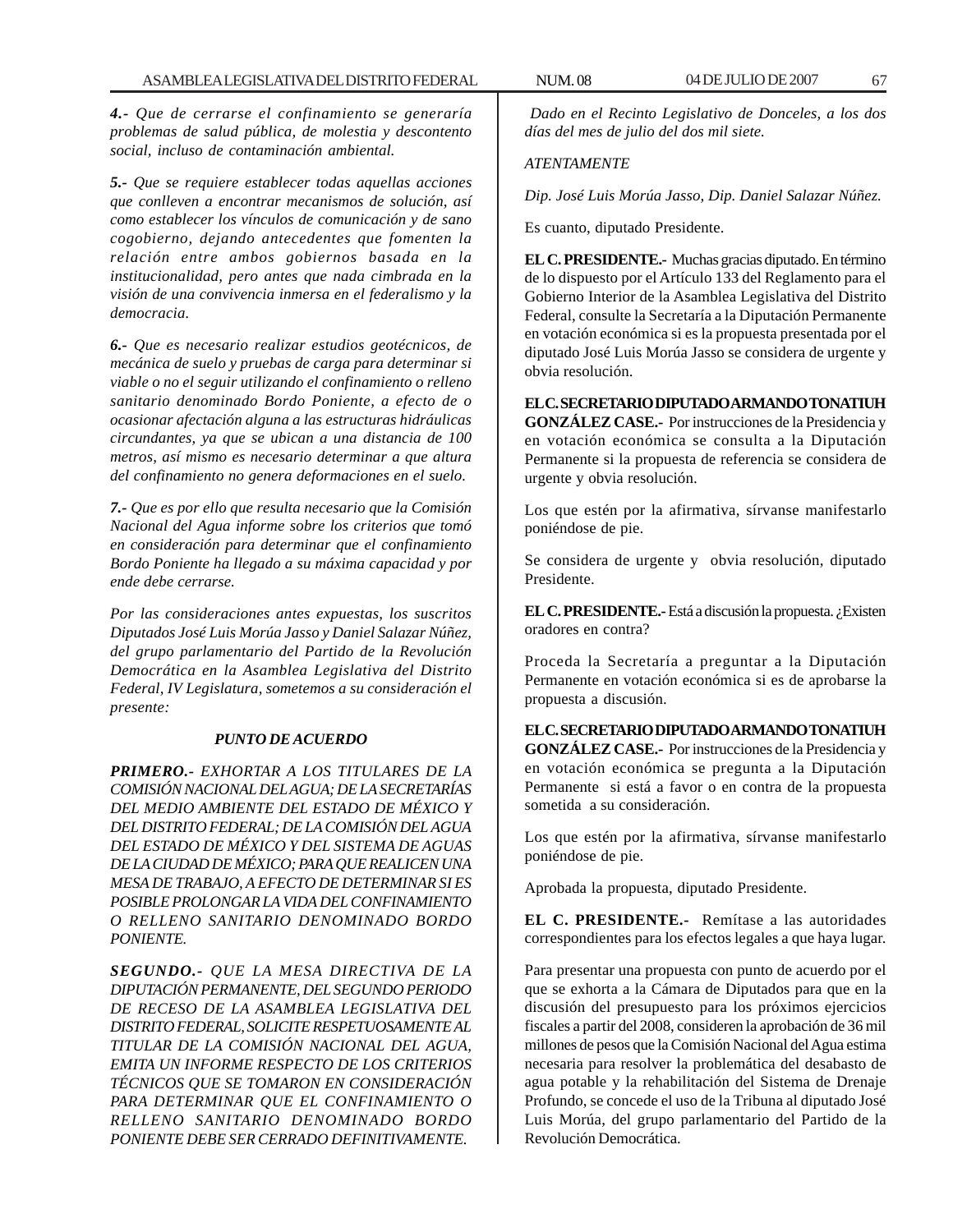*4.- Que de cerrarse el confinamiento se generaría problemas de salud pública, de molestia y descontento social, incluso de contaminación ambiental.*

*5.- Que se requiere establecer todas aquellas acciones que conlleven a encontrar mecanismos de solución, así como establecer los vínculos de comunicación y de sano cogobierno, dejando antecedentes que fomenten la relación entre ambos gobiernos basada en la institucionalidad, pero antes que nada cimbrada en la visión de una convivencia inmersa en el federalismo y la democracia.*

*6.- Que es necesario realizar estudios geotécnicos, de mecánica de suelo y pruebas de carga para determinar si viable o no el seguir utilizando el confinamiento o relleno sanitario denominado Bordo Poniente, a efecto de o ocasionar afectación alguna a las estructuras hidráulicas circundantes, ya que se ubican a una distancia de 100 metros, así mismo es necesario determinar a que altura del confinamiento no genera deformaciones en el suelo.*

*7.- Que es por ello que resulta necesario que la Comisión Nacional del Agua informe sobre los criterios que tomó en consideración para determinar que el confinamiento Bordo Poniente ha llegado a su máxima capacidad y por ende debe cerrarse.*

*Por las consideraciones antes expuestas, los suscritos Diputados José Luis Morúa Jasso y Daniel Salazar Núñez, del grupo parlamentario del Partido de la Revolución Democrática en la Asamblea Legislativa del Distrito Federal, IV Legislatura, sometemos a su consideración el presente:*

***PUNTO DE ACUERDO***

***PRIMERO.-*** *EXHORTAR A LOS TITULARES DE LA COMISIÓN NACIONAL DEL AGUA; DE LA SECRETARÍAS DEL MEDIO AMBIENTE DEL ESTADO DE MÉXICO Y DEL DISTRITO FEDERAL; DE LA COMISIÓN DEL AGUA DEL ESTADO DE MÉXICO Y DEL SISTEMA DE AGUAS DE LA CIUDAD DE MÉXICO; PARA QUE REALICEN UNA MESA DE TRABAJO, A EFECTO DE DETERMINAR SI ES POSIBLE PROLONGAR LA VIDA DEL CONFINAMIENTO O RELLENO SANITARIO DENOMINADO BORDO PONIENTE.*

***SEGUNDO.-*** *QUE LA MESA DIRECTIVA DE LA DIPUTACIÓN PERMANENTE, DEL SEGUNDO PERIODO DE RECESO DE LA ASAMBLEA LEGISLATIVA DEL DISTRITO FEDERAL, SOLICITE RESPETUOSAMENTE AL TITULAR DE LA COMISIÓN NACIONAL DEL AGUA, EMITA UN INFORME RESPECTO DE LOS CRITERIOS TÉCNICOS QUE SE TOMARON EN CONSIDERACIÓN PARA DETERMINAR QUE EL CONFINAMIENTO O RELLENO SANITARIO DENOMINADO BORDO PONIENTE DEBE SER CERRADO DEFINITIVAMENTE.*

*Dado en el Recinto Legislativo de Donceles, a los dos días del mes de julio del dos mil siete.*

*ATENTAMENTE*

*Dip. José Luis Morúa Jasso, Dip. Daniel Salazar Núñez.*

Es cuanto, diputado Presidente.

**EL C. PRESIDENTE.-** Muchas gracias diputado. En término de lo dispuesto por el Artículo 133 del Reglamento para el Gobierno Interior de la Asamblea Legislativa del Distrito Federal, consulte la Secretaría a la Diputación Permanente en votación económica si es la propuesta presentada por el diputado José Luis Morúa Jasso se considera de urgente y obvia resolución.

**EL C. SECRETARIO DIPUTADO ARMANDO TONATIUH GONZÁLEZ CASE.-** Por instrucciones de la Presidencia y en votación económica se consulta a la Diputación Permanente si la propuesta de referencia se considera de urgente y obvia resolución.

Los que estén por la afirmativa, sírvanse manifestarlo poniéndose de pie.

Se considera de urgente y obvia resolución, diputado Presidente.

**EL C. PRESIDENTE.-** Está a discusión la propuesta. ¿Existen oradores en contra?

Proceda la Secretaría a preguntar a la Diputación Permanente en votación económica si es de aprobarse la propuesta a discusión.

**EL C. SECRETARIO DIPUTADO ARMANDO TONATIUH GONZÁLEZ CASE.-** Por instrucciones de la Presidencia y en votación económica se pregunta a la Diputación Permanente si está a favor o en contra de la propuesta sometida a su consideración.

Los que estén por la afirmativa, sírvanse manifestarlo poniéndose de pie.

Aprobada la propuesta, diputado Presidente.

**EL C. PRESIDENTE.-** Remítase a las autoridades correspondientes para los efectos legales a que haya lugar.

Para presentar una propuesta con punto de acuerdo por el que se exhorta a la Cámara de Diputados para que en la discusión del presupuesto para los próximos ejercicios fiscales a partir del 2008, consideren la aprobación de 36 mil millones de pesos que la Comisión Nacional del Agua estima necesaria para resolver la problemática del desabasto de agua potable y la rehabilitación del Sistema de Drenaje Profundo, se concede el uso de la Tribuna al diputado José Luis Morúa, del grupo parlamentario del Partido de la Revolución Democrática.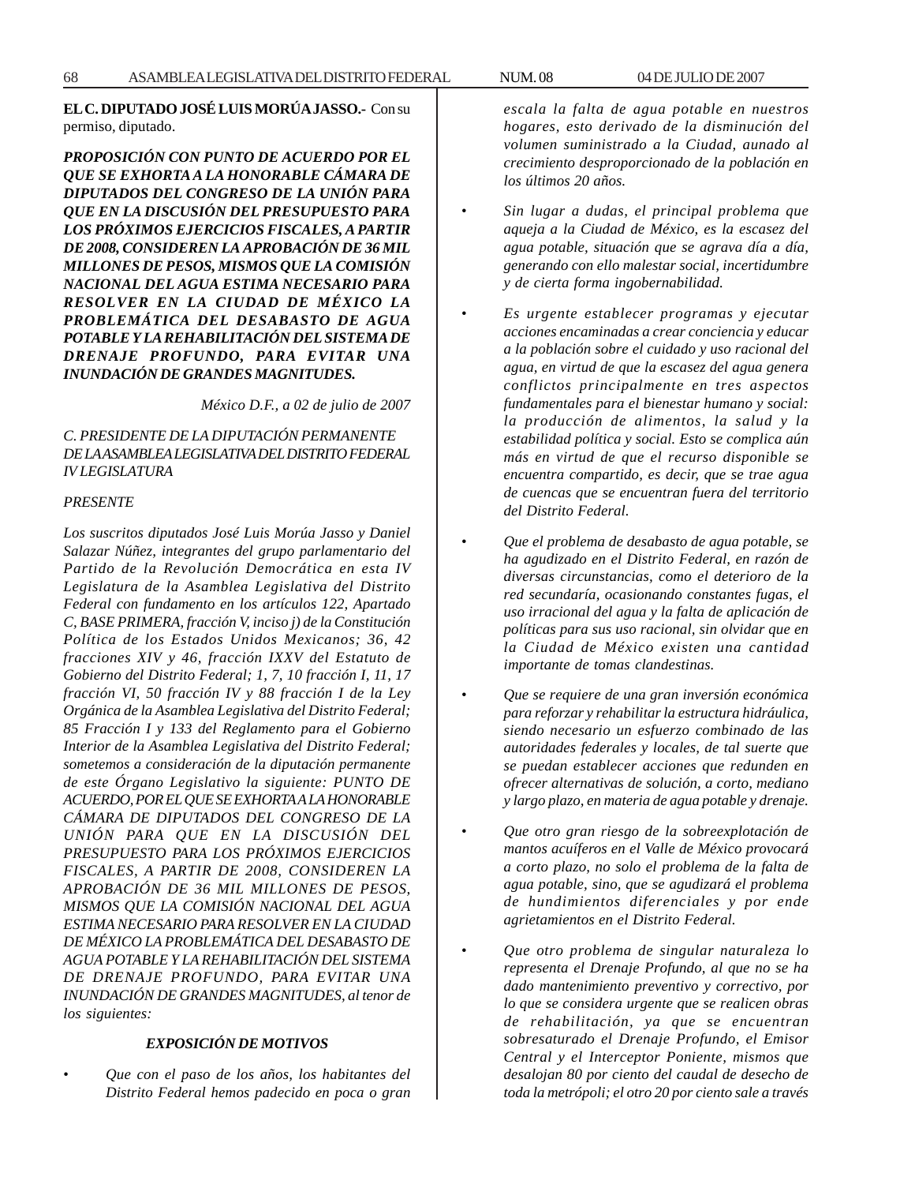**EL C. DIPUTADO JOSÉ LUIS MORÚA JASSO.-** Con su permiso, diputado.

***PROPOSICIÓN CON PUNTO DE ACUERDO POR EL QUE SE EXHORTA A LA HONORABLE CÁMARA DE DIPUTADOS DEL CONGRESO DE LA UNIÓN PARA QUE EN LA DISCUSIÓN DEL PRESUPUESTO PARA LOS PRÓXIMOS EJERCICIOS FISCALES, A PARTIR DE 2008, CONSIDEREN LA APROBACIÓN DE 36 MIL MILLONES DE PESOS, MISMOS QUE LA COMISIÓN NACIONAL DEL AGUA ESTIMA NECESARIO PARA RESOLVER EN LA CIUDAD DE MÉXICO LA PROBLEMÁTICA DEL DESABASTO DE AGUA POTABLE Y LA REHABILITACIÓN DEL SISTEMA DE DRENAJE PROFUNDO, PARA EVITAR UNA INUNDACIÓN DE GRANDES MAGNITUDES.***

*México D.F., a 02 de julio de 2007*

*C. PRESIDENTE DE LA DIPUTACIÓN PERMANENTE DE LA ASAMBLEA LEGISLATIVA DEL DISTRITO FEDERAL IV LEGISLATURA*

*PRESENTE*

*Los suscritos diputados José Luis Morúa Jasso y Daniel Salazar Núñez, integrantes del grupo parlamentario del Partido de la Revolución Democrática en esta IV Legislatura de la Asamblea Legislativa del Distrito Federal con fundamento en los artículos 122, Apartado C, BASE PRIMERA, fracción V, inciso j) de la Constitución Política de los Estados Unidos Mexicanos; 36, 42 fracciones XIV y 46, fracción IXXV del Estatuto de Gobierno del Distrito Federal; 1, 7, 10 fracción I, 11, 17 fracción VI, 50 fracción IV y 88 fracción I de la Ley Orgánica de la Asamblea Legislativa del Distrito Federal; 85 Fracción I y 133 del Reglamento para el Gobierno Interior de la Asamblea Legislativa del Distrito Federal; sometemos a consideración de la diputación permanente de este Órgano Legislativo la siguiente: PUNTO DE ACUERDO, POR EL QUE SE EXHORTA A LA HONORABLE CÁMARA DE DIPUTADOS DEL CONGRESO DE LA UNIÓN PARA QUE EN LA DISCUSIÓN DEL PRESUPUESTO PARA LOS PRÓXIMOS EJERCICIOS FISCALES, A PARTIR DE 2008, CONSIDEREN LA APROBACIÓN DE 36 MIL MILLONES DE PESOS, MISMOS QUE LA COMISIÓN NACIONAL DEL AGUA ESTIMA NECESARIO PARA RESOLVER EN LA CIUDAD DE MÉXICO LA PROBLEMÁTICA DEL DESABASTO DE AGUA POTABLE Y LA REHABILITACIÓN DEL SISTEMA DE DRENAJE PROFUNDO, PARA EVITAR UNA INUNDACIÓN DE GRANDES MAGNITUDES, al tenor de los siguientes:*

***EXPOSICIÓN DE MOTIVOS***

- *Que con el paso de los años, los habitantes del Distrito Federal hemos padecido en poca o gran escala la falta de agua potable en nuestros hogares, esto derivado de la disminución del volumen suministrado a la Ciudad, aunado al crecimiento desproporcionado de la población en los últimos 20 años.*

- *Sin lugar a dudas, el principal problema que aqueja a la Ciudad de México, es la escasez del agua potable, situación que se agrava día a día, generando con ello malestar social, incertidumbre y de cierta forma ingobernabilidad.*

- *Es urgente establecer programas y ejecutar acciones encaminadas a crear conciencia y educar a la población sobre el cuidado y uso racional del agua, en virtud de que la escasez del agua genera conflictos principalmente en tres aspectos fundamentales para el bienestar humano y social: la producción de alimentos, la salud y la estabilidad política y social. Esto se complica aún más en virtud de que el recurso disponible se encuentra compartido, es decir, que se trae agua de cuencas que se encuentran fuera del territorio del Distrito Federal.*

- *Que el problema de desabasto de agua potable, se ha agudizado en el Distrito Federal, en razón de diversas circunstancias, como el deterioro de la red secundaría, ocasionando constantes fugas, el uso irracional del agua y la falta de aplicación de políticas para sus uso racional, sin olvidar que en la Ciudad de México existen una cantidad importante de tomas clandestinas.*

- *Que se requiere de una gran inversión económica para reforzar y rehabilitar la estructura hidráulica, siendo necesario un esfuerzo combinado de las autoridades federales y locales, de tal suerte que se puedan establecer acciones que redunden en ofrecer alternativas de solución, a corto, mediano y largo plazo, en materia de agua potable y drenaje.*

- *Que otro gran riesgo de la sobreexplotación de mantos acuíferos en el Valle de México provocará a corto plazo, no solo el problema de la falta de agua potable, sino, que se agudizará el problema de hundimientos diferenciales y por ende agrietamientos en el Distrito Federal.*

- *Que otro problema de singular naturaleza lo representa el Drenaje Profundo, al que no se ha dado mantenimiento preventivo y correctivo, por lo que se considera urgente que se realicen obras de rehabilitación, ya que se encuentran sobresaturado el Drenaje Profundo, el Emisor Central y el Interceptor Poniente, mismos que desalojan 80 por ciento del caudal de desecho de toda la metrópoli; el otro 20 por ciento sale a través*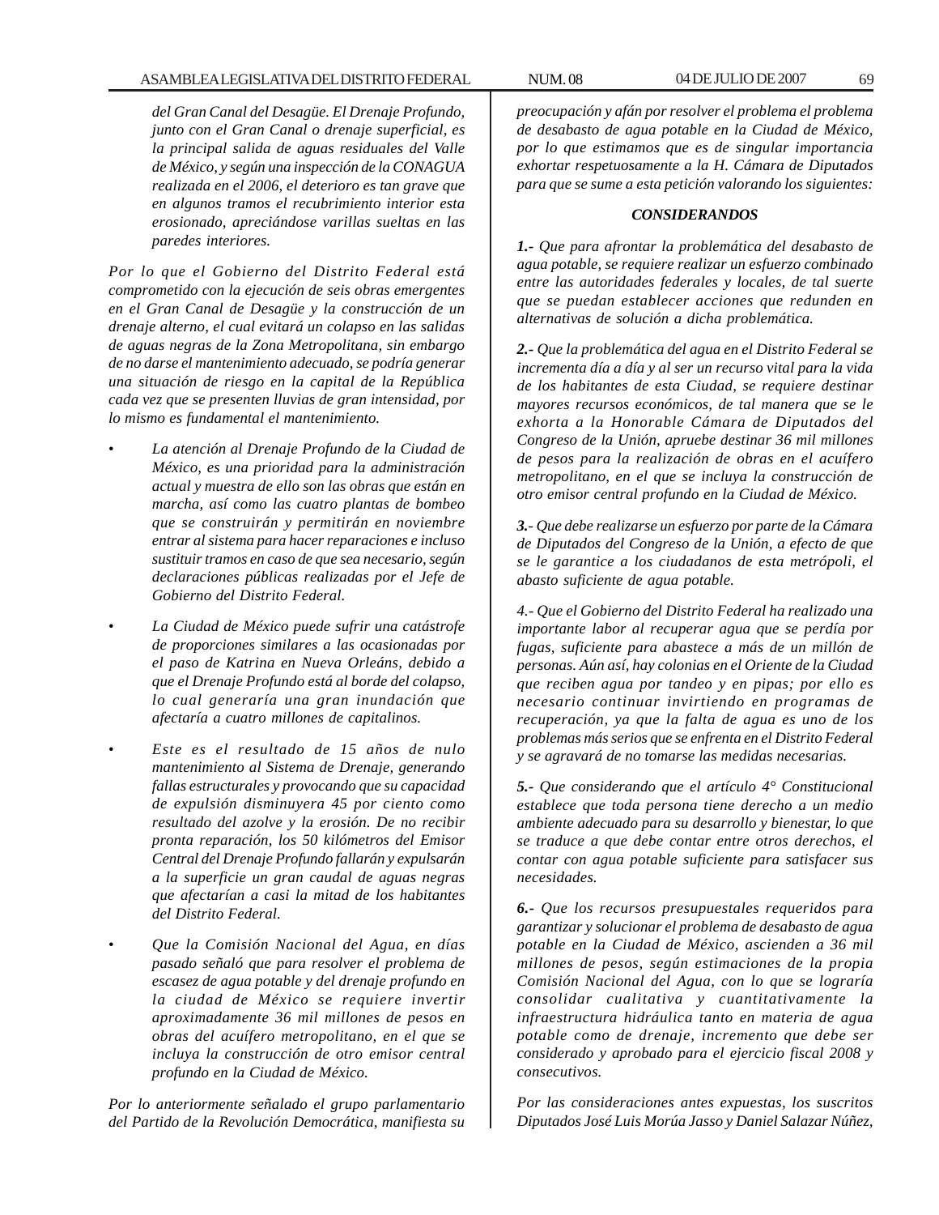*del Gran Canal del Desagüe. El Drenaje Profundo, junto con el Gran Canal o drenaje superficial, es la principal salida de aguas residuales del Valle de México, y según una inspección de la CONAGUA realizada en el 2006, el deterioro es tan grave que en algunos tramos el recubrimiento interior esta erosionado, apreciándose varillas sueltas en las paredes interiores.*

*Por lo que el Gobierno del Distrito Federal está comprometido con la ejecución de seis obras emergentes en el Gran Canal de Desagüe y la construcción de un drenaje alterno, el cual evitará un colapso en las salidas de aguas negras de la Zona Metropolitana, sin embargo de no darse el mantenimiento adecuado, se podría generar una situación de riesgo en la capital de la República cada vez que se presenten lluvias de gran intensidad, por lo mismo es fundamental el mantenimiento.*

- *La atención al Drenaje Profundo de la Ciudad de México, es una prioridad para la administración actual y muestra de ello son las obras que están en marcha, así como las cuatro plantas de bombeo que se construirán y permitirán en noviembre entrar al sistema para hacer reparaciones e incluso sustituir tramos en caso de que sea necesario, según declaraciones públicas realizadas por el Jefe de Gobierno del Distrito Federal.*

- *La Ciudad de México puede sufrir una catástrofe de proporciones similares a las ocasionadas por el paso de Katrina en Nueva Orleáns, debido a que el Drenaje Profundo está al borde del colapso, lo cual generaría una gran inundación que afectaría a cuatro millones de capitalinos.*

- *Este es el resultado de 15 años de nulo mantenimiento al Sistema de Drenaje, generando fallas estructurales y provocando que su capacidad de expulsión disminuyera 45 por ciento como resultado del azolve y la erosión. De no recibir pronta reparación, los 50 kilómetros del Emisor Central del Drenaje Profundo fallarán y expulsarán a la superficie un gran caudal de aguas negras que afectarían a casi la mitad de los habitantes del Distrito Federal.*

- *Que la Comisión Nacional del Agua, en días pasado señaló que para resolver el problema de escasez de agua potable y del drenaje profundo en la ciudad de México se requiere invertir aproximadamente 36 mil millones de pesos en obras del acuífero metropolitano, en el que se incluya la construcción de otro emisor central profundo en la Ciudad de México.*

*Por lo anteriormente señalado el grupo parlamentario del Partido de la Revolución Democrática, manifiesta su preocupación y afán por resolver el problema el problema de desabasto de agua potable en la Ciudad de México, por lo que estimamos que es de singular importancia exhortar respetuosamente a la H. Cámara de Diputados para que se sume a esta petición valorando los siguientes:*

***CONSIDERANDOS***

***1.-*** *Que para afrontar la problemática del desabasto de agua potable, se requiere realizar un esfuerzo combinado entre las autoridades federales y locales, de tal suerte que se puedan establecer acciones que redunden en alternativas de solución a dicha problemática.*

***2.-*** *Que la problemática del agua en el Distrito Federal se incrementa día a día y al ser un recurso vital para la vida de los habitantes de esta Ciudad, se requiere destinar mayores recursos económicos, de tal manera que se le exhorta a la Honorable Cámara de Diputados del Congreso de la Unión, apruebe destinar 36 mil millones de pesos para la realización de obras en el acuífero metropolitano, en el que se incluya la construcción de otro emisor central profundo en la Ciudad de México.*

***3.-*** *Que debe realizarse un esfuerzo por parte de la Cámara de Diputados del Congreso de la Unión, a efecto de que se le garantice a los ciudadanos de esta metrópoli, el abasto suficiente de agua potable.*

*4.- Que el Gobierno del Distrito Federal ha realizado una importante labor al recuperar agua que se perdía por fugas, suficiente para abastece a más de un millón de personas. Aún así, hay colonias en el Oriente de la Ciudad que reciben agua por tandeo y en pipas; por ello es necesario continuar invirtiendo en programas de recuperación, ya que la falta de agua es uno de los problemas más serios que se enfrenta en el Distrito Federal y se agravará de no tomarse las medidas necesarias.*

***5.-*** *Que considerando que el artículo 4° Constitucional establece que toda persona tiene derecho a un medio ambiente adecuado para su desarrollo y bienestar, lo que se traduce a que debe contar entre otros derechos, el contar con agua potable suficiente para satisfacer sus necesidades.*

***6.-*** *Que los recursos presupuestales requeridos para garantizar y solucionar el problema de desabasto de agua potable en la Ciudad de México, ascienden a 36 mil millones de pesos, según estimaciones de la propia Comisión Nacional del Agua, con lo que se lograría consolidar cualitativa y cuantitativamente la infraestructura hidráulica tanto en materia de agua potable como de drenaje, incremento que debe ser considerado y aprobado para el ejercicio fiscal 2008 y consecutivos.*

*Por las consideraciones antes expuestas, los suscritos Diputados José Luis Morúa Jasso y Daniel Salazar Núñez,*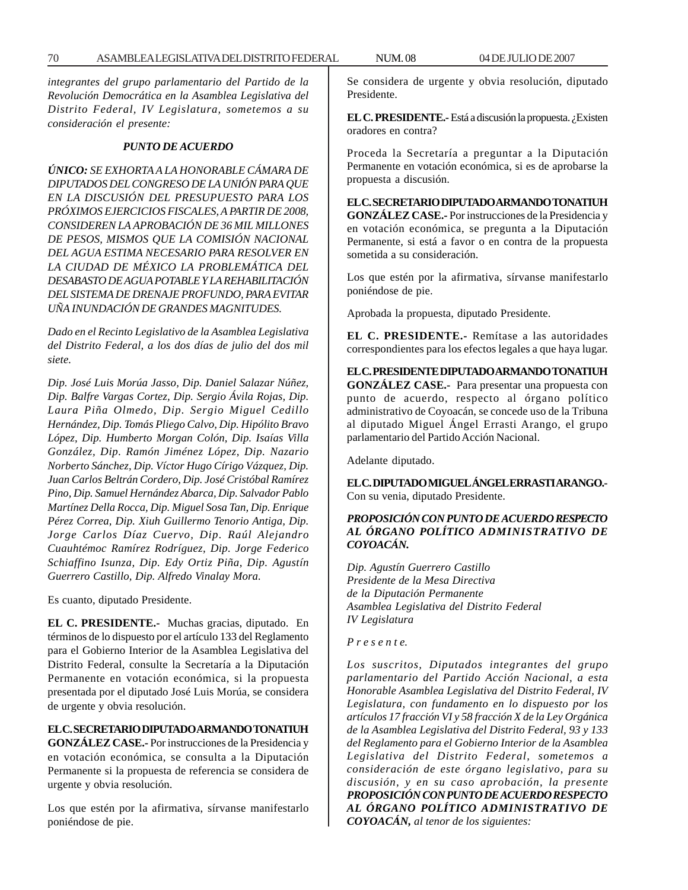*integrantes del grupo parlamentario del Partido de la Revolución Democrática en la Asamblea Legislativa del Distrito Federal, IV Legislatura, sometemos a su consideración el presente:*

***PUNTO DE ACUERDO***

***ÚNICO:*** *SE EXHORTA A LA HONORABLE CÁMARA DE DIPUTADOS DEL CONGRESO DE LA UNIÓN PARA QUE EN LA DISCUSIÓN DEL PRESUPUESTO PARA LOS PRÓXIMOS EJERCICIOS FISCALES, A PARTIR DE 2008, CONSIDEREN LA APROBACIÓN DE 36 MIL MILLONES DE PESOS, MISMOS QUE LA COMISIÓN NACIONAL DEL AGUA ESTIMA NECESARIO PARA RESOLVER EN LA CIUDAD DE MÉXICO LA PROBLEMÁTICA DEL DESABASTO DE AGUA POTABLE Y LA REHABILITACIÓN DEL SISTEMA DE DRENAJE PROFUNDO, PARA EVITAR UÑA INUNDACIÓN DE GRANDES MAGNITUDES.*

*Dado en el Recinto Legislativo de la Asamblea Legislativa del Distrito Federal, a los dos días de julio del dos mil siete.*

*Dip. José Luis Morúa Jasso, Dip. Daniel Salazar Núñez, Dip. Balfre Vargas Cortez, Dip. Sergio Ávila Rojas, Dip. Laura Piña Olmedo, Dip. Sergio Miguel Cedillo Hernández, Dip. Tomás Pliego Calvo, Dip. Hipólito Bravo López, Dip. Humberto Morgan Colón, Dip. Isaías Villa González, Dip. Ramón Jiménez López, Dip. Nazario Norberto Sánchez, Dip. Víctor Hugo Círigo Vázquez, Dip. Juan Carlos Beltrán Cordero, Dip. José Cristóbal Ramírez Pino, Dip. Samuel Hernández Abarca, Dip. Salvador Pablo Martínez Della Rocca, Dip. Miguel Sosa Tan, Dip. Enrique Pérez Correa, Dip. Xiuh Guillermo Tenorio Antiga, Dip. Jorge Carlos Díaz Cuervo, Dip. Raúl Alejandro Cuauhtémoc Ramírez Rodríguez, Dip. Jorge Federico Schiaffino Isunza, Dip. Edy Ortiz Piña, Dip. Agustín Guerrero Castillo, Dip. Alfredo Vinalay Mora.*

Es cuanto, diputado Presidente.

**EL C. PRESIDENTE.-** Muchas gracias, diputado. En términos de lo dispuesto por el artículo 133 del Reglamento para el Gobierno Interior de la Asamblea Legislativa del Distrito Federal, consulte la Secretaría a la Diputación Permanente en votación económica, si la propuesta presentada por el diputado José Luis Morúa, se considera de urgente y obvia resolución.

**EL C. SECRETARIO DIPUTADO ARMANDO TONATIUH GONZÁLEZ CASE.-** Por instrucciones de la Presidencia y en votación económica, se consulta a la Diputación Permanente si la propuesta de referencia se considera de urgente y obvia resolución.

Los que estén por la afirmativa, sírvanse manifestarlo poniéndose de pie.

Se considera de urgente y obvia resolución, diputado Presidente.

**EL C. PRESIDENTE.-** Está a discusión la propuesta. ¿Existen oradores en contra?

Proceda la Secretaría a preguntar a la Diputación Permanente en votación económica, si es de aprobarse la propuesta a discusión.

**EL C. SECRETARIO DIPUTADO ARMANDO TONATIUH GONZÁLEZ CASE.-** Por instrucciones de la Presidencia y en votación económica, se pregunta a la Diputación Permanente, si está a favor o en contra de la propuesta sometida a su consideración.

Los que estén por la afirmativa, sírvanse manifestarlo poniéndose de pie.

Aprobada la propuesta, diputado Presidente.

**EL C. PRESIDENTE.-** Remítase a las autoridades correspondientes para los efectos legales a que haya lugar.

**EL C. PRESIDENTE DIPUTADO ARMANDO TONATIUH GONZÁLEZ CASE.-** Para presentar una propuesta con punto de acuerdo, respecto al órgano político administrativo de Coyoacán, se concede uso de la Tribuna al diputado Miguel Ángel Errasti Arango, el grupo parlamentario del Partido Acción Nacional.

Adelante diputado.

**EL C. DIPUTADO MIGUEL ÁNGEL ERRASTI ARANGO.-** Con su venia, diputado Presidente.

***PROPOSICIÓN CON PUNTO DE ACUERDO RESPECTO AL ÓRGANO POLÍTICO ADMINISTRATIVO DE COYOACÁN.***

*Dip. Agustín Guerrero Castillo*
*Presidente de la Mesa Directiva*
*de la Diputación Permanente*
*Asamblea Legislativa del Distrito Federal*
*IV Legislatura*

*P r e s e n t e.*

*Los suscritos, Diputados integrantes del grupo parlamentario del Partido Acción Nacional, a esta Honorable Asamblea Legislativa del Distrito Federal, IV Legislatura, con fundamento en lo dispuesto por los artículos 17 fracción VI y 58 fracción X de la Ley Orgánica de la Asamblea Legislativa del Distrito Federal, 93 y 133 del Reglamento para el Gobierno Interior de la Asamblea Legislativa del Distrito Federal, sometemos a consideración de este órgano legislativo, para su discusión, y en su caso aprobación, la presente* ***PROPOSICIÓN CON PUNTO DE ACUERDO RESPECTO AL ÓRGANO POLÍTICO ADMINISTRATIVO DE COYOACÁN,*** *al tenor de los siguientes:*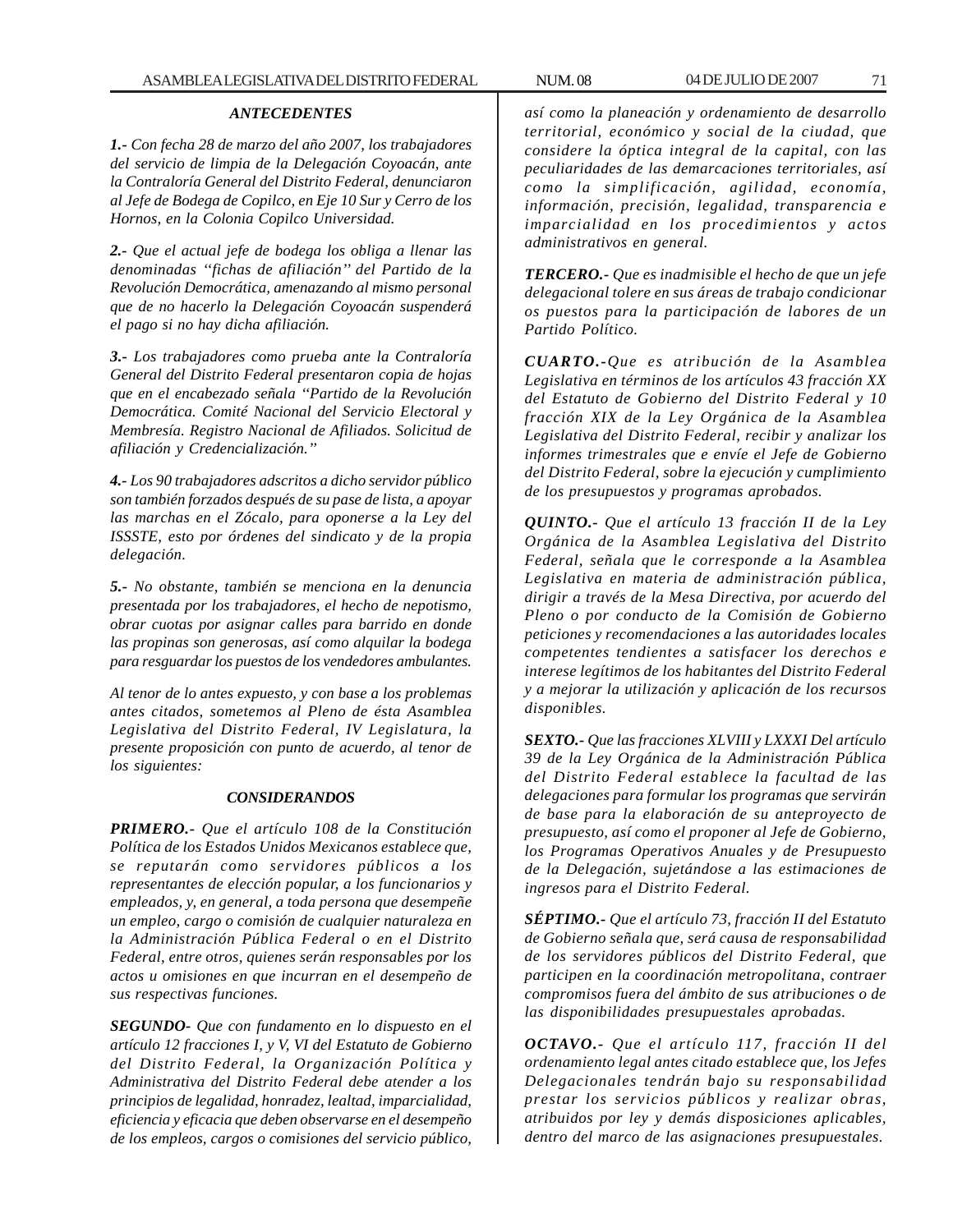### *ANTECEDENTES*

***1.-*** *Con fecha 28 de marzo del año 2007, los trabajadores del servicio de limpia de la Delegación Coyoacán, ante la Contraloría General del Distrito Federal, denunciaron al Jefe de Bodega de Copilco, en Eje 10 Sur y Cerro de los Hornos, en la Colonia Copilco Universidad.*

***2.-*** *Que el actual jefe de bodega los obliga a llenar las denominadas ''fichas de afiliación'' del Partido de la Revolución Democrática, amenazando al mismo personal que de no hacerlo la Delegación Coyoacán suspenderá el pago si no hay dicha afiliación.*

***3.-*** *Los trabajadores como prueba ante la Contraloría General del Distrito Federal presentaron copia de hojas que en el encabezado señala ''Partido de la Revolución Democrática. Comité Nacional del Servicio Electoral y Membresía. Registro Nacional de Afiliados. Solicitud de afiliación y Credencialización.''*

***4.-*** *Los 90 trabajadores adscritos a dicho servidor público son también forzados después de su pase de lista, a apoyar las marchas en el Zócalo, para oponerse a la Ley del ISSSTE, esto por órdenes del sindicato y de la propia delegación.*

***5.-*** *No obstante, también se menciona en la denuncia presentada por los trabajadores, el hecho de nepotismo, obrar cuotas por asignar calles para barrido en donde las propinas son generosas, así como alquilar la bodega para resguardar los puestos de los vendedores ambulantes.*

*Al tenor de lo antes expuesto, y con base a los problemas antes citados, sometemos al Pleno de ésta Asamblea Legislativa del Distrito Federal, IV Legislatura, la presente proposición con punto de acuerdo, al tenor de los siguientes:*

### *CONSIDERANDOS*

***PRIMERO.-*** *Que el artículo 108 de la Constitución Política de los Estados Unidos Mexicanos establece que, se reputarán como servidores públicos a los representantes de elección popular, a los funcionarios y empleados, y, en general, a toda persona que desempeñe un empleo, cargo o comisión de cualquier naturaleza en la Administración Pública Federal o en el Distrito Federal, entre otros, quienes serán responsables por los actos u omisiones en que incurran en el desempeño de sus respectivas funciones.*

***SEGUNDO-*** *Que con fundamento en lo dispuesto en el artículo 12 fracciones I, y V, VI del Estatuto de Gobierno del Distrito Federal, la Organización Política y Administrativa del Distrito Federal debe atender a los principios de legalidad, honradez, lealtad, imparcialidad, eficiencia y eficacia que deben observarse en el desempeño de los empleos, cargos o comisiones del servicio público, así como la planeación y ordenamiento de desarrollo territorial, económico y social de la ciudad, que considere la óptica integral de la capital, con las peculiaridades de las demarcaciones territoriales, así como la simplificación, agilidad, economía, información, precisión, legalidad, transparencia e imparcialidad en los procedimientos y actos administrativos en general.*

***TERCERO.-*** *Que es inadmisible el hecho de que un jefe delegacional tolere en sus áreas de trabajo condicionar os puestos para la participación de labores de un Partido Político.*

***CUARTO.-****Que es atribución de la Asamblea Legislativa en términos de los artículos 43 fracción XX del Estatuto de Gobierno del Distrito Federal y 10 fracción XIX de la Ley Orgánica de la Asamblea Legislativa del Distrito Federal, recibir y analizar los informes trimestrales que e envíe el Jefe de Gobierno del Distrito Federal, sobre la ejecución y cumplimiento de los presupuestos y programas aprobados.*

***QUINTO.-*** *Que el artículo 13 fracción II de la Ley Orgánica de la Asamblea Legislativa del Distrito Federal, señala que le corresponde a la Asamblea Legislativa en materia de administración pública, dirigir a través de la Mesa Directiva, por acuerdo del Pleno o por conducto de la Comisión de Gobierno peticiones y recomendaciones a las autoridades locales competentes tendientes a satisfacer los derechos e interese legítimos de los habitantes del Distrito Federal y a mejorar la utilización y aplicación de los recursos disponibles.*

***SEXTO.-*** *Que las fracciones XLVIII y LXXXI Del artículo 39 de la Ley Orgánica de la Administración Pública del Distrito Federal establece la facultad de las delegaciones para formular los programas que servirán de base para la elaboración de su anteproyecto de presupuesto, así como el proponer al Jefe de Gobierno, los Programas Operativos Anuales y de Presupuesto de la Delegación, sujetándose a las estimaciones de ingresos para el Distrito Federal.*

***SÉPTIMO.-*** *Que el artículo 73, fracción II del Estatuto de Gobierno señala que, será causa de responsabilidad de los servidores públicos del Distrito Federal, que participen en la coordinación metropolitana, contraer compromisos fuera del ámbito de sus atribuciones o de las disponibilidades presupuestales aprobadas.*

***OCTAVO.-*** *Que el artículo 117, fracción II del ordenamiento legal antes citado establece que, los Jefes Delegacionales tendrán bajo su responsabilidad prestar los servicios públicos y realizar obras, atribuidos por ley y demás disposiciones aplicables, dentro del marco de las asignaciones presupuestales.*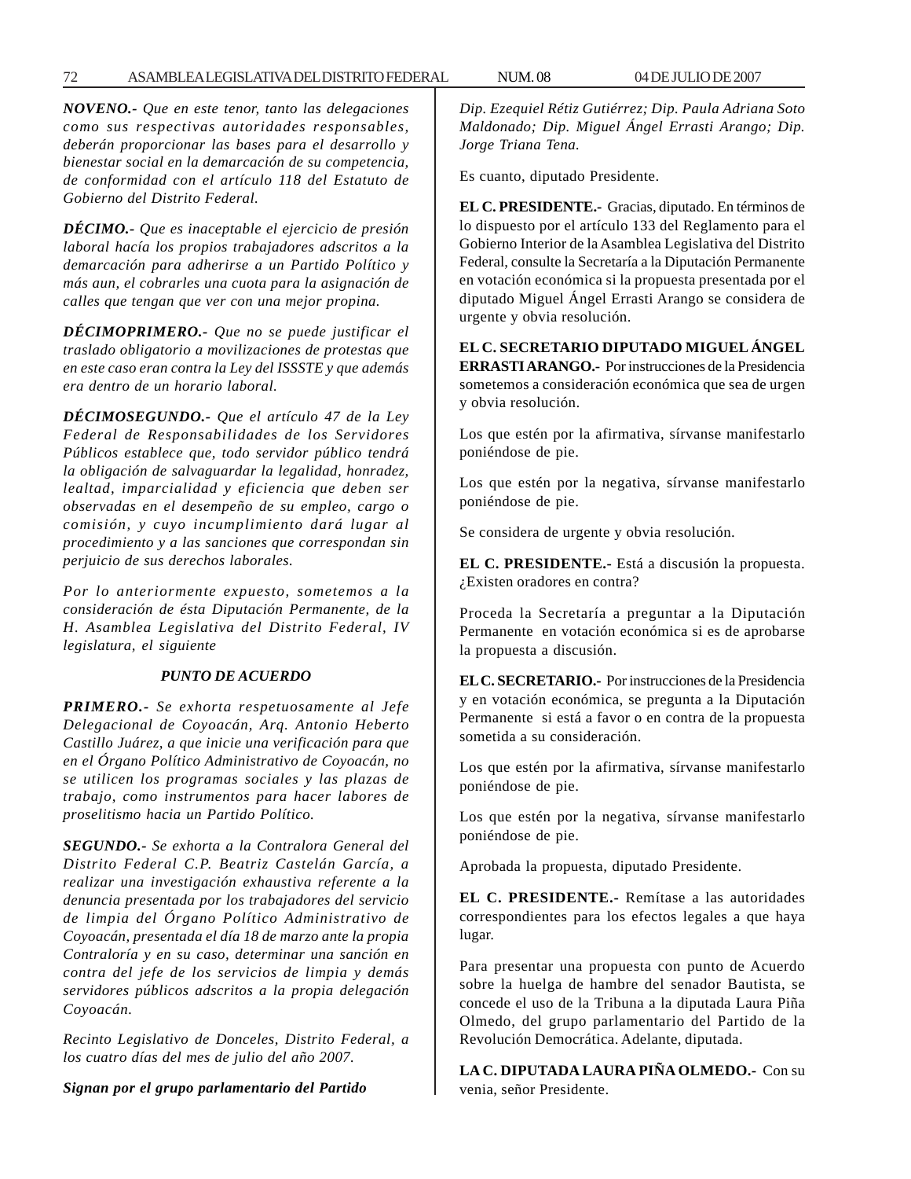*NOVENO.- Que en este tenor, tanto las delegaciones como sus respectivas autoridades responsables, deberán proporcionar las bases para el desarrollo y bienestar social en la demarcación de su competencia, de conformidad con el artículo 118 del Estatuto de Gobierno del Distrito Federal.*

*DÉCIMO.- Que es inaceptable el ejercicio de presión laboral hacía los propios trabajadores adscritos a la demarcación para adherirse a un Partido Político y más aun, el cobrarles una cuota para la asignación de calles que tengan que ver con una mejor propina.*

*DÉCIMOPRIMERO.- Que no se puede justificar el traslado obligatorio a movilizaciones de protestas que en este caso eran contra la Ley del ISSSTE y que además era dentro de un horario laboral.*

*DÉCIMOSEGUNDO.- Que el artículo 47 de la Ley Federal de Responsabilidades de los Servidores Públicos establece que, todo servidor público tendrá la obligación de salvaguardar la legalidad, honradez, lealtad, imparcialidad y eficiencia que deben ser observadas en el desempeño de su empleo, cargo o comisión, y cuyo incumplimiento dará lugar al procedimiento y a las sanciones que correspondan sin perjuicio de sus derechos laborales.*

*Por lo anteriormente expuesto, sometemos a la consideración de ésta Diputación Permanente, de la H. Asamblea Legislativa del Distrito Federal, IV legislatura, el siguiente*

***PUNTO DE ACUERDO***

*PRIMERO.- Se exhorta respetuosamente al Jefe Delegacional de Coyoacán, Arq. Antonio Heberto Castillo Juárez, a que inicie una verificación para que en el Órgano Político Administrativo de Coyoacán, no se utilicen los programas sociales y las plazas de trabajo, como instrumentos para hacer labores de proselitismo hacia un Partido Político.*

*SEGUNDO.- Se exhorta a la Contralora General del Distrito Federal C.P. Beatriz Castelán García, a realizar una investigación exhaustiva referente a la denuncia presentada por los trabajadores del servicio de limpia del Órgano Político Administrativo de Coyoacán, presentada el día 18 de marzo ante la propia Contraloría y en su caso, determinar una sanción en contra del jefe de los servicios de limpia y demás servidores públicos adscritos a la propia delegación Coyoacán.*

*Recinto Legislativo de Donceles, Distrito Federal, a los cuatro días del mes de julio del año 2007.*

***Signan por el grupo parlamentario del Partido***

*Dip. Ezequiel Rétiz Gutiérrez; Dip. Paula Adriana Soto Maldonado; Dip. Miguel Ángel Errasti Arango; Dip. Jorge Triana Tena.*

Es cuanto, diputado Presidente.

**EL C. PRESIDENTE.-** Gracias, diputado. En términos de lo dispuesto por el artículo 133 del Reglamento para el Gobierno Interior de la Asamblea Legislativa del Distrito Federal, consulte la Secretaría a la Diputación Permanente en votación económica si la propuesta presentada por el diputado Miguel Ángel Errasti Arango se considera de urgente y obvia resolución.

**EL C. SECRETARIO DIPUTADO MIGUEL ÁNGEL ERRASTI ARANGO.-** Por instrucciones de la Presidencia sometemos a consideración económica que sea de urgen y obvia resolución.

Los que estén por la afirmativa, sírvanse manifestarlo poniéndose de pie.

Los que estén por la negativa, sírvanse manifestarlo poniéndose de pie.

Se considera de urgente y obvia resolución.

**EL C. PRESIDENTE.-** Está a discusión la propuesta. ¿Existen oradores en contra?

Proceda la Secretaría a preguntar a la Diputación Permanente en votación económica si es de aprobarse la propuesta a discusión.

**EL C. SECRETARIO.-** Por instrucciones de la Presidencia y en votación económica, se pregunta a la Diputación Permanente si está a favor o en contra de la propuesta sometida a su consideración.

Los que estén por la afirmativa, sírvanse manifestarlo poniéndose de pie.

Los que estén por la negativa, sírvanse manifestarlo poniéndose de pie.

Aprobada la propuesta, diputado Presidente.

**EL C. PRESIDENTE.-** Remítase a las autoridades correspondientes para los efectos legales a que haya lugar.

Para presentar una propuesta con punto de Acuerdo sobre la huelga de hambre del senador Bautista, se concede el uso de la Tribuna a la diputada Laura Piña Olmedo, del grupo parlamentario del Partido de la Revolución Democrática. Adelante, diputada.

**LA C. DIPUTADA LAURA PIÑA OLMEDO.-** Con su venia, señor Presidente.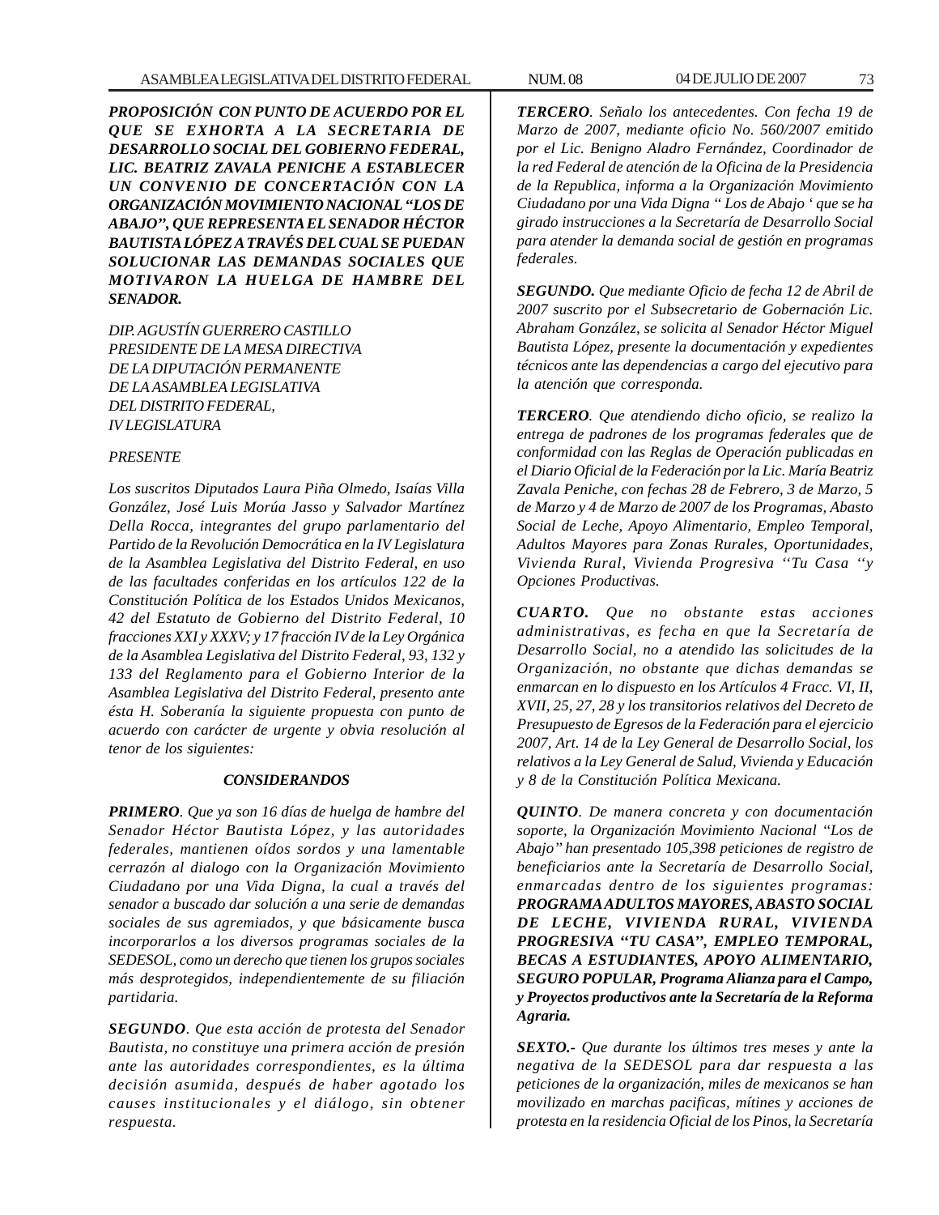***PROPOSICIÓN CON PUNTO DE ACUERDO POR EL QUE SE EXHORTA A LA SECRETARIA DE DESARROLLO SOCIAL DEL GOBIERNO FEDERAL, LIC. BEATRIZ ZAVALA PENICHE A ESTABLECER UN CONVENIO DE CONCERTACIÓN CON LA ORGANIZACIÓN MOVIMIENTO NACIONAL "LOS DE ABAJO", QUE REPRESENTA EL SENADOR HÉCTOR BAUTISTA LÓPEZ A TRAVÉS DEL CUAL SE PUEDAN SOLUCIONAR LAS DEMANDAS SOCIALES QUE MOTIVARON LA HUELGA DE HAMBRE DEL SENADOR.***

*DIP. AGUSTÍN GUERRERO CASTILLO*
*PRESIDENTE DE LA MESA DIRECTIVA*
*DE LA DIPUTACIÓN PERMANENTE*
*DE LA ASAMBLEA LEGISLATIVA*
*DEL DISTRITO FEDERAL,*
*IV LEGISLATURA*

*PRESENTE*

*Los suscritos Diputados Laura Piña Olmedo, Isaías Villa González, José Luis Morúa Jasso y Salvador Martínez Della Rocca, integrantes del grupo parlamentario del Partido de la Revolución Democrática en la IV Legislatura de la Asamblea Legislativa del Distrito Federal, en uso de las facultades conferidas en los artículos 122 de la Constitución Política de los Estados Unidos Mexicanos, 42 del Estatuto de Gobierno del Distrito Federal, 10 fracciones XXI y XXXV; y 17 fracción IV de la Ley Orgánica de la Asamblea Legislativa del Distrito Federal, 93, 132 y 133 del Reglamento para el Gobierno Interior de la Asamblea Legislativa del Distrito Federal, presento ante ésta H. Soberanía la siguiente propuesta con punto de acuerdo con carácter de urgente y obvia resolución al tenor de los siguientes:*

***CONSIDERANDOS***

***PRIMERO**. Que ya son 16 días de huelga de hambre del Senador Héctor Bautista López, y las autoridades federales, mantienen oídos sordos y una lamentable cerrazón al dialogo con la Organización Movimiento Ciudadano por una Vida Digna, la cual a través del senador a buscado dar solución a una serie de demandas sociales de sus agremiados, y que básicamente busca incorporarlos a los diversos programas sociales de la SEDESOL, como un derecho que tienen los grupos sociales más desprotegidos, independientemente de su filiación partidaria.*

***SEGUNDO**. Que esta acción de protesta del Senador Bautista, no constituye una primera acción de presión ante las autoridades correspondientes, es la última decisión asumida, después de haber agotado los causes institucionales y el diálogo, sin obtener respuesta.*

***TERCERO**. Señalo los antecedentes. Con fecha 19 de Marzo de 2007, mediante oficio No. 560/2007 emitido por el Lic. Benigno Aladro Fernández, Coordinador de la red Federal de atención de la Oficina de la Presidencia de la Republica, informa a la Organización Movimiento Ciudadano por una Vida Digna " Los de Abajo ' que se ha girado instrucciones a la Secretaría de Desarrollo Social para atender la demanda social de gestión en programas federales.*

***SEGUNDO.** Que mediante Oficio de fecha 12 de Abril de 2007 suscrito por el Subsecretario de Gobernación Lic. Abraham González, se solicita al Senador Héctor Miguel Bautista López, presente la documentación y expedientes técnicos ante las dependencias a cargo del ejecutivo para la atención que corresponda.*

***TERCERO**. Que atendiendo dicho oficio, se realizo la entrega de padrones de los programas federales que de conformidad con las Reglas de Operación publicadas en el Diario Oficial de la Federación por la Lic. María Beatriz Zavala Peniche, con fechas 28 de Febrero, 3 de Marzo, 5 de Marzo y 4 de Marzo de 2007 de los Programas, Abasto Social de Leche, Apoyo Alimentario, Empleo Temporal, Adultos Mayores para Zonas Rurales, Oportunidades, Vivienda Rural, Vivienda Progresiva ''Tu Casa ''y Opciones Productivas.*

***CUARTO.** Que no obstante estas acciones administrativas, es fecha en que la Secretaría de Desarrollo Social, no a atendido las solicitudes de la Organización, no obstante que dichas demandas se enmarcan en lo dispuesto en los Artículos 4 Fracc. VI, II, XVII, 25, 27, 28 y los transitorios relativos del Decreto de Presupuesto de Egresos de la Federación para el ejercicio 2007, Art. 14 de la Ley General de Desarrollo Social, los relativos a la Ley General de Salud, Vivienda y Educación y 8 de la Constitución Política Mexicana.*

***QUINTO**. De manera concreta y con documentación soporte, la Organización Movimiento Nacional "Los de Abajo" han presentado 105,398 peticiones de registro de beneficiarios ante la Secretaría de Desarrollo Social, enmarcadas dentro de los siguientes programas: **PROGRAMA ADULTOS MAYORES, ABASTO SOCIAL DE LECHE, VIVIENDA RURAL, VIVIENDA PROGRESIVA "TU CASA", EMPLEO TEMPORAL, BECAS A ESTUDIANTES, APOYO ALIMENTARIO, SEGURO POPULAR, Programa Alianza para el Campo, y Proyectos productivos ante la Secretaría de la Reforma Agraria.***

***SEXTO.-** Que durante los últimos tres meses y ante la negativa de la SEDESOL para dar respuesta a las peticiones de la organización, miles de mexicanos se han movilizado en marchas pacificas, mítines y acciones de protesta en la residencia Oficial de los Pinos, la Secretaría*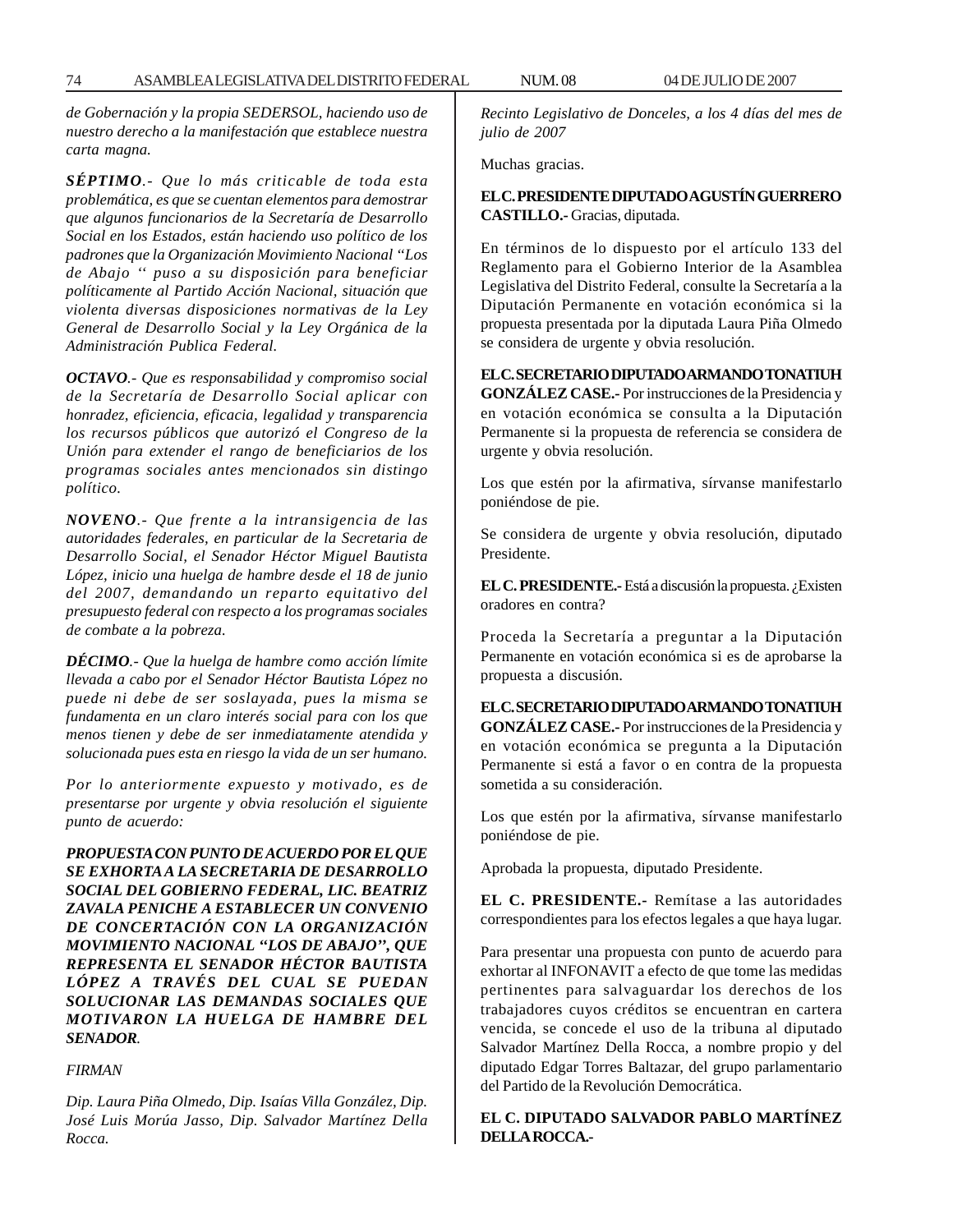*de Gobernación y la propia SEDERSOL, haciendo uso de nuestro derecho a la manifestación que establece nuestra carta magna.*

***SÉPTIMO**.- Que lo más criticable de toda esta problemática, es que se cuentan elementos para demostrar que algunos funcionarios de la Secretaría de Desarrollo Social en los Estados, están haciendo uso político de los padrones que la Organización Movimiento Nacional "Los de Abajo " puso a su disposición para beneficiar políticamente al Partido Acción Nacional, situación que violenta diversas disposiciones normativas de la Ley General de Desarrollo Social y la Ley Orgánica de la Administración Publica Federal.*

***OCTAVO**.- Que es responsabilidad y compromiso social de la Secretaría de Desarrollo Social aplicar con honradez, eficiencia, eficacia, legalidad y transparencia los recursos públicos que autorizó el Congreso de la Unión para extender el rango de beneficiarios de los programas sociales antes mencionados sin distingo político.*

***NOVENO**.- Que frente a la intransigencia de las autoridades federales, en particular de la Secretaria de Desarrollo Social, el Senador Héctor Miguel Bautista López, inicio una huelga de hambre desde el 18 de junio del 2007, demandando un reparto equitativo del presupuesto federal con respecto a los programas sociales de combate a la pobreza.*

***DÉCIMO**.- Que la huelga de hambre como acción límite llevada a cabo por el Senador Héctor Bautista López no puede ni debe de ser soslayada, pues la misma se fundamenta en un claro interés social para con los que menos tienen y debe de ser inmediatamente atendida y solucionada pues esta en riesgo la vida de un ser humano.*

*Por lo anteriormente expuesto y motivado, es de presentarse por urgente y obvia resolución el siguiente punto de acuerdo:*

***PROPUESTA CON PUNTO DE ACUERDO POR EL QUE SE EXHORTA A LA SECRETARIA DE DESARROLLO SOCIAL DEL GOBIERNO FEDERAL, LIC. BEATRIZ ZAVALA PENICHE A ESTABLECER UN CONVENIO DE CONCERTACIÓN CON LA ORGANIZACIÓN MOVIMIENTO NACIONAL "LOS DE ABAJO", QUE REPRESENTA EL SENADOR HÉCTOR BAUTISTA LÓPEZ A TRAVÉS DEL CUAL SE PUEDAN SOLUCIONAR LAS DEMANDAS SOCIALES QUE MOTIVARON LA HUELGA DE HAMBRE DEL SENADOR**.*

*FIRMAN*

*Dip. Laura Piña Olmedo, Dip. Isaías Villa González, Dip. José Luis Morúa Jasso, Dip. Salvador Martínez Della Rocca.*

*Recinto Legislativo de Donceles, a los 4 días del mes de julio de 2007*

Muchas gracias.

**EL C. PRESIDENTE DIPUTADO AGUSTÍN GUERRERO CASTILLO.-** Gracias, diputada.

En términos de lo dispuesto por el artículo 133 del Reglamento para el Gobierno Interior de la Asamblea Legislativa del Distrito Federal, consulte la Secretaría a la Diputación Permanente en votación económica si la propuesta presentada por la diputada Laura Piña Olmedo se considera de urgente y obvia resolución.

**EL C. SECRETARIO DIPUTADO ARMANDO TONATIUH GONZÁLEZ CASE.-** Por instrucciones de la Presidencia y en votación económica se consulta a la Diputación Permanente si la propuesta de referencia se considera de urgente y obvia resolución.

Los que estén por la afirmativa, sírvanse manifestarlo poniéndose de pie.

Se considera de urgente y obvia resolución, diputado Presidente.

**EL C. PRESIDENTE.-** Está a discusión la propuesta. ¿Existen oradores en contra?

Proceda la Secretaría a preguntar a la Diputación Permanente en votación económica si es de aprobarse la propuesta a discusión.

**EL C. SECRETARIO DIPUTADO ARMANDO TONATIUH GONZÁLEZ CASE.-** Por instrucciones de la Presidencia y en votación económica se pregunta a la Diputación Permanente si está a favor o en contra de la propuesta sometida a su consideración.

Los que estén por la afirmativa, sírvanse manifestarlo poniéndose de pie.

Aprobada la propuesta, diputado Presidente.

**EL C. PRESIDENTE.-** Remítase a las autoridades correspondientes para los efectos legales a que haya lugar.

Para presentar una propuesta con punto de acuerdo para exhortar al INFONAVIT a efecto de que tome las medidas pertinentes para salvaguardar los derechos de los trabajadores cuyos créditos se encuentran en cartera vencida, se concede el uso de la tribuna al diputado Salvador Martínez Della Rocca, a nombre propio y del diputado Edgar Torres Baltazar, del grupo parlamentario del Partido de la Revolución Democrática.

**EL C. DIPUTADO SALVADOR PABLO MARTÍNEZ DELLA ROCCA.-**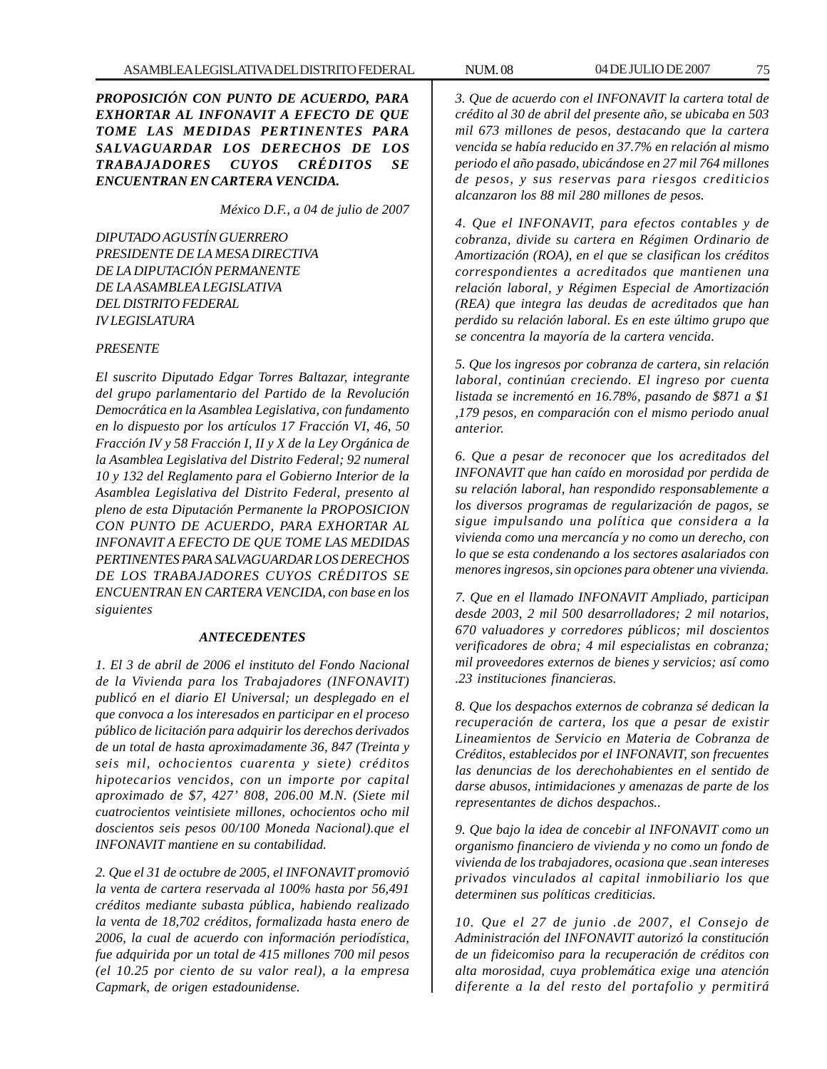***PROPOSICIÓN CON PUNTO DE ACUERDO, PARA EXHORTAR AL INFONAVIT A EFECTO DE QUE TOME LAS MEDIDAS PERTINENTES PARA SALVAGUARDAR LOS DERECHOS DE LOS TRABAJADORES CUYOS CRÉDITOS SE ENCUENTRAN EN CARTERA VENCIDA.***

*México D.F., a 04 de julio de 2007*

*DIPUTADO AGUSTÍN GUERRERO*
*PRESIDENTE DE LA MESA DIRECTIVA*
*DE LA DIPUTACIÓN PERMANENTE*
*DE LA ASAMBLEA LEGISLATIVA*
*DEL DISTRITO FEDERAL*
*IV LEGISLATURA*

*PRESENTE*

*El suscrito Diputado Edgar Torres Baltazar, integrante del grupo parlamentario del Partido de la Revolución Democrática en la Asamblea Legislativa, con fundamento en lo dispuesto por los artículos 17 Fracción VI, 46, 50 Fracción IV y 58 Fracción I, II y X de la Ley Orgánica de la Asamblea Legislativa del Distrito Federal; 92 numeral 10 y 132 del Reglamento para el Gobierno Interior de la Asamblea Legislativa del Distrito Federal, presento al pleno de esta Diputación Permanente la PROPOSICION CON PUNTO DE ACUERDO, PARA EXHORTAR AL INFONAVIT A EFECTO DE QUE TOME LAS MEDIDAS PERTINENTES PARA SALVAGUARDAR LOS DERECHOS DE LOS TRABAJADORES CUYOS CRÉDITOS SE ENCUENTRAN EN CARTERA VENCIDA, con base en los siguientes*

***ANTECEDENTES***

*1. El 3 de abril de 2006 el instituto del Fondo Nacional de la Vivienda para los Trabajadores (INFONAVIT) publicó en el diario El Universal; un desplegado en el que convoca a los interesados en participar en el proceso público de licitación para adquirir los derechos derivados de un total de hasta aproximadamente 36, 847 (Treinta y seis mil, ochocientos cuarenta y siete) créditos hipotecarios vencidos, con un importe por capital aproximado de $7, 427' 808, 206.00 M.N. (Siete mil cuatrocientos veintisiete millones, ochocientos ocho mil doscientos seis pesos 00/100 Moneda Nacional).que el INFONAVIT mantiene en su contabilidad.*

*2. Que el 31 de octubre de 2005, el INFONAVIT promovió la venta de cartera reservada al 100% hasta por 56,491 créditos mediante subasta pública, habiendo realizado la venta de 18,702 créditos, formalizada hasta enero de 2006, la cual de acuerdo con información periodística, fue adquirida por un total de 415 millones 700 mil pesos (el 10.25 por ciento de su valor real), a la empresa Capmark, de origen estadounidense.*

*3. Que de acuerdo con el INFONAVIT la cartera total de crédito al 30 de abril del presente año, se ubicaba en 503 mil 673 millones de pesos, destacando que la cartera vencida se había reducido en 37.7% en relación al mismo periodo el año pasado, ubicándose en 27 mil 764 millones de pesos, y sus reservas para riesgos crediticios alcanzaron los 88 mil 280 millones de pesos.*

*4. Que el INFONAVIT, para efectos contables y de cobranza, divide su cartera en Régimen Ordinario de Amortización (ROA), en el que se clasifican los créditos correspondientes a acreditados que mantienen una relación laboral, y Régimen Especial de Amortización (REA) que integra las deudas de acreditados que han perdido su relación laboral. Es en este último grupo que se concentra la mayoría de la cartera vencida.*

*5. Que los ingresos por cobranza de cartera, sin relación laboral, continúan creciendo. El ingreso por cuenta listada se incrementó en 16.78%, pasando de $871 a $1 ,179 pesos, en comparación con el mismo periodo anual anterior.*

*6. Que a pesar de reconocer que los acreditados del INFONAVIT que han caído en morosidad por perdida de su relación laboral, han respondido responsablemente a los diversos programas de regularización de pagos, se sigue impulsando una política que considera a la vivienda como una mercancía y no como un derecho, con lo que se esta condenando a los sectores asalariados con menores ingresos, sin opciones para obtener una vivienda.*

*7. Que en el llamado INFONAVIT Ampliado, participan desde 2003, 2 mil 500 desarrolladores; 2 mil notarios, 670 valuadores y corredores públicos; mil doscientos verificadores de obra; 4 mil especialistas en cobranza; mil proveedores externos de bienes y servicios; así como .23 instituciones financieras.*

*8. Que los despachos externos de cobranza sé dedican la recuperación de cartera, los que a pesar de existir Lineamientos de Servicio en Materia de Cobranza de Créditos, establecidos por el INFONAVIT, son frecuentes las denuncias de los derechohabientes en el sentido de darse abusos, intimidaciones y amenazas de parte de los representantes de dichos despachos..*

*9. Que bajo la idea de concebir al INFONAVIT como un organismo financiero de vivienda y no como un fondo de vivienda de los trabajadores, ocasiona que .sean intereses privados vinculados al capital inmobiliario los que determinen sus políticas crediticias.*

*10. Que el 27 de junio .de 2007, el Consejo de Administración del INFONAVIT autorizó la constitución de un fideicomiso para la recuperación de créditos con alta morosidad, cuya problemática exige una atención diferente a la del resto del portafolio y permitirá*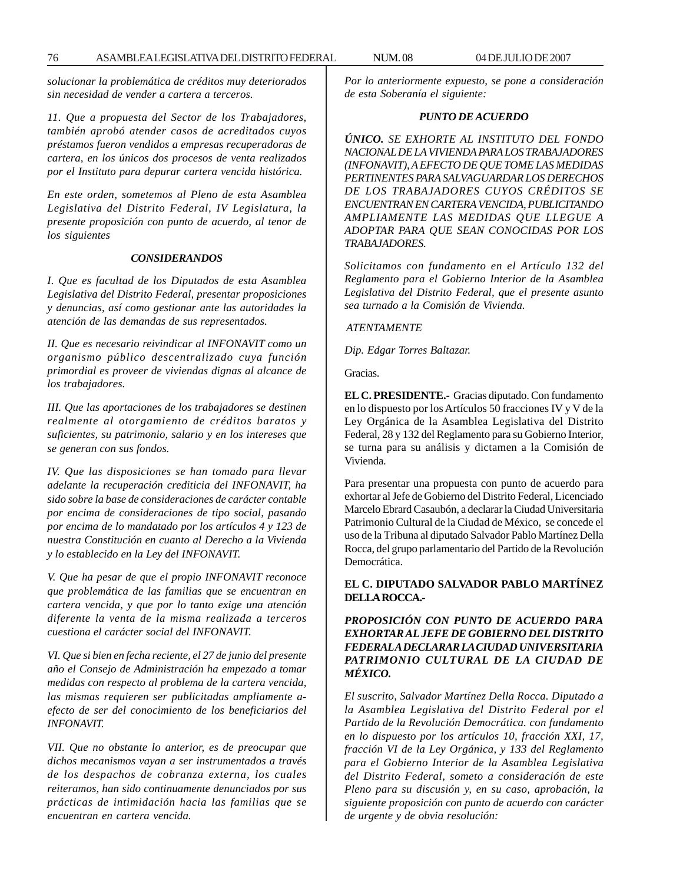*solucionar la problemática de créditos muy deteriorados sin necesidad de vender a cartera a terceros.*

*11. Que a propuesta del Sector de los Trabajadores, también aprobó atender casos de acreditados cuyos préstamos fueron vendidos a empresas recuperadoras de cartera, en los únicos dos procesos de venta realizados por el Instituto para depurar cartera vencida histórica.*

*En este orden, sometemos al Pleno de esta Asamblea Legislativa del Distrito Federal, IV Legislatura, la presente proposición con punto de acuerdo, al tenor de los siguientes*

***CONSIDERANDOS***

*I. Que es facultad de los Diputados de esta Asamblea Legislativa del Distrito Federal, presentar proposiciones y denuncias, así como gestionar ante las autoridades la atención de las demandas de sus representados.*

*II. Que es necesario reivindicar al INFONAVIT como un organismo público descentralizado cuya función primordial es proveer de viviendas dignas al alcance de los trabajadores.*

*III. Que las aportaciones de los trabajadores se destinen realmente al otorgamiento de créditos baratos y suficientes, su patrimonio, salario y en los intereses que se generan con sus fondos.*

*IV. Que las disposiciones se han tomado para llevar adelante la recuperación crediticia del INFONAVIT, ha sido sobre la base de consideraciones de carácter contable por encima de consideraciones de tipo social, pasando por encima de lo mandatado por los artículos 4 y 123 de nuestra Constitución en cuanto al Derecho a la Vivienda y lo establecido en la Ley del INFONAVIT.*

*V. Que ha pesar de que el propio INFONAVIT reconoce que problemática de las familias que se encuentran en cartera vencida, y que por lo tanto exige una atención diferente la venta de la misma realizada a terceros cuestiona el carácter social del INFONAVIT.*

*VI. Que si bien en fecha reciente, el 27 de junio del presente año el Consejo de Administración ha empezado a tomar medidas con respecto al problema de la cartera vencida, las mismas requieren ser publicitadas ampliamente a-efecto de ser del conocimiento de los beneficiarios del INFONAVIT.*

*VII. Que no obstante lo anterior, es de preocupar que dichos mecanismos vayan a ser instrumentados a través de los despachos de cobranza externa, los cuales reiteramos, han sido continuamente denunciados por sus prácticas de intimidación hacia las familias que se encuentran en cartera vencida.*

*Por lo anteriormente expuesto, se pone a consideración de esta Soberanía el siguiente:*

***PUNTO DE ACUERDO***

***ÚNICO.*** *SE EXHORTE AL INSTITUTO DEL FONDO NACIONAL DE LA VIVIENDA PARA LOS TRABAJADORES (INFONAVIT), A EFECTO DE QUE TOME LAS MEDIDAS PERTINENTES PARA SALVAGUARDAR LOS DERECHOS DE LOS TRABAJADORES CUYOS CRÉDITOS SE ENCUENTRAN EN CARTERA VENCIDA, PUBLICITANDO AMPLIAMENTE LAS MEDIDAS QUE LLEGUE A ADOPTAR PARA QUE SEAN CONOCIDAS POR LOS TRABAJADORES.*

*Solicitamos con fundamento en el Artículo 132 del Reglamento para el Gobierno Interior de la Asamblea Legislativa del Distrito Federal, que el presente asunto sea turnado a la Comisión de Vivienda.*

*ATENTAMENTE*

*Dip. Edgar Torres Baltazar.*

Gracias.

**EL C. PRESIDENTE.-** Gracias diputado. Con fundamento en lo dispuesto por los Artículos 50 fracciones IV y V de la Ley Orgánica de la Asamblea Legislativa del Distrito Federal, 28 y 132 del Reglamento para su Gobierno Interior, se turna para su análisis y dictamen a la Comisión de Vivienda.

Para presentar una propuesta con punto de acuerdo para exhortar al Jefe de Gobierno del Distrito Federal, Licenciado Marcelo Ebrard Casaubón, a declarar la Ciudad Universitaria Patrimonio Cultural de la Ciudad de México, se concede el uso de la Tribuna al diputado Salvador Pablo Martínez Della Rocca, del grupo parlamentario del Partido de la Revolución Democrática.

**EL C. DIPUTADO SALVADOR PABLO MARTÍNEZ DELLA ROCCA.-**

***PROPOSICIÓN CON PUNTO DE ACUERDO PARA EXHORTAR AL JEFE DE GOBIERNO DEL DISTRITO FEDERAL A DECLARAR LA CIUDAD UNIVERSITARIA PATRIMONIO CULTURAL DE LA CIUDAD DE MÉXICO.***

*El suscrito, Salvador Martínez Della Rocca. Diputado a la Asamblea Legislativa del Distrito Federal por el Partido de la Revolución Democrática. con fundamento en lo dispuesto por los artículos 10, fracción XXI, 17, fracción VI de la Ley Orgánica, y 133 del Reglamento para el Gobierno Interior de la Asamblea Legislativa del Distrito Federal, someto a consideración de este Pleno para su discusión y, en su caso, aprobación, la siguiente proposición con punto de acuerdo con carácter de urgente y de obvia resolución:*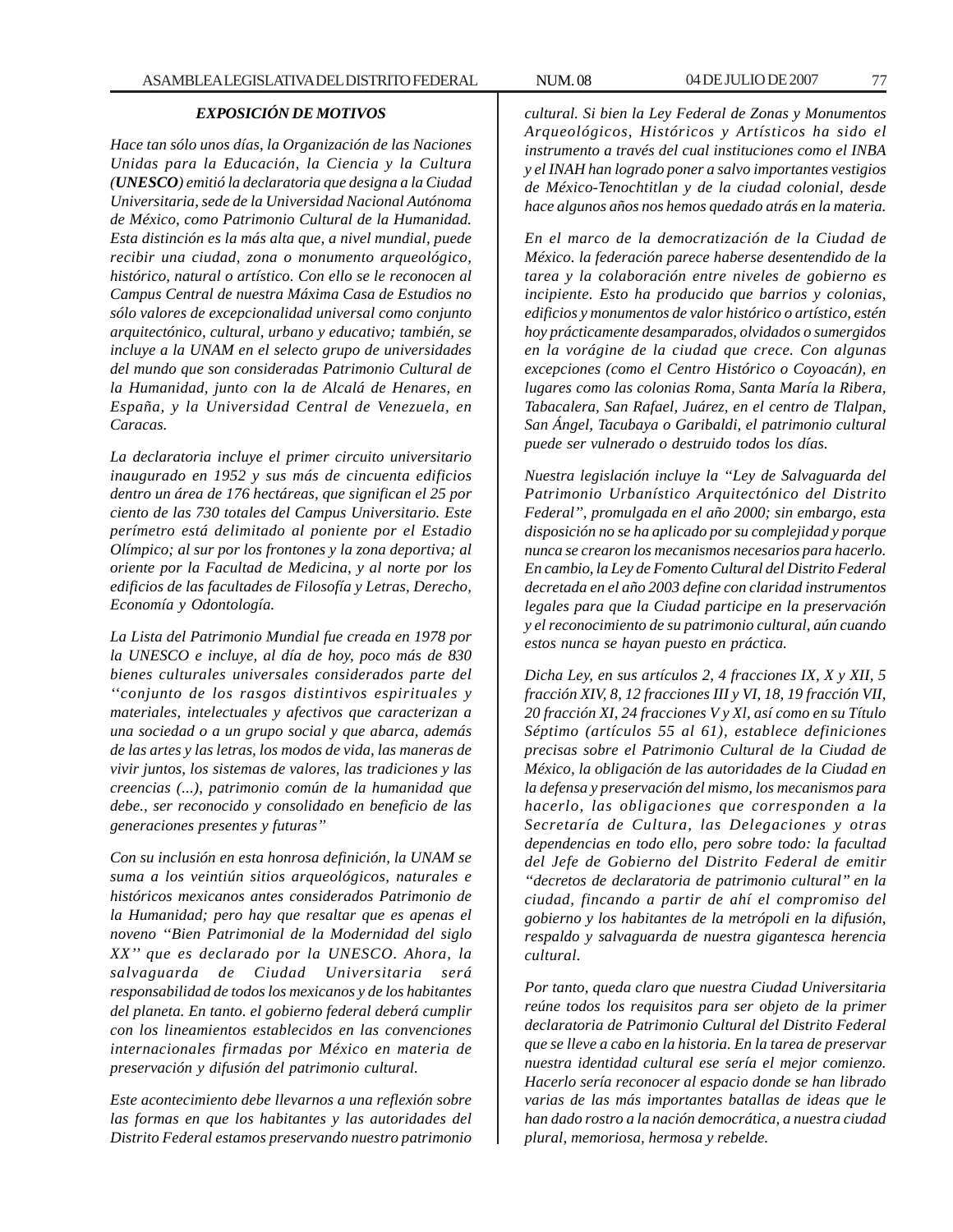### *EXPOSICIÓN DE MOTIVOS*

*Hace tan sólo unos días, la Organización de las Naciones Unidas para la Educación, la Ciencia y la Cultura (**UNESCO**) emitió la declaratoria que designa a la Ciudad Universitaria, sede de la Universidad Nacional Autónoma de México, como Patrimonio Cultural de la Humanidad. Esta distinción es la más alta que, a nivel mundial, puede recibir una ciudad, zona o monumento arqueológico, histórico, natural o artístico. Con ello se le reconocen al Campus Central de nuestra Máxima Casa de Estudios no sólo valores de excepcionalidad universal como conjunto arquitectónico, cultural, urbano y educativo; también, se incluye a la UNAM en el selecto grupo de universidades del mundo que son consideradas Patrimonio Cultural de la Humanidad, junto con la de Alcalá de Henares, en España, y la Universidad Central de Venezuela, en Caracas.*

*La declaratoria incluye el primer circuito universitario inaugurado en 1952 y sus más de cincuenta edificios dentro un área de 176 hectáreas, que significan el 25 por ciento de las 730 totales del Campus Universitario. Este perímetro está delimitado al poniente por el Estadio Olímpico; al sur por los frontones y la zona deportiva; al oriente por la Facultad de Medicina, y al norte por los edificios de las facultades de Filosofía y Letras, Derecho, Economía y Odontología.*

*La Lista del Patrimonio Mundial fue creada en 1978 por la UNESCO e incluye, al día de hoy, poco más de 830 bienes culturales universales considerados parte del ''conjunto de los rasgos distintivos espirituales y materiales, intelectuales y afectivos que caracterizan a una sociedad o a un grupo social y que abarca, además de las artes y las letras, los modos de vida, las maneras de vivir juntos, los sistemas de valores, las tradiciones y las creencias (...), patrimonio común de la humanidad que debe., ser reconocido y consolidado en beneficio de las generaciones presentes y futuras''*

*Con su inclusión en esta honrosa definición, la UNAM se suma a los veintiún sitios arqueológicos, naturales e históricos mexicanos antes considerados Patrimonio de la Humanidad; pero hay que resaltar que es apenas el noveno ''Bien Patrimonial de la Modernidad del siglo XX'' que es declarado por la UNESCO. Ahora, la salvaguarda de Ciudad Universitaria será responsabilidad de todos los mexicanos y de los habitantes del planeta. En tanto. el gobierno federal deberá cumplir con los lineamientos establecidos en las convenciones internacionales firmadas por México en materia de preservación y difusión del patrimonio cultural.*

*Este acontecimiento debe llevarnos a una reflexión sobre las formas en que los habitantes y las autoridades del Distrito Federal estamos preservando nuestro patrimonio cultural. Si bien la Ley Federal de Zonas y Monumentos Arqueológicos, Históricos y Artísticos ha sido el instrumento a través del cual instituciones como el INBA y el INAH han logrado poner a salvo importantes vestigios de México-Tenochtitlan y de la ciudad colonial, desde hace algunos años nos hemos quedado atrás en la materia.*

*En el marco de la democratización de la Ciudad de México. la federación parece haberse desentendido de la tarea y la colaboración entre niveles de gobierno es incipiente. Esto ha producido que barrios y colonias, edificios y monumentos de valor histórico o artístico, estén hoy prácticamente desamparados, olvidados o sumergidos en la vorágine de la ciudad que crece. Con algunas excepciones (como el Centro Histórico o Coyoacán), en lugares como las colonias Roma, Santa María la Ribera, Tabacalera, San Rafael, Juárez, en el centro de Tlalpan, San Ángel, Tacubaya o Garibaldi, el patrimonio cultural puede ser vulnerado o destruido todos los días.*

*Nuestra legislación incluye la ''Ley de Salvaguarda del Patrimonio Urbanístico Arquitectónico del Distrito Federal'', promulgada en el año 2000; sin embargo, esta disposición no se ha aplicado por su complejidad y porque nunca se crearon los mecanismos necesarios para hacerlo. En cambio, la Ley de Fomento Cultural del Distrito Federal decretada en el año 2003 define con claridad instrumentos legales para que la Ciudad participe en la preservación y el reconocimiento de su patrimonio cultural, aún cuando estos nunca se hayan puesto en práctica.*

*Dicha Ley, en sus artículos 2, 4 fracciones IX, X y XII, 5 fracción XIV, 8, 12 fracciones III y VI, 18, 19 fracción VII, 20 fracción XI, 24 fracciones V y Xl, así como en su Título Séptimo (artículos 55 al 61), establece definiciones precisas sobre el Patrimonio Cultural de la Ciudad de México, la obligación de las autoridades de la Ciudad en la defensa y preservación del mismo, los mecanismos para hacerlo, las obligaciones que corresponden a la Secretaría de Cultura, las Delegaciones y otras dependencias en todo ello, pero sobre todo: la facultad del Jefe de Gobierno del Distrito Federal de emitir ''decretos de declaratoria de patrimonio cultural'' en la ciudad, fincando a partir de ahí el compromiso del gobierno y los habitantes de la metrópoli en la difusión, respaldo y salvaguarda de nuestra gigantesca herencia cultural.*

*Por tanto, queda claro que nuestra Ciudad Universitaria reúne todos los requisitos para ser objeto de la primer declaratoria de Patrimonio Cultural del Distrito Federal que se lleve a cabo en la historia. En la tarea de preservar nuestra identidad cultural ese sería el mejor comienzo. Hacerlo sería reconocer al espacio donde se han librado varias de las más importantes batallas de ideas que le han dado rostro a la nación democrática, a nuestra ciudad plural, memoriosa, hermosa y rebelde.*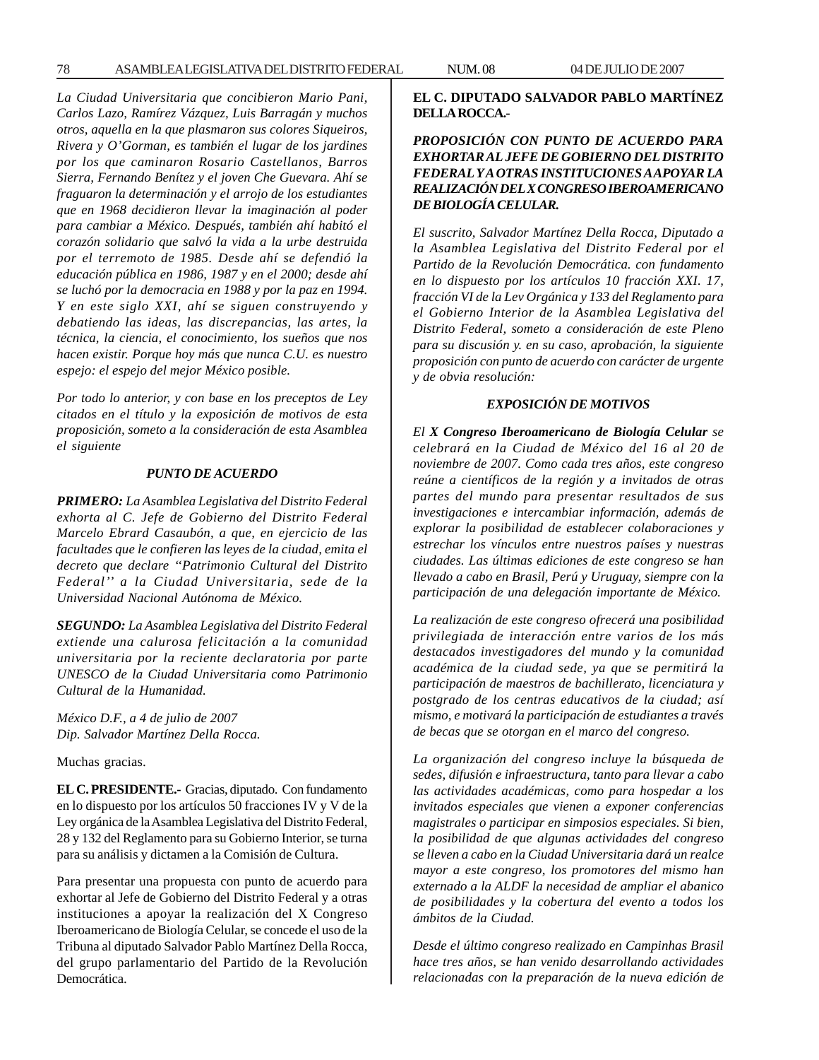*La Ciudad Universitaria que concibieron Mario Pani, Carlos Lazo, Ramírez Vázquez, Luis Barragán y muchos otros, aquella en la que plasmaron sus colores Siqueiros, Rivera y O'Gorman, es también el lugar de los jardines por los que caminaron Rosario Castellanos, Barros Sierra, Fernando Benítez y el joven Che Guevara. Ahí se fraguaron la determinación y el arrojo de los estudiantes que en 1968 decidieron llevar la imaginación al poder para cambiar a México. Después, también ahí habitó el corazón solidario que salvó la vida a la urbe destruida por el terremoto de 1985. Desde ahí se defendió la educación pública en 1986, 1987 y en el 2000; desde ahí se luchó por la democracia en 1988 y por la paz en 1994. Y en este siglo XXI, ahí se siguen construyendo y debatiendo las ideas, las discrepancias, las artes, la técnica, la ciencia, el conocimiento, los sueños que nos hacen existir. Porque hoy más que nunca C.U. es nuestro espejo: el espejo del mejor México posible.*

*Por todo lo anterior, y con base en los preceptos de Ley citados en el título y la exposición de motivos de esta proposición, someto a la consideración de esta Asamblea el siguiente*

***PUNTO DE ACUERDO***

***PRIMERO:** La Asamblea Legislativa del Distrito Federal exhorta al C. Jefe de Gobierno del Distrito Federal Marcelo Ebrard Casaubón, a que, en ejercicio de las facultades que le confieren las leyes de la ciudad, emita el decreto que declare "Patrimonio Cultural del Distrito Federal'' a la Ciudad Universitaria, sede de la Universidad Nacional Autónoma de México.*

***SEGUNDO:** La Asamblea Legislativa del Distrito Federal extiende una calurosa felicitación a la comunidad universitaria por la reciente declaratoria por parte UNESCO de la Ciudad Universitaria como Patrimonio Cultural de la Humanidad.*

*México D.F., a 4 de julio de 2007*
*Dip. Salvador Martínez Della Rocca.*

Muchas gracias.

**EL C. PRESIDENTE.-** Gracias, diputado. Con fundamento en lo dispuesto por los artículos 50 fracciones IV y V de la Ley orgánica de la Asamblea Legislativa del Distrito Federal, 28 y 132 del Reglamento para su Gobierno Interior, se turna para su análisis y dictamen a la Comisión de Cultura.

Para presentar una propuesta con punto de acuerdo para exhortar al Jefe de Gobierno del Distrito Federal y a otras instituciones a apoyar la realización del X Congreso Iberoamericano de Biología Celular, se concede el uso de la Tribuna al diputado Salvador Pablo Martínez Della Rocca, del grupo parlamentario del Partido de la Revolución Democrática.

**EL C. DIPUTADO SALVADOR PABLO MARTÍNEZ DELLA ROCCA.-**

***PROPOSICIÓN CON PUNTO DE ACUERDO PARA EXHORTAR AL JEFE DE GOBIERNO DEL DISTRITO FEDERAL Y A OTRAS INSTITUCIONES A APOYAR LA REALIZACIÓN DEL X CONGRESO IBEROAMERICANO DE BIOLOGÍA CELULAR.***

*El suscrito, Salvador Martínez Della Rocca, Diputado a la Asamblea Legislativa del Distrito Federal por el Partido de la Revolución Democrática. con fundamento en lo dispuesto por los artículos 10 fracción XXI. 17, fracción VI de la Lev Orgánica y 133 del Reglamento para el Gobierno Interior de la Asamblea Legislativa del Distrito Federal, someto a consideración de este Pleno para su discusión y. en su caso, aprobación, la siguiente proposición con punto de acuerdo con carácter de urgente y de obvia resolución:*

***EXPOSICIÓN DE MOTIVOS***

*El **X Congreso Iberoamericano de Biología Celular** se celebrará en la Ciudad de México del 16 al 20 de noviembre de 2007. Como cada tres años, este congreso reúne a científicos de la región y a invitados de otras partes del mundo para presentar resultados de sus investigaciones e intercambiar información, además de explorar la posibilidad de establecer colaboraciones y estrechar los vínculos entre nuestros países y nuestras ciudades. Las últimas ediciones de este congreso se han llevado a cabo en Brasil, Perú y Uruguay, siempre con la participación de una delegación importante de México.*

*La realización de este congreso ofrecerá una posibilidad privilegiada de interacción entre varios de los más destacados investigadores del mundo y la comunidad académica de la ciudad sede, ya que se permitirá la participación de maestros de bachillerato, licenciatura y postgrado de los centras educativos de la ciudad; así mismo, e motivará la participación de estudiantes a través de becas que se otorgan en el marco del congreso.*

*La organización del congreso incluye la búsqueda de sedes, difusión e infraestructura, tanto para llevar a cabo las actividades académicas, como para hospedar a los invitados especiales que vienen a exponer conferencias magistrales o participar en simposios especiales. Si bien, la posibilidad de que algunas actividades del congreso se lleven a cabo en la Ciudad Universitaria dará un realce mayor a este congreso, los promotores del mismo han externado a la ALDF la necesidad de ampliar el abanico de posibilidades y la cobertura del evento a todos los ámbitos de la Ciudad.*

*Desde el último congreso realizado en Campinhas Brasil hace tres años, se han venido desarrollando actividades relacionadas con la preparación de la nueva edición de*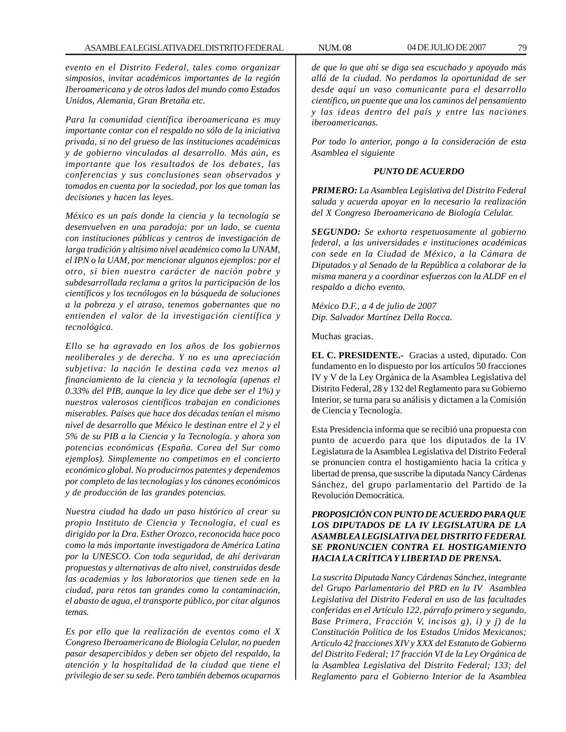*evento en el Distrito Federal, tales como organizar simposios, invitar académicos importantes de la región Iberoamericana y de otros lados del mundo como Estados Unidos, Alemania, Gran Bretaña etc.*

*Para la comunidad científica iberoamericana es muy importante contar con el respaldo no sólo de la iniciativa privada, si no del grueso de las instituciones académicas y de gobierno vinculadas al desarrollo. Más aún, es importante que los resultados de los debates, las conferencias y sus conclusiones sean observados y tomados en cuenta por la sociedad, por los que toman las decisiones y hacen las leyes.*

*México es un país donde la ciencia y la tecnología se desenvuelven en una paradoja: por un lado, se cuenta con instituciones públicas y centros de investigación de larga tradición y altísimo nivel académico como la UNAM, el IPN o la UAM, por mencionar algunos ejemplos: por el otro, si bien nuestro carácter de nación pobre y subdesarrollada reclama a gritos la participación de los científicos y los tecnólogos en la búsqueda de soluciones a la pobreza y el atraso, tenemos gobernantes que no entienden el valor de la investigación científica y tecnológica.*

*Ello se ha agravado en los años de los gobiernos neoliberales y de derecha. Y no es una apreciación subjetiva: la nación le destina cada vez menos al financiamiento de la ciencia y la tecnología (apenas el 0.33% del PIB, aunque la ley dice que debe ser el 1%) y nuestros valerosos científicos trabajan en condiciones miserables. Países que hace dos décadas tenían el mismo nivel de desarrollo que México le destinan entre el 2 y el 5% de su PIB a la Ciencia y la Tecnología. y ahora son potencias económicas (España. Corea del Sur como ejemplos). Simplemente no competimos en el concierto económico global. No producirnos patentes y dependemos por completo de las tecnologías y los cánones económicos y de producción de las grandes potencias.*

*Nuestra ciudad ha dado un paso histórico al crear su propio Instituto de Ciencia y Tecnología, el cual es dirigido por la Dra. Esther Orozco, reconocida hace poco como la más importante investigadora de América Latina por la UNESCO. Con toda seguridad, de ahí derivaran propuestas y alternativas de alto nivel, construidas desde las academias y los laboratorios que tienen sede en la ciudad, para retos tan grandes como la contaminación, el abasto de agua, el transporte público, por citar algunos temas.*

*Es por ello que la realización de eventos como el X Congreso Iberoamericano de Biología Celular, no pueden pasar desapercibidos y deben ser objeto del respaldo, la atención y la hospitalidad de la ciudad que tiene el privilegio de ser su sede. Pero también debemos ocuparnos de que lo que ahí se diga sea escuchado y apoyado más allá de la ciudad. No perdamos la oportunidad de ser desde aquí un vaso comunicante para el desarrollo científico, un puente que una los caminos del pensamiento y las ideas dentro del país y entre las naciones iberoamericanas.*

*Por todo lo anterior, pongo a la consideración de esta Asamblea el siguiente*

***PUNTO DE ACUERDO***

***PRIMERO:*** *La Asamblea Legislativa del Distrito Federal saluda y acuerda apoyar en lo necesario la realización del X Congreso Iberoamericano de Biología Celular.*

***SEGUNDO:*** *Se exhorta respetuosamente al gobierno federal, a las universidades e instituciones académicas con sede en la Ciudad de México, a la Cámara de Diputados y al Senado de la República a colaborar de la misma manera y a coordinar esfuerzos con la ALDF en el respaldo a dicho evento.*

*México D.F., a 4 de julio de 2007*
*Dip. Salvador Martínez Della Rocca.*

Muchas gracias.

**EL C. PRESIDENTE.-** Gracias a usted, diputado. Con fundamento en lo dispuesto por los artículos 50 fracciones IV y V de la Ley Orgánica de la Asamblea Legislativa del Distrito Federal, 28 y 132 del Reglamento para su Gobierno Interior, se turna para su análisis y dictamen a la Comisión de Ciencia y Tecnología.

Esta Presidencia informa que se recibió una propuesta con punto de acuerdo para que los diputados de la IV Legislatura de la Asamblea Legislativa del Distrito Federal se pronuncien contra el hostigamiento hacia la crítica y libertad de prensa, que suscribe la diputada Nancy Cárdenas Sánchez, del grupo parlamentario del Partido de la Revolución Democrática.

***PROPOSICIÓN CON PUNTO DE ACUERDO PARA QUE LOS DIPUTADOS DE LA IV LEGISLATURA DE LA ASAMBLEA LEGISLATIVA DEL DISTRITO FEDERAL SE PRONUNCIEN CONTRA EL HOSTIGAMIENTO HACIA LA CRÍTICA Y LIBERTAD DE PRENSA.***

*La suscrita Diputada Nancy Cárdenas Sánchez, integrante del Grupo Parlamentario del PRD en la IV Asamblea Legislativa del Distrito Federal en uso de las facultades conferidas en el Artículo 122, párrafo primero y segundo, Base Primera, Fracción V, incisos g), i) y j) de la Constitución Política de los Estados Unidos Mexicanos; Artículo 42 fracciones XIV y XXX del Estatuto de Gobierno del Distrito Federal; 17 fracción VI de la Ley Orgánica de la Asamblea Legislativa del Distrito Federal; 133; del Reglamento para el Gobierno Interior de la Asamblea*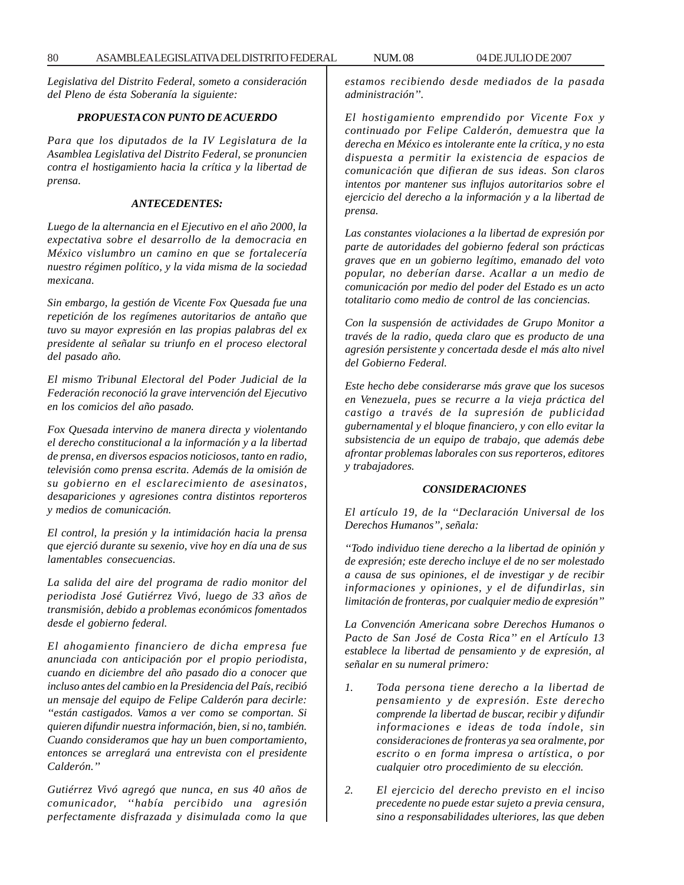*Legislativa del Distrito Federal, someto a consideración del Pleno de ésta Soberanía la siguiente:*

***PROPUESTA CON PUNTO DE ACUERDO***

*Para que los diputados de la IV Legislatura de la Asamblea Legislativa del Distrito Federal, se pronuncien contra el hostigamiento hacia la crítica y la libertad de prensa.*

***ANTECEDENTES:***

*Luego de la alternancia en el Ejecutivo en el año 2000, la expectativa sobre el desarrollo de la democracia en México vislumbro un camino en que se fortalecería nuestro régimen político, y la vida misma de la sociedad mexicana.*

*Sin embargo, la gestión de Vicente Fox Quesada fue una repetición de los regímenes autoritarios de antaño que tuvo su mayor expresión en las propias palabras del ex presidente al señalar su triunfo en el proceso electoral del pasado año.*

*El mismo Tribunal Electoral del Poder Judicial de la Federación reconoció la grave intervención del Ejecutivo en los comicios del año pasado.*

*Fox Quesada intervino de manera directa y violentando el derecho constitucional a la información y a la libertad de prensa, en diversos espacios noticiosos, tanto en radio, televisión como prensa escrita. Además de la omisión de su gobierno en el esclarecimiento de asesinatos, desapariciones y agresiones contra distintos reporteros y medios de comunicación.*

*El control, la presión y la intimidación hacia la prensa que ejerció durante su sexenio, vive hoy en día una de sus lamentables consecuencias.*

*La salida del aire del programa de radio monitor del periodista José Gutiérrez Vivó, luego de 33 años de transmisión, debido a problemas económicos fomentados desde el gobierno federal.*

*El ahogamiento financiero de dicha empresa fue anunciada con anticipación por el propio periodista, cuando en diciembre del año pasado dio a conocer que incluso antes del cambio en la Presidencia del País, recibió un mensaje del equipo de Felipe Calderón para decirle: "están castigados. Vamos a ver como se comportan. Si quieren difundir nuestra información, bien, si no, también. Cuando consideramos que hay un buen comportamiento, entonces se arreglará una entrevista con el presidente Calderón."*

*Gutiérrez Vivó agregó que nunca, en sus 40 años de comunicador, ''había percibido una agresión perfectamente disfrazada y disimulada como la que estamos recibiendo desde mediados de la pasada administración".*

*El hostigamiento emprendido por Vicente Fox y continuado por Felipe Calderón, demuestra que la derecha en México es intolerante ente la crítica, y no esta dispuesta a permitir la existencia de espacios de comunicación que difieran de sus ideas. Son claros intentos por mantener sus influjos autoritarios sobre el ejercicio del derecho a la información y a la libertad de prensa.*

*Las constantes violaciones a la libertad de expresión por parte de autoridades del gobierno federal son prácticas graves que en un gobierno legítimo, emanado del voto popular, no deberían darse. Acallar a un medio de comunicación por medio del poder del Estado es un acto totalitario como medio de control de las conciencias.*

*Con la suspensión de actividades de Grupo Monitor a través de la radio, queda claro que es producto de una agresión persistente y concertada desde el más alto nivel del Gobierno Federal.*

*Este hecho debe considerarse más grave que los sucesos en Venezuela, pues se recurre a la vieja práctica del castigo a través de la supresión de publicidad gubernamental y el bloque financiero, y con ello evitar la subsistencia de un equipo de trabajo, que además debe afrontar problemas laborales con sus reporteros, editores y trabajadores.*

***CONSIDERACIONES***

*El artículo 19, de la "Declaración Universal de los Derechos Humanos", señala:*

*"Todo individuo tiene derecho a la libertad de opinión y de expresión; este derecho incluye el de no ser molestado a causa de sus opiniones, el de investigar y de recibir informaciones y opiniones, y el de difundirlas, sin limitación de fronteras, por cualquier medio de expresión"*

*La Convención Americana sobre Derechos Humanos o Pacto de San José de Costa Rica" en el Artículo 13 establece la libertad de pensamiento y de expresión, al señalar en su numeral primero:*

1. *Toda persona tiene derecho a la libertad de pensamiento y de expresión. Este derecho comprende la libertad de buscar, recibir y difundir informaciones e ideas de toda índole, sin consideraciones de fronteras ya sea oralmente, por escrito o en forma impresa o artística, o por cualquier otro procedimiento de su elección.*

2. *El ejercicio del derecho previsto en el inciso precedente no puede estar sujeto a previa censura, sino a responsabilidades ulteriores, las que deben*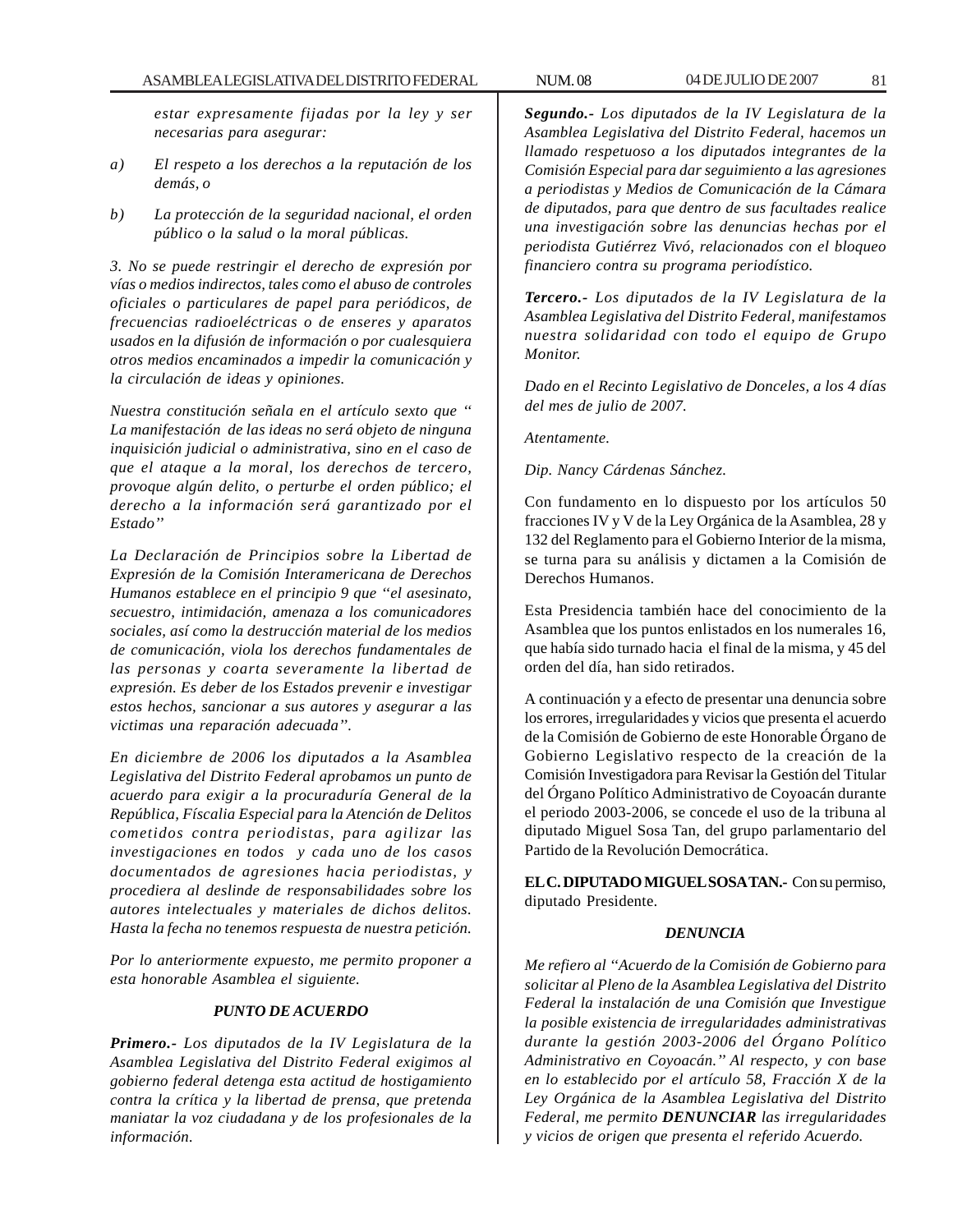*estar expresamente fijadas por la ley y ser necesarias para asegurar:*

*a) El respeto a los derechos a la reputación de los demás, o*

*b) La protección de la seguridad nacional, el orden público o la salud o la moral públicas.*

*3. No se puede restringir el derecho de expresión por vías o medios indirectos, tales como el abuso de controles oficiales o particulares de papel para periódicos, de frecuencias radioeléctricas o de enseres y aparatos usados en la difusión de información o por cualesquiera otros medios encaminados a impedir la comunicación y la circulación de ideas y opiniones.*

*Nuestra constitución señala en el artículo sexto que “ La manifestación de las ideas no será objeto de ninguna inquisición judicial o administrativa, sino en el caso de que el ataque a la moral, los derechos de tercero, provoque algún delito, o perturbe el orden público; el derecho a la información será garantizado por el Estado”*

*La Declaración de Principios sobre la Libertad de Expresión de la Comisión Interamericana de Derechos Humanos establece en el principio 9 que “el asesinato, secuestro, intimidación, amenaza a los comunicadores sociales, así como la destrucción material de los medios de comunicación, viola los derechos fundamentales de las personas y coarta severamente la libertad de expresión. Es deber de los Estados prevenir e investigar estos hechos, sancionar a sus autores y asegurar a las victimas una reparación adecuada”.*

*En diciembre de 2006 los diputados a la Asamblea Legislativa del Distrito Federal aprobamos un punto de acuerdo para exigir a la procuraduría General de la República, Físcalia Especial para la Atención de Delitos cometidos contra periodistas, para agilizar las investigaciones en todos y cada uno de los casos documentados de agresiones hacia periodistas, y procediera al deslinde de responsabilidades sobre los autores intelectuales y materiales de dichos delitos. Hasta la fecha no tenemos respuesta de nuestra petición.*

*Por lo anteriormente expuesto, me permito proponer a esta honorable Asamblea el siguiente.*

***PUNTO DE ACUERDO***

***Primero.-** Los diputados de la IV Legislatura de la Asamblea Legislativa del Distrito Federal exigimos al gobierno federal detenga esta actitud de hostigamiento contra la crítica y la libertad de prensa, que pretenda maniatar la voz ciudadana y de los profesionales de la información.*

***Segundo.-** Los diputados de la IV Legislatura de la Asamblea Legislativa del Distrito Federal, hacemos un llamado respetuoso a los diputados integrantes de la Comisión Especial para dar seguimiento a las agresiones a periodistas y Medios de Comunicación de la Cámara de diputados, para que dentro de sus facultades realice una investigación sobre las denuncias hechas por el periodista Gutiérrez Vivó, relacionados con el bloqueo financiero contra su programa periodístico.*

***Tercero.-** Los diputados de la IV Legislatura de la Asamblea Legislativa del Distrito Federal, manifestamos nuestra solidaridad con todo el equipo de Grupo Monitor.*

*Dado en el Recinto Legislativo de Donceles, a los 4 días del mes de julio de 2007.*

*Atentamente.*

*Dip. Nancy Cárdenas Sánchez.*

Con fundamento en lo dispuesto por los artículos 50 fracciones IV y V de la Ley Orgánica de la Asamblea, 28 y 132 del Reglamento para el Gobierno Interior de la misma, se turna para su análisis y dictamen a la Comisión de Derechos Humanos.

Esta Presidencia también hace del conocimiento de la Asamblea que los puntos enlistados en los numerales 16, que había sido turnado hacia el final de la misma, y 45 del orden del día, han sido retirados.

A continuación y a efecto de presentar una denuncia sobre los errores, irregularidades y vicios que presenta el acuerdo de la Comisión de Gobierno de este Honorable Órgano de Gobierno Legislativo respecto de la creación de la Comisión Investigadora para Revisar la Gestión del Titular del Órgano Político Administrativo de Coyoacán durante el periodo 2003-2006, se concede el uso de la tribuna al diputado Miguel Sosa Tan, del grupo parlamentario del Partido de la Revolución Democrática.

**EL C. DIPUTADO MIGUEL SOSA TAN.-** Con su permiso, diputado Presidente.

***DENUNCIA***

*Me refiero al “Acuerdo de la Comisión de Gobierno para solicitar al Pleno de la Asamblea Legislativa del Distrito Federal la instalación de una Comisión que Investigue la posible existencia de irregularidades administrativas durante la gestión 2003-2006 del Órgano Político Administrativo en Coyoacán.” Al respecto, y con base en lo establecido por el artículo 58, Fracción X de la Ley Orgánica de la Asamblea Legislativa del Distrito Federal, me permito **DENUNCIAR** las irregularidades y vicios de origen que presenta el referido Acuerdo.*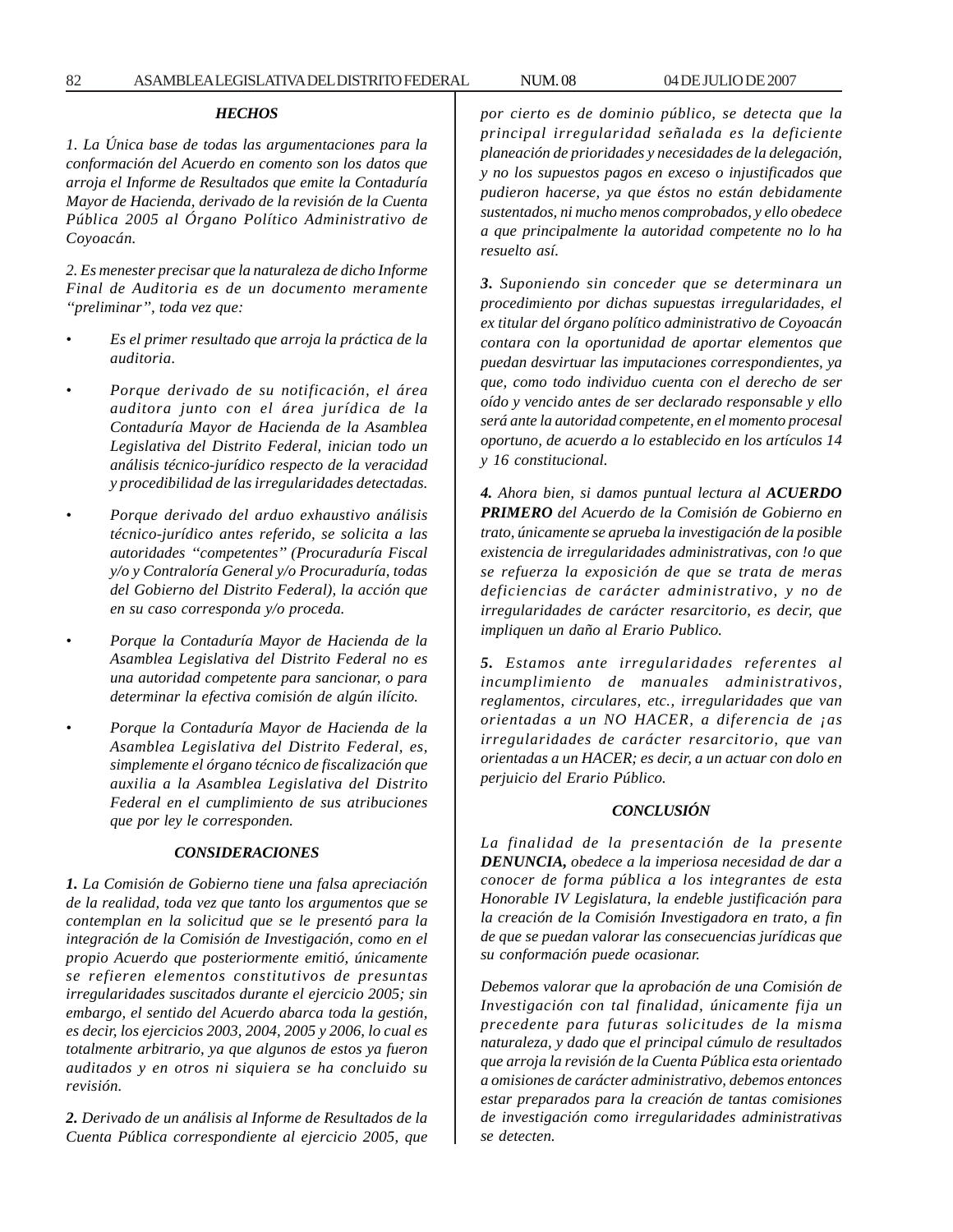### *HECHOS*

*1. La Única base de todas las argumentaciones para la conformación del Acuerdo en comento son los datos que arroja el Informe de Resultados que emite la Contaduría Mayor de Hacienda, derivado de la revisión de la Cuenta Pública 2005 al Órgano Político Administrativo de Coyoacán.*

*2. Es menester precisar que la naturaleza de dicho Informe Final de Auditoria es de un documento meramente "preliminar", toda vez que:*

- *Es el primer resultado que arroja la práctica de la auditoria.*
- *Porque derivado de su notificación, el área auditora junto con el área jurídica de la Contaduría Mayor de Hacienda de la Asamblea Legislativa del Distrito Federal, inician todo un análisis técnico-jurídico respecto de la veracidad y procedibilidad de las irregularidades detectadas.*
- *Porque derivado del arduo exhaustivo análisis técnico-jurídico antes referido, se solicita a las autoridades "competentes" (Procuraduría Fiscal y/o y Contraloría General y/o Procuraduría, todas del Gobierno del Distrito Federal), la acción que en su caso corresponda y/o proceda.*
- *Porque la Contaduría Mayor de Hacienda de la Asamblea Legislativa del Distrito Federal no es una autoridad competente para sancionar, o para determinar la efectiva comisión de algún ilícito.*
- *Porque la Contaduría Mayor de Hacienda de la Asamblea Legislativa del Distrito Federal, es, simplemente el órgano técnico de fiscalización que auxilia a la Asamblea Legislativa del Distrito Federal en el cumplimiento de sus atribuciones que por ley le corresponden.*

### *CONSIDERACIONES*

***1.*** *La Comisión de Gobierno tiene una falsa apreciación de la realidad, toda vez que tanto los argumentos que se contemplan en la solicitud que se le presentó para la integración de la Comisión de Investigación, como en el propio Acuerdo que posteriormente emitió, únicamente se refieren elementos constitutivos de presuntas irregularidades suscitados durante el ejercicio 2005; sin embargo, el sentido del Acuerdo abarca toda la gestión, es decir, los ejercicios 2003, 2004, 2005 y 2006, lo cual es totalmente arbitrario, ya que algunos de estos ya fueron auditados y en otros ni siquiera se ha concluido su revisión.*

***2.*** *Derivado de un análisis al Informe de Resultados de la Cuenta Pública correspondiente al ejercicio 2005, que por cierto es de dominio público, se detecta que la principal irregularidad señalada es la deficiente planeación de prioridades y necesidades de la delegación, y no los supuestos pagos en exceso o injustificados que pudieron hacerse, ya que éstos no están debidamente sustentados, ni mucho menos comprobados, y ello obedece a que principalmente la autoridad competente no lo ha resuelto así.*

***3.*** *Suponiendo sin conceder que se determinara un procedimiento por dichas supuestas irregularidades, el ex titular del órgano político administrativo de Coyoacán contara con la oportunidad de aportar elementos que puedan desvirtuar las imputaciones correspondientes, ya que, como todo individuo cuenta con el derecho de ser oído y vencido antes de ser declarado responsable y ello será ante la autoridad competente, en el momento procesal oportuno, de acuerdo a lo establecido en los artículos 14 y 16 constitucional.*

***4.*** *Ahora bien, si damos puntual lectura al **ACUERDO PRIMERO** del Acuerdo de la Comisión de Gobierno en trato, únicamente se aprueba la investigación de la posible existencia de irregularidades administrativas, con !o que se refuerza la exposición de que se trata de meras deficiencias de carácter administrativo, y no de irregularidades de carácter resarcitorio, es decir, que impliquen un daño al Erario Publico.*

***5.*** *Estamos ante irregularidades referentes al incumplimiento de manuales administrativos, reglamentos, circulares, etc., irregularidades que van orientadas a un NO HACER, a diferencia de ¡as irregularidades de carácter resarcitorio, que van orientadas a un HACER; es decir, a un actuar con dolo en perjuicio del Erario Público.*

### *CONCLUSIÓN*

*La finalidad de la presentación de la presente **DENUNCIA,** obedece a la imperiosa necesidad de dar a conocer de forma pública a los integrantes de esta Honorable IV Legislatura, la endeble justificación para la creación de la Comisión Investigadora en trato, a fin de que se puedan valorar las consecuencias jurídicas que su conformación puede ocasionar.*

*Debemos valorar que la aprobación de una Comisión de Investigación con tal finalidad, únicamente fija un precedente para futuras solicitudes de la misma naturaleza, y dado que el principal cúmulo de resultados que arroja la revisión de la Cuenta Pública esta orientado a omisiones de carácter administrativo, debemos entonces estar preparados para la creación de tantas comisiones de investigación como irregularidades administrativas se detecten.*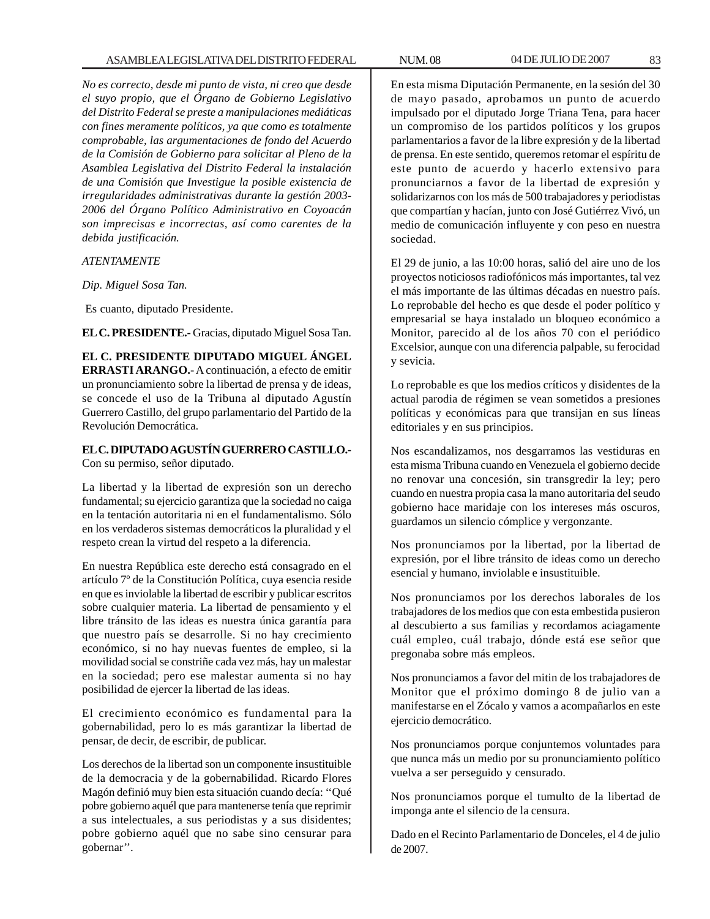*No es correcto, desde mi punto de vista, ni creo que desde el suyo propio, que el Órgano de Gobierno Legislativo del Distrito Federal se preste a manipulaciones mediáticas con fines meramente políticos, ya que como es totalmente comprobable, las argumentaciones de fondo del Acuerdo de la Comisión de Gobierno para solicitar al Pleno de la Asamblea Legislativa del Distrito Federal la instalación de una Comisión que Investigue la posible existencia de irregularidades administrativas durante la gestión 2003-2006 del Órgano Político Administrativo en Coyoacán son imprecisas e incorrectas, así como carentes de la debida justificación.*

*ATENTAMENTE*

*Dip. Miguel Sosa Tan.*

Es cuanto, diputado Presidente.

**EL C. PRESIDENTE.-** Gracias, diputado Miguel Sosa Tan.

**EL C. PRESIDENTE DIPUTADO MIGUEL ÁNGEL ERRASTI ARANGO.-** A continuación, a efecto de emitir un pronunciamiento sobre la libertad de prensa y de ideas, se concede el uso de la Tribuna al diputado Agustín Guerrero Castillo, del grupo parlamentario del Partido de la Revolución Democrática.

**EL C. DIPUTADO AGUSTÍN GUERRERO CASTILLO.-** Con su permiso, señor diputado.

La libertad y la libertad de expresión son un derecho fundamental; su ejercicio garantiza que la sociedad no caiga en la tentación autoritaria ni en el fundamentalismo. Sólo en los verdaderos sistemas democráticos la pluralidad y el respeto crean la virtud del respeto a la diferencia.

En nuestra República este derecho está consagrado en el artículo 7º de la Constitución Política, cuya esencia reside en que es inviolable la libertad de escribir y publicar escritos sobre cualquier materia. La libertad de pensamiento y el libre tránsito de las ideas es nuestra única garantía para que nuestro país se desarrolle. Si no hay crecimiento económico, si no hay nuevas fuentes de empleo, si la movilidad social se constriñe cada vez más, hay un malestar en la sociedad; pero ese malestar aumenta si no hay posibilidad de ejercer la libertad de las ideas.

El crecimiento económico es fundamental para la gobernabilidad, pero lo es más garantizar la libertad de pensar, de decir, de escribir, de publicar.

Los derechos de la libertad son un componente insustituible de la democracia y de la gobernabilidad. Ricardo Flores Magón definió muy bien esta situación cuando decía: ''Qué pobre gobierno aquél que para mantenerse tenía que reprimir a sus intelectuales, a sus periodistas y a sus disidentes; pobre gobierno aquél que no sabe sino censurar para gobernar''.

En esta misma Diputación Permanente, en la sesión del 30 de mayo pasado, aprobamos un punto de acuerdo impulsado por el diputado Jorge Triana Tena, para hacer un compromiso de los partidos políticos y los grupos parlamentarios a favor de la libre expresión y de la libertad de prensa. En este sentido, queremos retomar el espíritu de este punto de acuerdo y hacerlo extensivo para pronunciarnos a favor de la libertad de expresión y solidarizarnos con los más de 500 trabajadores y periodistas que compartían y hacían, junto con José Gutiérrez Vivó, un medio de comunicación influyente y con peso en nuestra sociedad.

El 29 de junio, a las 10:00 horas, salió del aire uno de los proyectos noticiosos radiofónicos más importantes, tal vez el más importante de las últimas décadas en nuestro país. Lo reprobable del hecho es que desde el poder político y empresarial se haya instalado un bloqueo económico a Monitor, parecido al de los años 70 con el periódico Excelsior, aunque con una diferencia palpable, su ferocidad y sevicia.

Lo reprobable es que los medios críticos y disidentes de la actual parodia de régimen se vean sometidos a presiones políticas y económicas para que transijan en sus líneas editoriales y en sus principios.

Nos escandalizamos, nos desgarramos las vestiduras en esta misma Tribuna cuando en Venezuela el gobierno decide no renovar una concesión, sin transgredir la ley; pero cuando en nuestra propia casa la mano autoritaria del seudo gobierno hace maridaje con los intereses más oscuros, guardamos un silencio cómplice y vergonzante.

Nos pronunciamos por la libertad, por la libertad de expresión, por el libre tránsito de ideas como un derecho esencial y humano, inviolable e insustituible.

Nos pronunciamos por los derechos laborales de los trabajadores de los medios que con esta embestida pusieron al descubierto a sus familias y recordamos aciagamente cuál empleo, cuál trabajo, dónde está ese señor que pregonaba sobre más empleos.

Nos pronunciamos a favor del mitin de los trabajadores de Monitor que el próximo domingo 8 de julio van a manifestarse en el Zócalo y vamos a acompañarlos en este ejercicio democrático.

Nos pronunciamos porque conjuntemos voluntades para que nunca más un medio por su pronunciamiento político vuelva a ser perseguido y censurado.

Nos pronunciamos porque el tumulto de la libertad de imponga ante el silencio de la censura.

Dado en el Recinto Parlamentario de Donceles, el 4 de julio de 2007.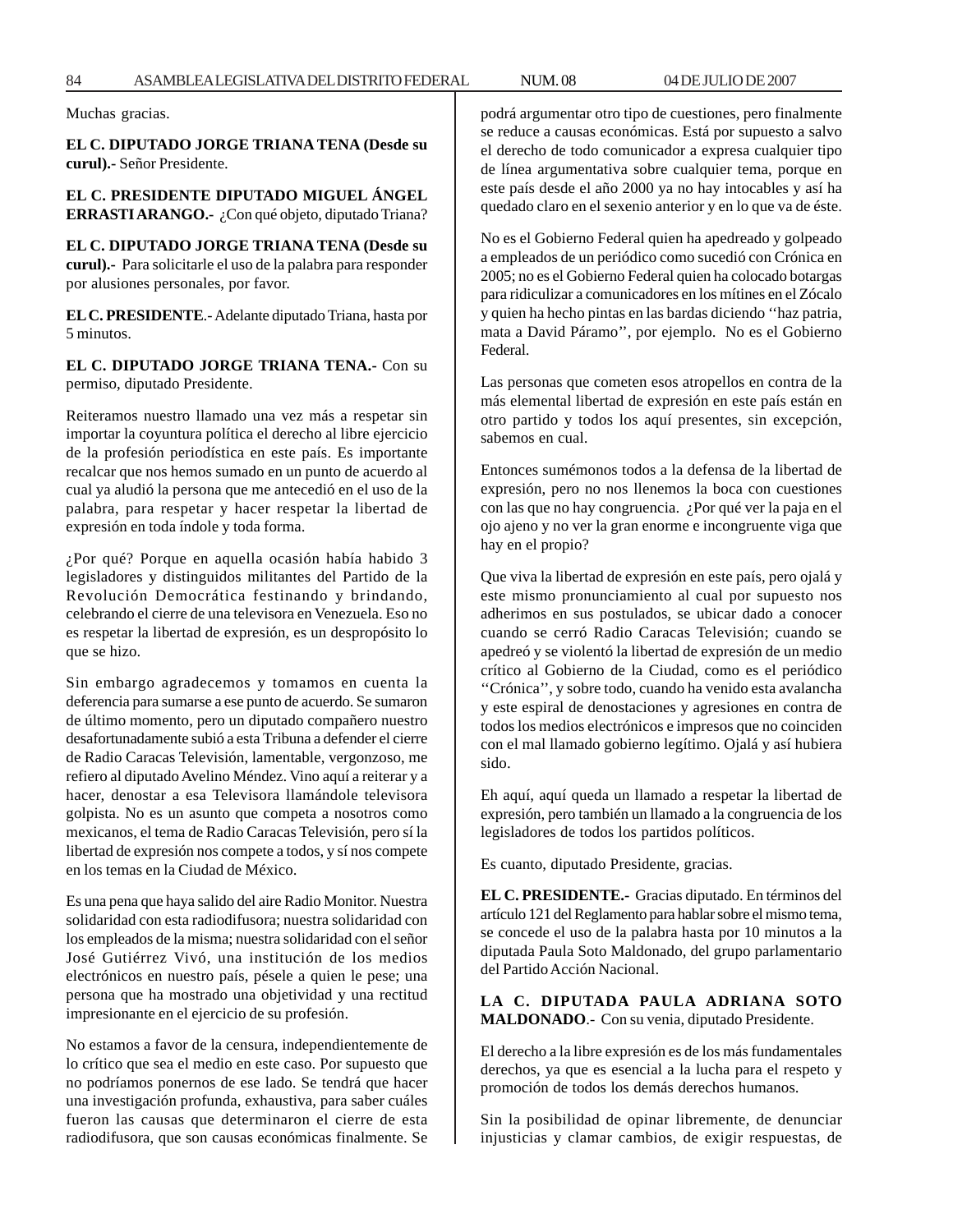Muchas gracias.

**EL C. DIPUTADO JORGE TRIANA TENA (Desde su curul).-** Señor Presidente.

**EL C. PRESIDENTE DIPUTADO MIGUEL ÁNGEL ERRASTI ARANGO.-** ¿Con qué objeto, diputado Triana?

**EL C. DIPUTADO JORGE TRIANA TENA (Desde su curul).-** Para solicitarle el uso de la palabra para responder por alusiones personales, por favor.

**EL C. PRESIDENTE**.- Adelante diputado Triana, hasta por 5 minutos.

**EL C. DIPUTADO JORGE TRIANA TENA.-** Con su permiso, diputado Presidente.

Reiteramos nuestro llamado una vez más a respetar sin importar la coyuntura política el derecho al libre ejercicio de la profesión periodística en este país. Es importante recalcar que nos hemos sumado en un punto de acuerdo al cual ya aludió la persona que me antecedió en el uso de la palabra, para respetar y hacer respetar la libertad de expresión en toda índole y toda forma.

¿Por qué? Porque en aquella ocasión había habido 3 legisladores y distinguidos militantes del Partido de la Revolución Democrática festinando y brindando, celebrando el cierre de una televisora en Venezuela. Eso no es respetar la libertad de expresión, es un despropósito lo que se hizo.

Sin embargo agradecemos y tomamos en cuenta la deferencia para sumarse a ese punto de acuerdo. Se sumaron de último momento, pero un diputado compañero nuestro desafortunadamente subió a esta Tribuna a defender el cierre de Radio Caracas Televisión, lamentable, vergonzoso, me refiero al diputado Avelino Méndez. Vino aquí a reiterar y a hacer, denostar a esa Televisora llamándole televisora golpista. No es un asunto que competa a nosotros como mexicanos, el tema de Radio Caracas Televisión, pero sí la libertad de expresión nos compete a todos, y sí nos compete en los temas en la Ciudad de México.

Es una pena que haya salido del aire Radio Monitor. Nuestra solidaridad con esta radiodifusora; nuestra solidaridad con los empleados de la misma; nuestra solidaridad con el señor José Gutiérrez Vivó, una institución de los medios electrónicos en nuestro país, pésele a quien le pese; una persona que ha mostrado una objetividad y una rectitud impresionante en el ejercicio de su profesión.

No estamos a favor de la censura, independientemente de lo crítico que sea el medio en este caso. Por supuesto que no podríamos ponernos de ese lado. Se tendrá que hacer una investigación profunda, exhaustiva, para saber cuáles fueron las causas que determinaron el cierre de esta radiodifusora, que son causas económicas finalmente. Se podrá argumentar otro tipo de cuestiones, pero finalmente se reduce a causas económicas. Está por supuesto a salvo el derecho de todo comunicador a expresa cualquier tipo de línea argumentativa sobre cualquier tema, porque en este país desde el año 2000 ya no hay intocables y así ha quedado claro en el sexenio anterior y en lo que va de éste.

No es el Gobierno Federal quien ha apedreado y golpeado a empleados de un periódico como sucedió con Crónica en 2005; no es el Gobierno Federal quien ha colocado botargas para ridiculizar a comunicadores en los mítines en el Zócalo y quien ha hecho pintas en las bardas diciendo ''haz patria, mata a David Páramo'', por ejemplo. No es el Gobierno Federal.

Las personas que cometen esos atropellos en contra de la más elemental libertad de expresión en este país están en otro partido y todos los aquí presentes, sin excepción, sabemos en cual.

Entonces sumémonos todos a la defensa de la libertad de expresión, pero no nos llenemos la boca con cuestiones con las que no hay congruencia. ¿Por qué ver la paja en el ojo ajeno y no ver la gran enorme e incongruente viga que hay en el propio?

Que viva la libertad de expresión en este país, pero ojalá y este mismo pronunciamiento al cual por supuesto nos adherimos en sus postulados, se ubicar dado a conocer cuando se cerró Radio Caracas Televisión; cuando se apedreó y se violentó la libertad de expresión de un medio crítico al Gobierno de la Ciudad, como es el periódico ''Crónica'', y sobre todo, cuando ha venido esta avalancha y este espiral de denostaciones y agresiones en contra de todos los medios electrónicos e impresos que no coinciden con el mal llamado gobierno legítimo. Ojalá y así hubiera sido.

Eh aquí, aquí queda un llamado a respetar la libertad de expresión, pero también un llamado a la congruencia de los legisladores de todos los partidos políticos.

Es cuanto, diputado Presidente, gracias.

**EL C. PRESIDENTE.-** Gracias diputado. En términos del artículo 121 del Reglamento para hablar sobre el mismo tema, se concede el uso de la palabra hasta por 10 minutos a la diputada Paula Soto Maldonado, del grupo parlamentario del Partido Acción Nacional.

**LA C. DIPUTADA PAULA ADRIANA SOTO MALDONADO**.- Con su venia, diputado Presidente.

El derecho a la libre expresión es de los más fundamentales derechos, ya que es esencial a la lucha para el respeto y promoción de todos los demás derechos humanos.

Sin la posibilidad de opinar libremente, de denunciar injusticias y clamar cambios, de exigir respuestas, de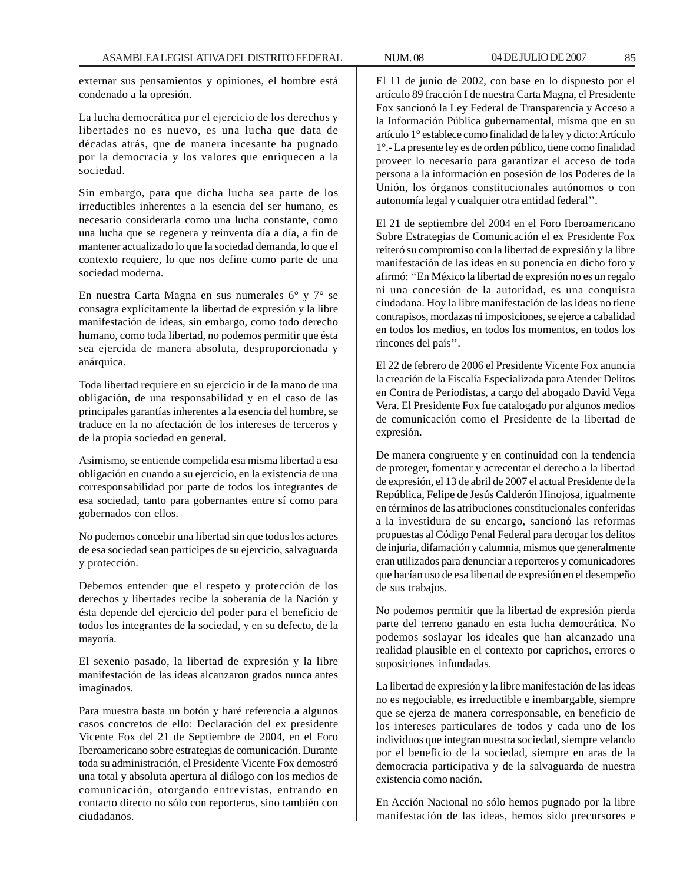externar sus pensamientos y opiniones, el hombre está condenado a la opresión.

La lucha democrática por el ejercicio de los derechos y libertades no es nuevo, es una lucha que data de décadas atrás, que de manera incesante ha pugnado por la democracia y los valores que enriquecen a la sociedad.

Sin embargo, para que dicha lucha sea parte de los irreductibles inherentes a la esencia del ser humano, es necesario considerarla como una lucha constante, como una lucha que se regenera y reinventa día a día, a fin de mantener actualizado lo que la sociedad demanda, lo que el contexto requiere, lo que nos define como parte de una sociedad moderna.

En nuestra Carta Magna en sus numerales 6° y 7° se consagra explícitamente la libertad de expresión y la libre manifestación de ideas, sin embargo, como todo derecho humano, como toda libertad, no podemos permitir que ésta sea ejercida de manera absoluta, desproporcionada y anárquica.

Toda libertad requiere en su ejercicio ir de la mano de una obligación, de una responsabilidad y en el caso de las principales garantías inherentes a la esencia del hombre, se traduce en la no afectación de los intereses de terceros y de la propia sociedad en general.

Asimismo, se entiende compelida esa misma libertad a esa obligación en cuando a su ejercicio, en la existencia de una corresponsabilidad por parte de todos los integrantes de esa sociedad, tanto para gobernantes entre sí como para gobernados con ellos.

No podemos concebir una libertad sin que todos los actores de esa sociedad sean partícipes de su ejercicio, salvaguarda y protección.

Debemos entender que el respeto y protección de los derechos y libertades recibe la soberanía de la Nación y ésta depende del ejercicio del poder para el beneficio de todos los integrantes de la sociedad, y en su defecto, de la mayoría.

El sexenio pasado, la libertad de expresión y la libre manifestación de las ideas alcanzaron grados nunca antes imaginados.

Para muestra basta un botón y haré referencia a algunos casos concretos de ello: Declaración del ex presidente Vicente Fox del 21 de Septiembre de 2004, en el Foro Iberoamericano sobre estrategias de comunicación. Durante toda su administración, el Presidente Vicente Fox demostró una total y absoluta apertura al diálogo con los medios de comunicación, otorgando entrevistas, entrando en contacto directo no sólo con reporteros, sino también con ciudadanos.

El 11 de junio de 2002, con base en lo dispuesto por el artículo 89 fracción I de nuestra Carta Magna, el Presidente Fox sancionó la Ley Federal de Transparencia y Acceso a la Información Pública gubernamental, misma que en su artículo 1° establece como finalidad de la ley y dicto: Artículo 1°.- La presente ley es de orden público, tiene como finalidad proveer lo necesario para garantizar el acceso de toda persona a la información en posesión de los Poderes de la Unión, los órganos constitucionales autónomos o con autonomía legal y cualquier otra entidad federal''.

El 21 de septiembre del 2004 en el Foro Iberoamericano Sobre Estrategias de Comunicación el ex Presidente Fox reiteró su compromiso con la libertad de expresión y la libre manifestación de las ideas en su ponencia en dicho foro y afirmó: ''En México la libertad de expresión no es un regalo ni una concesión de la autoridad, es una conquista ciudadana. Hoy la libre manifestación de las ideas no tiene contrapisos, mordazas ni imposiciones, se ejerce a cabalidad en todos los medios, en todos los momentos, en todos los rincones del país''.

El 22 de febrero de 2006 el Presidente Vicente Fox anuncia la creación de la Fiscalía Especializada para Atender Delitos en Contra de Periodistas, a cargo del abogado David Vega Vera. El Presidente Fox fue catalogado por algunos medios de comunicación como el Presidente de la libertad de expresión.

De manera congruente y en continuidad con la tendencia de proteger, fomentar y acrecentar el derecho a la libertad de expresión, el 13 de abril de 2007 el actual Presidente de la República, Felipe de Jesús Calderón Hinojosa, igualmente en términos de las atribuciones constitucionales conferidas a la investidura de su encargo, sancionó las reformas propuestas al Código Penal Federal para derogar los delitos de injuria, difamación y calumnia, mismos que generalmente eran utilizados para denunciar a reporteros y comunicadores que hacían uso de esa libertad de expresión en el desempeño de sus trabajos.

No podemos permitir que la libertad de expresión pierda parte del terreno ganado en esta lucha democrática. No podemos soslayar los ideales que han alcanzado una realidad plausible en el contexto por caprichos, errores o suposiciones infundadas.

La libertad de expresión y la libre manifestación de las ideas no es negociable, es irreductible e inembargable, siempre que se ejerza de manera corresponsable, en beneficio de los intereses particulares de todos y cada uno de los individuos que integran nuestra sociedad, siempre velando por el beneficio de la sociedad, siempre en aras de la democracia participativa y de la salvaguarda de nuestra existencia como nación.

En Acción Nacional no sólo hemos pugnado por la libre manifestación de las ideas, hemos sido precursores e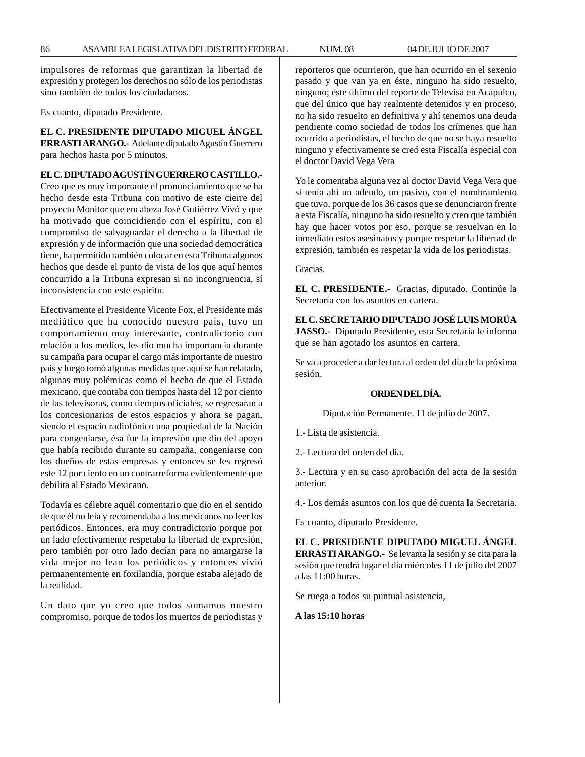impulsores de reformas que garantizan la libertad de expresión y protegen los derechos no sólo de los periodistas sino también de todos los ciudadanos.

Es cuanto, diputado Presidente.

**EL C. PRESIDENTE DIPUTADO MIGUEL ÁNGEL ERRASTI ARANGO.-** Adelante diputado Agustín Guerrero para hechos hasta por 5 minutos.

**EL C. DIPUTADO AGUSTÍN GUERRERO CASTILLO.-** Creo que es muy importante el pronunciamiento que se ha hecho desde esta Tribuna con motivo de este cierre del proyecto Monitor que encabeza José Gutiérrez Vivó y que ha motivado que coincidiendo con el espíritu, con el compromiso de salvaguardar el derecho a la libertad de expresión y de información que una sociedad democrática tiene, ha permitido también colocar en esta Tribuna algunos hechos que desde el punto de vista de los que aquí hemos concurrido a la Tribuna expresan si no incongruencia, sí inconsistencia con este espíritu.

Efectivamente el Presidente Vicente Fox, el Presidente más mediático que ha conocido nuestro país, tuvo un comportamiento muy interesante, contradictorio con relación a los medios, les dio mucha importancia durante su campaña para ocupar el cargo más importante de nuestro país y luego tomó algunas medidas que aquí se han relatado, algunas muy polémicas como el hecho de que el Estado mexicano, que contaba con tiempos hasta del 12 por ciento de las televisoras, como tiempos oficiales, se regresaran a los concesionarios de estos espacios y ahora se pagan, siendo el espacio radiofónico una propiedad de la Nación para congeniarse, ésa fue la impresión que dio del apoyo que había recibido durante su campaña, congeniarse con los dueños de estas empresas y entonces se les regresó este 12 por ciento en un contrarreforma evidentemente que debilita al Estado Mexicano.

Todavía es célebre aquél comentario que dio en el sentido de que él no leía y recomendaba a los mexicanos no leer los periódicos. Entonces, era muy contradictorio porque por un lado efectivamente respetaba la libertad de expresión, pero también por otro lado decían para no amargarse la vida mejor no lean los periódicos y entonces vivió permanentemente en foxilandia, porque estaba alejado de la realidad.

Un dato que yo creo que todos sumamos nuestro compromiso, porque de todos los muertos de periodistas y reporteros que ocurrieron, que han ocurrido en el sexenio pasado y que van ya en éste, ninguno ha sido resuelto, ninguno; éste último del reporte de Televisa en Acapulco, que del único que hay realmente detenidos y en proceso, no ha sido resuelto en definitiva y ahí tenemos una deuda pendiente como sociedad de todos los crímenes que han ocurrido a periodistas, el hecho de que no se haya resuelto ninguno y efectivamente se creó esta Fiscalía especial con el doctor David Vega Vera

Yo le comentaba alguna vez al doctor David Vega Vera que sí tenía ahí un adeudo, un pasivo, con el nombramiento que tuvo, porque de los 36 casos que se denunciaron frente a esta Fiscalía, ninguno ha sido resuelto y creo que también hay que hacer votos por eso, porque se resuelvan en lo inmediato estos asesinatos y porque respetar la libertad de expresión, también es respetar la vida de los periodistas.

Gracias.

**EL C. PRESIDENTE.-** Gracias, diputado. Continúe la Secretaría con los asuntos en cartera.

**EL C. SECRETARIO DIPUTADO JOSÉ LUIS MORÚA JASSO.-** Diputado Presidente, esta Secretaría le informa que se han agotado los asuntos en cartera.

Se va a proceder a dar lectura al orden del día de la próxima sesión.

**ORDEN DEL DÍA.**

Diputación Permanente. 11 de julio de 2007.

1.- Lista de asistencia.

2.- Lectura del orden del día.

3.- Lectura y en su caso aprobación del acta de la sesión anterior.

4.- Los demás asuntos con los que dé cuenta la Secretaria.

Es cuanto, diputado Presidente.

**EL C. PRESIDENTE DIPUTADO MIGUEL ÁNGEL ERRASTI ARANGO.-** Se levanta la sesión y se cita para la sesión que tendrá lugar el día miércoles 11 de julio del 2007 a las 11:00 horas.

Se ruega a todos su puntual asistencia,

**A las 15:10 horas**